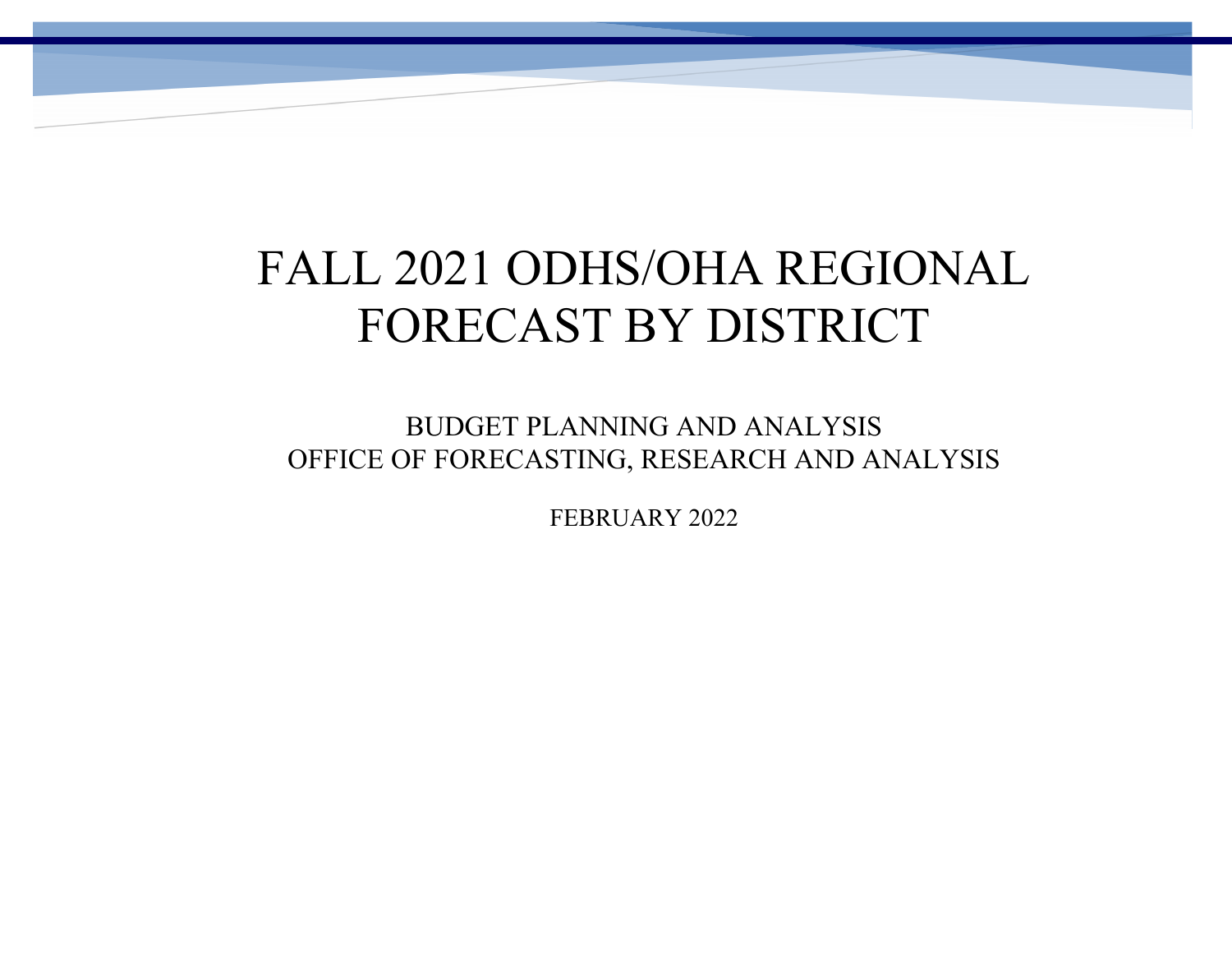# FALL 2021 ODHS/OHA REGIONAL FORECAST BY DISTRICT

BUDGET PLANNING AND ANALYSIS
OFFICE OF FORECASTING, RESEARCH AND ANALYSIS

FEBRUARY 2022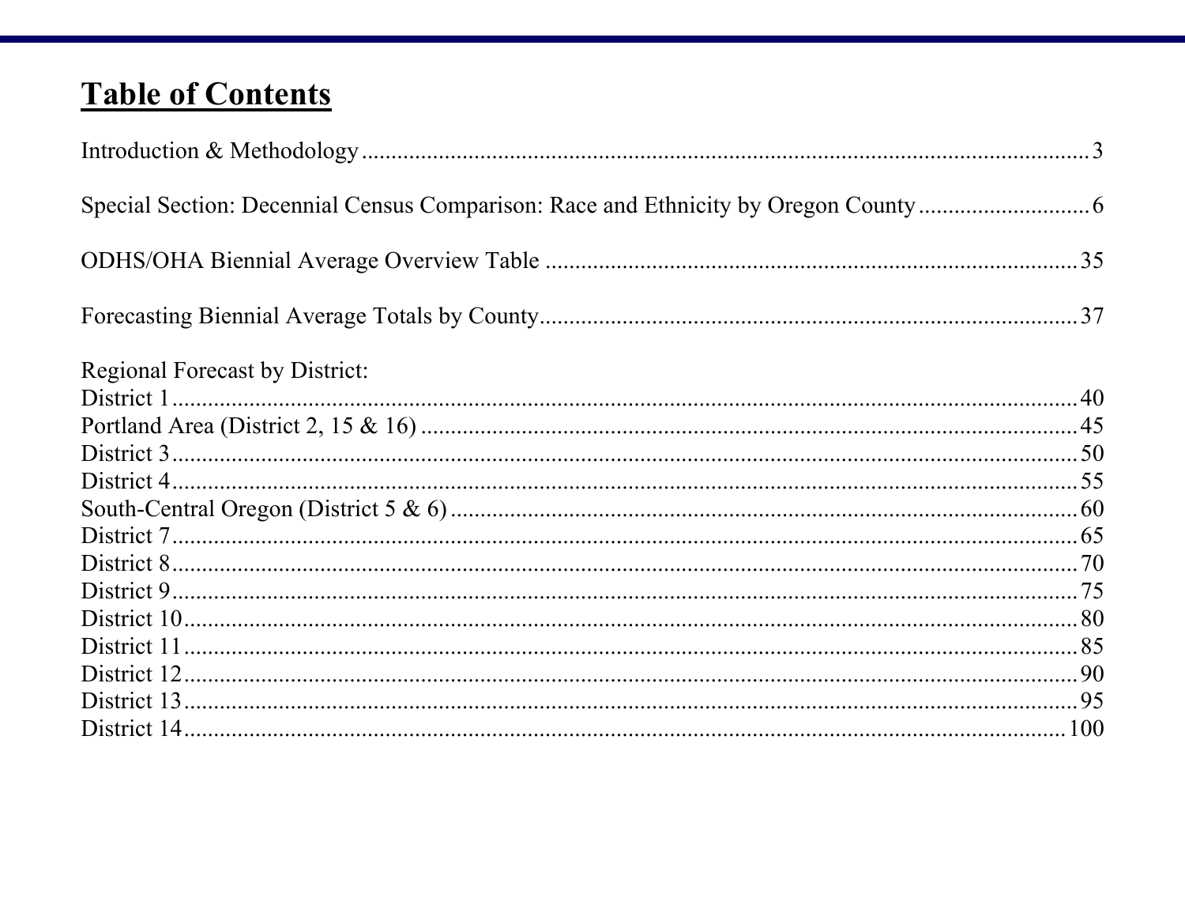# Table of Contents

Introduction & Methodology ........................................ 3

Special Section: Decennial Census Comparison: Race and Ethnicity by Oregon County ........................................ 6

ODHS/OHA Biennial Average Overview Table ........................................ 35

Forecasting Biennial Average Totals by County ........................................ 37

Regional Forecast by District:

District 1 ........................................ 40
Portland Area (District 2, 15 & 16) ........................................ 45
District 3 ........................................ 50
District 4 ........................................ 55
South-Central Oregon (District 5 & 6) ........................................ 60
District 7 ........................................ 65
District 8 ........................................ 70
District 9 ........................................ 75
District 10 ........................................ 80
District 11 ........................................ 85
District 12 ........................................ 90
District 13 ........................................ 95
District 14 ........................................ 100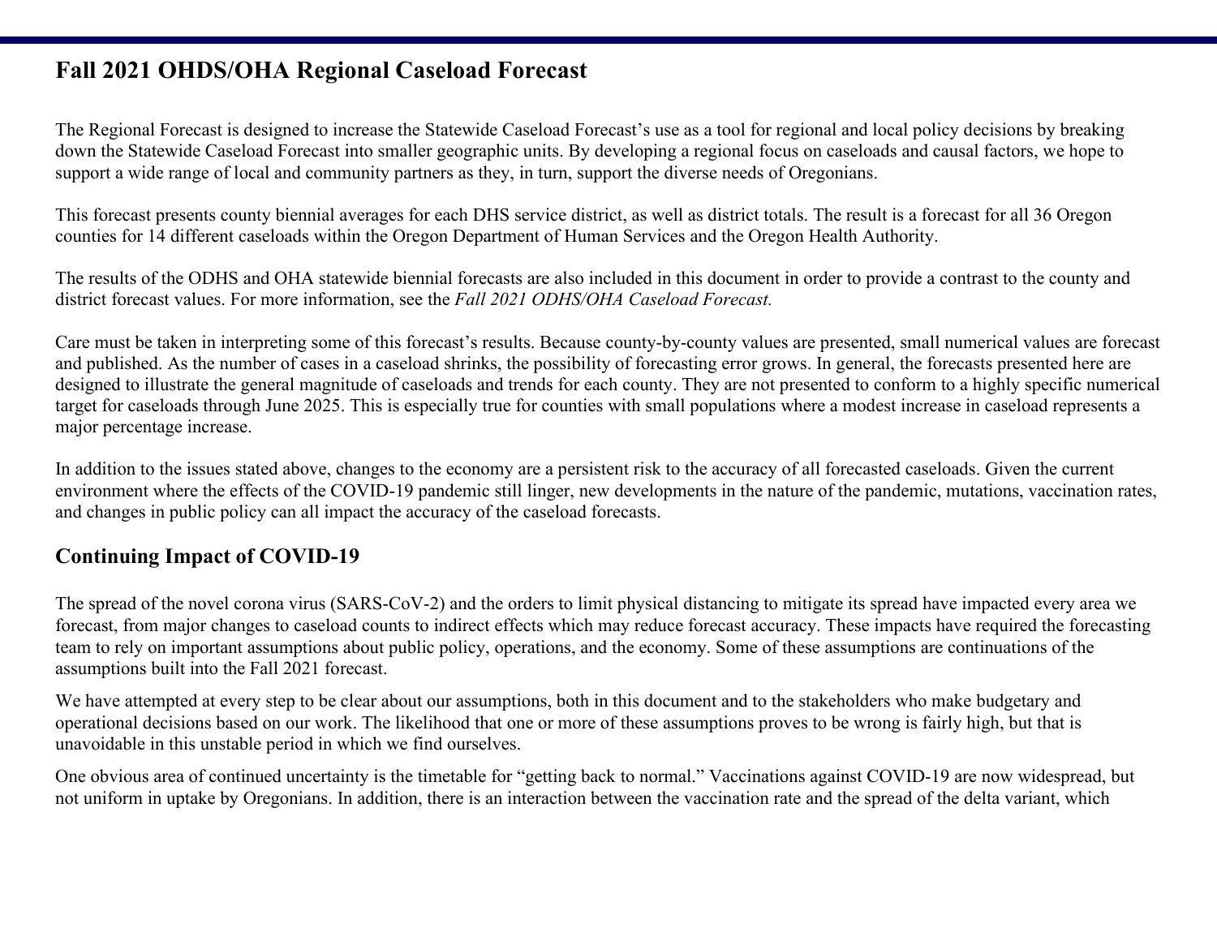## Fall 2021 OHDS/OHA Regional Caseload Forecast

The Regional Forecast is designed to increase the Statewide Caseload Forecast's use as a tool for regional and local policy decisions by breaking down the Statewide Caseload Forecast into smaller geographic units. By developing a regional focus on caseloads and causal factors, we hope to support a wide range of local and community partners as they, in turn, support the diverse needs of Oregonians.

This forecast presents county biennial averages for each DHS service district, as well as district totals. The result is a forecast for all 36 Oregon counties for 14 different caseloads within the Oregon Department of Human Services and the Oregon Health Authority.

The results of the ODHS and OHA statewide biennial forecasts are also included in this document in order to provide a contrast to the county and district forecast values. For more information, see the *Fall 2021 ODHS/OHA Caseload Forecast.*

Care must be taken in interpreting some of this forecast's results. Because county-by-county values are presented, small numerical values are forecast and published. As the number of cases in a caseload shrinks, the possibility of forecasting error grows. In general, the forecasts presented here are designed to illustrate the general magnitude of caseloads and trends for each county. They are not presented to conform to a highly specific numerical target for caseloads through June 2025. This is especially true for counties with small populations where a modest increase in caseload represents a major percentage increase.

In addition to the issues stated above, changes to the economy are a persistent risk to the accuracy of all forecasted caseloads. Given the current environment where the effects of the COVID-19 pandemic still linger, new developments in the nature of the pandemic, mutations, vaccination rates, and changes in public policy can all impact the accuracy of the caseload forecasts.

## Continuing Impact of COVID-19

The spread of the novel corona virus (SARS-CoV-2) and the orders to limit physical distancing to mitigate its spread have impacted every area we forecast, from major changes to caseload counts to indirect effects which may reduce forecast accuracy. These impacts have required the forecasting team to rely on important assumptions about public policy, operations, and the economy. Some of these assumptions are continuations of the assumptions built into the Fall 2021 forecast.

We have attempted at every step to be clear about our assumptions, both in this document and to the stakeholders who make budgetary and operational decisions based on our work. The likelihood that one or more of these assumptions proves to be wrong is fairly high, but that is unavoidable in this unstable period in which we find ourselves.

One obvious area of continued uncertainty is the timetable for "getting back to normal." Vaccinations against COVID-19 are now widespread, but not uniform in uptake by Oregonians. In addition, there is an interaction between the vaccination rate and the spread of the delta variant, which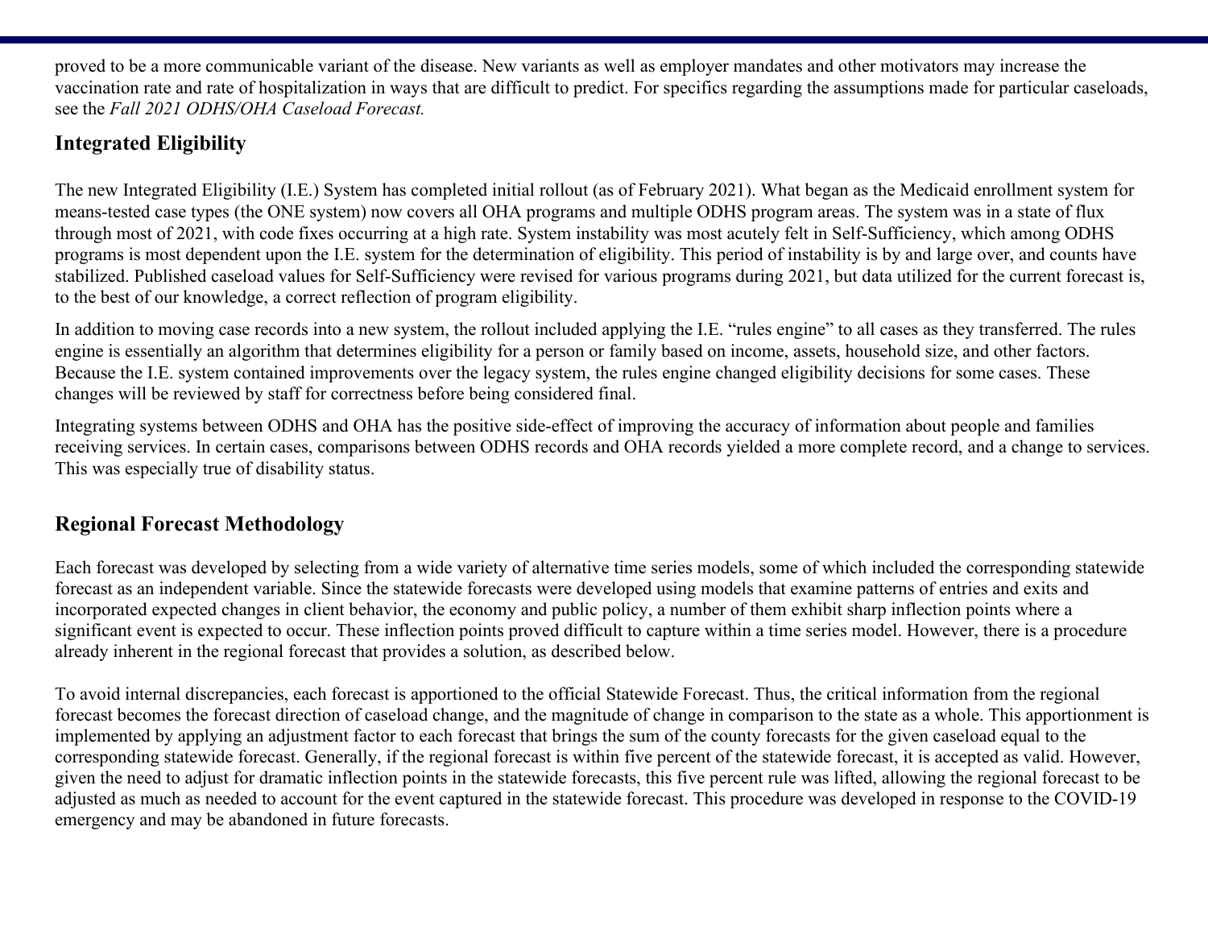proved to be a more communicable variant of the disease. New variants as well as employer mandates and other motivators may increase the vaccination rate and rate of hospitalization in ways that are difficult to predict. For specifics regarding the assumptions made for particular caseloads, see the *Fall 2021 ODHS/OHA Caseload Forecast.*

## Integrated Eligibility

The new Integrated Eligibility (I.E.) System has completed initial rollout (as of February 2021). What began as the Medicaid enrollment system for means-tested case types (the ONE system) now covers all OHA programs and multiple ODHS program areas. The system was in a state of flux through most of 2021, with code fixes occurring at a high rate. System instability was most acutely felt in Self-Sufficiency, which among ODHS programs is most dependent upon the I.E. system for the determination of eligibility. This period of instability is by and large over, and counts have stabilized. Published caseload values for Self-Sufficiency were revised for various programs during 2021, but data utilized for the current forecast is, to the best of our knowledge, a correct reflection of program eligibility.

In addition to moving case records into a new system, the rollout included applying the I.E. "rules engine" to all cases as they transferred. The rules engine is essentially an algorithm that determines eligibility for a person or family based on income, assets, household size, and other factors. Because the I.E. system contained improvements over the legacy system, the rules engine changed eligibility decisions for some cases. These changes will be reviewed by staff for correctness before being considered final.

Integrating systems between ODHS and OHA has the positive side-effect of improving the accuracy of information about people and families receiving services. In certain cases, comparisons between ODHS records and OHA records yielded a more complete record, and a change to services. This was especially true of disability status.

## Regional Forecast Methodology

Each forecast was developed by selecting from a wide variety of alternative time series models, some of which included the corresponding statewide forecast as an independent variable. Since the statewide forecasts were developed using models that examine patterns of entries and exits and incorporated expected changes in client behavior, the economy and public policy, a number of them exhibit sharp inflection points where a significant event is expected to occur. These inflection points proved difficult to capture within a time series model. However, there is a procedure already inherent in the regional forecast that provides a solution, as described below.

To avoid internal discrepancies, each forecast is apportioned to the official Statewide Forecast. Thus, the critical information from the regional forecast becomes the forecast direction of caseload change, and the magnitude of change in comparison to the state as a whole. This apportionment is implemented by applying an adjustment factor to each forecast that brings the sum of the county forecasts for the given caseload equal to the corresponding statewide forecast. Generally, if the regional forecast is within five percent of the statewide forecast, it is accepted as valid. However, given the need to adjust for dramatic inflection points in the statewide forecasts, this five percent rule was lifted, allowing the regional forecast to be adjusted as much as needed to account for the event captured in the statewide forecast. This procedure was developed in response to the COVID-19 emergency and may be abandoned in future forecasts.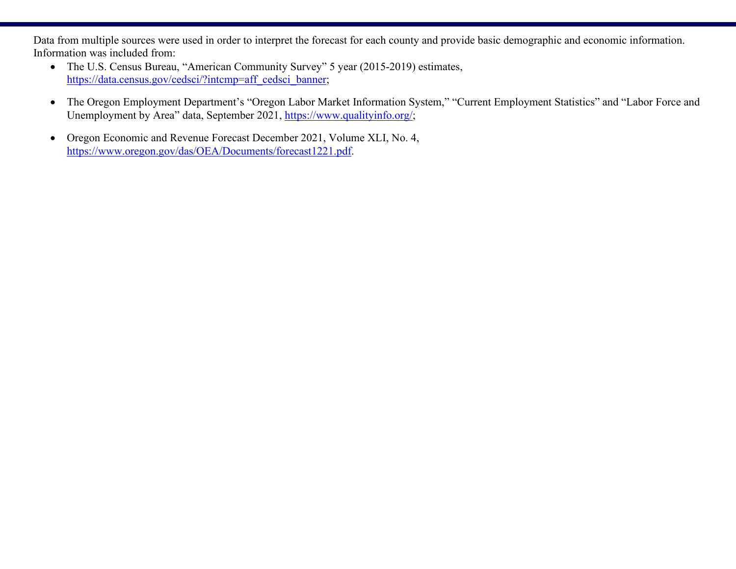Data from multiple sources were used in order to interpret the forecast for each county and provide basic demographic and economic information. Information was included from:

- The U.S. Census Bureau, “American Community Survey” 5 year (2015-2019) estimates, https://data.census.gov/cedsci/?intcmp=aff_cedsci_banner;
- The Oregon Employment Department’s “Oregon Labor Market Information System,” “Current Employment Statistics” and “Labor Force and Unemployment by Area” data, September 2021, https://www.qualityinfo.org/;
- Oregon Economic and Revenue Forecast December 2021, Volume XLI, No. 4, https://www.oregon.gov/das/OEA/Documents/forecast1221.pdf.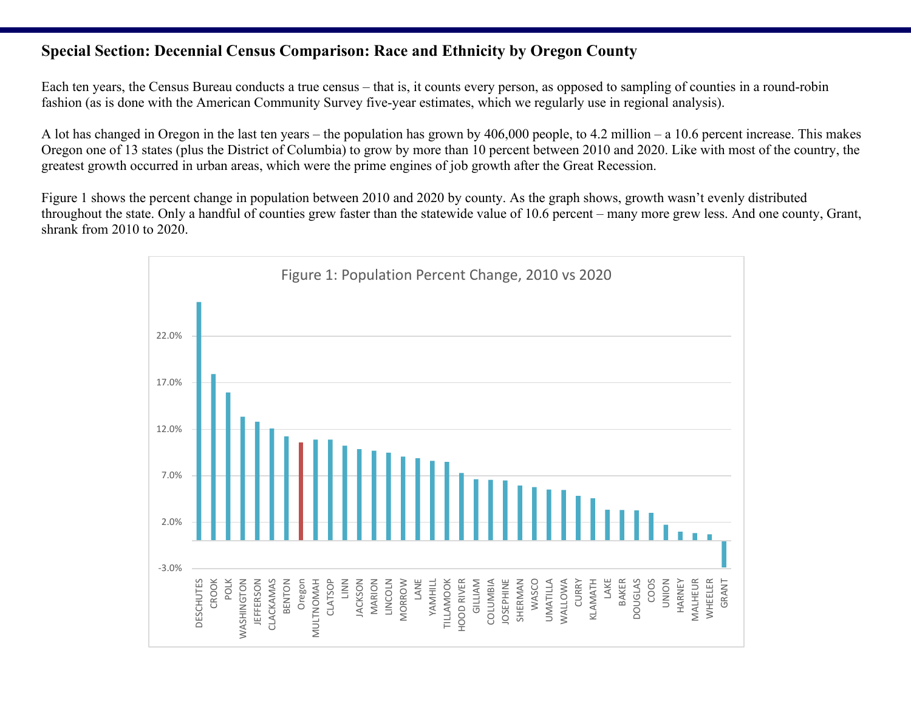**Special Section: Decennial Census Comparison: Race and Ethnicity by Oregon County**

Each ten years, the Census Bureau conducts a true census – that is, it counts every person, as opposed to sampling of counties in a round-robin fashion (as is done with the American Community Survey five-year estimates, which we regularly use in regional analysis).

A lot has changed in Oregon in the last ten years – the population has grown by 406,000 people, to 4.2 million – a 10.6 percent increase. This makes Oregon one of 13 states (plus the District of Columbia) to grow by more than 10 percent between 2010 and 2020. Like with most of the country, the greatest growth occurred in urban areas, which were the prime engines of job growth after the Great Recession.

Figure 1 shows the percent change in population between 2010 and 2020 by county. As the graph shows, growth wasn't evenly distributed throughout the state. Only a handful of counties grew faster than the statewide value of 10.6 percent – many more grew less. And one county, Grant, shrank from 2010 to 2020.

Figure 1: Population Percent Change, 2010 vs 2020

22.0%
17.0%
12.0%
7.0%
2.0%
-3.0%

DESCHUTES, CROOK, POLK, WASHINGTON, JEFFERSON, CLACKAMAS, BENTON, Oregon, MULTNOMAH, CLATSOP, LINN, JACKSON, MARION, LINCOLN, MORROW, LANE, YAMHILL, TILLAMOOK, HOOD RIVER, GILLIAM, COLUMBIA, JOSEPHINE, SHERMAN, WASCO, UMATILLA, WALLOWA, CURRY, KLAMATH, LAKE, BAKER, DOUGLAS, COOS, UNION, HARNEY, MALHEUR, WHEELER, GRANT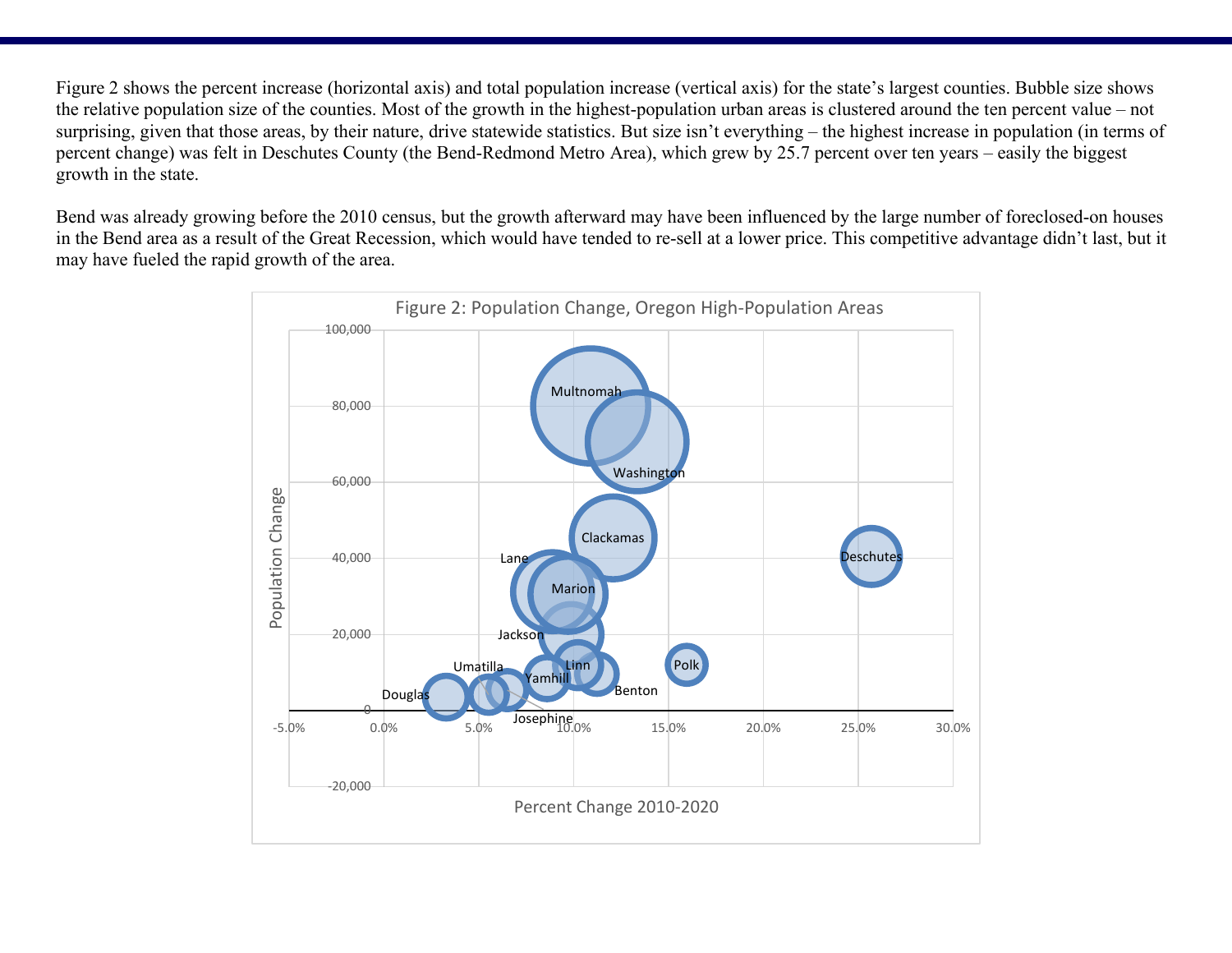Figure 2 shows the percent increase (horizontal axis) and total population increase (vertical axis) for the state's largest counties. Bubble size shows the relative population size of the counties. Most of the growth in the highest-population urban areas is clustered around the ten percent value – not surprising, given that those areas, by their nature, drive statewide statistics. But size isn't everything – the highest increase in population (in terms of percent change) was felt in Deschutes County (the Bend-Redmond Metro Area), which grew by 25.7 percent over ten years – easily the biggest growth in the state.

Bend was already growing before the 2010 census, but the growth afterward may have been influenced by the large number of foreclosed-on houses in the Bend area as a result of the Great Recession, which would have tended to re-sell at a lower price. This competitive advantage didn't last, but it may have fueled the rapid growth of the area.

Figure 2: Population Change, Oregon High-Population Areas

Population Change

100,000
80,000
60,000
40,000
20,000
0
-20,000

-5.0% 0.0% 5.0% 10.0% 15.0% 20.0% 25.0% 30.0%

Percent Change 2010-2020

Multnomah
Washington
Clackamas
Deschutes
Lane
Marion
Jackson
Linn
Polk
Umatilla
Yamhill
Benton
Douglas
Josephine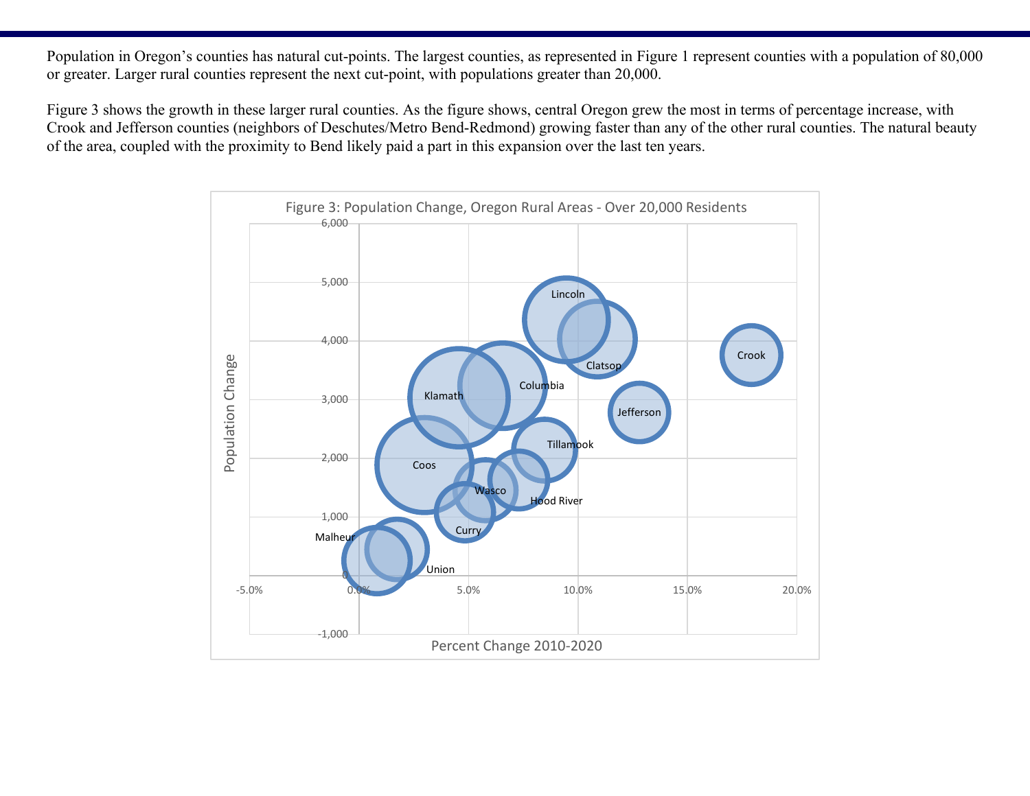Population in Oregon's counties has natural cut-points. The largest counties, as represented in Figure 1 represent counties with a population of 80,000 or greater. Larger rural counties represent the next cut-point, with populations greater than 20,000.

Figure 3 shows the growth in these larger rural counties. As the figure shows, central Oregon grew the most in terms of percentage increase, with Crook and Jefferson counties (neighbors of Deschutes/Metro Bend-Redmond) growing faster than any of the other rural counties. The natural beauty of the area, coupled with the proximity to Bend likely paid a part in this expansion over the last ten years.

Figure 3: Population Change, Oregon Rural Areas - Over 20,000 Residents

Population Change

6,000
5,000
4,000
3,000
2,000
1,000
0
-1,000

-5.0%
0.0%
5.0%
10.0%
15.0%
20.0%

Percent Change 2010-2020

Lincoln
Clatsop
Crook
Columbia
Klamath
Jefferson
Tillamook
Coos
Wasco
Hood River
Curry
Malheur
Union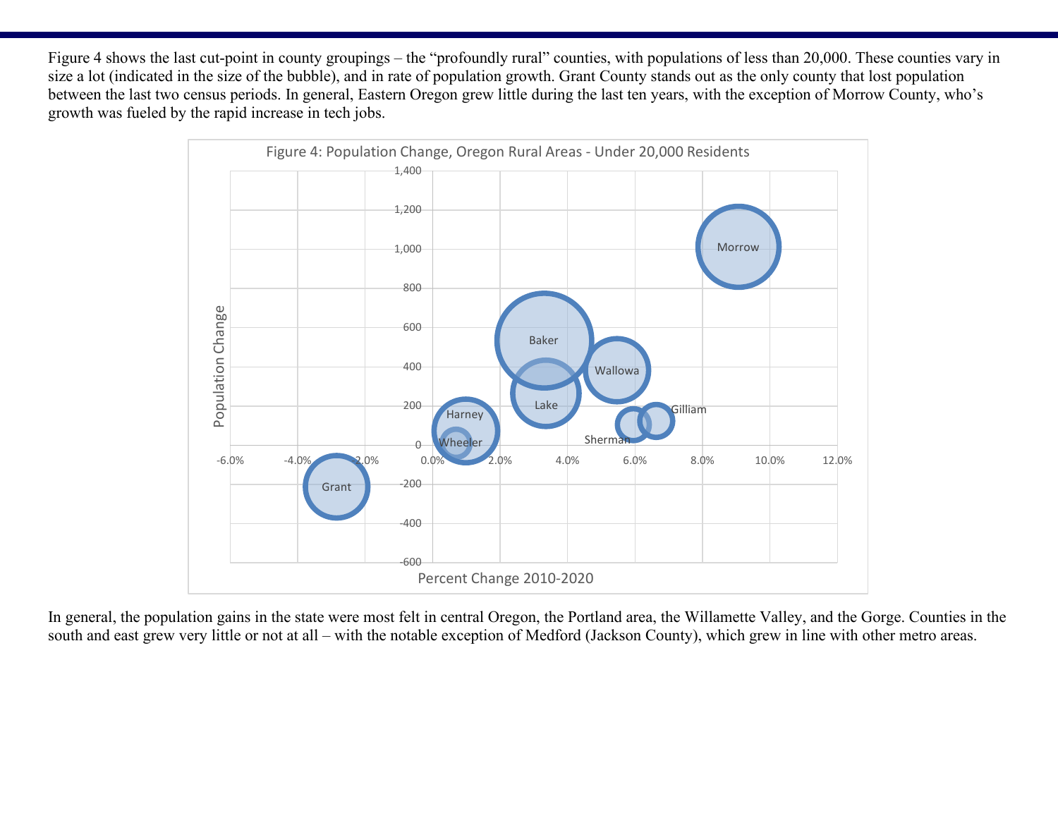Figure 4 shows the last cut-point in county groupings – the "profoundly rural" counties, with populations of less than 20,000. These counties vary in size a lot (indicated in the size of the bubble), and in rate of population growth. Grant County stands out as the only county that lost population between the last two census periods. In general, Eastern Oregon grew little during the last ten years, with the exception of Morrow County, who's growth was fueled by the rapid increase in tech jobs.

Figure 4: Population Change, Oregon Rural Areas - Under 20,000 Residents

Population Change

1,400
1,200
1,000
800
600
400
200
0
-200
-400
-600

-6.0% -4.0% -2.0% 0.0% 2.0% 4.0% 6.0% 8.0% 10.0% 12.0%

Percent Change 2010-2020

Morrow
Baker
Wallowa
Lake
Gilliam
Harney
Sherman
Wheeler
Grant

In general, the population gains in the state were most felt in central Oregon, the Portland area, the Willamette Valley, and the Gorge. Counties in the south and east grew very little or not at all – with the notable exception of Medford (Jackson County), which grew in line with other metro areas.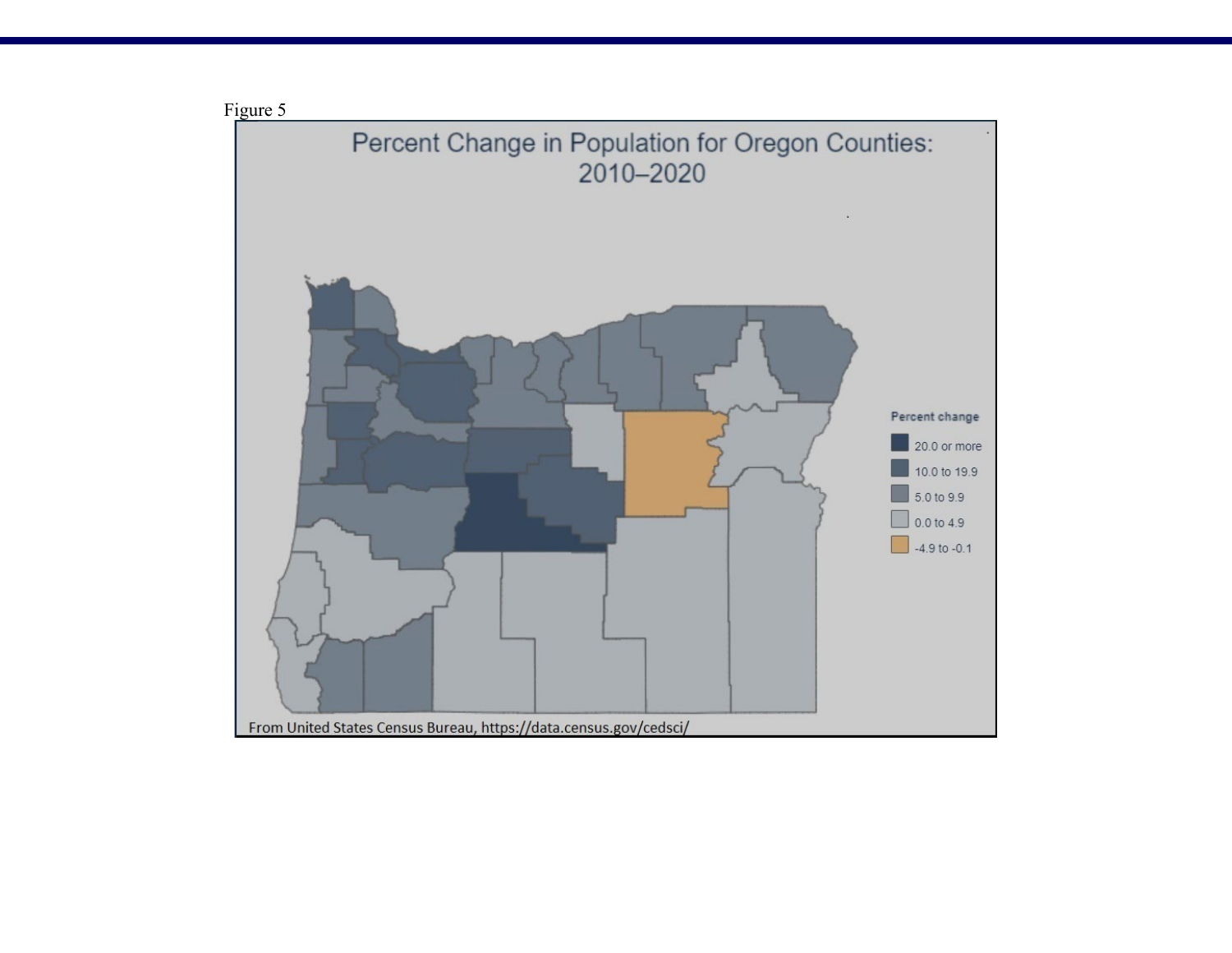Figure 5

Percent Change in Population for Oregon Counties: 2010–2020

Percent change

20.0 or more

10.0 to 19.9

5.0 to 9.9

0.0 to 4.9

-4.9 to -0.1

From United States Census Bureau, https://data.census.gov/cedsci/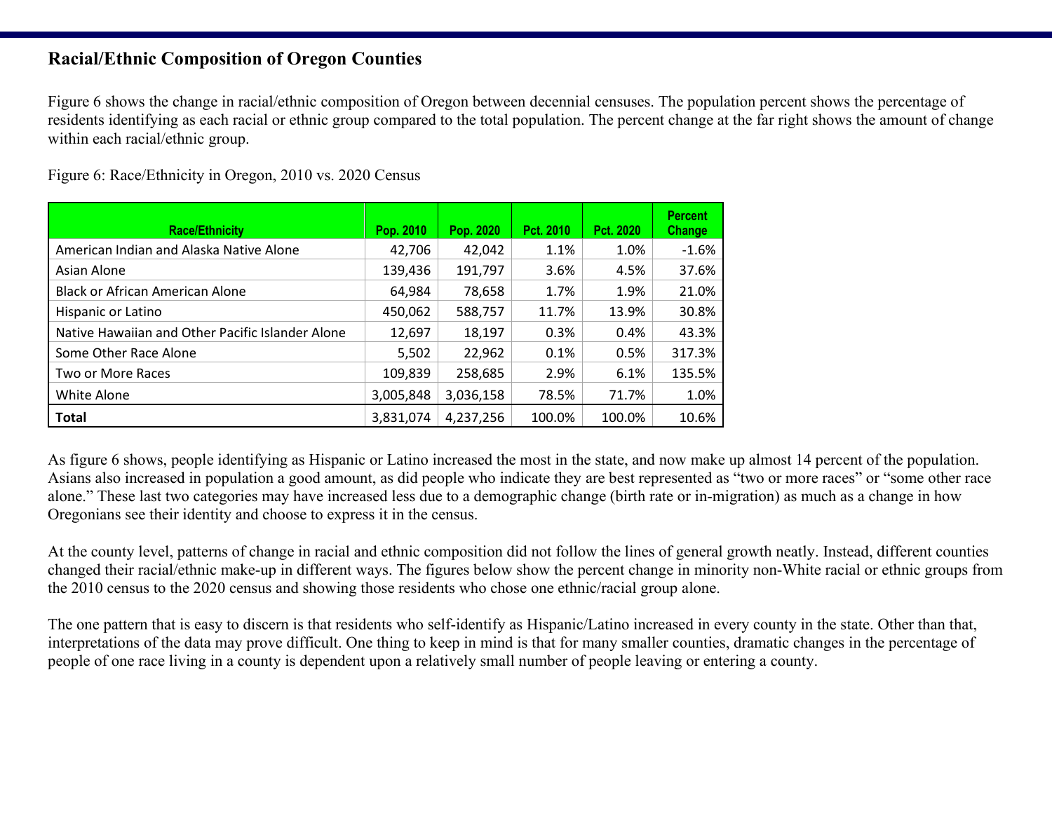## Racial/Ethnic Composition of Oregon Counties

Figure 6 shows the change in racial/ethnic composition of Oregon between decennial censuses. The population percent shows the percentage of residents identifying as each racial or ethnic group compared to the total population. The percent change at the far right shows the amount of change within each racial/ethnic group.

Figure 6: Race/Ethnicity in Oregon, 2010 vs. 2020 Census

| Race/Ethnicity | Pop. 2010 | Pop. 2020 | Pct. 2010 | Pct. 2020 | Percent Change |
|---|---|---|---|---|---|
| American Indian and Alaska Native Alone | 42,706 | 42,042 | 1.1% | 1.0% | -1.6% |
| Asian Alone | 139,436 | 191,797 | 3.6% | 4.5% | 37.6% |
| Black or African American Alone | 64,984 | 78,658 | 1.7% | 1.9% | 21.0% |
| Hispanic or Latino | 450,062 | 588,757 | 11.7% | 13.9% | 30.8% |
| Native Hawaiian and Other Pacific Islander Alone | 12,697 | 18,197 | 0.3% | 0.4% | 43.3% |
| Some Other Race Alone | 5,502 | 22,962 | 0.1% | 0.5% | 317.3% |
| Two or More Races | 109,839 | 258,685 | 2.9% | 6.1% | 135.5% |
| White Alone | 3,005,848 | 3,036,158 | 78.5% | 71.7% | 1.0% |
| **Total** | 3,831,074 | 4,237,256 | 100.0% | 100.0% | 10.6% |

As figure 6 shows, people identifying as Hispanic or Latino increased the most in the state, and now make up almost 14 percent of the population. Asians also increased in population a good amount, as did people who indicate they are best represented as "two or more races" or "some other race alone." These last two categories may have increased less due to a demographic change (birth rate or in-migration) as much as a change in how Oregonians see their identity and choose to express it in the census.

At the county level, patterns of change in racial and ethnic composition did not follow the lines of general growth neatly. Instead, different counties changed their racial/ethnic make-up in different ways. The figures below show the percent change in minority non-White racial or ethnic groups from the 2010 census to the 2020 census and showing those residents who chose one ethnic/racial group alone.

The one pattern that is easy to discern is that residents who self-identify as Hispanic/Latino increased in every county in the state. Other than that, interpretations of the data may prove difficult. One thing to keep in mind is that for many smaller counties, dramatic changes in the percentage of people of one race living in a county is dependent upon a relatively small number of people leaving or entering a county.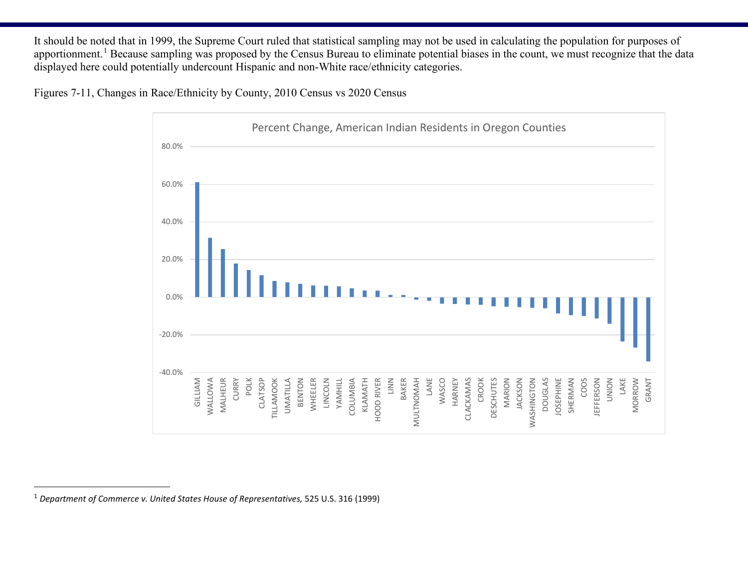It should be noted that in 1999, the Supreme Court ruled that statistical sampling may not be used in calculating the population for purposes of apportionment.[1] Because sampling was proposed by the Census Bureau to eliminate potential biases in the count, we must recognize that the data displayed here could potentially undercount Hispanic and non-White race/ethnicity categories.

Figures 7-11, Changes in Race/Ethnicity by County, 2010 Census vs 2020 Census

Percent Change, American Indian Residents in Oregon Counties

---

[1] *Department of Commerce v. United States House of Representatives,* 525 U.S. 316 (1999)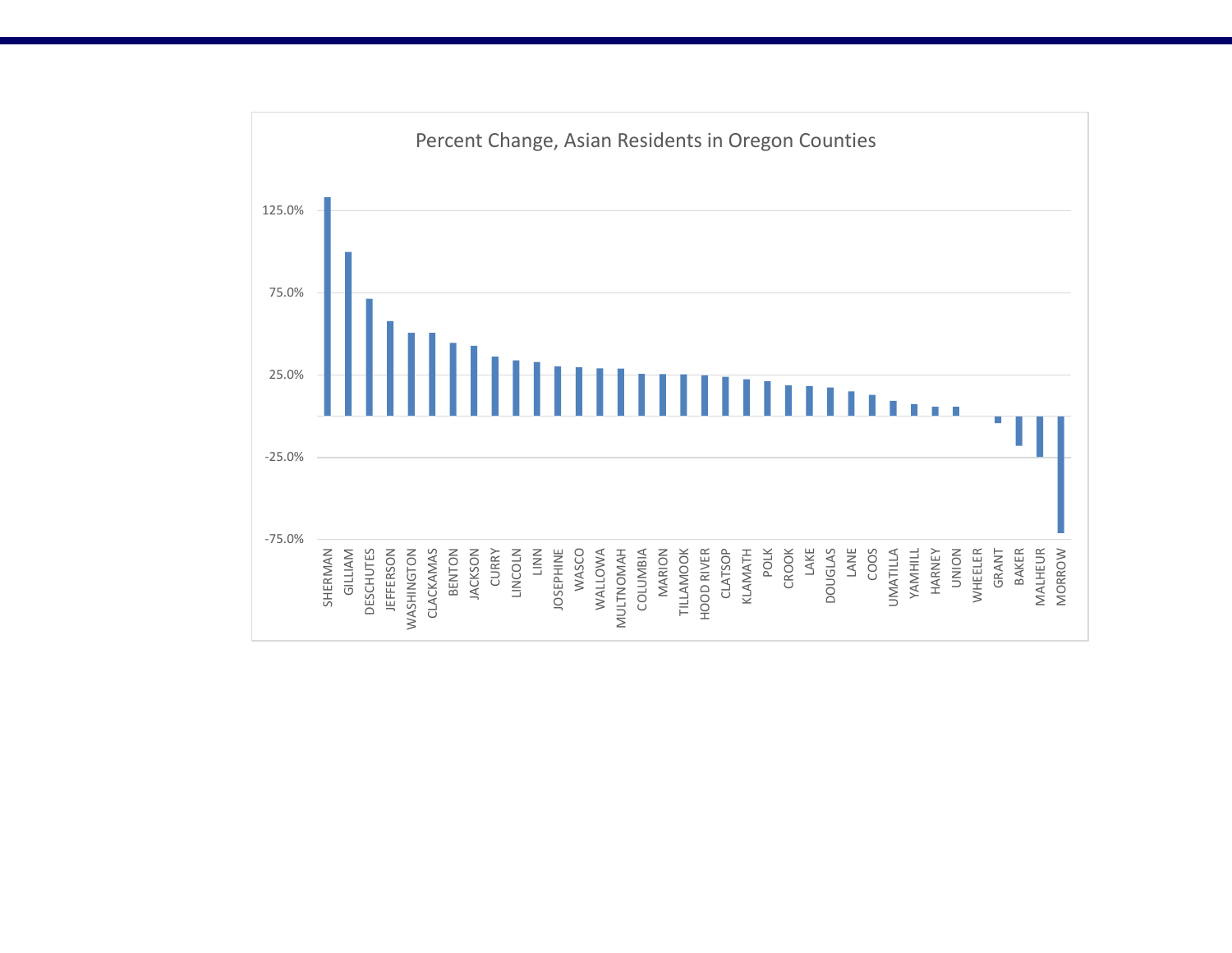Percent Change, Asian Residents in Oregon Counties

125.0%

75.0%

25.0%

-25.0%

-75.0%

SHERMAN
GILLIAM
DESCHUTES
JEFFERSON
WASHINGTON
CLACKAMAS
BENTON
JACKSON
CURRY
LINCOLN
LINN
JOSEPHINE
WASCO
WALLOWA
MULTNOMAH
COLUMBIA
MARION
TILLAMOOK
HOOD RIVER
CLATSOP
KLAMATH
POLK
CROOK
LAKE
DOUGLAS
LANE
COOS
UMATILLA
YAMHILL
HARNEY
UNION
WHEELER
GRANT
BAKER
MALHEUR
MORROW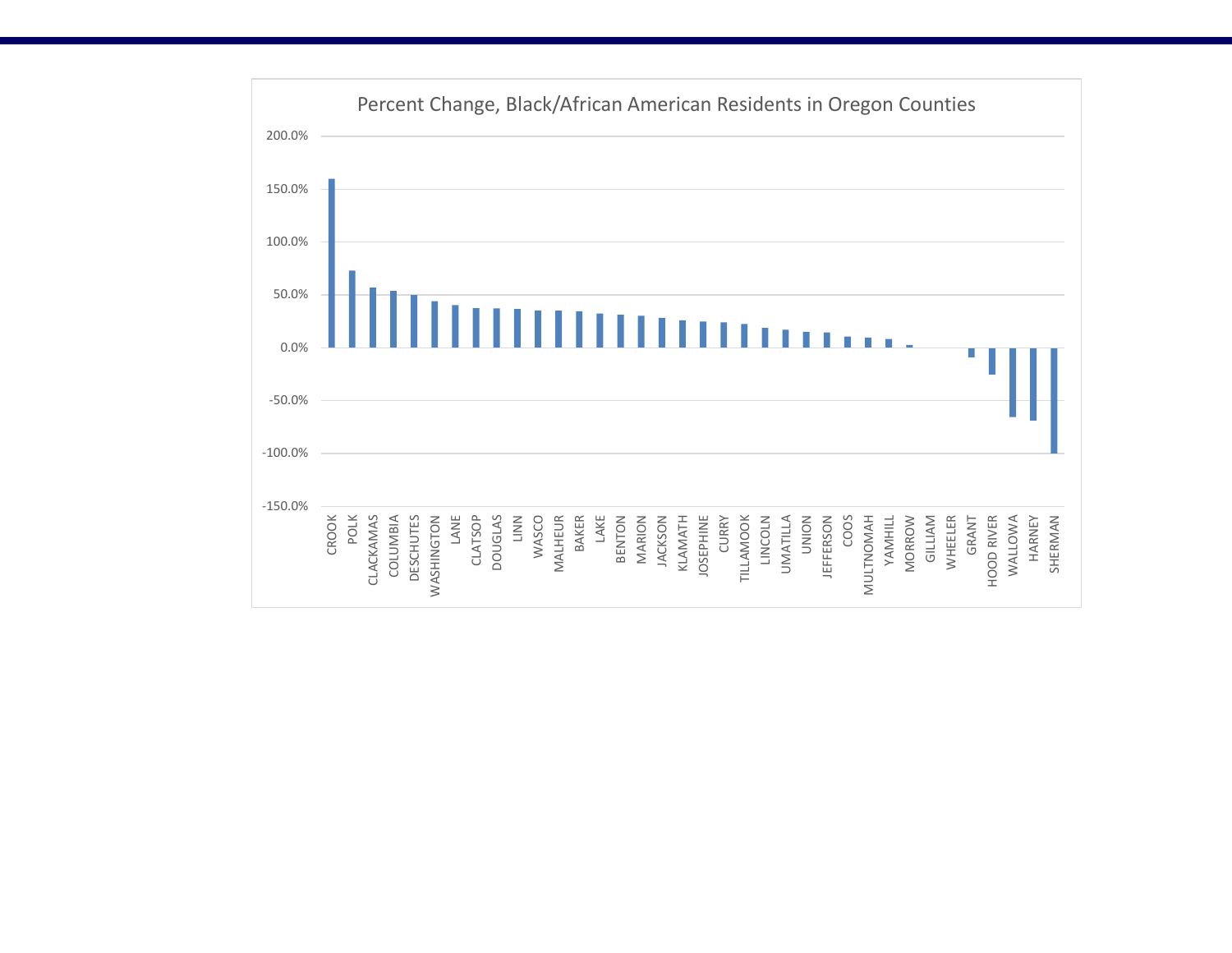Percent Change, Black/African American Residents in Oregon Counties

200.0%
150.0%
100.0%
50.0%
0.0%
-50.0%
-100.0%
-150.0%

CROOK
POLK
CLACKAMAS
COLUMBIA
DESCHUTES
WASHINGTON
LANE
CLATSOP
DOUGLAS
LINN
WASCO
MALHEUR
BAKER
LAKE
BENTON
MARION
JACKSON
KLAMATH
JOSEPHINE
CURRY
TILLAMOOK
LINCOLN
UMATILLA
UNION
JEFFERSON
COOS
MULTNOMAH
YAMHILL
MORROW
GILLIAM
WHEELER
GRANT
HOOD RIVER
WALLOWA
HARNEY
SHERMAN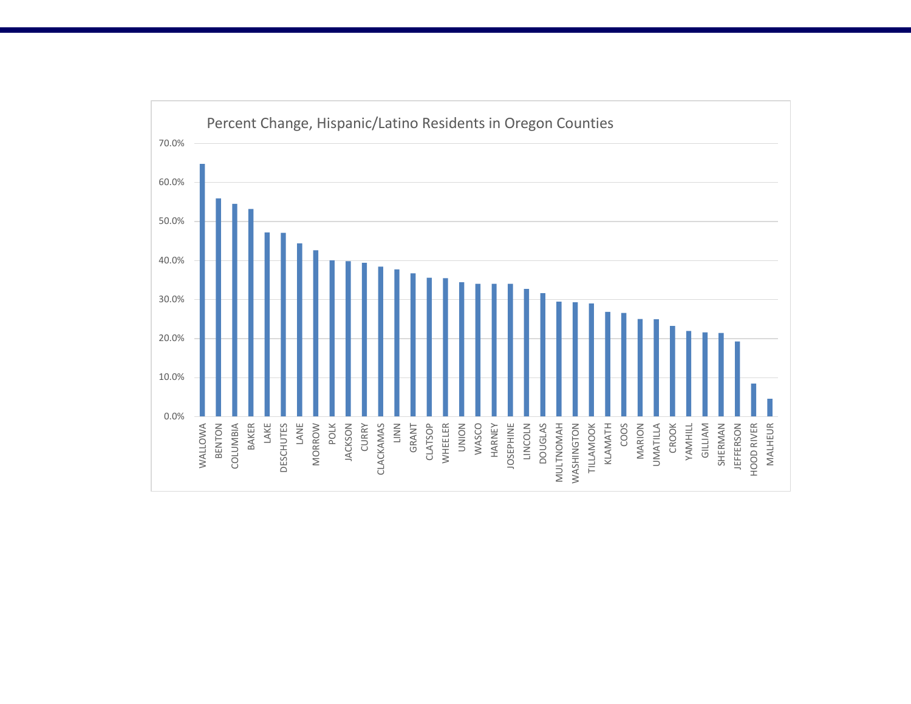Percent Change, Hispanic/Latino Residents in Oregon Counties

70.0%
60.0%
50.0%
40.0%
30.0%
20.0%
10.0%
0.0%

WALLOWA
BENTON
COLUMBIA
BAKER
LAKE
DESCHUTES
LANE
MORROW
POLK
JACKSON
CURRY
CLACKAMAS
LINN
GRANT
CLATSOP
WHEELER
UNION
WASCO
HARNEY
JOSEPHINE
LINCOLN
DOUGLAS
MULTNOMAH
WASHINGTON
TILLAMOOK
KLAMATH
COOS
MARION
UMATILLA
CROOK
YAMHILL
GILLIAM
SHERMAN
JEFFERSON
HOOD RIVER
MALHEUR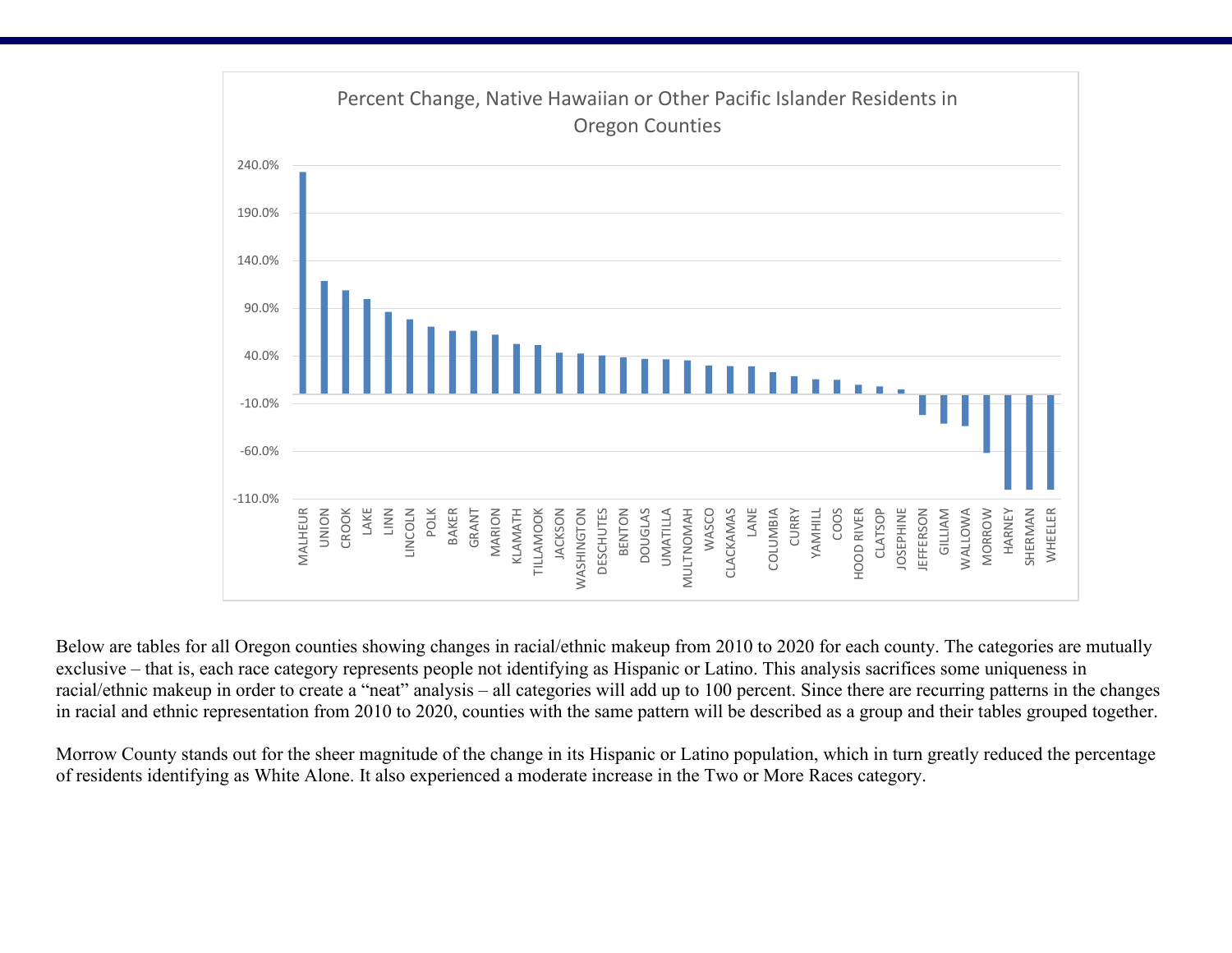Percent Change, Native Hawaiian or Other Pacific Islander Residents in Oregon Counties

240.0%
190.0%
140.0%
90.0%
40.0%
-10.0%
-60.0%
-110.0%

MALHEUR
UNION
CROOK
LAKE
LINN
LINCOLN
POLK
BAKER
GRANT
MARION
KLAMATH
TILLAMOOK
JACKSON
WASHINGTON
DESCHUTES
BENTON
DOUGLAS
UMATILLA
MULTNOMAH
WASCO
CLACKAMAS
LANE
COLUMBIA
CURRY
YAMHILL
COOS
HOOD RIVER
CLATSOP
JOSEPHINE
JEFFERSON
GILLIAM
WALLOWA
MORROW
HARNEY
SHERMAN
WHEELER

Below are tables for all Oregon counties showing changes in racial/ethnic makeup from 2010 to 2020 for each county. The categories are mutually exclusive – that is, each race category represents people not identifying as Hispanic or Latino. This analysis sacrifices some uniqueness in racial/ethnic makeup in order to create a "neat" analysis – all categories will add up to 100 percent. Since there are recurring patterns in the changes in racial and ethnic representation from 2010 to 2020, counties with the same pattern will be described as a group and their tables grouped together.

Morrow County stands out for the sheer magnitude of the change in its Hispanic or Latino population, which in turn greatly reduced the percentage of residents identifying as White Alone. It also experienced a moderate increase in the Two or More Races category.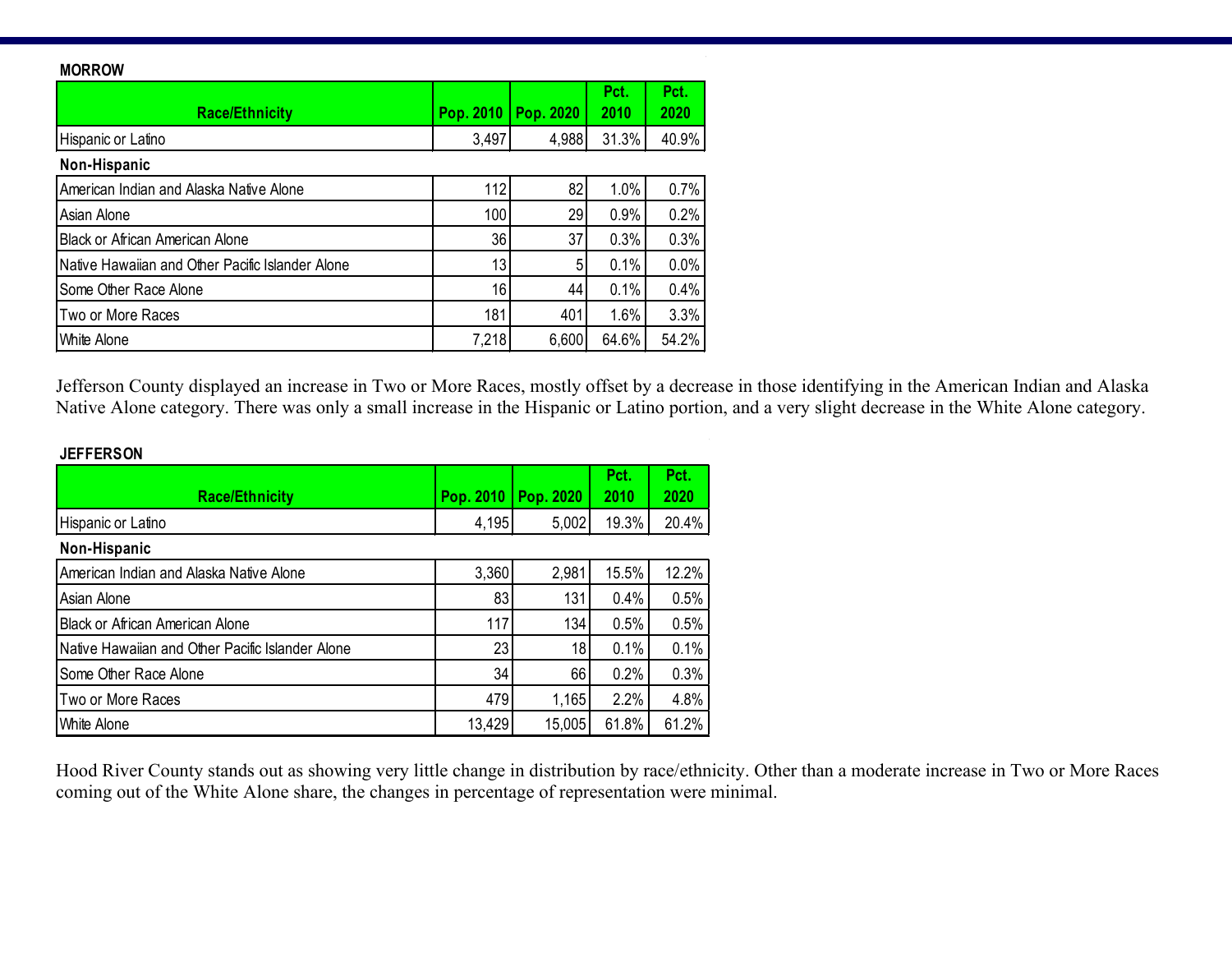**MORROW**

| Race/Ethnicity | Pop. 2010 | Pop. 2020 | Pct. 2010 | Pct. 2020 |
|---|---|---|---|---|
| Hispanic or Latino | 3,497 | 4,988 | 31.3% | 40.9% |
| **Non-Hispanic** | | | | |
| American Indian and Alaska Native Alone | 112 | 82 | 1.0% | 0.7% |
| Asian Alone | 100 | 29 | 0.9% | 0.2% |
| Black or African American Alone | 36 | 37 | 0.3% | 0.3% |
| Native Hawaiian and Other Pacific Islander Alone | 13 | 5 | 0.1% | 0.0% |
| Some Other Race Alone | 16 | 44 | 0.1% | 0.4% |
| Two or More Races | 181 | 401 | 1.6% | 3.3% |
| White Alone | 7,218 | 6,600 | 64.6% | 54.2% |

Jefferson County displayed an increase in Two or More Races, mostly offset by a decrease in those identifying in the American Indian and Alaska Native Alone category. There was only a small increase in the Hispanic or Latino portion, and a very slight decrease in the White Alone category.

**JEFFERSON**

| Race/Ethnicity | Pop. 2010 | Pop. 2020 | Pct. 2010 | Pct. 2020 |
|---|---|---|---|---|
| Hispanic or Latino | 4,195 | 5,002 | 19.3% | 20.4% |
| **Non-Hispanic** | | | | |
| American Indian and Alaska Native Alone | 3,360 | 2,981 | 15.5% | 12.2% |
| Asian Alone | 83 | 131 | 0.4% | 0.5% |
| Black or African American Alone | 117 | 134 | 0.5% | 0.5% |
| Native Hawaiian and Other Pacific Islander Alone | 23 | 18 | 0.1% | 0.1% |
| Some Other Race Alone | 34 | 66 | 0.2% | 0.3% |
| Two or More Races | 479 | 1,165 | 2.2% | 4.8% |
| White Alone | 13,429 | 15,005 | 61.8% | 61.2% |

Hood River County stands out as showing very little change in distribution by race/ethnicity. Other than a moderate increase in Two or More Races coming out of the White Alone share, the changes in percentage of representation were minimal.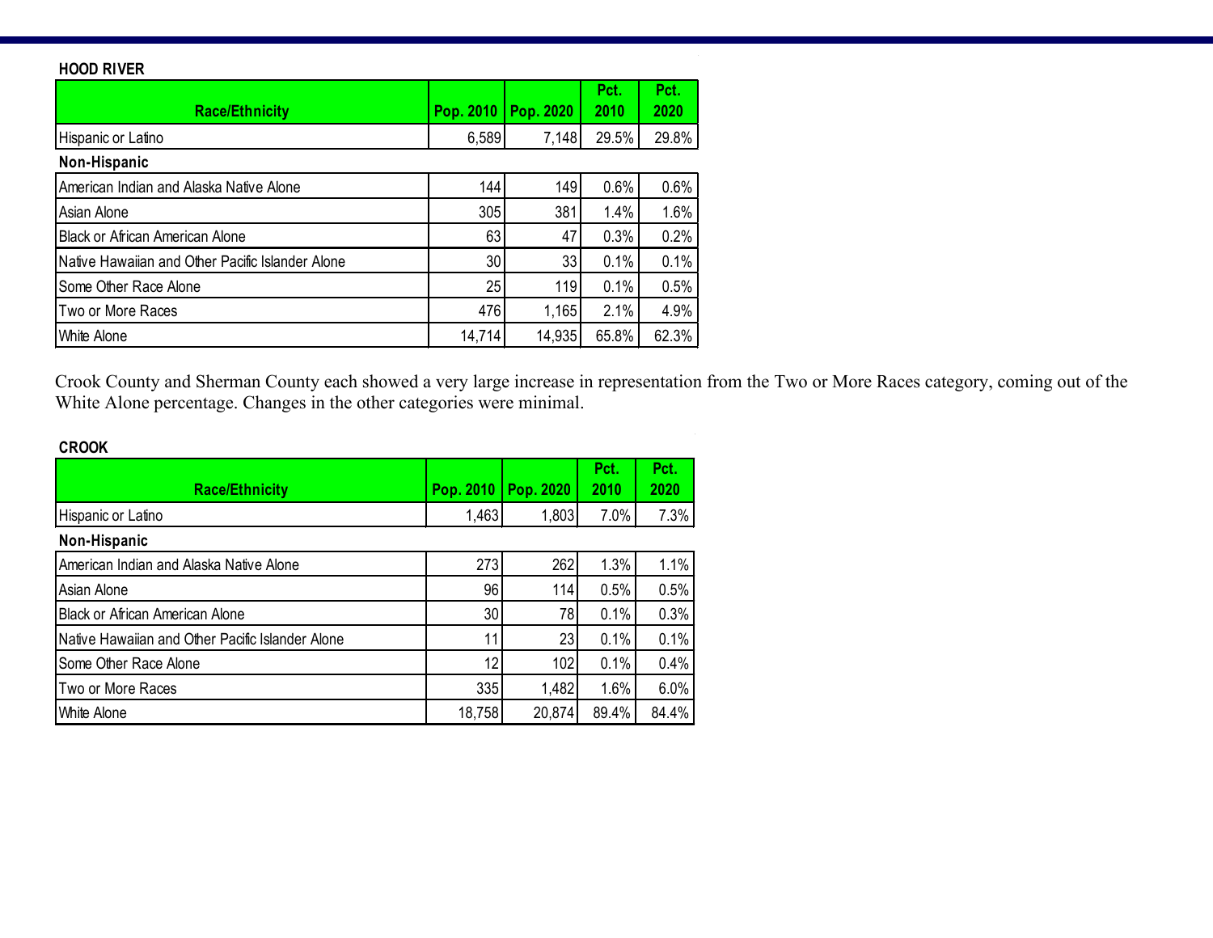**HOOD RIVER**

| Race/Ethnicity | Pop. 2010 | Pop. 2020 | Pct. 2010 | Pct. 2020 |
|---|---|---|---|---|
| Hispanic or Latino | 6,589 | 7,148 | 29.5% | 29.8% |
| **Non-Hispanic** | | | | |
| American Indian and Alaska Native Alone | 144 | 149 | 0.6% | 0.6% |
| Asian Alone | 305 | 381 | 1.4% | 1.6% |
| Black or African American Alone | 63 | 47 | 0.3% | 0.2% |
| Native Hawaiian and Other Pacific Islander Alone | 30 | 33 | 0.1% | 0.1% |
| Some Other Race Alone | 25 | 119 | 0.1% | 0.5% |
| Two or More Races | 476 | 1,165 | 2.1% | 4.9% |
| White Alone | 14,714 | 14,935 | 65.8% | 62.3% |

Crook County and Sherman County each showed a very large increase in representation from the Two or More Races category, coming out of the White Alone percentage. Changes in the other categories were minimal.

**CROOK**

| Race/Ethnicity | Pop. 2010 | Pop. 2020 | Pct. 2010 | Pct. 2020 |
|---|---|---|---|---|
| Hispanic or Latino | 1,463 | 1,803 | 7.0% | 7.3% |
| **Non-Hispanic** | | | | |
| American Indian and Alaska Native Alone | 273 | 262 | 1.3% | 1.1% |
| Asian Alone | 96 | 114 | 0.5% | 0.5% |
| Black or African American Alone | 30 | 78 | 0.1% | 0.3% |
| Native Hawaiian and Other Pacific Islander Alone | 11 | 23 | 0.1% | 0.1% |
| Some Other Race Alone | 12 | 102 | 0.1% | 0.4% |
| Two or More Races | 335 | 1,482 | 1.6% | 6.0% |
| White Alone | 18,758 | 20,874 | 89.4% | 84.4% |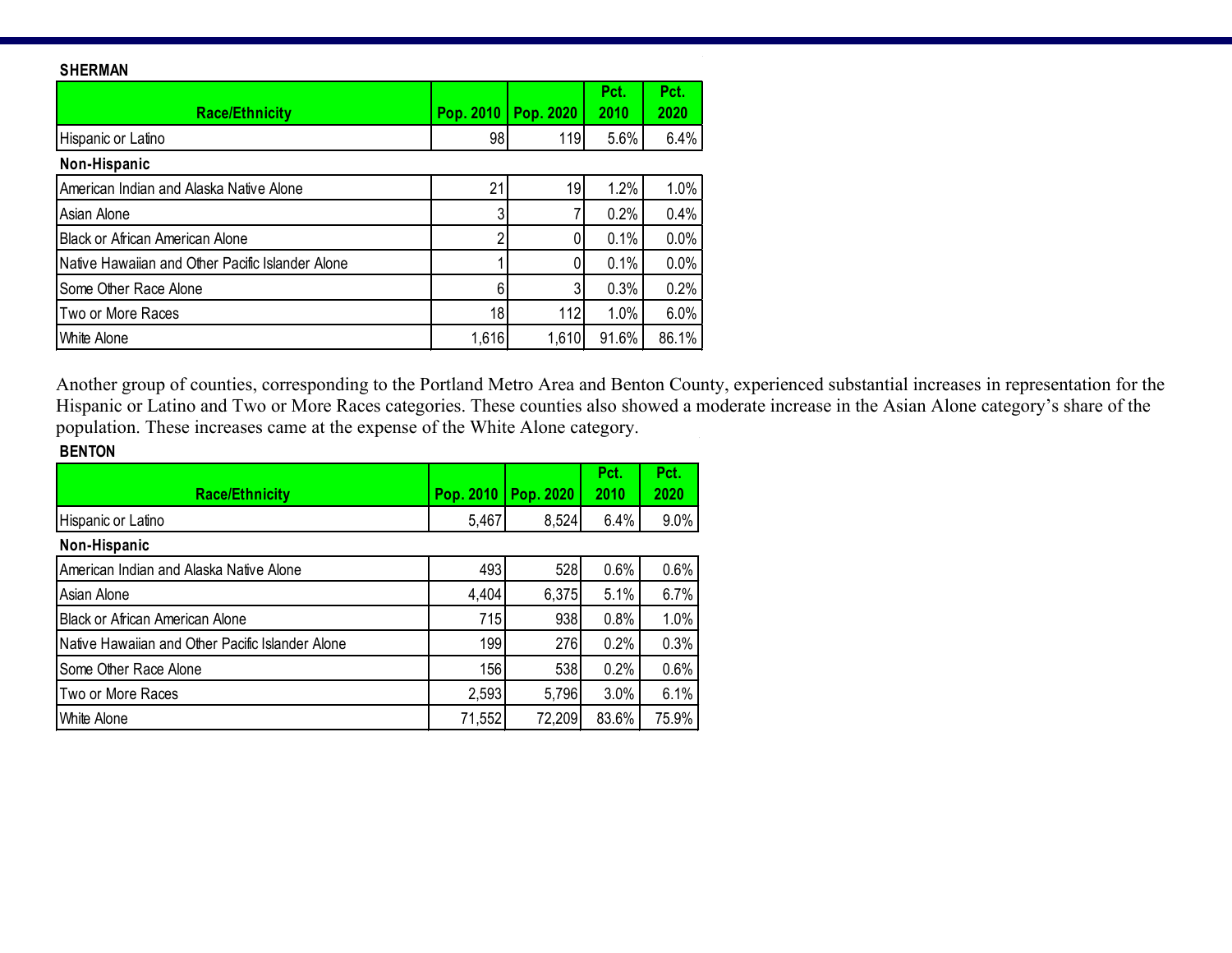**SHERMAN**

| Race/Ethnicity | Pop. 2010 | Pop. 2020 | Pct. 2010 | Pct. 2020 |
|---|---|---|---|---|
| Hispanic or Latino | 98 | 119 | 5.6% | 6.4% |
| **Non-Hispanic** | | | | |
| American Indian and Alaska Native Alone | 21 | 19 | 1.2% | 1.0% |
| Asian Alone | 3 | 7 | 0.2% | 0.4% |
| Black or African American Alone | 2 | 0 | 0.1% | 0.0% |
| Native Hawaiian and Other Pacific Islander Alone | 1 | 0 | 0.1% | 0.0% |
| Some Other Race Alone | 6 | 3 | 0.3% | 0.2% |
| Two or More Races | 18 | 112 | 1.0% | 6.0% |
| White Alone | 1,616 | 1,610 | 91.6% | 86.1% |

Another group of counties, corresponding to the Portland Metro Area and Benton County, experienced substantial increases in representation for the Hispanic or Latino and Two or More Races categories. These counties also showed a moderate increase in the Asian Alone category's share of the population. These increases came at the expense of the White Alone category.

**BENTON**

| Race/Ethnicity | Pop. 2010 | Pop. 2020 | Pct. 2010 | Pct. 2020 |
|---|---|---|---|---|
| Hispanic or Latino | 5,467 | 8,524 | 6.4% | 9.0% |
| **Non-Hispanic** | | | | |
| American Indian and Alaska Native Alone | 493 | 528 | 0.6% | 0.6% |
| Asian Alone | 4,404 | 6,375 | 5.1% | 6.7% |
| Black or African American Alone | 715 | 938 | 0.8% | 1.0% |
| Native Hawaiian and Other Pacific Islander Alone | 199 | 276 | 0.2% | 0.3% |
| Some Other Race Alone | 156 | 538 | 0.2% | 0.6% |
| Two or More Races | 2,593 | 5,796 | 3.0% | 6.1% |
| White Alone | 71,552 | 72,209 | 83.6% | 75.9% |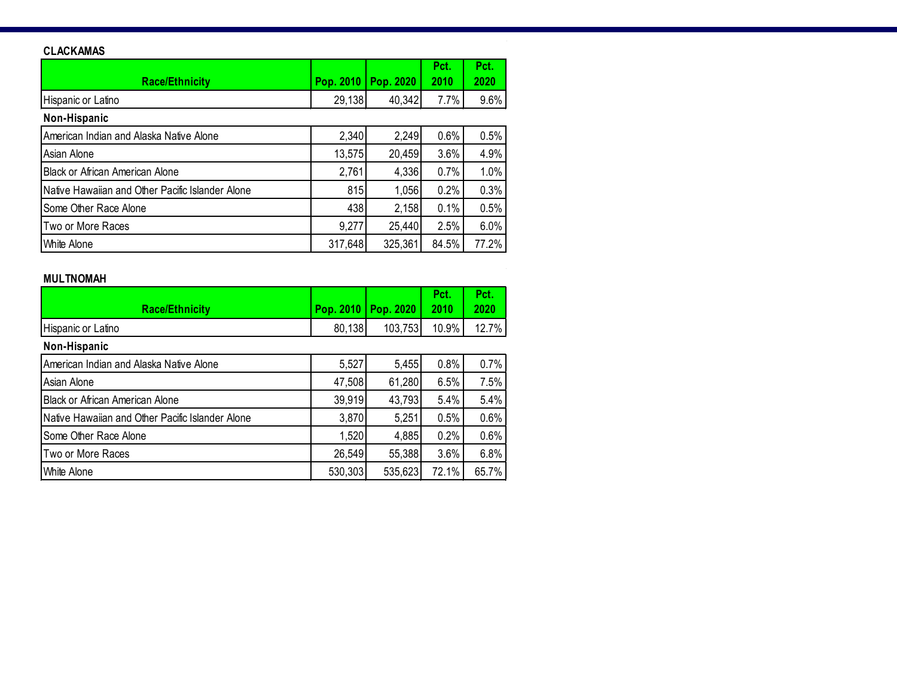### CLACKAMAS

| Race/Ethnicity | Pop. 2010 | Pop. 2020 | Pct. 2010 | Pct. 2020 |
|---|---|---|---|---|
| Hispanic or Latino | 29,138 | 40,342 | 7.7% | 9.6% |
| **Non-Hispanic** | | | | |
| American Indian and Alaska Native Alone | 2,340 | 2,249 | 0.6% | 0.5% |
| Asian Alone | 13,575 | 20,459 | 3.6% | 4.9% |
| Black or African American Alone | 2,761 | 4,336 | 0.7% | 1.0% |
| Native Hawaiian and Other Pacific Islander Alone | 815 | 1,056 | 0.2% | 0.3% |
| Some Other Race Alone | 438 | 2,158 | 0.1% | 0.5% |
| Two or More Races | 9,277 | 25,440 | 2.5% | 6.0% |
| White Alone | 317,648 | 325,361 | 84.5% | 77.2% |

### MULTNOMAH

| Race/Ethnicity | Pop. 2010 | Pop. 2020 | Pct. 2010 | Pct. 2020 |
|---|---|---|---|---|
| Hispanic or Latino | 80,138 | 103,753 | 10.9% | 12.7% |
| **Non-Hispanic** | | | | |
| American Indian and Alaska Native Alone | 5,527 | 5,455 | 0.8% | 0.7% |
| Asian Alone | 47,508 | 61,280 | 6.5% | 7.5% |
| Black or African American Alone | 39,919 | 43,793 | 5.4% | 5.4% |
| Native Hawaiian and Other Pacific Islander Alone | 3,870 | 5,251 | 0.5% | 0.6% |
| Some Other Race Alone | 1,520 | 4,885 | 0.2% | 0.6% |
| Two or More Races | 26,549 | 55,388 | 3.6% | 6.8% |
| White Alone | 530,303 | 535,623 | 72.1% | 65.7% |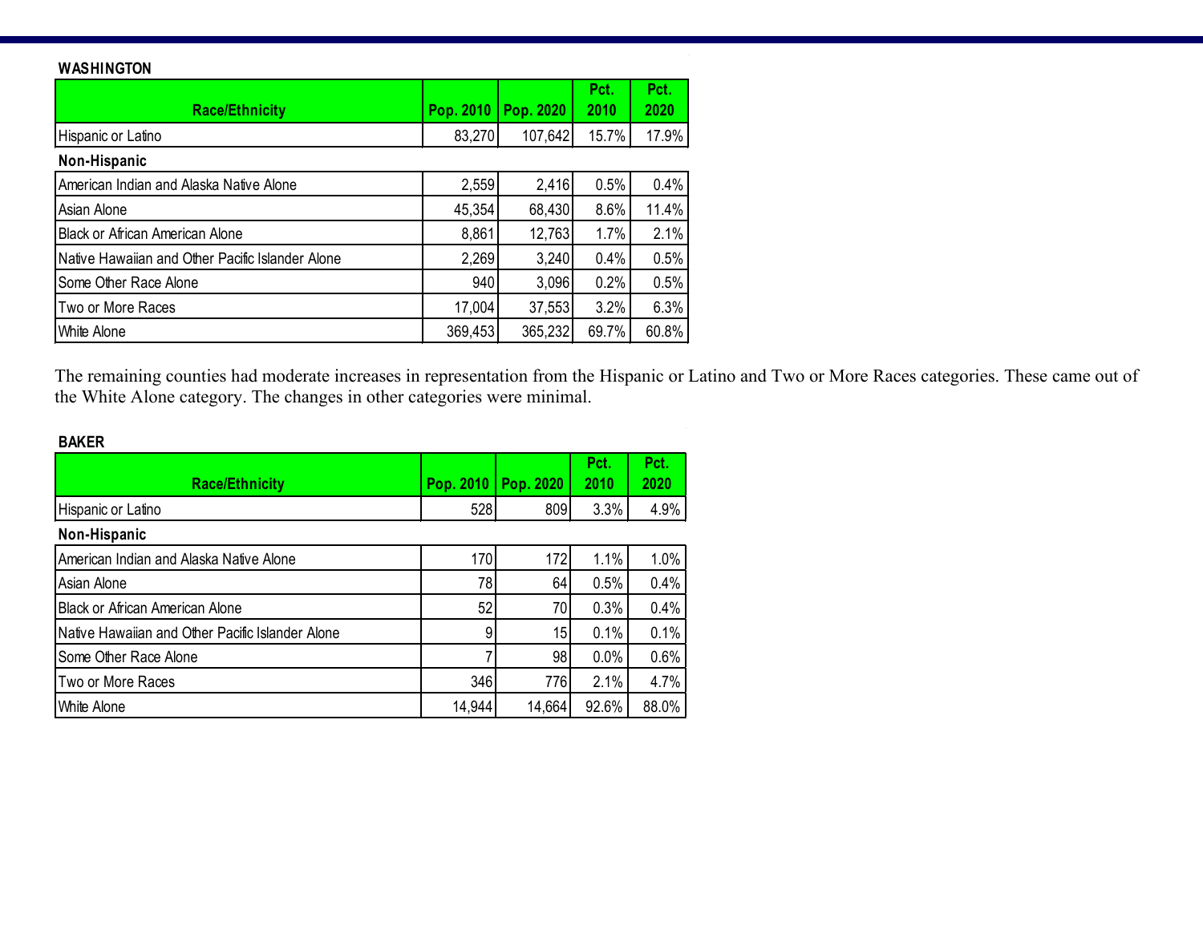**WASHINGTON**

| Race/Ethnicity | Pop. 2010 | Pop. 2020 | Pct. 2010 | Pct. 2020 |
|---|---|---|---|---|
| Hispanic or Latino | 83,270 | 107,642 | 15.7% | 17.9% |
| **Non-Hispanic** | | | | |
| American Indian and Alaska Native Alone | 2,559 | 2,416 | 0.5% | 0.4% |
| Asian Alone | 45,354 | 68,430 | 8.6% | 11.4% |
| Black or African American Alone | 8,861 | 12,763 | 1.7% | 2.1% |
| Native Hawaiian and Other Pacific Islander Alone | 2,269 | 3,240 | 0.4% | 0.5% |
| Some Other Race Alone | 940 | 3,096 | 0.2% | 0.5% |
| Two or More Races | 17,004 | 37,553 | 3.2% | 6.3% |
| White Alone | 369,453 | 365,232 | 69.7% | 60.8% |

The remaining counties had moderate increases in representation from the Hispanic or Latino and Two or More Races categories. These came out of the White Alone category. The changes in other categories were minimal.

**BAKER**

| Race/Ethnicity | Pop. 2010 | Pop. 2020 | Pct. 2010 | Pct. 2020 |
|---|---|---|---|---|
| Hispanic or Latino | 528 | 809 | 3.3% | 4.9% |
| **Non-Hispanic** | | | | |
| American Indian and Alaska Native Alone | 170 | 172 | 1.1% | 1.0% |
| Asian Alone | 78 | 64 | 0.5% | 0.4% |
| Black or African American Alone | 52 | 70 | 0.3% | 0.4% |
| Native Hawaiian and Other Pacific Islander Alone | 9 | 15 | 0.1% | 0.1% |
| Some Other Race Alone | 7 | 98 | 0.0% | 0.6% |
| Two or More Races | 346 | 776 | 2.1% | 4.7% |
| White Alone | 14,944 | 14,664 | 92.6% | 88.0% |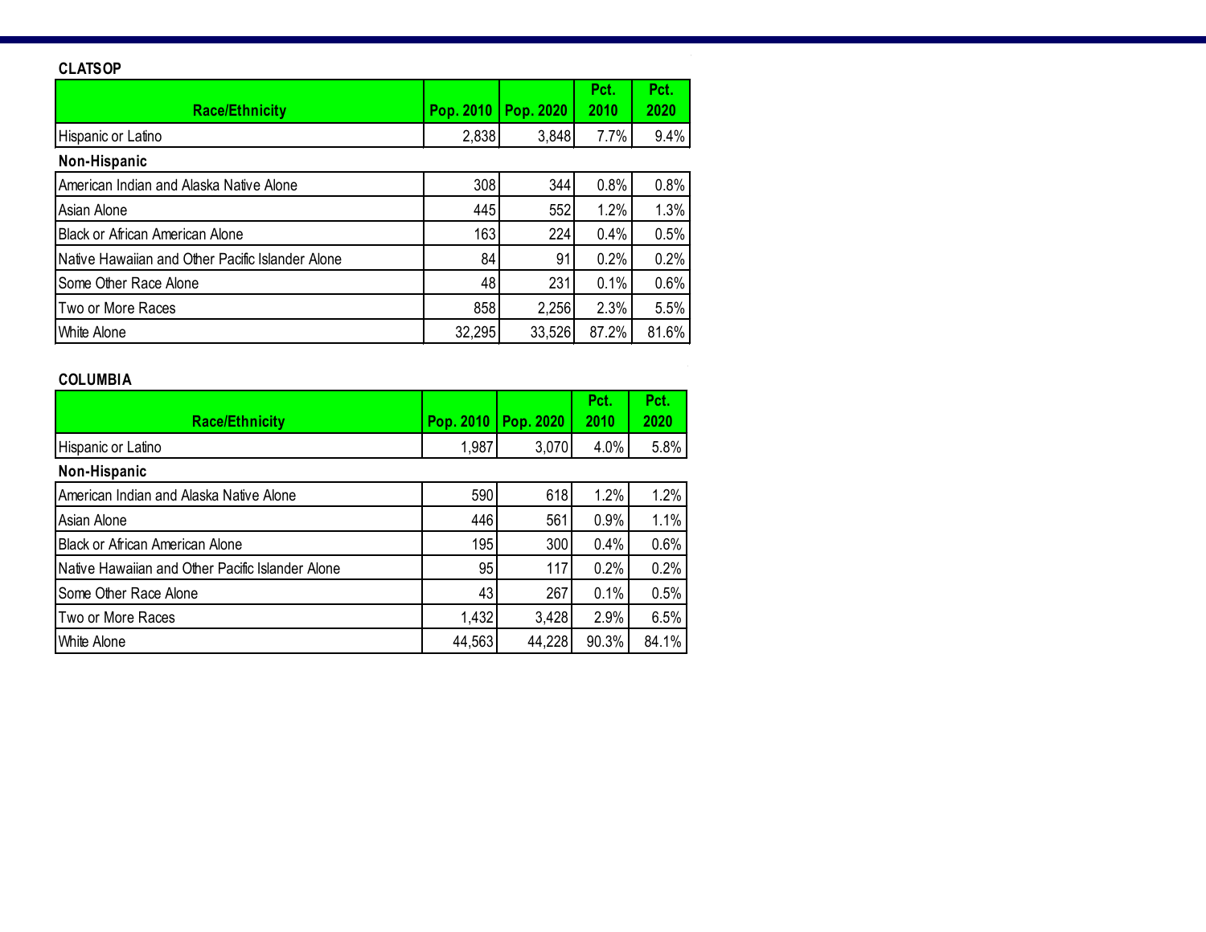**CLATSOP**

| Race/Ethnicity | Pop. 2010 | Pop. 2020 | Pct. 2010 | Pct. 2020 |
|---|---|---|---|---|
| Hispanic or Latino | 2,838 | 3,848 | 7.7% | 9.4% |
| **Non-Hispanic** | | | | |
| American Indian and Alaska Native Alone | 308 | 344 | 0.8% | 0.8% |
| Asian Alone | 445 | 552 | 1.2% | 1.3% |
| Black or African American Alone | 163 | 224 | 0.4% | 0.5% |
| Native Hawaiian and Other Pacific Islander Alone | 84 | 91 | 0.2% | 0.2% |
| Some Other Race Alone | 48 | 231 | 0.1% | 0.6% |
| Two or More Races | 858 | 2,256 | 2.3% | 5.5% |
| White Alone | 32,295 | 33,526 | 87.2% | 81.6% |

**COLUMBIA**

| Race/Ethnicity | Pop. 2010 | Pop. 2020 | Pct. 2010 | Pct. 2020 |
|---|---|---|---|---|
| Hispanic or Latino | 1,987 | 3,070 | 4.0% | 5.8% |
| **Non-Hispanic** | | | | |
| American Indian and Alaska Native Alone | 590 | 618 | 1.2% | 1.2% |
| Asian Alone | 446 | 561 | 0.9% | 1.1% |
| Black or African American Alone | 195 | 300 | 0.4% | 0.6% |
| Native Hawaiian and Other Pacific Islander Alone | 95 | 117 | 0.2% | 0.2% |
| Some Other Race Alone | 43 | 267 | 0.1% | 0.5% |
| Two or More Races | 1,432 | 3,428 | 2.9% | 6.5% |
| White Alone | 44,563 | 44,228 | 90.3% | 84.1% |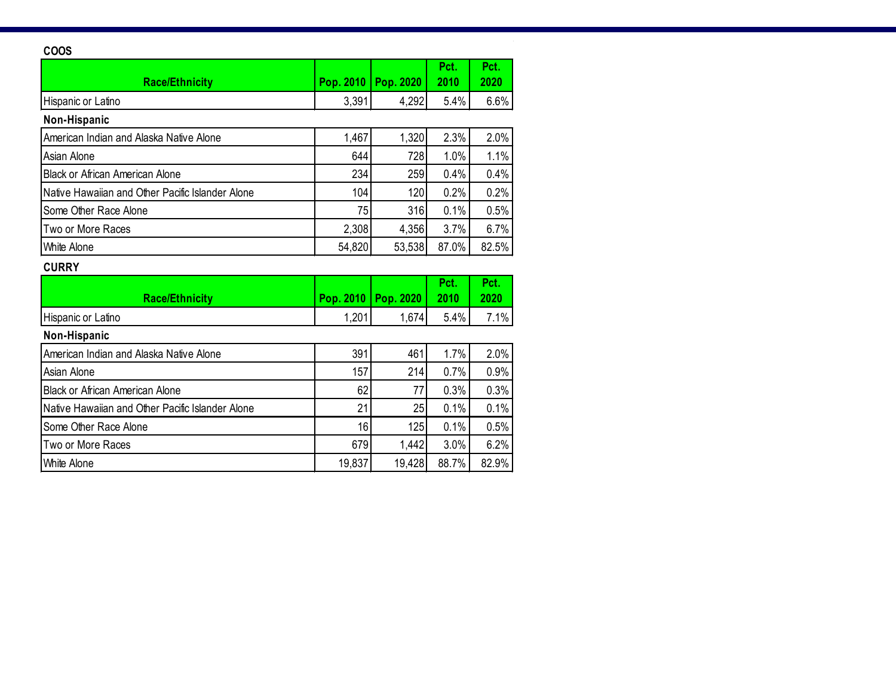### COOS

| Race/Ethnicity | Pop. 2010 | Pop. 2020 | Pct. 2010 | Pct. 2020 |
|---|---|---|---|---|
| Hispanic or Latino | 3,391 | 4,292 | 5.4% | 6.6% |
| **Non-Hispanic** | | | | |
| American Indian and Alaska Native Alone | 1,467 | 1,320 | 2.3% | 2.0% |
| Asian Alone | 644 | 728 | 1.0% | 1.1% |
| Black or African American Alone | 234 | 259 | 0.4% | 0.4% |
| Native Hawaiian and Other Pacific Islander Alone | 104 | 120 | 0.2% | 0.2% |
| Some Other Race Alone | 75 | 316 | 0.1% | 0.5% |
| Two or More Races | 2,308 | 4,356 | 3.7% | 6.7% |
| White Alone | 54,820 | 53,538 | 87.0% | 82.5% |

### CURRY

| Race/Ethnicity | Pop. 2010 | Pop. 2020 | Pct. 2010 | Pct. 2020 |
|---|---|---|---|---|
| Hispanic or Latino | 1,201 | 1,674 | 5.4% | 7.1% |
| **Non-Hispanic** | | | | |
| American Indian and Alaska Native Alone | 391 | 461 | 1.7% | 2.0% |
| Asian Alone | 157 | 214 | 0.7% | 0.9% |
| Black or African American Alone | 62 | 77 | 0.3% | 0.3% |
| Native Hawaiian and Other Pacific Islander Alone | 21 | 25 | 0.1% | 0.1% |
| Some Other Race Alone | 16 | 125 | 0.1% | 0.5% |
| Two or More Races | 679 | 1,442 | 3.0% | 6.2% |
| White Alone | 19,837 | 19,428 | 88.7% | 82.9% |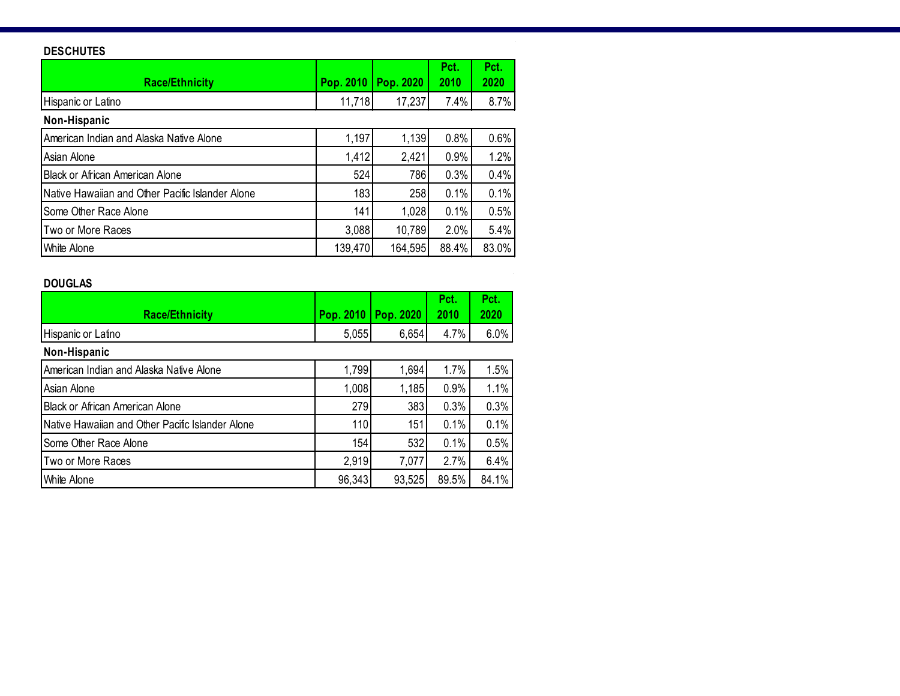**DESCHUTES**

| Race/Ethnicity | Pop. 2010 | Pop. 2020 | Pct. 2010 | Pct. 2020 |
|---|---|---|---|---|
| Hispanic or Latino | 11,718 | 17,237 | 7.4% | 8.7% |
| **Non-Hispanic** | | | | |
| American Indian and Alaska Native Alone | 1,197 | 1,139 | 0.8% | 0.6% |
| Asian Alone | 1,412 | 2,421 | 0.9% | 1.2% |
| Black or African American Alone | 524 | 786 | 0.3% | 0.4% |
| Native Hawaiian and Other Pacific Islander Alone | 183 | 258 | 0.1% | 0.1% |
| Some Other Race Alone | 141 | 1,028 | 0.1% | 0.5% |
| Two or More Races | 3,088 | 10,789 | 2.0% | 5.4% |
| White Alone | 139,470 | 164,595 | 88.4% | 83.0% |

**DOUGLAS**

| Race/Ethnicity | Pop. 2010 | Pop. 2020 | Pct. 2010 | Pct. 2020 |
|---|---|---|---|---|
| Hispanic or Latino | 5,055 | 6,654 | 4.7% | 6.0% |
| **Non-Hispanic** | | | | |
| American Indian and Alaska Native Alone | 1,799 | 1,694 | 1.7% | 1.5% |
| Asian Alone | 1,008 | 1,185 | 0.9% | 1.1% |
| Black or African American Alone | 279 | 383 | 0.3% | 0.3% |
| Native Hawaiian and Other Pacific Islander Alone | 110 | 151 | 0.1% | 0.1% |
| Some Other Race Alone | 154 | 532 | 0.1% | 0.5% |
| Two or More Races | 2,919 | 7,077 | 2.7% | 6.4% |
| White Alone | 96,343 | 93,525 | 89.5% | 84.1% |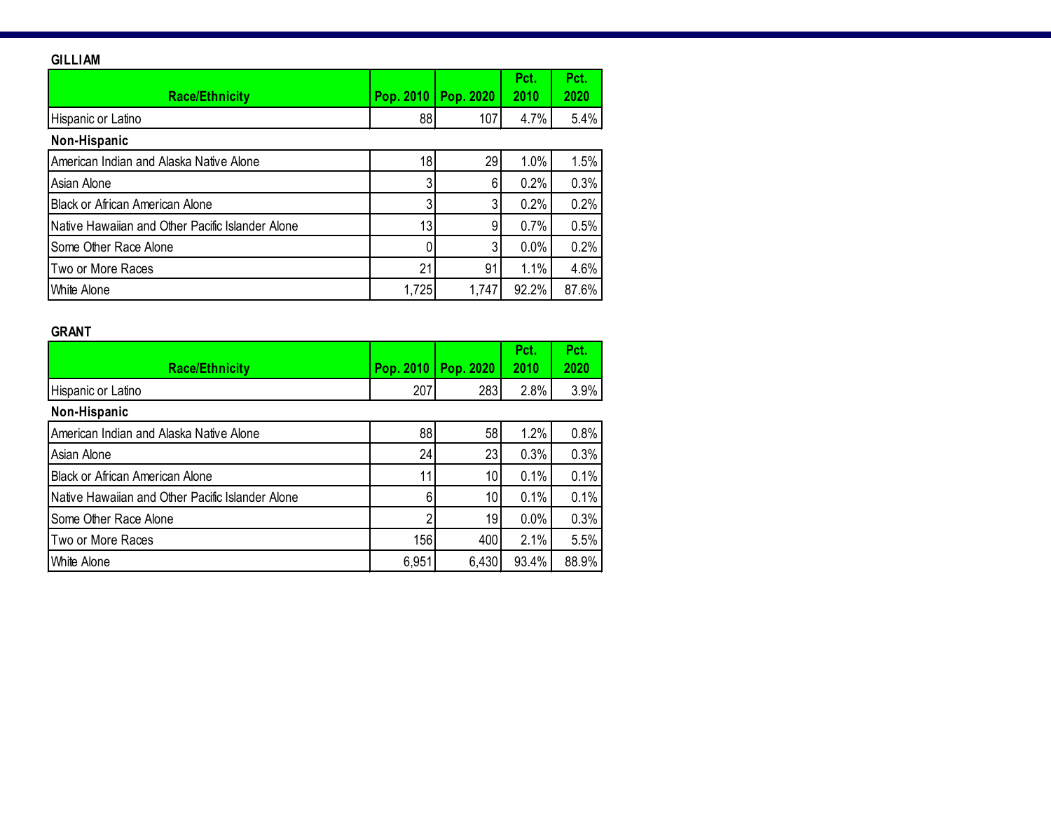## GILLIAM

| Race/Ethnicity | Pop. 2010 | Pop. 2020 | Pct. 2010 | Pct. 2020 |
|---|---|---|---|---|
| Hispanic or Latino | 88 | 107 | 4.7% | 5.4% |
| **Non-Hispanic** | | | | |
| American Indian and Alaska Native Alone | 18 | 29 | 1.0% | 1.5% |
| Asian Alone | 3 | 6 | 0.2% | 0.3% |
| Black or African American Alone | 3 | 3 | 0.2% | 0.2% |
| Native Hawaiian and Other Pacific Islander Alone | 13 | 9 | 0.7% | 0.5% |
| Some Other Race Alone | 0 | 3 | 0.0% | 0.2% |
| Two or More Races | 21 | 91 | 1.1% | 4.6% |
| White Alone | 1,725 | 1,747 | 92.2% | 87.6% |

## GRANT

| Race/Ethnicity | Pop. 2010 | Pop. 2020 | Pct. 2010 | Pct. 2020 |
|---|---|---|---|---|
| Hispanic or Latino | 207 | 283 | 2.8% | 3.9% |
| **Non-Hispanic** | | | | |
| American Indian and Alaska Native Alone | 88 | 58 | 1.2% | 0.8% |
| Asian Alone | 24 | 23 | 0.3% | 0.3% |
| Black or African American Alone | 11 | 10 | 0.1% | 0.1% |
| Native Hawaiian and Other Pacific Islander Alone | 6 | 10 | 0.1% | 0.1% |
| Some Other Race Alone | 2 | 19 | 0.0% | 0.3% |
| Two or More Races | 156 | 400 | 2.1% | 5.5% |
| White Alone | 6,951 | 6,430 | 93.4% | 88.9% |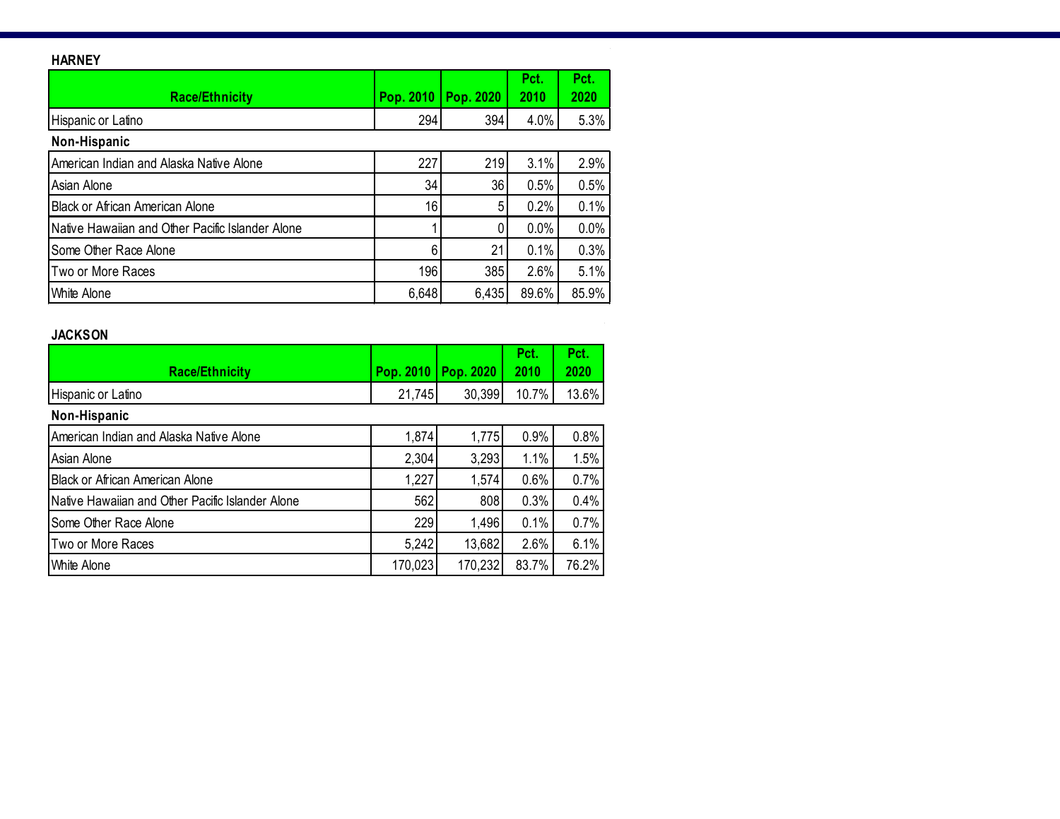## HARNEY

| Race/Ethnicity | Pop. 2010 | Pop. 2020 | Pct. 2010 | Pct. 2020 |
|---|---|---|---|---|
| Hispanic or Latino | 294 | 394 | 4.0% | 5.3% |
| **Non-Hispanic** | | | | |
| American Indian and Alaska Native Alone | 227 | 219 | 3.1% | 2.9% |
| Asian Alone | 34 | 36 | 0.5% | 0.5% |
| Black or African American Alone | 16 | 5 | 0.2% | 0.1% |
| Native Hawaiian and Other Pacific Islander Alone | 1 | 0 | 0.0% | 0.0% |
| Some Other Race Alone | 6 | 21 | 0.1% | 0.3% |
| Two or More Races | 196 | 385 | 2.6% | 5.1% |
| White Alone | 6,648 | 6,435 | 89.6% | 85.9% |

## JACKSON

| Race/Ethnicity | Pop. 2010 | Pop. 2020 | Pct. 2010 | Pct. 2020 |
|---|---|---|---|---|
| Hispanic or Latino | 21,745 | 30,399 | 10.7% | 13.6% |
| **Non-Hispanic** | | | | |
| American Indian and Alaska Native Alone | 1,874 | 1,775 | 0.9% | 0.8% |
| Asian Alone | 2,304 | 3,293 | 1.1% | 1.5% |
| Black or African American Alone | 1,227 | 1,574 | 0.6% | 0.7% |
| Native Hawaiian and Other Pacific Islander Alone | 562 | 808 | 0.3% | 0.4% |
| Some Other Race Alone | 229 | 1,496 | 0.1% | 0.7% |
| Two or More Races | 5,242 | 13,682 | 2.6% | 6.1% |
| White Alone | 170,023 | 170,232 | 83.7% | 76.2% |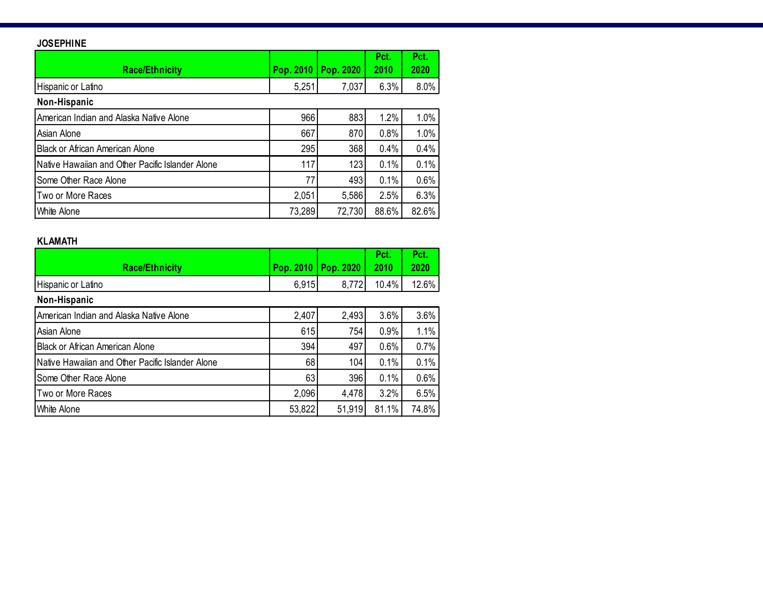### JOSEPHINE

| Race/Ethnicity | Pop. 2010 | Pop. 2020 | Pct. 2010 | Pct. 2020 |
|---|---|---|---|---|
| Hispanic or Latino | 5,251 | 7,037 | 6.3% | 8.0% |
| **Non-Hispanic** | | | | |
| American Indian and Alaska Native Alone | 966 | 883 | 1.2% | 1.0% |
| Asian Alone | 667 | 870 | 0.8% | 1.0% |
| Black or African American Alone | 295 | 368 | 0.4% | 0.4% |
| Native Hawaiian and Other Pacific Islander Alone | 117 | 123 | 0.1% | 0.1% |
| Some Other Race Alone | 77 | 493 | 0.1% | 0.6% |
| Two or More Races | 2,051 | 5,586 | 2.5% | 6.3% |
| White Alone | 73,289 | 72,730 | 88.6% | 82.6% |

### KLAMATH

| Race/Ethnicity | Pop. 2010 | Pop. 2020 | Pct. 2010 | Pct. 2020 |
|---|---|---|---|---|
| Hispanic or Latino | 6,915 | 8,772 | 10.4% | 12.6% |
| **Non-Hispanic** | | | | |
| American Indian and Alaska Native Alone | 2,407 | 2,493 | 3.6% | 3.6% |
| Asian Alone | 615 | 754 | 0.9% | 1.1% |
| Black or African American Alone | 394 | 497 | 0.6% | 0.7% |
| Native Hawaiian and Other Pacific Islander Alone | 68 | 104 | 0.1% | 0.1% |
| Some Other Race Alone | 63 | 396 | 0.1% | 0.6% |
| Two or More Races | 2,096 | 4,478 | 3.2% | 6.5% |
| White Alone | 53,822 | 51,919 | 81.1% | 74.8% |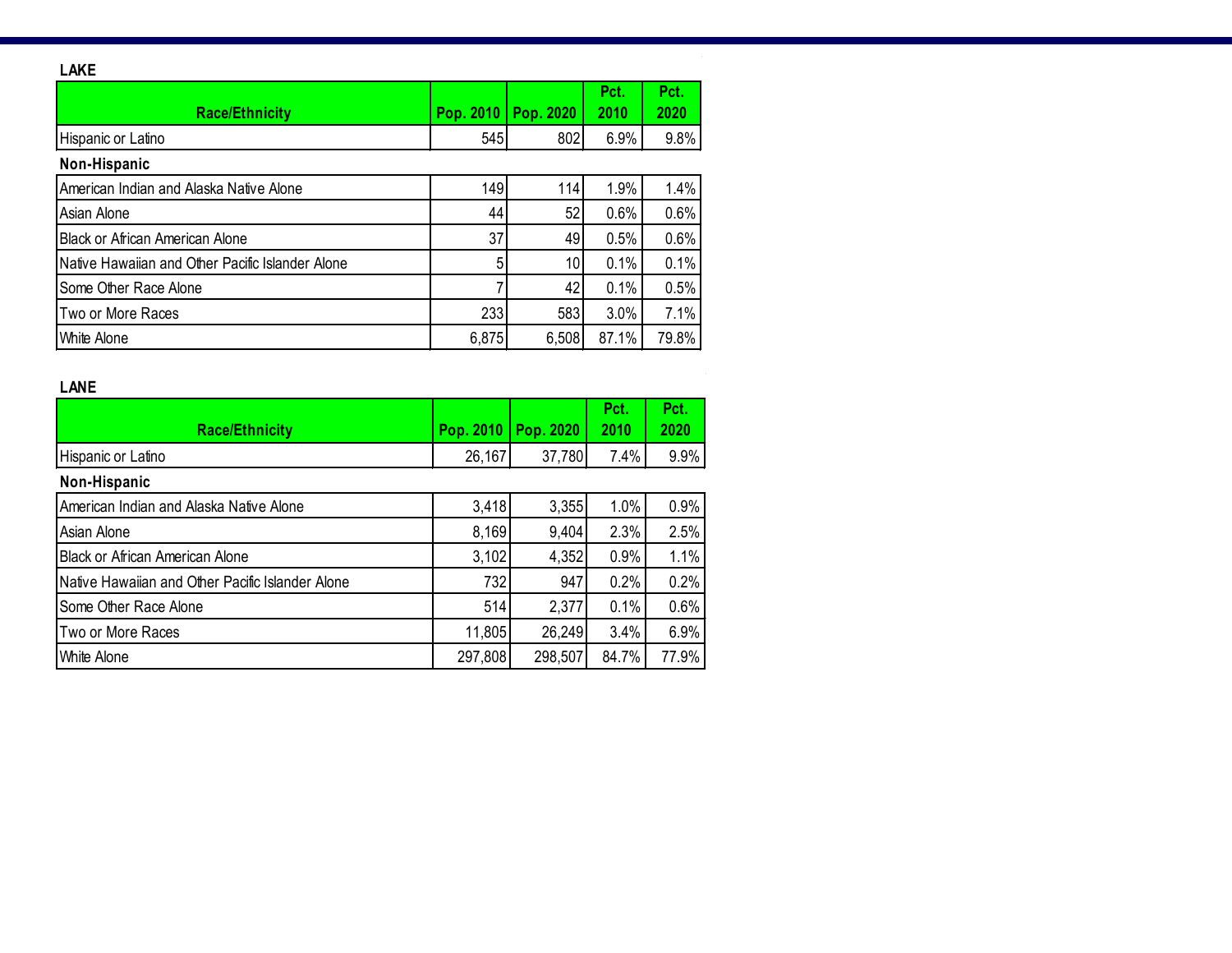## LAKE

| Race/Ethnicity | Pop. 2010 | Pop. 2020 | Pct. 2010 | Pct. 2020 |
|---|---|---|---|---|
| Hispanic or Latino | 545 | 802 | 6.9% | 9.8% |
| **Non-Hispanic** | | | | |
| American Indian and Alaska Native Alone | 149 | 114 | 1.9% | 1.4% |
| Asian Alone | 44 | 52 | 0.6% | 0.6% |
| Black or African American Alone | 37 | 49 | 0.5% | 0.6% |
| Native Hawaiian and Other Pacific Islander Alone | 5 | 10 | 0.1% | 0.1% |
| Some Other Race Alone | 7 | 42 | 0.1% | 0.5% |
| Two or More Races | 233 | 583 | 3.0% | 7.1% |
| White Alone | 6,875 | 6,508 | 87.1% | 79.8% |

## LANE

| Race/Ethnicity | Pop. 2010 | Pop. 2020 | Pct. 2010 | Pct. 2020 |
|---|---|---|---|---|
| Hispanic or Latino | 26,167 | 37,780 | 7.4% | 9.9% |
| **Non-Hispanic** | | | | |
| American Indian and Alaska Native Alone | 3,418 | 3,355 | 1.0% | 0.9% |
| Asian Alone | 8,169 | 9,404 | 2.3% | 2.5% |
| Black or African American Alone | 3,102 | 4,352 | 0.9% | 1.1% |
| Native Hawaiian and Other Pacific Islander Alone | 732 | 947 | 0.2% | 0.2% |
| Some Other Race Alone | 514 | 2,377 | 0.1% | 0.6% |
| Two or More Races | 11,805 | 26,249 | 3.4% | 6.9% |
| White Alone | 297,808 | 298,507 | 84.7% | 77.9% |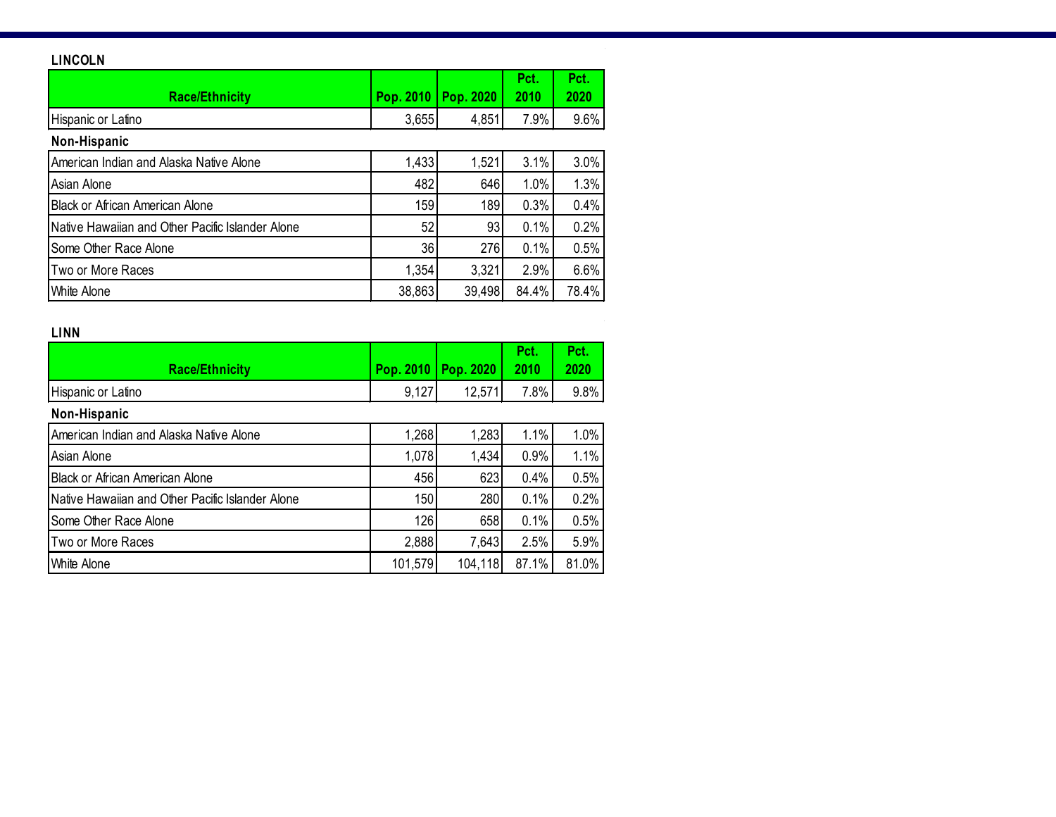## LINCOLN

| Race/Ethnicity | Pop. 2010 | Pop. 2020 | Pct. 2010 | Pct. 2020 |
|---|---|---|---|---|
| Hispanic or Latino | 3,655 | 4,851 | 7.9% | 9.6% |
| **Non-Hispanic** | | | | |
| American Indian and Alaska Native Alone | 1,433 | 1,521 | 3.1% | 3.0% |
| Asian Alone | 482 | 646 | 1.0% | 1.3% |
| Black or African American Alone | 159 | 189 | 0.3% | 0.4% |
| Native Hawaiian and Other Pacific Islander Alone | 52 | 93 | 0.1% | 0.2% |
| Some Other Race Alone | 36 | 276 | 0.1% | 0.5% |
| Two or More Races | 1,354 | 3,321 | 2.9% | 6.6% |
| White Alone | 38,863 | 39,498 | 84.4% | 78.4% |

## LINN

| Race/Ethnicity | Pop. 2010 | Pop. 2020 | Pct. 2010 | Pct. 2020 |
|---|---|---|---|---|
| Hispanic or Latino | 9,127 | 12,571 | 7.8% | 9.8% |
| **Non-Hispanic** | | | | |
| American Indian and Alaska Native Alone | 1,268 | 1,283 | 1.1% | 1.0% |
| Asian Alone | 1,078 | 1,434 | 0.9% | 1.1% |
| Black or African American Alone | 456 | 623 | 0.4% | 0.5% |
| Native Hawaiian and Other Pacific Islander Alone | 150 | 280 | 0.1% | 0.2% |
| Some Other Race Alone | 126 | 658 | 0.1% | 0.5% |
| Two or More Races | 2,888 | 7,643 | 2.5% | 5.9% |
| White Alone | 101,579 | 104,118 | 87.1% | 81.0% |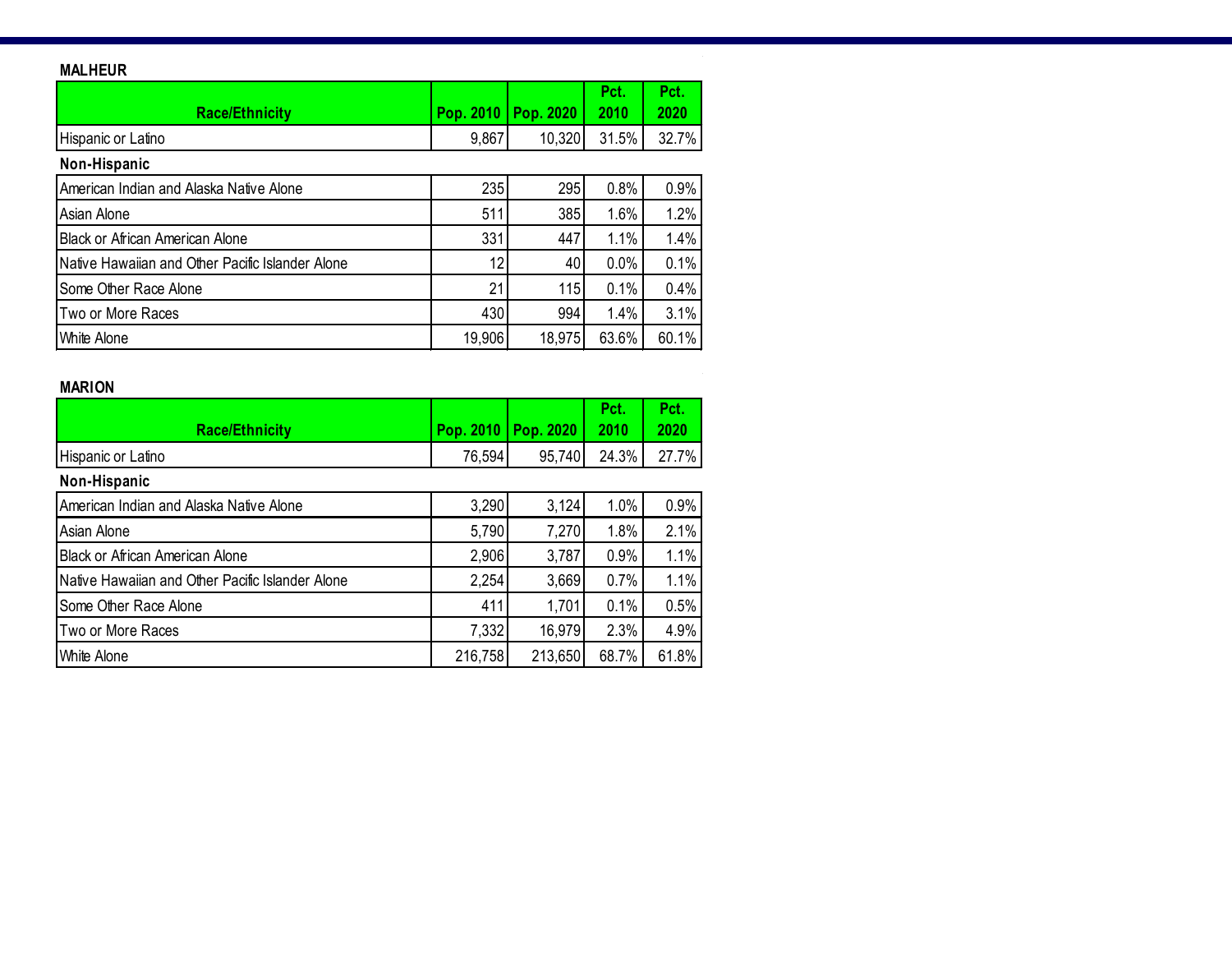**MALHEUR**

| Race/Ethnicity | Pop. 2010 | Pop. 2020 | Pct. 2010 | Pct. 2020 |
|---|---|---|---|---|
| Hispanic or Latino | 9,867 | 10,320 | 31.5% | 32.7% |
| **Non-Hispanic** | | | | |
| American Indian and Alaska Native Alone | 235 | 295 | 0.8% | 0.9% |
| Asian Alone | 511 | 385 | 1.6% | 1.2% |
| Black or African American Alone | 331 | 447 | 1.1% | 1.4% |
| Native Hawaiian and Other Pacific Islander Alone | 12 | 40 | 0.0% | 0.1% |
| Some Other Race Alone | 21 | 115 | 0.1% | 0.4% |
| Two or More Races | 430 | 994 | 1.4% | 3.1% |
| White Alone | 19,906 | 18,975 | 63.6% | 60.1% |

**MARION**

| Race/Ethnicity | Pop. 2010 | Pop. 2020 | Pct. 2010 | Pct. 2020 |
|---|---|---|---|---|
| Hispanic or Latino | 76,594 | 95,740 | 24.3% | 27.7% |
| **Non-Hispanic** | | | | |
| American Indian and Alaska Native Alone | 3,290 | 3,124 | 1.0% | 0.9% |
| Asian Alone | 5,790 | 7,270 | 1.8% | 2.1% |
| Black or African American Alone | 2,906 | 3,787 | 0.9% | 1.1% |
| Native Hawaiian and Other Pacific Islander Alone | 2,254 | 3,669 | 0.7% | 1.1% |
| Some Other Race Alone | 411 | 1,701 | 0.1% | 0.5% |
| Two or More Races | 7,332 | 16,979 | 2.3% | 4.9% |
| White Alone | 216,758 | 213,650 | 68.7% | 61.8% |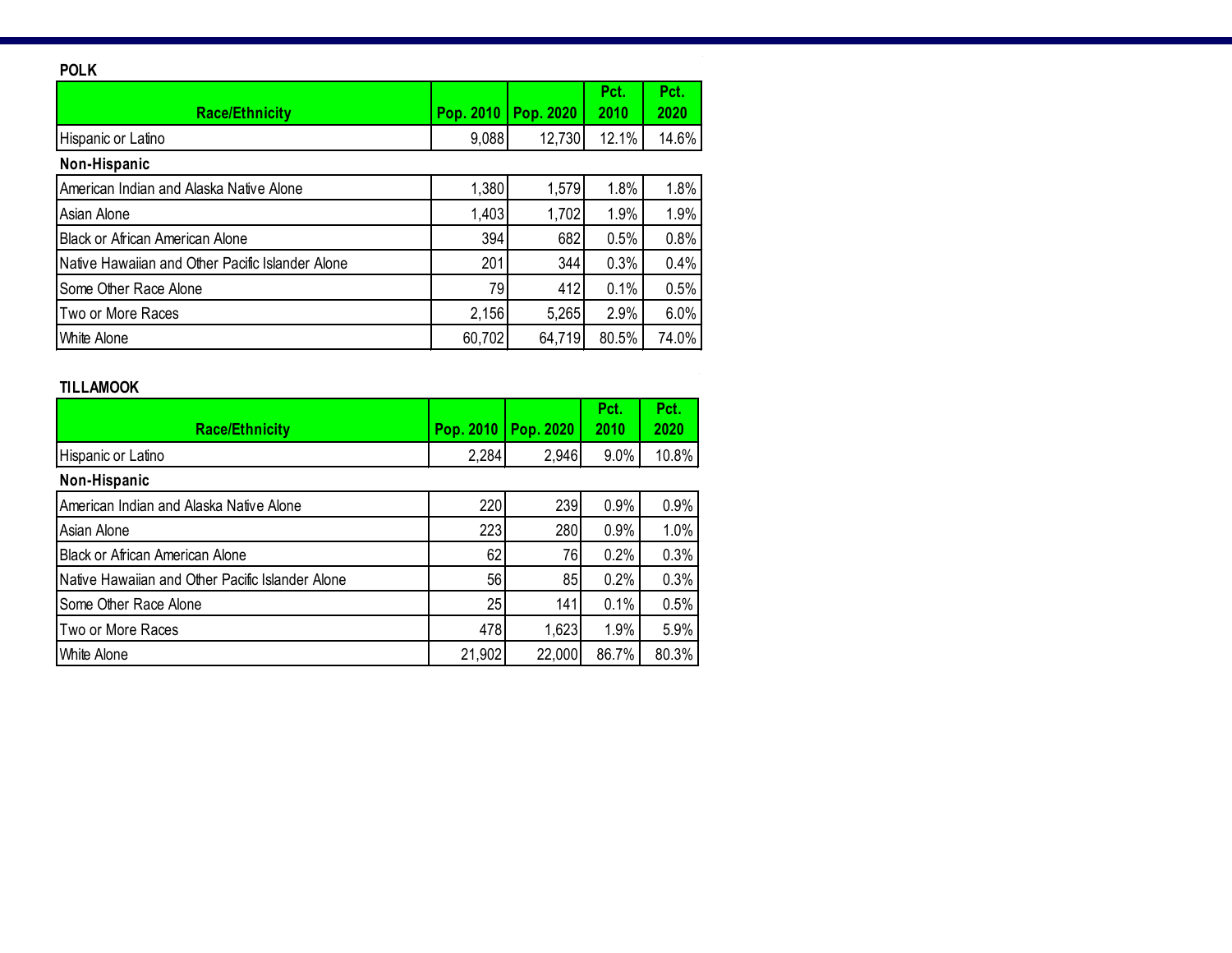## POLK

| Race/Ethnicity | Pop. 2010 | Pop. 2020 | Pct. 2010 | Pct. 2020 |
|---|---|---|---|---|
| Hispanic or Latino | 9,088 | 12,730 | 12.1% | 14.6% |
| **Non-Hispanic** | | | | |
| American Indian and Alaska Native Alone | 1,380 | 1,579 | 1.8% | 1.8% |
| Asian Alone | 1,403 | 1,702 | 1.9% | 1.9% |
| Black or African American Alone | 394 | 682 | 0.5% | 0.8% |
| Native Hawaiian and Other Pacific Islander Alone | 201 | 344 | 0.3% | 0.4% |
| Some Other Race Alone | 79 | 412 | 0.1% | 0.5% |
| Two or More Races | 2,156 | 5,265 | 2.9% | 6.0% |
| White Alone | 60,702 | 64,719 | 80.5% | 74.0% |

## TILLAMOOK

| Race/Ethnicity | Pop. 2010 | Pop. 2020 | Pct. 2010 | Pct. 2020 |
|---|---|---|---|---|
| Hispanic or Latino | 2,284 | 2,946 | 9.0% | 10.8% |
| **Non-Hispanic** | | | | |
| American Indian and Alaska Native Alone | 220 | 239 | 0.9% | 0.9% |
| Asian Alone | 223 | 280 | 0.9% | 1.0% |
| Black or African American Alone | 62 | 76 | 0.2% | 0.3% |
| Native Hawaiian and Other Pacific Islander Alone | 56 | 85 | 0.2% | 0.3% |
| Some Other Race Alone | 25 | 141 | 0.1% | 0.5% |
| Two or More Races | 478 | 1,623 | 1.9% | 5.9% |
| White Alone | 21,902 | 22,000 | 86.7% | 80.3% |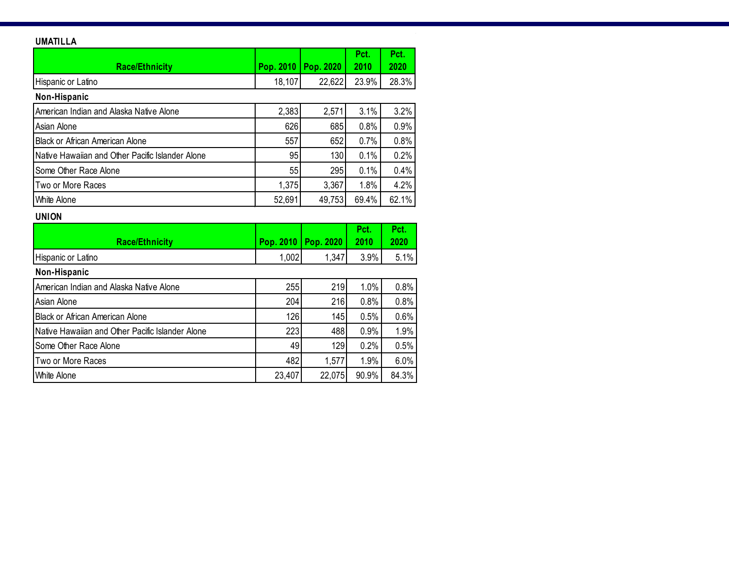## UMATILLA

| Race/Ethnicity | Pop. 2010 | Pop. 2020 | Pct. 2010 | Pct. 2020 |
|---|---|---|---|---|
| Hispanic or Latino | 18,107 | 22,622 | 23.9% | 28.3% |
| **Non-Hispanic** | | | | |
| American Indian and Alaska Native Alone | 2,383 | 2,571 | 3.1% | 3.2% |
| Asian Alone | 626 | 685 | 0.8% | 0.9% |
| Black or African American Alone | 557 | 652 | 0.7% | 0.8% |
| Native Hawaiian and Other Pacific Islander Alone | 95 | 130 | 0.1% | 0.2% |
| Some Other Race Alone | 55 | 295 | 0.1% | 0.4% |
| Two or More Races | 1,375 | 3,367 | 1.8% | 4.2% |
| White Alone | 52,691 | 49,753 | 69.4% | 62.1% |

## UNION

| Race/Ethnicity | Pop. 2010 | Pop. 2020 | Pct. 2010 | Pct. 2020 |
|---|---|---|---|---|
| Hispanic or Latino | 1,002 | 1,347 | 3.9% | 5.1% |
| **Non-Hispanic** | | | | |
| American Indian and Alaska Native Alone | 255 | 219 | 1.0% | 0.8% |
| Asian Alone | 204 | 216 | 0.8% | 0.8% |
| Black or African American Alone | 126 | 145 | 0.5% | 0.6% |
| Native Hawaiian and Other Pacific Islander Alone | 223 | 488 | 0.9% | 1.9% |
| Some Other Race Alone | 49 | 129 | 0.2% | 0.5% |
| Two or More Races | 482 | 1,577 | 1.9% | 6.0% |
| White Alone | 23,407 | 22,075 | 90.9% | 84.3% |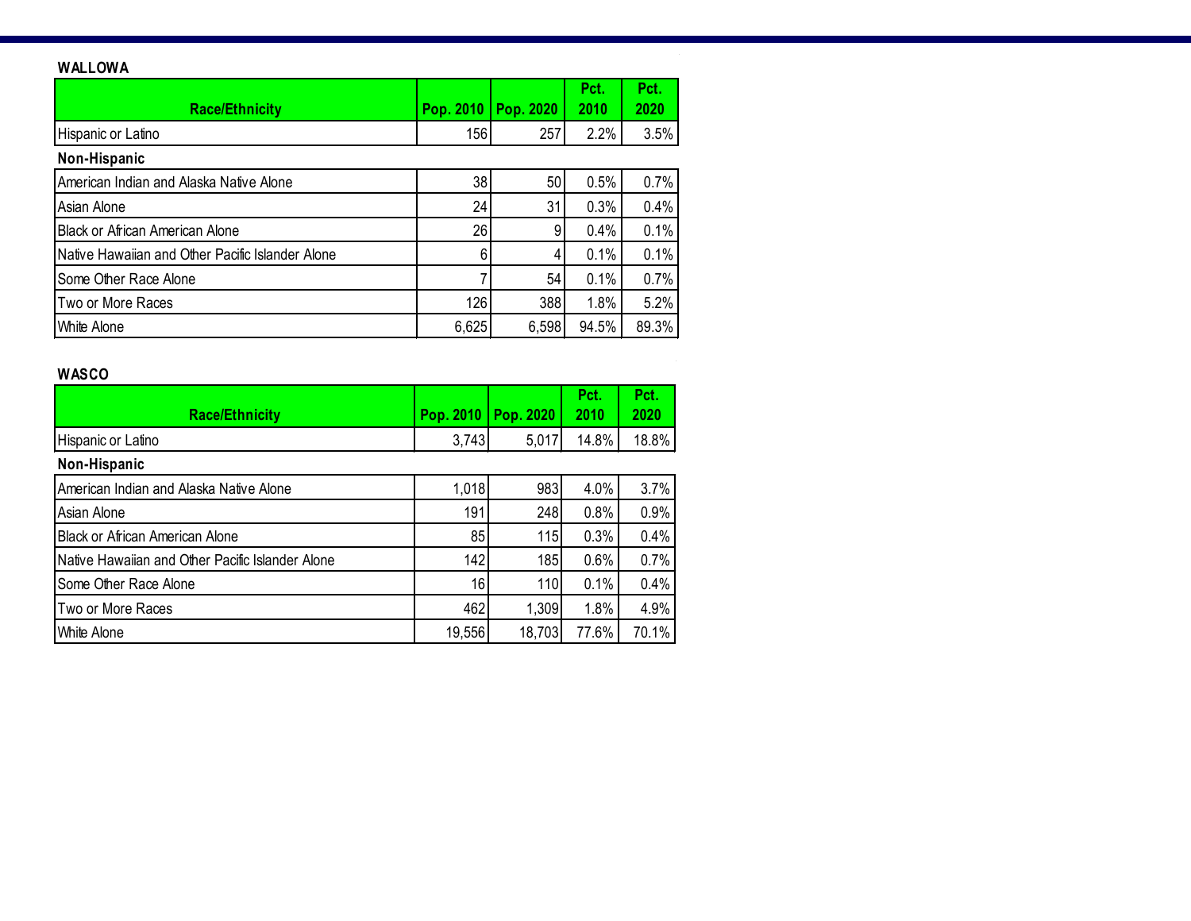**WALLOWA**

| Race/Ethnicity | Pop. 2010 | Pop. 2020 | Pct. 2010 | Pct. 2020 |
|---|---|---|---|---|
| Hispanic or Latino | 156 | 257 | 2.2% | 3.5% |
| **Non-Hispanic** | | | | |
| American Indian and Alaska Native Alone | 38 | 50 | 0.5% | 0.7% |
| Asian Alone | 24 | 31 | 0.3% | 0.4% |
| Black or African American Alone | 26 | 9 | 0.4% | 0.1% |
| Native Hawaiian and Other Pacific Islander Alone | 6 | 4 | 0.1% | 0.1% |
| Some Other Race Alone | 7 | 54 | 0.1% | 0.7% |
| Two or More Races | 126 | 388 | 1.8% | 5.2% |
| White Alone | 6,625 | 6,598 | 94.5% | 89.3% |

**WASCO**

| Race/Ethnicity | Pop. 2010 | Pop. 2020 | Pct. 2010 | Pct. 2020 |
|---|---|---|---|---|
| Hispanic or Latino | 3,743 | 5,017 | 14.8% | 18.8% |
| **Non-Hispanic** | | | | |
| American Indian and Alaska Native Alone | 1,018 | 983 | 4.0% | 3.7% |
| Asian Alone | 191 | 248 | 0.8% | 0.9% |
| Black or African American Alone | 85 | 115 | 0.3% | 0.4% |
| Native Hawaiian and Other Pacific Islander Alone | 142 | 185 | 0.6% | 0.7% |
| Some Other Race Alone | 16 | 110 | 0.1% | 0.4% |
| Two or More Races | 462 | 1,309 | 1.8% | 4.9% |
| White Alone | 19,556 | 18,703 | 77.6% | 70.1% |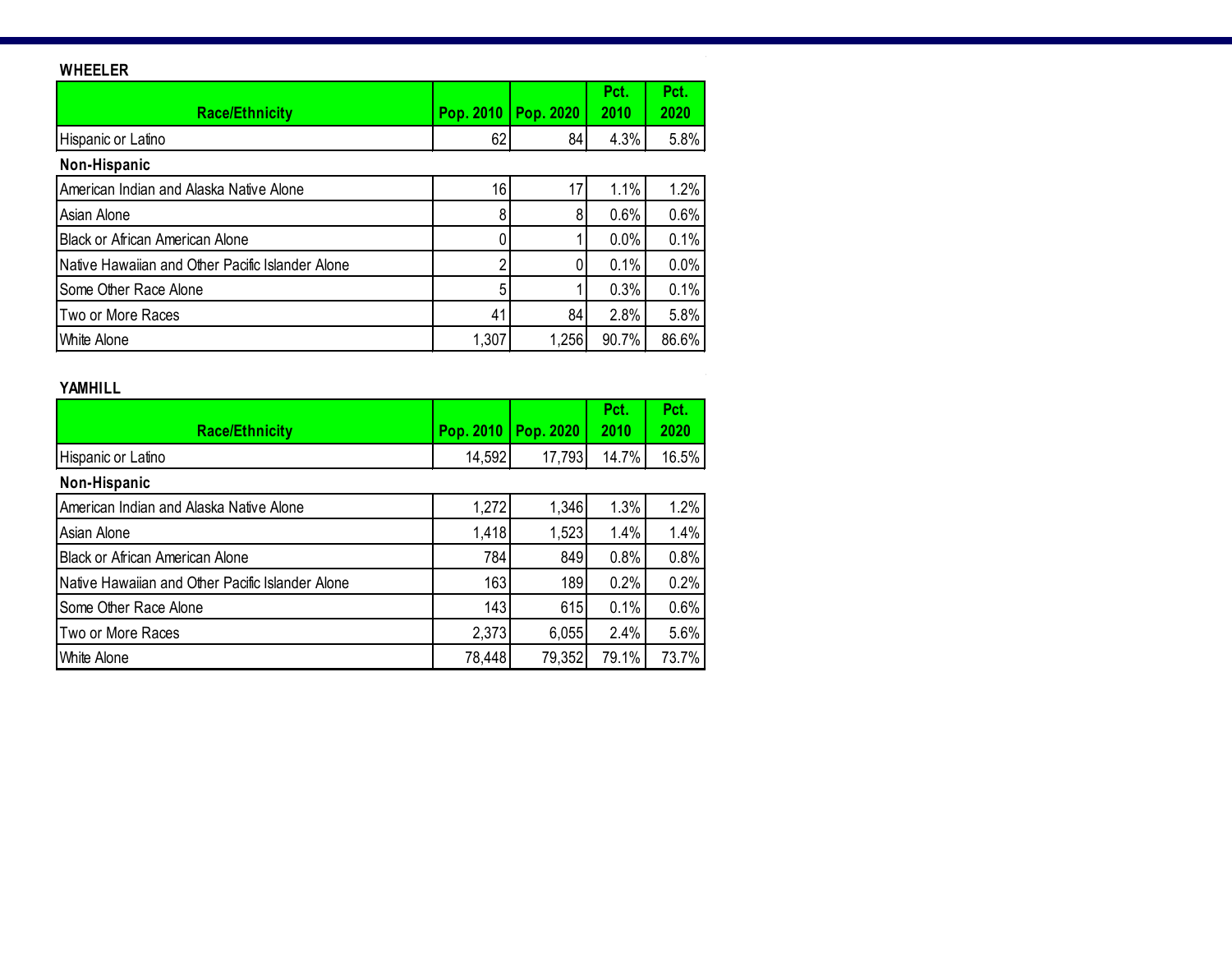## WHEELER

| Race/Ethnicity | Pop. 2010 | Pop. 2020 | Pct. 2010 | Pct. 2020 |
|---|---|---|---|---|
| Hispanic or Latino | 62 | 84 | 4.3% | 5.8% |
| **Non-Hispanic** | | | | |
| American Indian and Alaska Native Alone | 16 | 17 | 1.1% | 1.2% |
| Asian Alone | 8 | 8 | 0.6% | 0.6% |
| Black or African American Alone | 0 | 1 | 0.0% | 0.1% |
| Native Hawaiian and Other Pacific Islander Alone | 2 | 0 | 0.1% | 0.0% |
| Some Other Race Alone | 5 | 1 | 0.3% | 0.1% |
| Two or More Races | 41 | 84 | 2.8% | 5.8% |
| White Alone | 1,307 | 1,256 | 90.7% | 86.6% |

## YAMHILL

| Race/Ethnicity | Pop. 2010 | Pop. 2020 | Pct. 2010 | Pct. 2020 |
|---|---|---|---|---|
| Hispanic or Latino | 14,592 | 17,793 | 14.7% | 16.5% |
| **Non-Hispanic** | | | | |
| American Indian and Alaska Native Alone | 1,272 | 1,346 | 1.3% | 1.2% |
| Asian Alone | 1,418 | 1,523 | 1.4% | 1.4% |
| Black or African American Alone | 784 | 849 | 0.8% | 0.8% |
| Native Hawaiian and Other Pacific Islander Alone | 163 | 189 | 0.2% | 0.2% |
| Some Other Race Alone | 143 | 615 | 0.1% | 0.6% |
| Two or More Races | 2,373 | 6,055 | 2.4% | 5.6% |
| White Alone | 78,448 | 79,352 | 79.1% | 73.7% |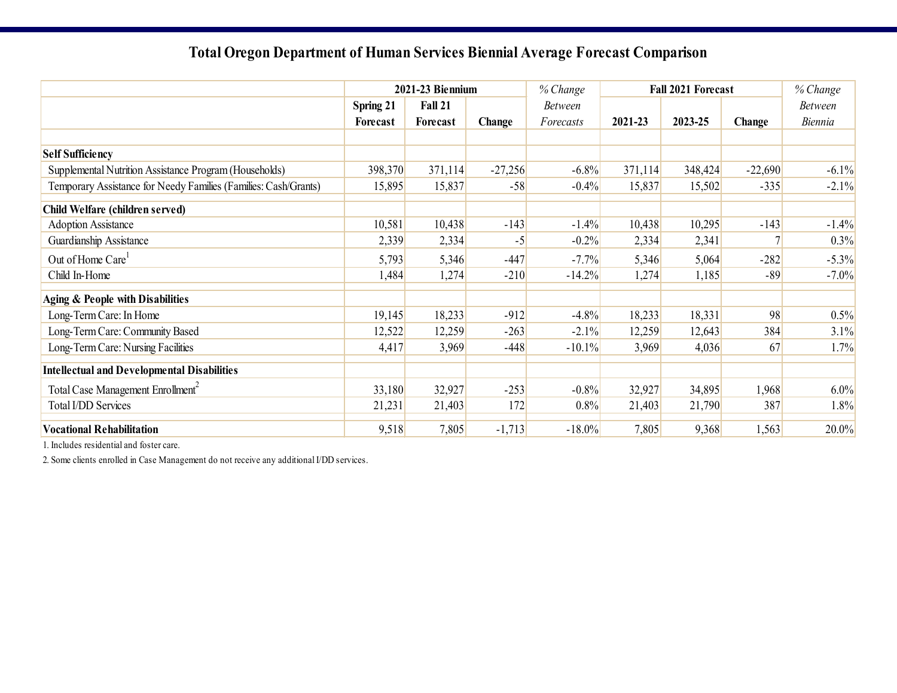# Total Oregon Department of Human Services Biennial Average Forecast Comparison

| | 2021-23 Biennium | | | *% Change* | Fall 2021 Forecast | | | *% Change* |
|---|---|---|---|---|---|---|---|---|
| | Spring 21 Forecast | Fall 21 Forecast | Change | *Between Forecasts* | 2021-23 | 2023-25 | Change | *Between Biennia* |
| **Self Sufficiency** | | | | | | | | |
| Supplemental Nutrition Assistance Program (Households) | 398,370 | 371,114 | -27,256 | -6.8% | 371,114 | 348,424 | -22,690 | -6.1% |
| Temporary Assistance for Needy Families (Families: Cash/Grants) | 15,895 | 15,837 | -58 | -0.4% | 15,837 | 15,502 | -335 | -2.1% |
| **Child Welfare (children served)** | | | | | | | | |
| Adoption Assistance | 10,581 | 10,438 | -143 | -1.4% | 10,438 | 10,295 | -143 | -1.4% |
| Guardianship Assistance | 2,339 | 2,334 | -5 | -0.2% | 2,334 | 2,341 | 7 | 0.3% |
| Out of Home Care[1] | 5,793 | 5,346 | -447 | -7.7% | 5,346 | 5,064 | -282 | -5.3% |
| Child In-Home | 1,484 | 1,274 | -210 | -14.2% | 1,274 | 1,185 | -89 | -7.0% |
| **Aging & People with Disabilities** | | | | | | | | |
| Long-Term Care: In Home | 19,145 | 18,233 | -912 | -4.8% | 18,233 | 18,331 | 98 | 0.5% |
| Long-Term Care: Community Based | 12,522 | 12,259 | -263 | -2.1% | 12,259 | 12,643 | 384 | 3.1% |
| Long-Term Care: Nursing Facilities | 4,417 | 3,969 | -448 | -10.1% | 3,969 | 4,036 | 67 | 1.7% |
| **Intellectual and Developmental Disabilities** | | | | | | | | |
| Total Case Management Enrollment[2] | 33,180 | 32,927 | -253 | -0.8% | 32,927 | 34,895 | 1,968 | 6.0% |
| Total I/DD Services | 21,231 | 21,403 | 172 | 0.8% | 21,403 | 21,790 | 387 | 1.8% |
| **Vocational Rehabilitation** | 9,518 | 7,805 | -1,713 | -18.0% | 7,805 | 9,368 | 1,563 | 20.0% |

1. Includes residential and foster care.

2. Some clients enrolled in Case Management do not receive any additional I/DD services.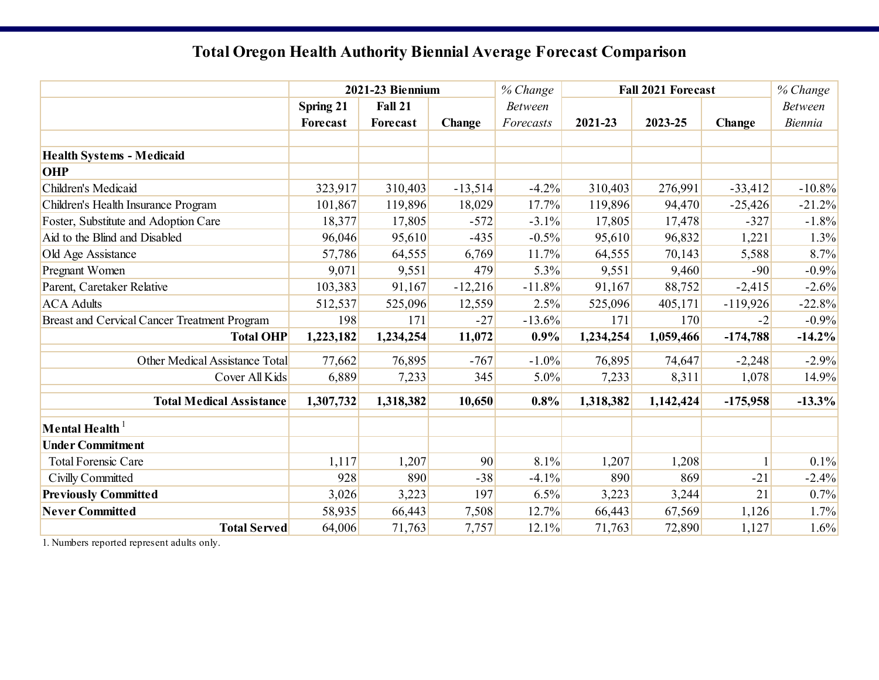# Total Oregon Health Authority Biennial Average Forecast Comparison

| | 2021-23 Biennium | | | *% Change* | Fall 2021 Forecast | | | *% Change* |
|---|---|---|---|---|---|---|---|---|
| | Spring 21 Forecast | Fall 21 Forecast | Change | *Between Forecasts* | 2021-23 | 2023-25 | Change | *Between Biennia* |
| **Health Systems - Medicaid** | | | | | | | | |
| **OHP** | | | | | | | | |
| Children's Medicaid | 323,917 | 310,403 | -13,514 | -4.2% | 310,403 | 276,991 | -33,412 | -10.8% |
| Children's Health Insurance Program | 101,867 | 119,896 | 18,029 | 17.7% | 119,896 | 94,470 | -25,426 | -21.2% |
| Foster, Substitute and Adoption Care | 18,377 | 17,805 | -572 | -3.1% | 17,805 | 17,478 | -327 | -1.8% |
| Aid to the Blind and Disabled | 96,046 | 95,610 | -435 | -0.5% | 95,610 | 96,832 | 1,221 | 1.3% |
| Old Age Assistance | 57,786 | 64,555 | 6,769 | 11.7% | 64,555 | 70,143 | 5,588 | 8.7% |
| Pregnant Women | 9,071 | 9,551 | 479 | 5.3% | 9,551 | 9,460 | -90 | -0.9% |
| Parent, Caretaker Relative | 103,383 | 91,167 | -12,216 | -11.8% | 91,167 | 88,752 | -2,415 | -2.6% |
| ACA Adults | 512,537 | 525,096 | 12,559 | 2.5% | 525,096 | 405,171 | -119,926 | -22.8% |
| Breast and Cervical Cancer Treatment Program | 198 | 171 | -27 | -13.6% | 171 | 170 | -2 | -0.9% |
| **Total OHP** | **1,223,182** | **1,234,254** | **11,072** | **0.9%** | **1,234,254** | **1,059,466** | **-174,788** | **-14.2%** |
| Other Medical Assistance Total | 77,662 | 76,895 | -767 | -1.0% | 76,895 | 74,647 | -2,248 | -2.9% |
| Cover All Kids | 6,889 | 7,233 | 345 | 5.0% | 7,233 | 8,311 | 1,078 | 14.9% |
| **Total Medical Assistance** | **1,307,732** | **1,318,382** | **10,650** | **0.8%** | **1,318,382** | **1,142,424** | **-175,958** | **-13.3%** |
| **Mental Health** [1] | | | | | | | | |
| **Under Commitment** | | | | | | | | |
| Total Forensic Care | 1,117 | 1,207 | 90 | 8.1% | 1,207 | 1,208 | 1 | 0.1% |
| Civilly Committed | 928 | 890 | -38 | -4.1% | 890 | 869 | -21 | -2.4% |
| **Previously Committed** | 3,026 | 3,223 | 197 | 6.5% | 3,223 | 3,244 | 21 | 0.7% |
| **Never Committed** | 58,935 | 66,443 | 7,508 | 12.7% | 66,443 | 67,569 | 1,126 | 1.7% |
| **Total Served** | 64,006 | 71,763 | 7,757 | 12.1% | 71,763 | 72,890 | 1,127 | 1.6% |

1. Numbers reported represent adults only.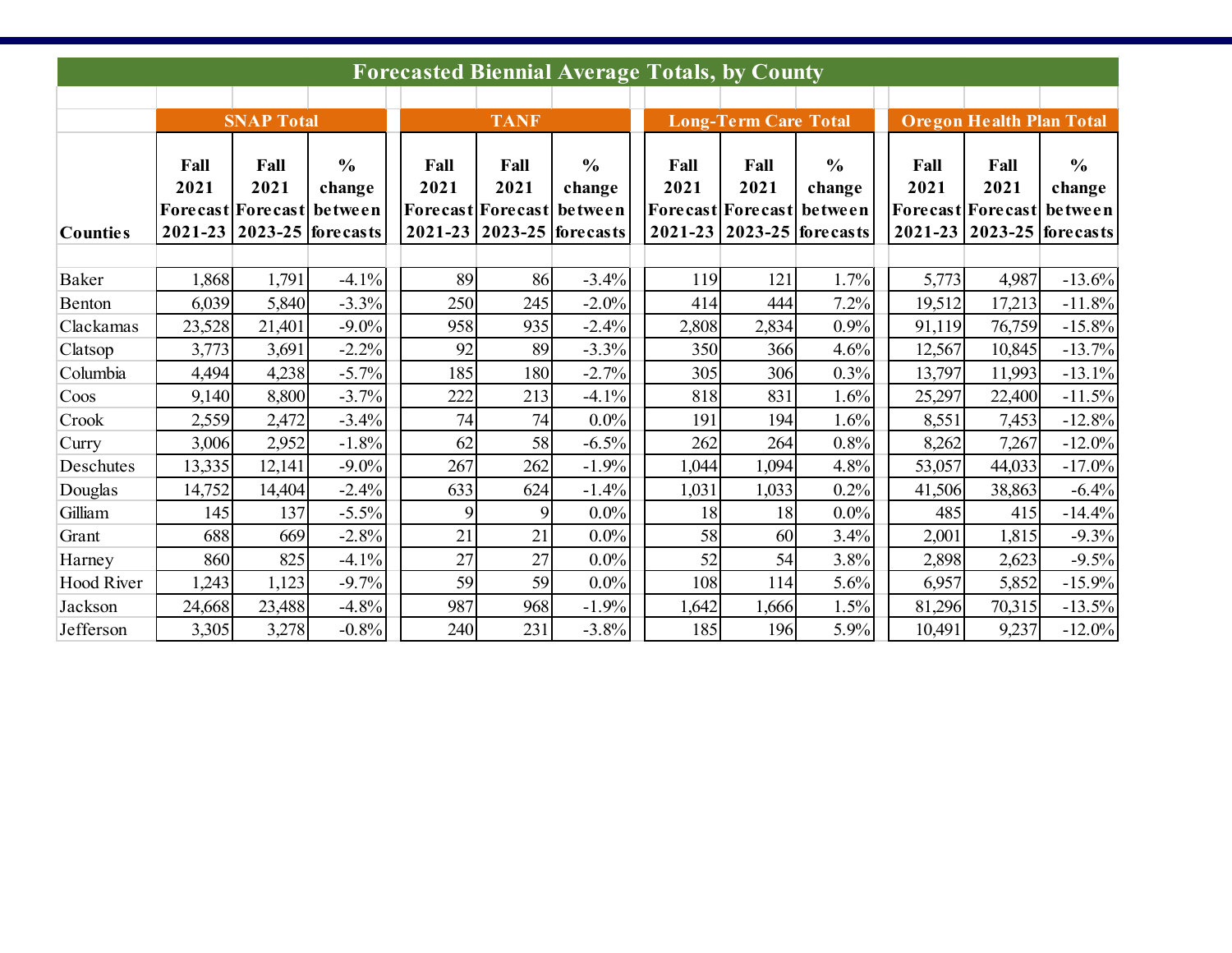## Forecasted Biennial Average Totals, by County

| | SNAP Total | | | TANF | | | Long-Term Care Total | | | Oregon Health Plan Total | | |
|---|---|---|---|---|---|---|---|---|---|---|---|---|
| **Counties** | **Fall 2021 Forecast 2021-23** | **Fall 2021 Forecast 2023-25** | **% change between forecasts** | **Fall 2021 Forecast 2021-23** | **Fall 2021 Forecast 2023-25** | **% change between forecasts** | **Fall 2021 Forecast 2021-23** | **Fall 2021 Forecast 2023-25** | **% change between forecasts** | **Fall 2021 Forecast 2021-23** | **Fall 2021 Forecast 2023-25** | **% change between forecasts** |
| Baker | 1,868 | 1,791 | -4.1% | 89 | 86 | -3.4% | 119 | 121 | 1.7% | 5,773 | 4,987 | -13.6% |
| Benton | 6,039 | 5,840 | -3.3% | 250 | 245 | -2.0% | 414 | 444 | 7.2% | 19,512 | 17,213 | -11.8% |
| Clackamas | 23,528 | 21,401 | -9.0% | 958 | 935 | -2.4% | 2,808 | 2,834 | 0.9% | 91,119 | 76,759 | -15.8% |
| Clatsop | 3,773 | 3,691 | -2.2% | 92 | 89 | -3.3% | 350 | 366 | 4.6% | 12,567 | 10,845 | -13.7% |
| Columbia | 4,494 | 4,238 | -5.7% | 185 | 180 | -2.7% | 305 | 306 | 0.3% | 13,797 | 11,993 | -13.1% |
| Coos | 9,140 | 8,800 | -3.7% | 222 | 213 | -4.1% | 818 | 831 | 1.6% | 25,297 | 22,400 | -11.5% |
| Crook | 2,559 | 2,472 | -3.4% | 74 | 74 | 0.0% | 191 | 194 | 1.6% | 8,551 | 7,453 | -12.8% |
| Curry | 3,006 | 2,952 | -1.8% | 62 | 58 | -6.5% | 262 | 264 | 0.8% | 8,262 | 7,267 | -12.0% |
| Deschutes | 13,335 | 12,141 | -9.0% | 267 | 262 | -1.9% | 1,044 | 1,094 | 4.8% | 53,057 | 44,033 | -17.0% |
| Douglas | 14,752 | 14,404 | -2.4% | 633 | 624 | -1.4% | 1,031 | 1,033 | 0.2% | 41,506 | 38,863 | -6.4% |
| Gilliam | 145 | 137 | -5.5% | 9 | 9 | 0.0% | 18 | 18 | 0.0% | 485 | 415 | -14.4% |
| Grant | 688 | 669 | -2.8% | 21 | 21 | 0.0% | 58 | 60 | 3.4% | 2,001 | 1,815 | -9.3% |
| Harney | 860 | 825 | -4.1% | 27 | 27 | 0.0% | 52 | 54 | 3.8% | 2,898 | 2,623 | -9.5% |
| Hood River | 1,243 | 1,123 | -9.7% | 59 | 59 | 0.0% | 108 | 114 | 5.6% | 6,957 | 5,852 | -15.9% |
| Jackson | 24,668 | 23,488 | -4.8% | 987 | 968 | -1.9% | 1,642 | 1,666 | 1.5% | 81,296 | 70,315 | -13.5% |
| Jefferson | 3,305 | 3,278 | -0.8% | 240 | 231 | -3.8% | 185 | 196 | 5.9% | 10,491 | 9,237 | -12.0% |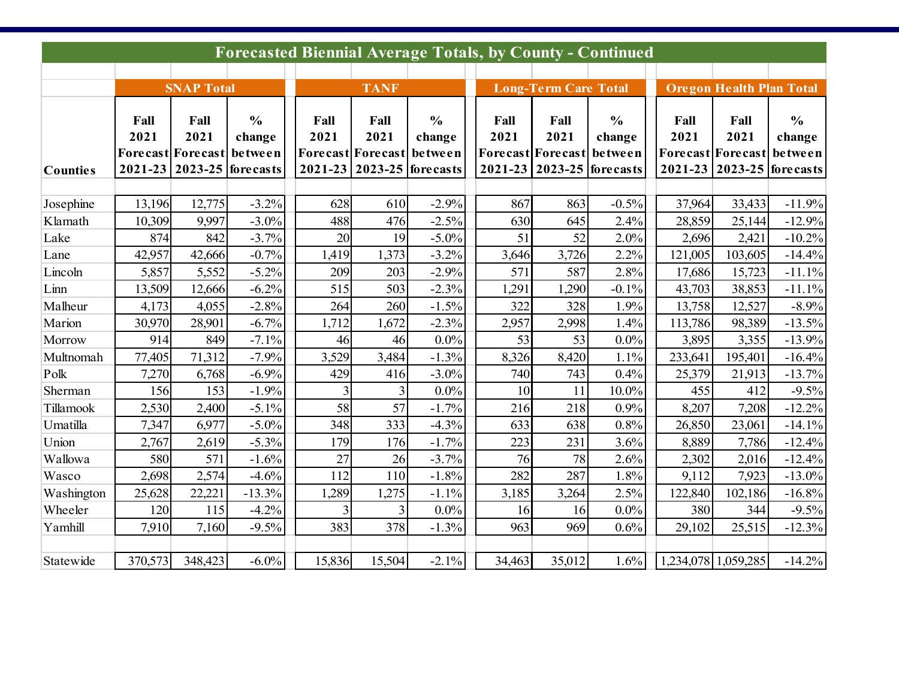## Forecasted Biennial Average Totals, by County - Continued

| Counties | SNAP Total | | | TANF | | | Long-Term Care Total | | | Oregon Health Plan Total | | |
|---|---|---|---|---|---|---|---|---|---|---|---|---|
| | Fall 2021 Forecast 2021-23 | Fall 2021 Forecast 2023-25 | % change between forecasts | Fall 2021 Forecast 2021-23 | Fall 2021 Forecast 2023-25 | % change between forecasts | Fall 2021 Forecast 2021-23 | Fall 2021 Forecast 2023-25 | % change between forecasts | Fall 2021 Forecast 2021-23 | Fall 2021 Forecast 2023-25 | % change between forecasts |
| Josephine | 13,196 | 12,775 | -3.2% | 628 | 610 | -2.9% | 867 | 863 | -0.5% | 37,964 | 33,433 | -11.9% |
| Klamath | 10,309 | 9,997 | -3.0% | 488 | 476 | -2.5% | 630 | 645 | 2.4% | 28,859 | 25,144 | -12.9% |
| Lake | 874 | 842 | -3.7% | 20 | 19 | -5.0% | 51 | 52 | 2.0% | 2,696 | 2,421 | -10.2% |
| Lane | 42,957 | 42,666 | -0.7% | 1,419 | 1,373 | -3.2% | 3,646 | 3,726 | 2.2% | 121,005 | 103,605 | -14.4% |
| Lincoln | 5,857 | 5,552 | -5.2% | 209 | 203 | -2.9% | 571 | 587 | 2.8% | 17,686 | 15,723 | -11.1% |
| Linn | 13,509 | 12,666 | -6.2% | 515 | 503 | -2.3% | 1,291 | 1,290 | -0.1% | 43,703 | 38,853 | -11.1% |
| Malheur | 4,173 | 4,055 | -2.8% | 264 | 260 | -1.5% | 322 | 328 | 1.9% | 13,758 | 12,527 | -8.9% |
| Marion | 30,970 | 28,901 | -6.7% | 1,712 | 1,672 | -2.3% | 2,957 | 2,998 | 1.4% | 113,786 | 98,389 | -13.5% |
| Morrow | 914 | 849 | -7.1% | 46 | 46 | 0.0% | 53 | 53 | 0.0% | 3,895 | 3,355 | -13.9% |
| Multnomah | 77,405 | 71,312 | -7.9% | 3,529 | 3,484 | -1.3% | 8,326 | 8,420 | 1.1% | 233,641 | 195,401 | -16.4% |
| Polk | 7,270 | 6,768 | -6.9% | 429 | 416 | -3.0% | 740 | 743 | 0.4% | 25,379 | 21,913 | -13.7% |
| Sherman | 156 | 153 | -1.9% | 3 | 3 | 0.0% | 10 | 11 | 10.0% | 455 | 412 | -9.5% |
| Tillamook | 2,530 | 2,400 | -5.1% | 58 | 57 | -1.7% | 216 | 218 | 0.9% | 8,207 | 7,208 | -12.2% |
| Umatilla | 7,347 | 6,977 | -5.0% | 348 | 333 | -4.3% | 633 | 638 | 0.8% | 26,850 | 23,061 | -14.1% |
| Union | 2,767 | 2,619 | -5.3% | 179 | 176 | -1.7% | 223 | 231 | 3.6% | 8,889 | 7,786 | -12.4% |
| Wallowa | 580 | 571 | -1.6% | 27 | 26 | -3.7% | 76 | 78 | 2.6% | 2,302 | 2,016 | -12.4% |
| Wasco | 2,698 | 2,574 | -4.6% | 112 | 110 | -1.8% | 282 | 287 | 1.8% | 9,112 | 7,923 | -13.0% |
| Washington | 25,628 | 22,221 | -13.3% | 1,289 | 1,275 | -1.1% | 3,185 | 3,264 | 2.5% | 122,840 | 102,186 | -16.8% |
| Wheeler | 120 | 115 | -4.2% | 3 | 3 | 0.0% | 16 | 16 | 0.0% | 380 | 344 | -9.5% |
| Yamhill | 7,910 | 7,160 | -9.5% | 383 | 378 | -1.3% | 963 | 969 | 0.6% | 29,102 | 25,515 | -12.3% |
| Statewide | 370,573 | 348,423 | -6.0% | 15,836 | 15,504 | -2.1% | 34,463 | 35,012 | 1.6% | 1,234,078 | 1,059,285 | -14.2% |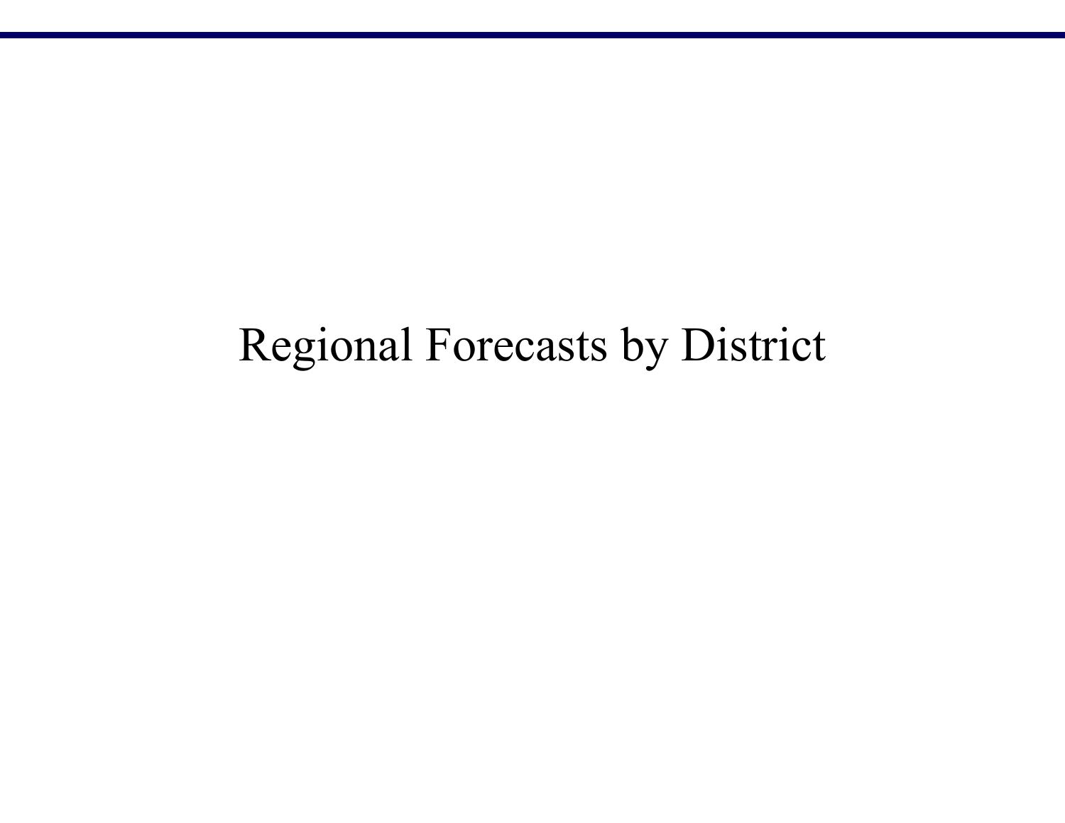# Regional Forecasts by District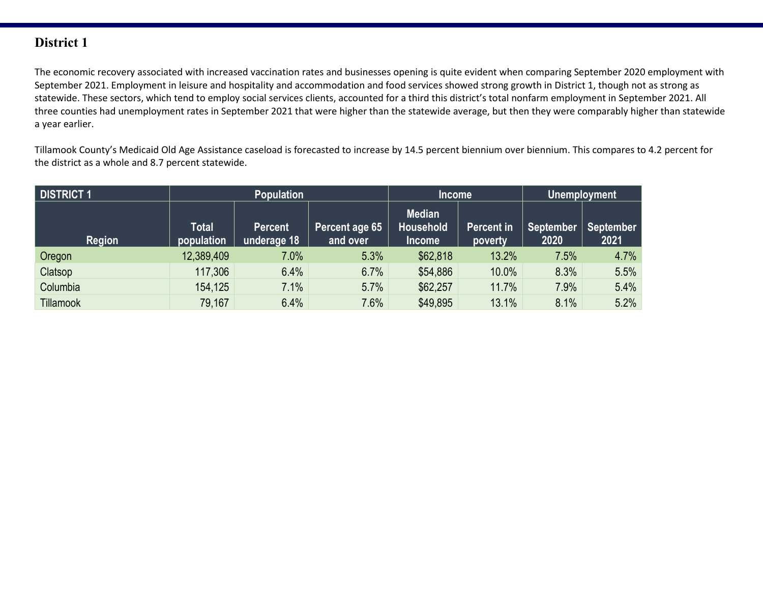## District 1

The economic recovery associated with increased vaccination rates and businesses opening is quite evident when comparing September 2020 employment with September 2021. Employment in leisure and hospitality and accommodation and food services showed strong growth in District 1, though not as strong as statewide. These sectors, which tend to employ social services clients, accounted for a third this district's total nonfarm employment in September 2021. All three counties had unemployment rates in September 2021 that were higher than the statewide average, but then they were comparably higher than statewide a year earlier.

Tillamook County's Medicaid Old Age Assistance caseload is forecasted to increase by 14.5 percent biennium over biennium. This compares to 4.2 percent for the district as a whole and 8.7 percent statewide.

| DISTRICT 1 | Population | | | Income | | Unemployment | |
|---|---|---|---|---|---|---|---|
| Region | Total population | Percent underage 18 | Percent age 65 and over | Median Household Income | Percent in poverty | September 2020 | September 2021 |
| Oregon | 12,389,409 | 7.0% | 5.3% | $62,818 | 13.2% | 7.5% | 4.7% |
| Clatsop | 117,306 | 6.4% | 6.7% | $54,886 | 10.0% | 8.3% | 5.5% |
| Columbia | 154,125 | 7.1% | 5.7% | $62,257 | 11.7% | 7.9% | 5.4% |
| Tillamook | 79,167 | 6.4% | 7.6% | $49,895 | 13.1% | 8.1% | 5.2% |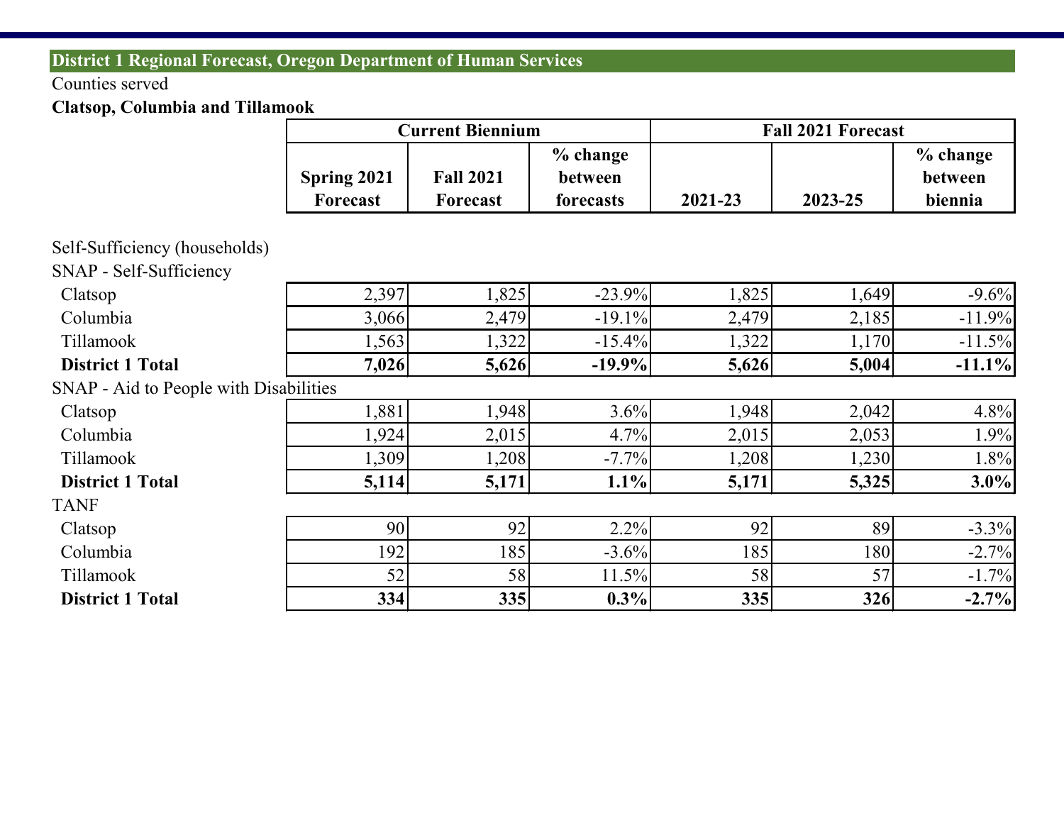## District 1 Regional Forecast, Oregon Department of Human Services

Counties served

**Clatsop, Columbia and Tillamook**

| | Current Biennium | | | Fall 2021 Forecast | | |
|---|---|---|---|---|---|---|
| | **Spring 2021 Forecast** | **Fall 2021 Forecast** | **% change between forecasts** | **2021-23** | **2023-25** | **% change between biennia** |
| Self-Sufficiency (households) | | | | | | |
| SNAP - Self-Sufficiency | | | | | | |
| Clatsop | 2,397 | 1,825 | -23.9% | 1,825 | 1,649 | -9.6% |
| Columbia | 3,066 | 2,479 | -19.1% | 2,479 | 2,185 | -11.9% |
| Tillamook | 1,563 | 1,322 | -15.4% | 1,322 | 1,170 | -11.5% |
| **District 1 Total** | **7,026** | **5,626** | **-19.9%** | **5,626** | **5,004** | **-11.1%** |
| SNAP - Aid to People with Disabilities | | | | | | |
| Clatsop | 1,881 | 1,948 | 3.6% | 1,948 | 2,042 | 4.8% |
| Columbia | 1,924 | 2,015 | 4.7% | 2,015 | 2,053 | 1.9% |
| Tillamook | 1,309 | 1,208 | -7.7% | 1,208 | 1,230 | 1.8% |
| **District 1 Total** | **5,114** | **5,171** | **1.1%** | **5,171** | **5,325** | **3.0%** |
| TANF | | | | | | |
| Clatsop | 90 | 92 | 2.2% | 92 | 89 | -3.3% |
| Columbia | 192 | 185 | -3.6% | 185 | 180 | -2.7% |
| Tillamook | 52 | 58 | 11.5% | 58 | 57 | -1.7% |
| **District 1 Total** | **334** | **335** | **0.3%** | **335** | **326** | **-2.7%** |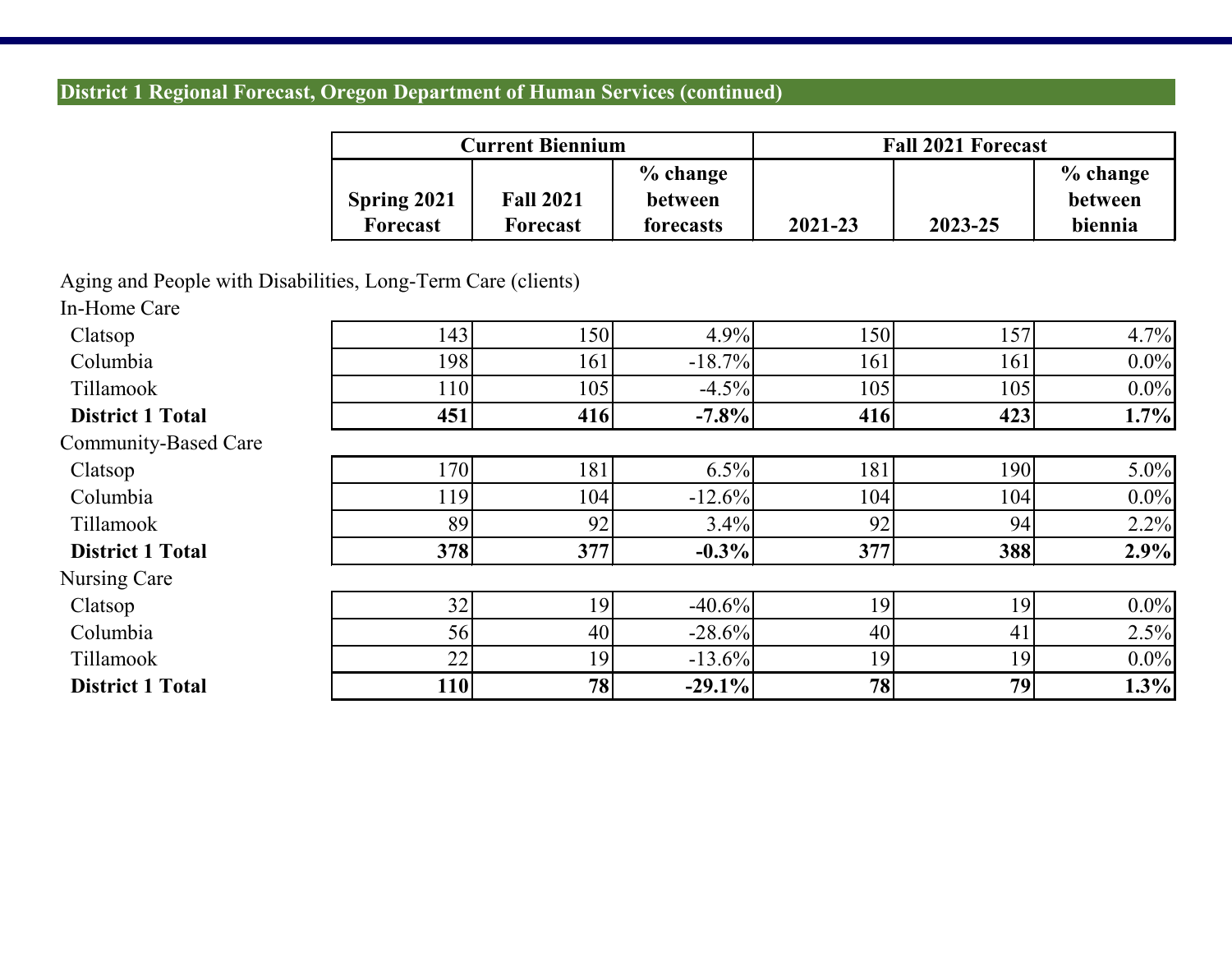## District 1 Regional Forecast, Oregon Department of Human Services (continued)

| | Current Biennium | | | Fall 2021 Forecast | | |
|---|---|---|---|---|---|---|
| | Spring 2021 Forecast | Fall 2021 Forecast | % change between forecasts | 2021-23 | 2023-25 | % change between biennia |
| **Aging and People with Disabilities, Long-Term Care (clients)** | | | | | | |
| **In-Home Care** | | | | | | |
| Clatsop | 143 | 150 | 4.9% | 150 | 157 | 4.7% |
| Columbia | 198 | 161 | -18.7% | 161 | 161 | 0.0% |
| Tillamook | 110 | 105 | -4.5% | 105 | 105 | 0.0% |
| **District 1 Total** | **451** | **416** | **-7.8%** | **416** | **423** | **1.7%** |
| **Community-Based Care** | | | | | | |
| Clatsop | 170 | 181 | 6.5% | 181 | 190 | 5.0% |
| Columbia | 119 | 104 | -12.6% | 104 | 104 | 0.0% |
| Tillamook | 89 | 92 | 3.4% | 92 | 94 | 2.2% |
| **District 1 Total** | **378** | **377** | **-0.3%** | **377** | **388** | **2.9%** |
| **Nursing Care** | | | | | | |
| Clatsop | 32 | 19 | -40.6% | 19 | 19 | 0.0% |
| Columbia | 56 | 40 | -28.6% | 40 | 41 | 2.5% |
| Tillamook | 22 | 19 | -13.6% | 19 | 19 | 0.0% |
| **District 1 Total** | **110** | **78** | **-29.1%** | **78** | **79** | **1.3%** |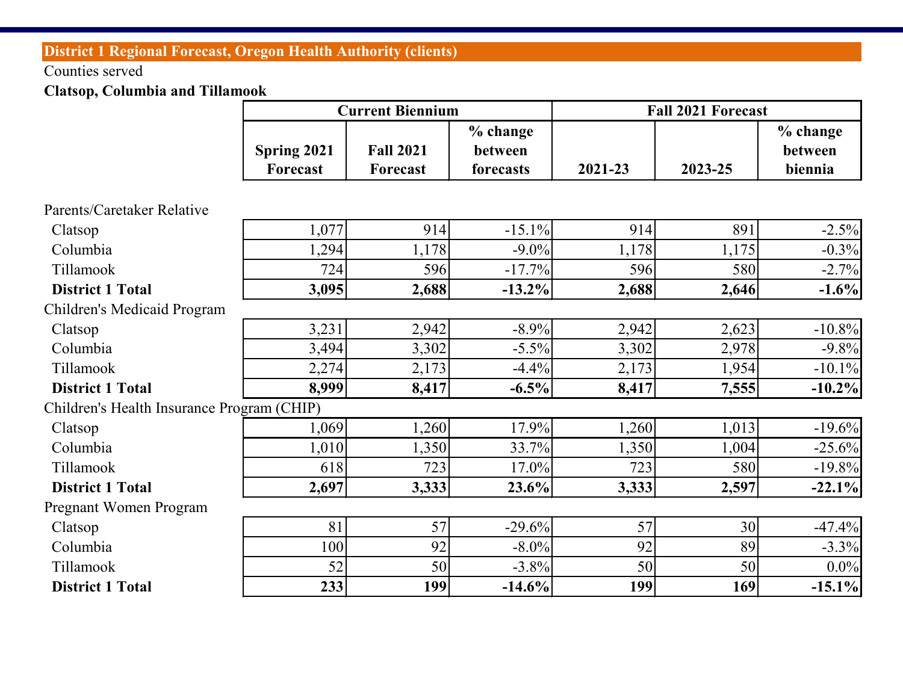## District 1 Regional Forecast, Oregon Health Authority (clients)

Counties served

**Clatsop, Columbia and Tillamook**

| | Current Biennium | | | Fall 2021 Forecast | | |
|---|---|---|---|---|---|---|
| | Spring 2021 Forecast | Fall 2021 Forecast | % change between forecasts | 2021-23 | 2023-25 | % change between biennia |
| Parents/Caretaker Relative | | | | | | |
| Clatsop | 1,077 | 914 | -15.1% | 914 | 891 | -2.5% |
| Columbia | 1,294 | 1,178 | -9.0% | 1,178 | 1,175 | -0.3% |
| Tillamook | 724 | 596 | -17.7% | 596 | 580 | -2.7% |
| **District 1 Total** | **3,095** | **2,688** | **-13.2%** | **2,688** | **2,646** | **-1.6%** |
| Children's Medicaid Program | | | | | | |
| Clatsop | 3,231 | 2,942 | -8.9% | 2,942 | 2,623 | -10.8% |
| Columbia | 3,494 | 3,302 | -5.5% | 3,302 | 2,978 | -9.8% |
| Tillamook | 2,274 | 2,173 | -4.4% | 2,173 | 1,954 | -10.1% |
| **District 1 Total** | **8,999** | **8,417** | **-6.5%** | **8,417** | **7,555** | **-10.2%** |
| Children's Health Insurance Program (CHIP) | | | | | | |
| Clatsop | 1,069 | 1,260 | 17.9% | 1,260 | 1,013 | -19.6% |
| Columbia | 1,010 | 1,350 | 33.7% | 1,350 | 1,004 | -25.6% |
| Tillamook | 618 | 723 | 17.0% | 723 | 580 | -19.8% |
| **District 1 Total** | **2,697** | **3,333** | **23.6%** | **3,333** | **2,597** | **-22.1%** |
| Pregnant Women Program | | | | | | |
| Clatsop | 81 | 57 | -29.6% | 57 | 30 | -47.4% |
| Columbia | 100 | 92 | -8.0% | 92 | 89 | -3.3% |
| Tillamook | 52 | 50 | -3.8% | 50 | 50 | 0.0% |
| **District 1 Total** | **233** | **199** | **-14.6%** | **199** | **169** | **-15.1%** |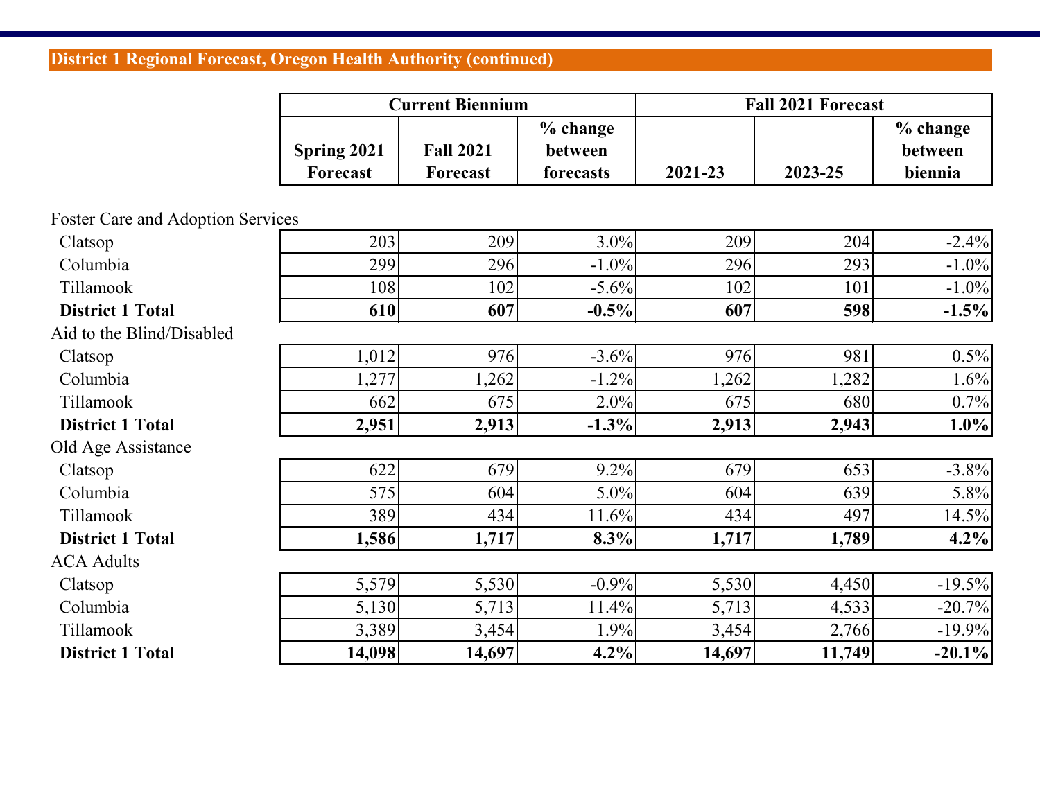## District 1 Regional Forecast, Oregon Health Authority (continued)

| | Current Biennium | | | Fall 2021 Forecast | | |
|---|---|---|---|---|---|---|
| | Spring 2021 Forecast | Fall 2021 Forecast | % change between forecasts | 2021-23 | 2023-25 | % change between biennia |
| Foster Care and Adoption Services | | | | | | |
| Clatsop | 203 | 209 | 3.0% | 209 | 204 | -2.4% |
| Columbia | 299 | 296 | -1.0% | 296 | 293 | -1.0% |
| Tillamook | 108 | 102 | -5.6% | 102 | 101 | -1.0% |
| **District 1 Total** | **610** | **607** | **-0.5%** | **607** | **598** | **-1.5%** |
| Aid to the Blind/Disabled | | | | | | |
| Clatsop | 1,012 | 976 | -3.6% | 976 | 981 | 0.5% |
| Columbia | 1,277 | 1,262 | -1.2% | 1,262 | 1,282 | 1.6% |
| Tillamook | 662 | 675 | 2.0% | 675 | 680 | 0.7% |
| **District 1 Total** | **2,951** | **2,913** | **-1.3%** | **2,913** | **2,943** | **1.0%** |
| Old Age Assistance | | | | | | |
| Clatsop | 622 | 679 | 9.2% | 679 | 653 | -3.8% |
| Columbia | 575 | 604 | 5.0% | 604 | 639 | 5.8% |
| Tillamook | 389 | 434 | 11.6% | 434 | 497 | 14.5% |
| **District 1 Total** | **1,586** | **1,717** | **8.3%** | **1,717** | **1,789** | **4.2%** |
| ACA Adults | | | | | | |
| Clatsop | 5,579 | 5,530 | -0.9% | 5,530 | 4,450 | -19.5% |
| Columbia | 5,130 | 5,713 | 11.4% | 5,713 | 4,533 | -20.7% |
| Tillamook | 3,389 | 3,454 | 1.9% | 3,454 | 2,766 | -19.9% |
| **District 1 Total** | **14,098** | **14,697** | **4.2%** | **14,697** | **11,749** | **-20.1%** |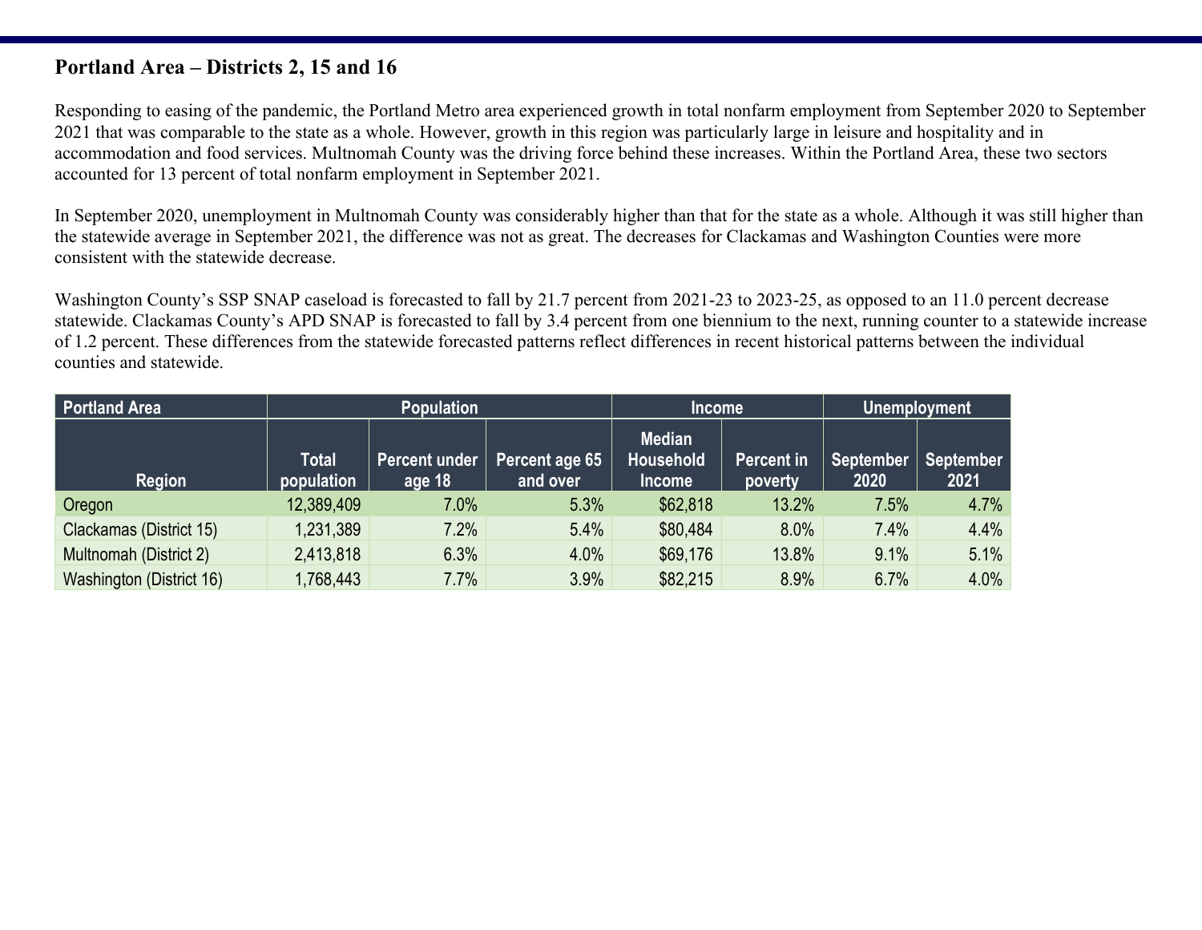## Portland Area – Districts 2, 15 and 16

Responding to easing of the pandemic, the Portland Metro area experienced growth in total nonfarm employment from September 2020 to September 2021 that was comparable to the state as a whole. However, growth in this region was particularly large in leisure and hospitality and in accommodation and food services. Multnomah County was the driving force behind these increases. Within the Portland Area, these two sectors accounted for 13 percent of total nonfarm employment in September 2021.

In September 2020, unemployment in Multnomah County was considerably higher than that for the state as a whole. Although it was still higher than the statewide average in September 2021, the difference was not as great. The decreases for Clackamas and Washington Counties were more consistent with the statewide decrease.

Washington County's SSP SNAP caseload is forecasted to fall by 21.7 percent from 2021-23 to 2023-25, as opposed to an 11.0 percent decrease statewide. Clackamas County's APD SNAP is forecasted to fall by 3.4 percent from one biennium to the next, running counter to a statewide increase of 1.2 percent. These differences from the statewide forecasted patterns reflect differences in recent historical patterns between the individual counties and statewide.

| Portland Area | Population | | | Income | | Unemployment | |
|---|---|---|---|---|---|---|---|
| Region | Total population | Percent under age 18 | Percent age 65 and over | Median Household Income | Percent in poverty | September 2020 | September 2021 |
| Oregon | 12,389,409 | 7.0% | 5.3% | $62,818 | 13.2% | 7.5% | 4.7% |
| Clackamas (District 15) | 1,231,389 | 7.2% | 5.4% | $80,484 | 8.0% | 7.4% | 4.4% |
| Multnomah (District 2) | 2,413,818 | 6.3% | 4.0% | $69,176 | 13.8% | 9.1% | 5.1% |
| Washington (District 16) | 1,768,443 | 7.7% | 3.9% | $82,215 | 8.9% | 6.7% | 4.0% |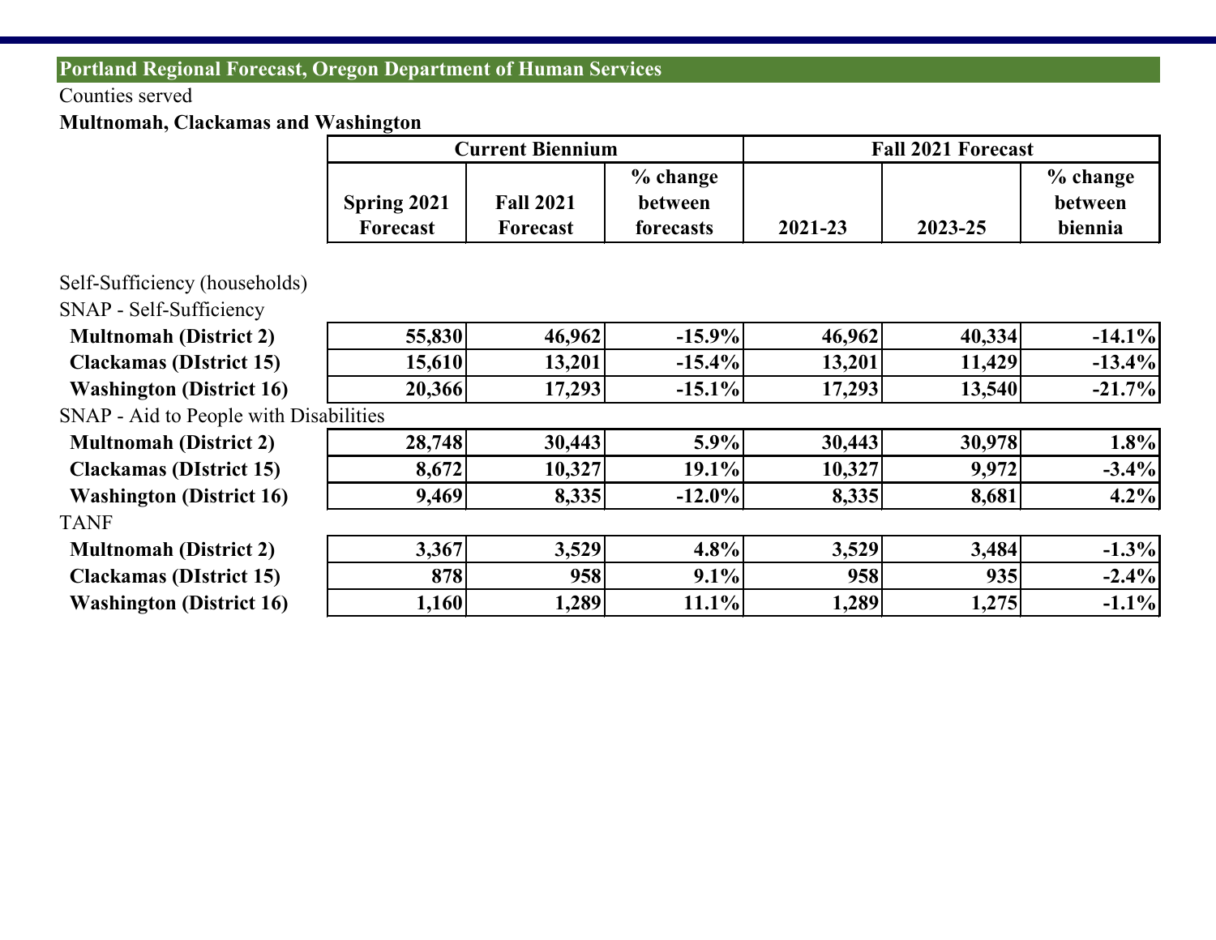## Portland Regional Forecast, Oregon Department of Human Services

Counties served

**Multnomah, Clackamas and Washington**

| | Current Biennium | | | Fall 2021 Forecast | | |
|---|---|---|---|---|---|---|
| | Spring 2021 Forecast | Fall 2021 Forecast | % change between forecasts | 2021-23 | 2023-25 | % change between biennia |
| Self-Sufficiency (households) | | | | | | |
| SNAP - Self-Sufficiency | | | | | | |
| **Multnomah (District 2)** | **55,830** | **46,962** | **-15.9%** | **46,962** | **40,334** | **-14.1%** |
| **Clackamas (DIstrict 15)** | **15,610** | **13,201** | **-15.4%** | **13,201** | **11,429** | **-13.4%** |
| **Washington (District 16)** | **20,366** | **17,293** | **-15.1%** | **17,293** | **13,540** | **-21.7%** |
| SNAP - Aid to People with Disabilities | | | | | | |
| **Multnomah (District 2)** | **28,748** | **30,443** | **5.9%** | **30,443** | **30,978** | **1.8%** |
| **Clackamas (DIstrict 15)** | **8,672** | **10,327** | **19.1%** | **10,327** | **9,972** | **-3.4%** |
| **Washington (District 16)** | **9,469** | **8,335** | **-12.0%** | **8,335** | **8,681** | **4.2%** |
| TANF | | | | | | |
| **Multnomah (District 2)** | **3,367** | **3,529** | **4.8%** | **3,529** | **3,484** | **-1.3%** |
| **Clackamas (DIstrict 15)** | **878** | **958** | **9.1%** | **958** | **935** | **-2.4%** |
| **Washington (District 16)** | **1,160** | **1,289** | **11.1%** | **1,289** | **1,275** | **-1.1%** |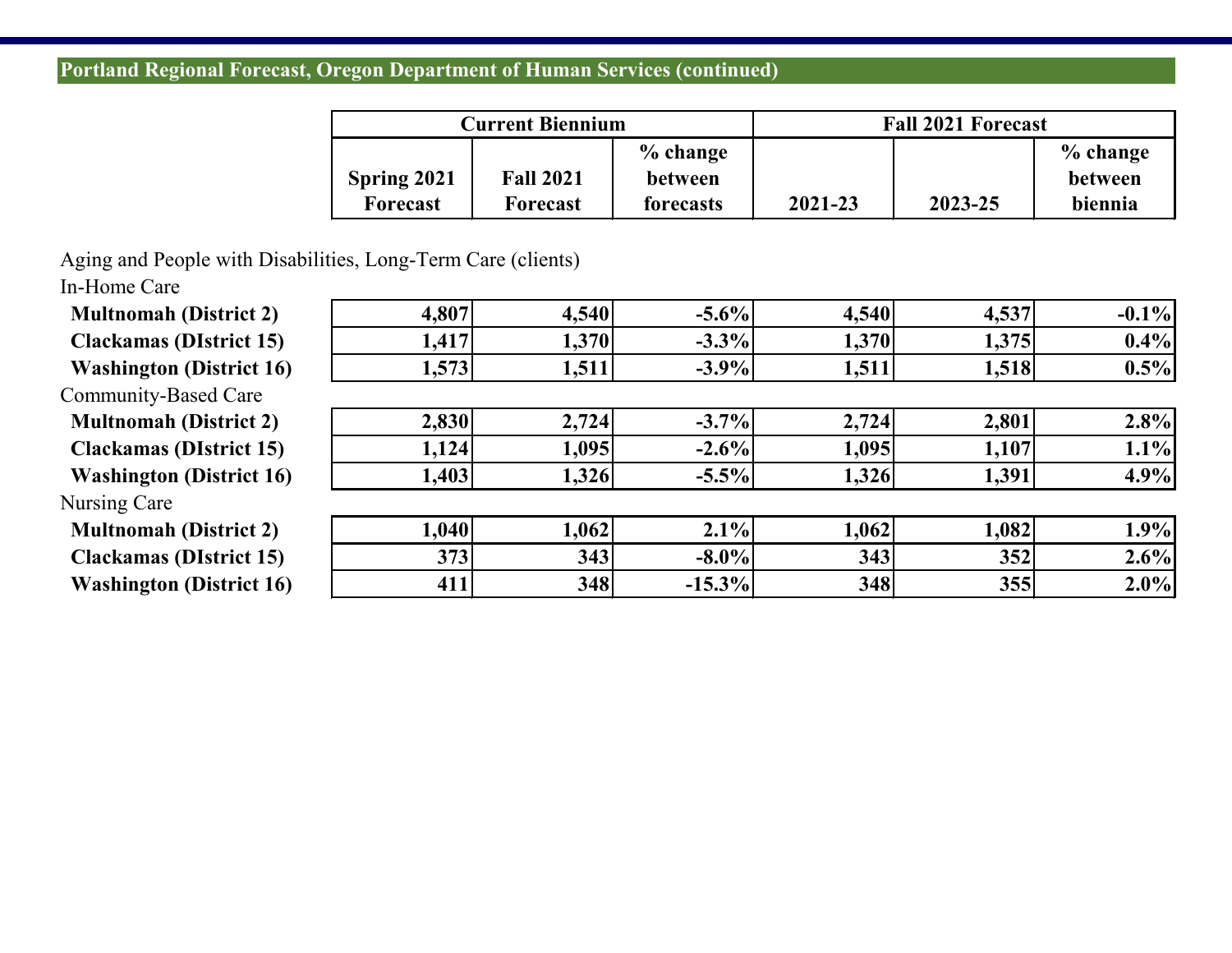## Portland Regional Forecast, Oregon Department of Human Services (continued)

| | Current Biennium | | | Fall 2021 Forecast | | |
|---|---|---|---|---|---|---|
| | Spring 2021 Forecast | Fall 2021 Forecast | % change between forecasts | 2021-23 | 2023-25 | % change between biennia |
| Aging and People with Disabilities, Long-Term Care (clients) | | | | | | |
| In-Home Care | | | | | | |
| **Multnomah (District 2)** | **4,807** | **4,540** | **-5.6%** | **4,540** | **4,537** | **-0.1%** |
| **Clackamas (DIstrict 15)** | **1,417** | **1,370** | **-3.3%** | **1,370** | **1,375** | **0.4%** |
| **Washington (District 16)** | **1,573** | **1,511** | **-3.9%** | **1,511** | **1,518** | **0.5%** |
| Community-Based Care | | | | | | |
| **Multnomah (District 2)** | **2,830** | **2,724** | **-3.7%** | **2,724** | **2,801** | **2.8%** |
| **Clackamas (DIstrict 15)** | **1,124** | **1,095** | **-2.6%** | **1,095** | **1,107** | **1.1%** |
| **Washington (District 16)** | **1,403** | **1,326** | **-5.5%** | **1,326** | **1,391** | **4.9%** |
| Nursing Care | | | | | | |
| **Multnomah (District 2)** | **1,040** | **1,062** | **2.1%** | **1,062** | **1,082** | **1.9%** |
| **Clackamas (DIstrict 15)** | **373** | **343** | **-8.0%** | **343** | **352** | **2.6%** |
| **Washington (District 16)** | **411** | **348** | **-15.3%** | **348** | **355** | **2.0%** |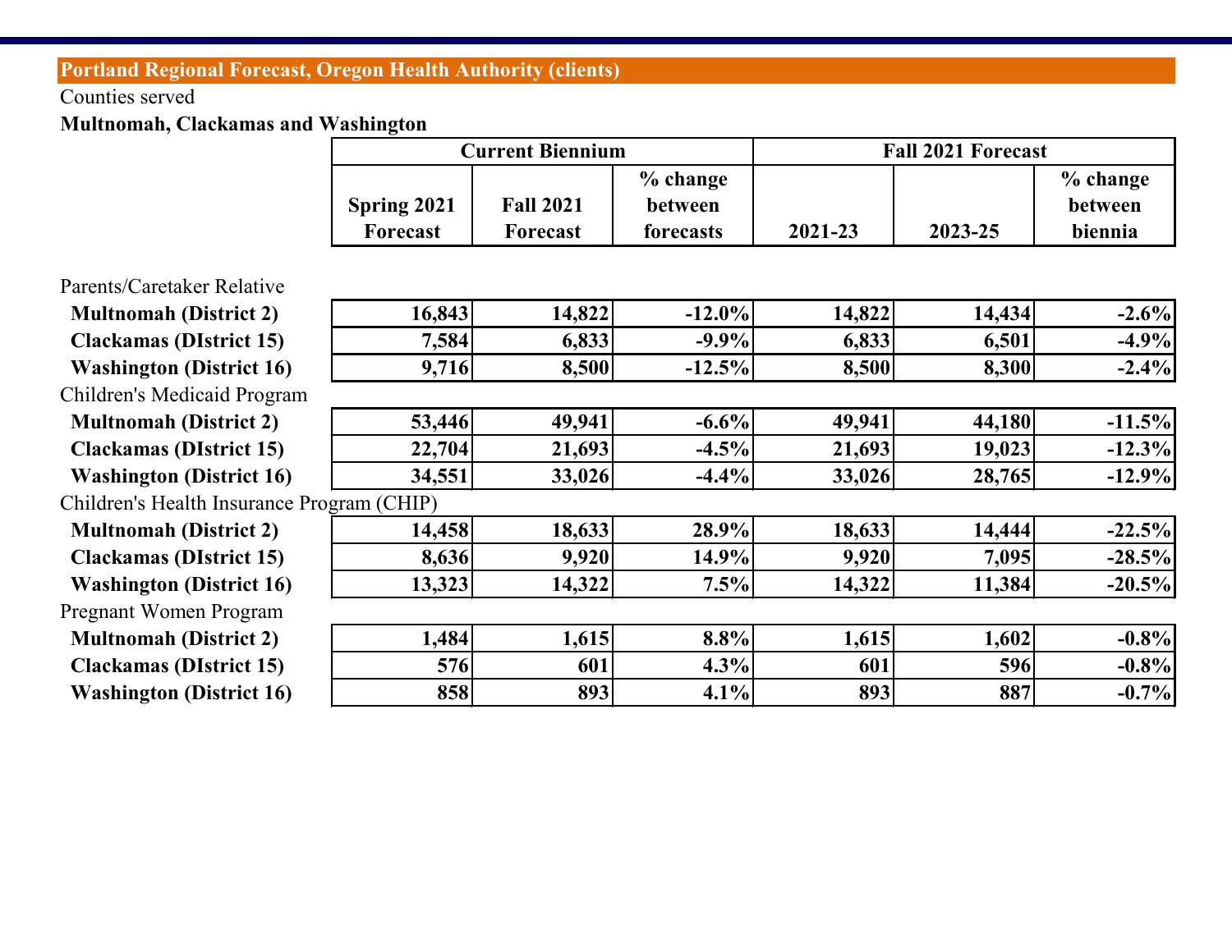## Portland Regional Forecast, Oregon Health Authority (clients)

Counties served

**Multnomah, Clackamas and Washington**

| | Current Biennium | | | Fall 2021 Forecast | | |
|---|---|---|---|---|---|---|
| | Spring 2021 Forecast | Fall 2021 Forecast | % change between forecasts | 2021-23 | 2023-25 | % change between biennia |
| Parents/Caretaker Relative | | | | | | |
| **Multnomah (District 2)** | 16,843 | 14,822 | -12.0% | 14,822 | 14,434 | -2.6% |
| **Clackamas (DIstrict 15)** | 7,584 | 6,833 | -9.9% | 6,833 | 6,501 | -4.9% |
| **Washington (District 16)** | 9,716 | 8,500 | -12.5% | 8,500 | 8,300 | -2.4% |
| Children's Medicaid Program | | | | | | |
| **Multnomah (District 2)** | 53,446 | 49,941 | -6.6% | 49,941 | 44,180 | -11.5% |
| **Clackamas (DIstrict 15)** | 22,704 | 21,693 | -4.5% | 21,693 | 19,023 | -12.3% |
| **Washington (District 16)** | 34,551 | 33,026 | -4.4% | 33,026 | 28,765 | -12.9% |
| Children's Health Insurance Program (CHIP) | | | | | | |
| **Multnomah (District 2)** | 14,458 | 18,633 | 28.9% | 18,633 | 14,444 | -22.5% |
| **Clackamas (DIstrict 15)** | 8,636 | 9,920 | 14.9% | 9,920 | 7,095 | -28.5% |
| **Washington (District 16)** | 13,323 | 14,322 | 7.5% | 14,322 | 11,384 | -20.5% |
| Pregnant Women Program | | | | | | |
| **Multnomah (District 2)** | 1,484 | 1,615 | 8.8% | 1,615 | 1,602 | -0.8% |
| **Clackamas (DIstrict 15)** | 576 | 601 | 4.3% | 601 | 596 | -0.8% |
| **Washington (District 16)** | 858 | 893 | 4.1% | 893 | 887 | -0.7% |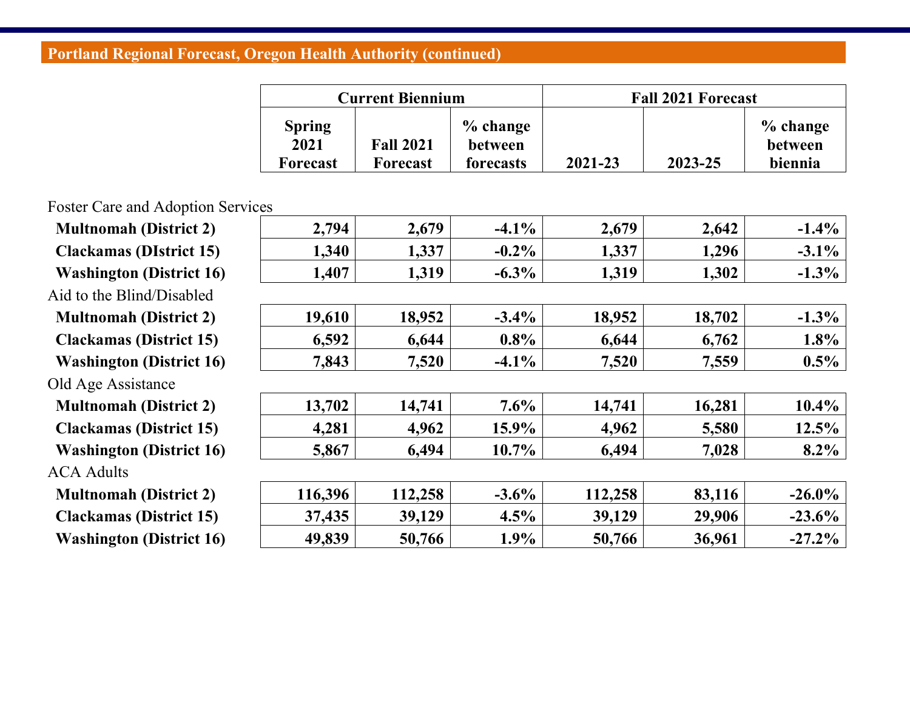## Portland Regional Forecast, Oregon Health Authority (continued)

| | Current Biennium | | | Fall 2021 Forecast | | |
|---|---|---|---|---|---|---|
| | Spring 2021 Forecast | Fall 2021 Forecast | % change between forecasts | 2021-23 | 2023-25 | % change between biennia |
| Foster Care and Adoption Services | | | | | | |
| **Multnomah (District 2)** | **2,794** | **2,679** | **-4.1%** | **2,679** | **2,642** | **-1.4%** |
| **Clackamas (DIstrict 15)** | **1,340** | **1,337** | **-0.2%** | **1,337** | **1,296** | **-3.1%** |
| **Washington (District 16)** | **1,407** | **1,319** | **-6.3%** | **1,319** | **1,302** | **-1.3%** |
| Aid to the Blind/Disabled | | | | | | |
| **Multnomah (District 2)** | **19,610** | **18,952** | **-3.4%** | **18,952** | **18,702** | **-1.3%** |
| **Clackamas (District 15)** | **6,592** | **6,644** | **0.8%** | **6,644** | **6,762** | **1.8%** |
| **Washington (District 16)** | **7,843** | **7,520** | **-4.1%** | **7,520** | **7,559** | **0.5%** |
| Old Age Assistance | | | | | | |
| **Multnomah (District 2)** | **13,702** | **14,741** | **7.6%** | **14,741** | **16,281** | **10.4%** |
| **Clackamas (District 15)** | **4,281** | **4,962** | **15.9%** | **4,962** | **5,580** | **12.5%** |
| **Washington (District 16)** | **5,867** | **6,494** | **10.7%** | **6,494** | **7,028** | **8.2%** |
| ACA Adults | | | | | | |
| **Multnomah (District 2)** | **116,396** | **112,258** | **-3.6%** | **112,258** | **83,116** | **-26.0%** |
| **Clackamas (District 15)** | **37,435** | **39,129** | **4.5%** | **39,129** | **29,906** | **-23.6%** |
| **Washington (District 16)** | **49,839** | **50,766** | **1.9%** | **50,766** | **36,961** | **-27.2%** |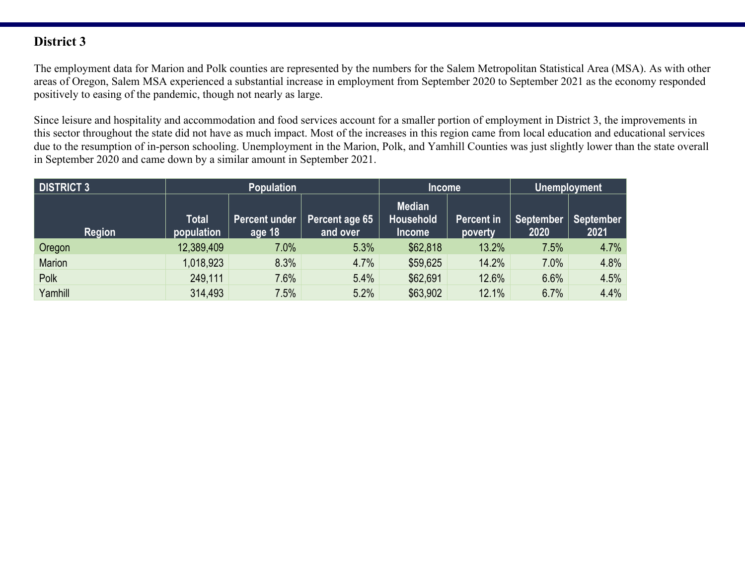## District 3

The employment data for Marion and Polk counties are represented by the numbers for the Salem Metropolitan Statistical Area (MSA). As with other areas of Oregon, Salem MSA experienced a substantial increase in employment from September 2020 to September 2021 as the economy responded positively to easing of the pandemic, though not nearly as large.

Since leisure and hospitality and accommodation and food services account for a smaller portion of employment in District 3, the improvements in this sector throughout the state did not have as much impact. Most of the increases in this region came from local education and educational services due to the resumption of in-person schooling. Unemployment in the Marion, Polk, and Yamhill Counties was just slightly lower than the state overall in September 2020 and came down by a similar amount in September 2021.

| DISTRICT 3 | Population | | | Income | | Unemployment | |
|---|---|---|---|---|---|---|---|
| Region | Total population | Percent under age 18 | Percent age 65 and over | Median Household Income | Percent in poverty | September 2020 | September 2021 |
| Oregon | 12,389,409 | 7.0% | 5.3% | $62,818 | 13.2% | 7.5% | 4.7% |
| Marion | 1,018,923 | 8.3% | 4.7% | $59,625 | 14.2% | 7.0% | 4.8% |
| Polk | 249,111 | 7.6% | 5.4% | $62,691 | 12.6% | 6.6% | 4.5% |
| Yamhill | 314,493 | 7.5% | 5.2% | $63,902 | 12.1% | 6.7% | 4.4% |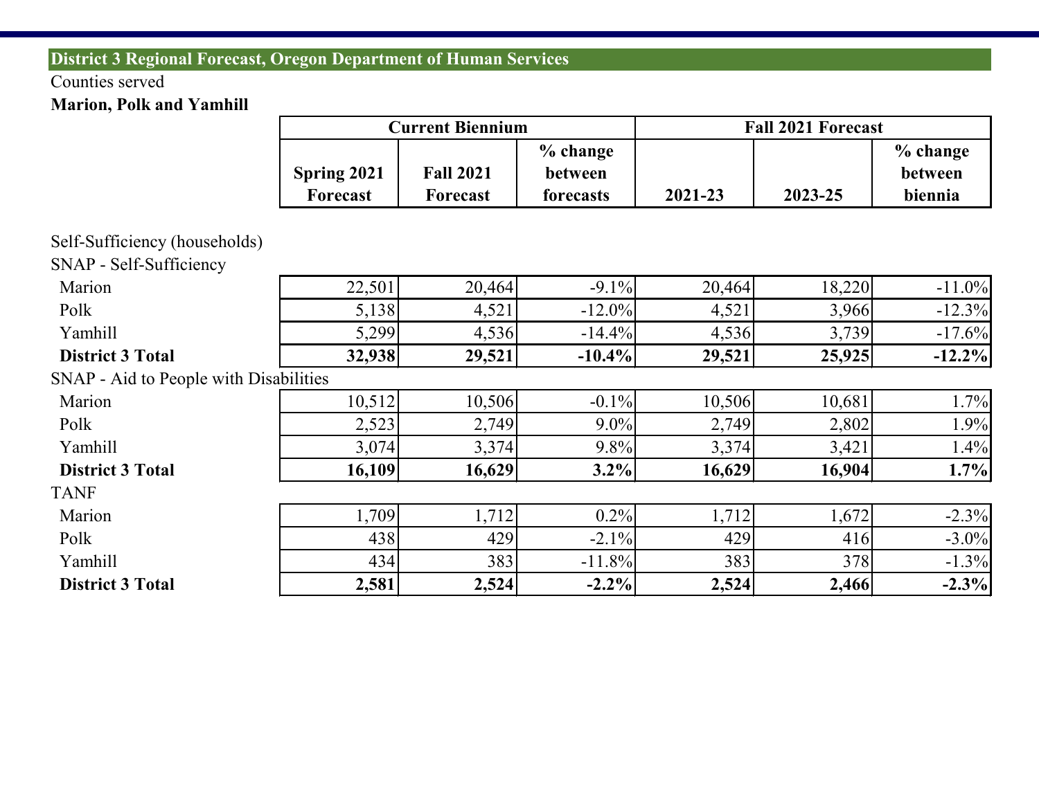## District 3 Regional Forecast, Oregon Department of Human Services

Counties served

**Marion, Polk and Yamhill**

| | Current Biennium | | | Fall 2021 Forecast | | |
|---|---|---|---|---|---|---|
| | Spring 2021 Forecast | Fall 2021 Forecast | % change between forecasts | 2021-23 | 2023-25 | % change between biennia |
| Self-Sufficiency (households) | | | | | | |
| SNAP - Self-Sufficiency | | | | | | |
| Marion | 22,501 | 20,464 | -9.1% | 20,464 | 18,220 | -11.0% |
| Polk | 5,138 | 4,521 | -12.0% | 4,521 | 3,966 | -12.3% |
| Yamhill | 5,299 | 4,536 | -14.4% | 4,536 | 3,739 | -17.6% |
| **District 3 Total** | **32,938** | **29,521** | **-10.4%** | **29,521** | **25,925** | **-12.2%** |
| SNAP - Aid to People with Disabilities | | | | | | |
| Marion | 10,512 | 10,506 | -0.1% | 10,506 | 10,681 | 1.7% |
| Polk | 2,523 | 2,749 | 9.0% | 2,749 | 2,802 | 1.9% |
| Yamhill | 3,074 | 3,374 | 9.8% | 3,374 | 3,421 | 1.4% |
| **District 3 Total** | **16,109** | **16,629** | **3.2%** | **16,629** | **16,904** | **1.7%** |
| TANF | | | | | | |
| Marion | 1,709 | 1,712 | 0.2% | 1,712 | 1,672 | -2.3% |
| Polk | 438 | 429 | -2.1% | 429 | 416 | -3.0% |
| Yamhill | 434 | 383 | -11.8% | 383 | 378 | -1.3% |
| **District 3 Total** | **2,581** | **2,524** | **-2.2%** | **2,524** | **2,466** | **-2.3%** |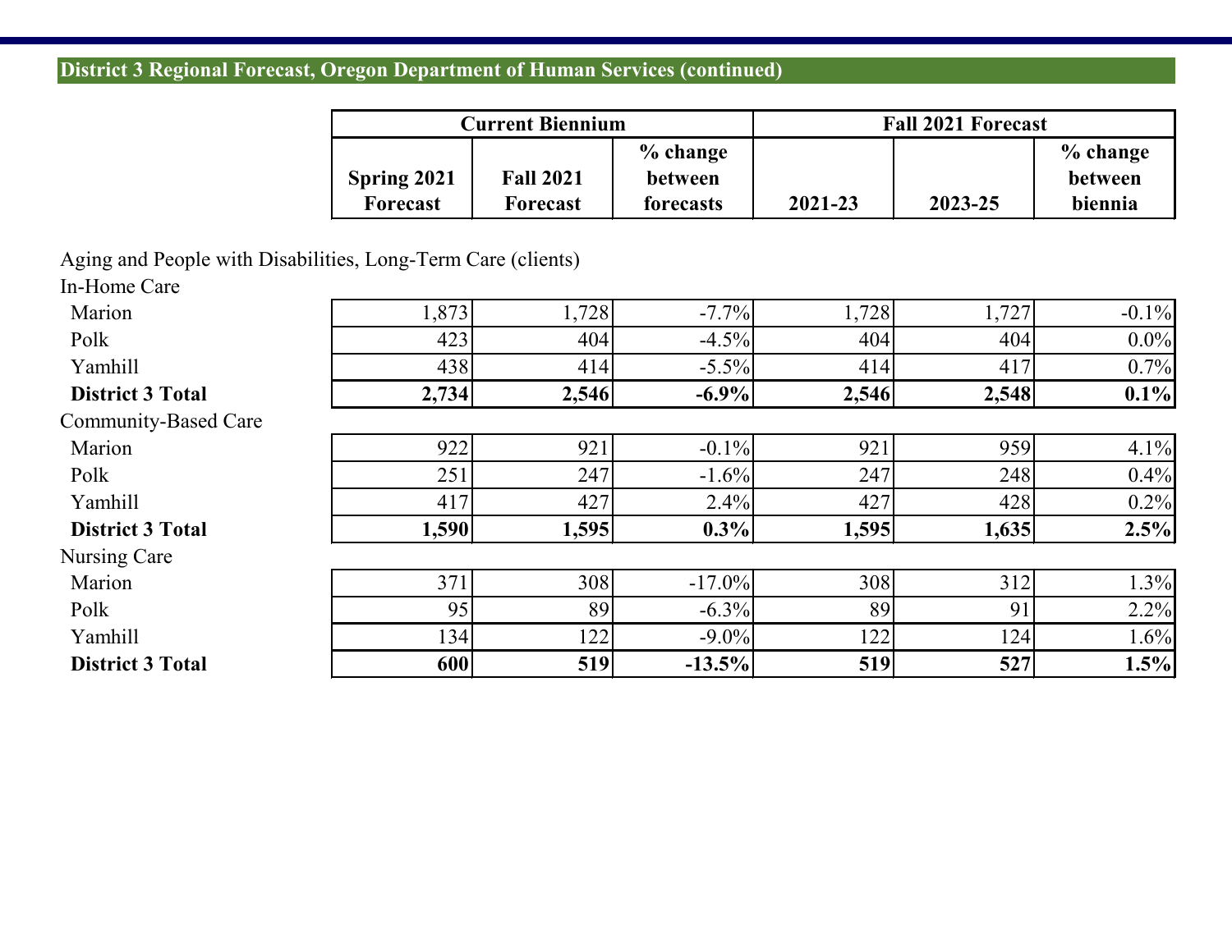## District 3 Regional Forecast, Oregon Department of Human Services (continued)

| | Current Biennium | | | Fall 2021 Forecast | | |
|---|---|---|---|---|---|---|
| | Spring 2021 Forecast | Fall 2021 Forecast | % change between forecasts | 2021-23 | 2023-25 | % change between biennia |
| Aging and People with Disabilities, Long-Term Care (clients) | | | | | | |
| In-Home Care | | | | | | |
| Marion | 1,873 | 1,728 | -7.7% | 1,728 | 1,727 | -0.1% |
| Polk | 423 | 404 | -4.5% | 404 | 404 | 0.0% |
| Yamhill | 438 | 414 | -5.5% | 414 | 417 | 0.7% |
| **District 3 Total** | **2,734** | **2,546** | **-6.9%** | **2,546** | **2,548** | **0.1%** |
| Community-Based Care | | | | | | |
| Marion | 922 | 921 | -0.1% | 921 | 959 | 4.1% |
| Polk | 251 | 247 | -1.6% | 247 | 248 | 0.4% |
| Yamhill | 417 | 427 | 2.4% | 427 | 428 | 0.2% |
| **District 3 Total** | **1,590** | **1,595** | **0.3%** | **1,595** | **1,635** | **2.5%** |
| Nursing Care | | | | | | |
| Marion | 371 | 308 | -17.0% | 308 | 312 | 1.3% |
| Polk | 95 | 89 | -6.3% | 89 | 91 | 2.2% |
| Yamhill | 134 | 122 | -9.0% | 122 | 124 | 1.6% |
| **District 3 Total** | **600** | **519** | **-13.5%** | **519** | **527** | **1.5%** |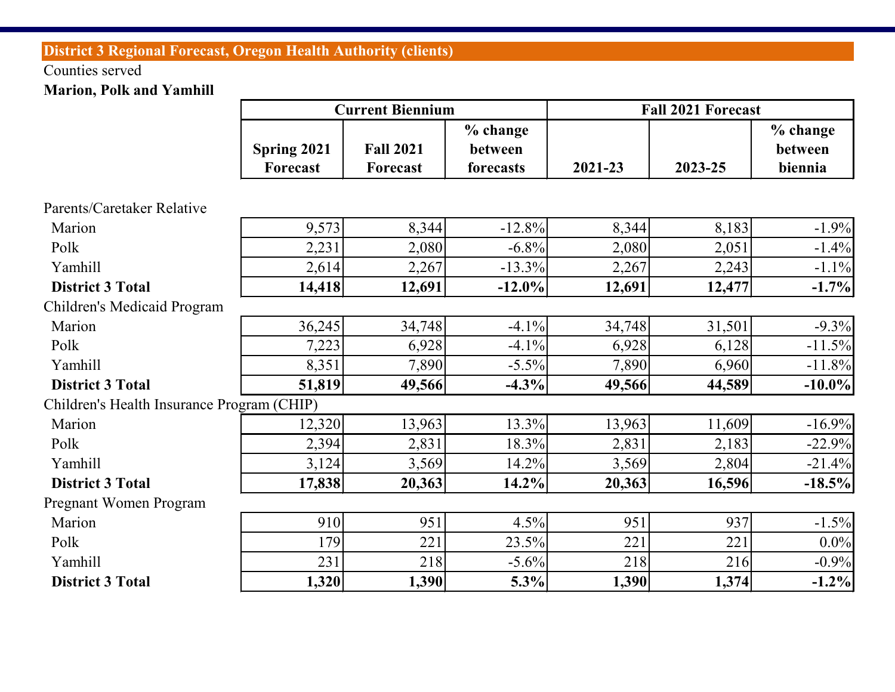## District 3 Regional Forecast, Oregon Health Authority (clients)

Counties served

**Marion, Polk and Yamhill**

| | Current Biennium | | | Fall 2021 Forecast | | |
|---|---|---|---|---|---|---|
| | **Spring 2021 Forecast** | **Fall 2021 Forecast** | **% change between forecasts** | **2021-23** | **2023-25** | **% change between biennia** |
| Parents/Caretaker Relative | | | | | | |
| Marion | 9,573 | 8,344 | -12.8% | 8,344 | 8,183 | -1.9% |
| Polk | 2,231 | 2,080 | -6.8% | 2,080 | 2,051 | -1.4% |
| Yamhill | 2,614 | 2,267 | -13.3% | 2,267 | 2,243 | -1.1% |
| **District 3 Total** | **14,418** | **12,691** | **-12.0%** | **12,691** | **12,477** | **-1.7%** |
| Children's Medicaid Program | | | | | | |
| Marion | 36,245 | 34,748 | -4.1% | 34,748 | 31,501 | -9.3% |
| Polk | 7,223 | 6,928 | -4.1% | 6,928 | 6,128 | -11.5% |
| Yamhill | 8,351 | 7,890 | -5.5% | 7,890 | 6,960 | -11.8% |
| **District 3 Total** | **51,819** | **49,566** | **-4.3%** | **49,566** | **44,589** | **-10.0%** |
| Children's Health Insurance Program (CHIP) | | | | | | |
| Marion | 12,320 | 13,963 | 13.3% | 13,963 | 11,609 | -16.9% |
| Polk | 2,394 | 2,831 | 18.3% | 2,831 | 2,183 | -22.9% |
| Yamhill | 3,124 | 3,569 | 14.2% | 3,569 | 2,804 | -21.4% |
| **District 3 Total** | **17,838** | **20,363** | **14.2%** | **20,363** | **16,596** | **-18.5%** |
| Pregnant Women Program | | | | | | |
| Marion | 910 | 951 | 4.5% | 951 | 937 | -1.5% |
| Polk | 179 | 221 | 23.5% | 221 | 221 | 0.0% |
| Yamhill | 231 | 218 | -5.6% | 218 | 216 | -0.9% |
| **District 3 Total** | **1,320** | **1,390** | **5.3%** | **1,390** | **1,374** | **-1.2%** |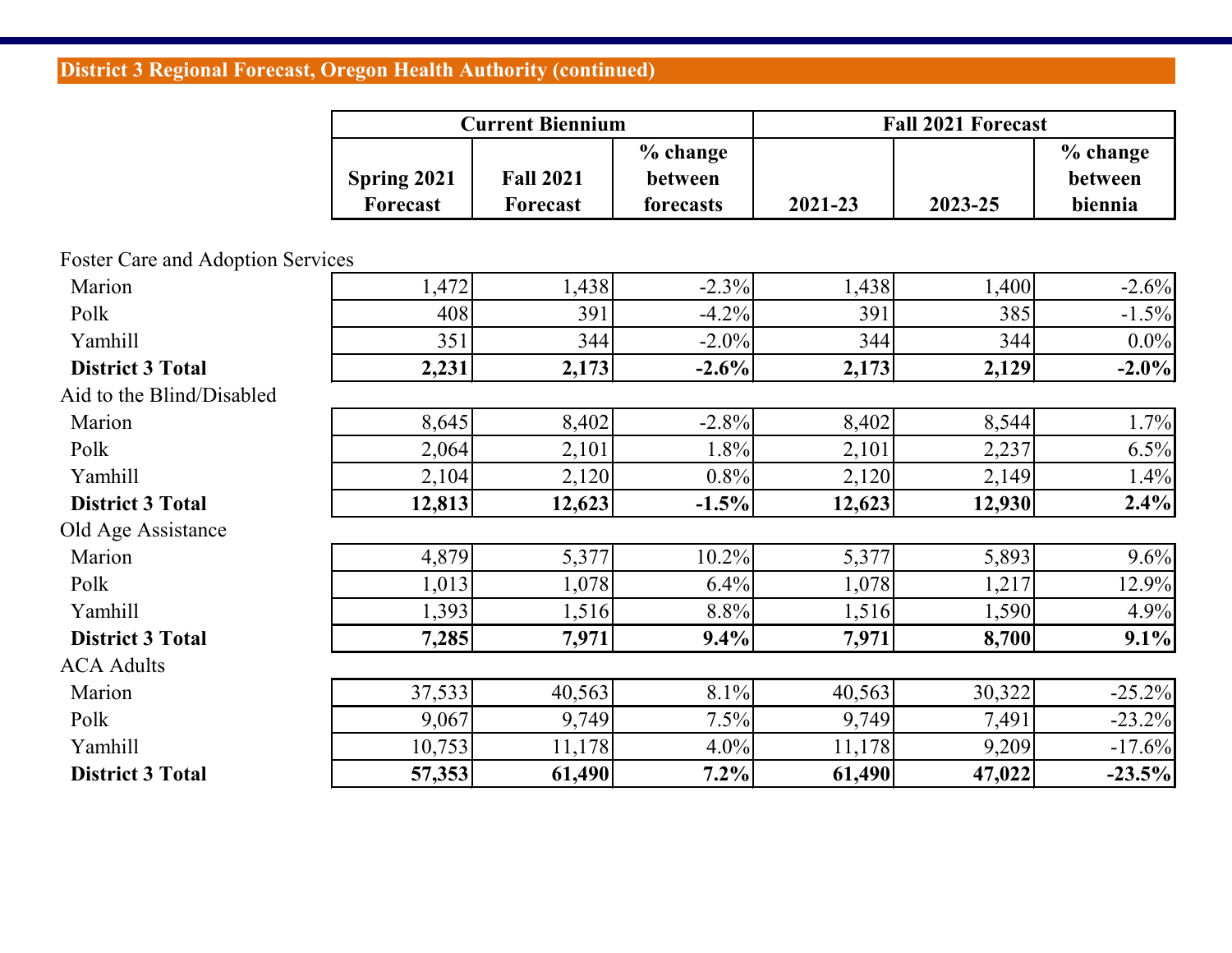## District 3 Regional Forecast, Oregon Health Authority (continued)

| | Current Biennium | | | Fall 2021 Forecast | | |
|---|---|---|---|---|---|---|
| | Spring 2021 Forecast | Fall 2021 Forecast | % change between forecasts | 2021-23 | 2023-25 | % change between biennia |
| **Foster Care and Adoption Services** | | | | | | |
| Marion | 1,472 | 1,438 | -2.3% | 1,438 | 1,400 | -2.6% |
| Polk | 408 | 391 | -4.2% | 391 | 385 | -1.5% |
| Yamhill | 351 | 344 | -2.0% | 344 | 344 | 0.0% |
| **District 3 Total** | **2,231** | **2,173** | **-2.6%** | **2,173** | **2,129** | **-2.0%** |
| **Aid to the Blind/Disabled** | | | | | | |
| Marion | 8,645 | 8,402 | -2.8% | 8,402 | 8,544 | 1.7% |
| Polk | 2,064 | 2,101 | 1.8% | 2,101 | 2,237 | 6.5% |
| Yamhill | 2,104 | 2,120 | 0.8% | 2,120 | 2,149 | 1.4% |
| **District 3 Total** | **12,813** | **12,623** | **-1.5%** | **12,623** | **12,930** | **2.4%** |
| **Old Age Assistance** | | | | | | |
| Marion | 4,879 | 5,377 | 10.2% | 5,377 | 5,893 | 9.6% |
| Polk | 1,013 | 1,078 | 6.4% | 1,078 | 1,217 | 12.9% |
| Yamhill | 1,393 | 1,516 | 8.8% | 1,516 | 1,590 | 4.9% |
| **District 3 Total** | **7,285** | **7,971** | **9.4%** | **7,971** | **8,700** | **9.1%** |
| **ACA Adults** | | | | | | |
| Marion | 37,533 | 40,563 | 8.1% | 40,563 | 30,322 | -25.2% |
| Polk | 9,067 | 9,749 | 7.5% | 9,749 | 7,491 | -23.2% |
| Yamhill | 10,753 | 11,178 | 4.0% | 11,178 | 9,209 | -17.6% |
| **District 3 Total** | **57,353** | **61,490** | **7.2%** | **61,490** | **47,022** | **-23.5%** |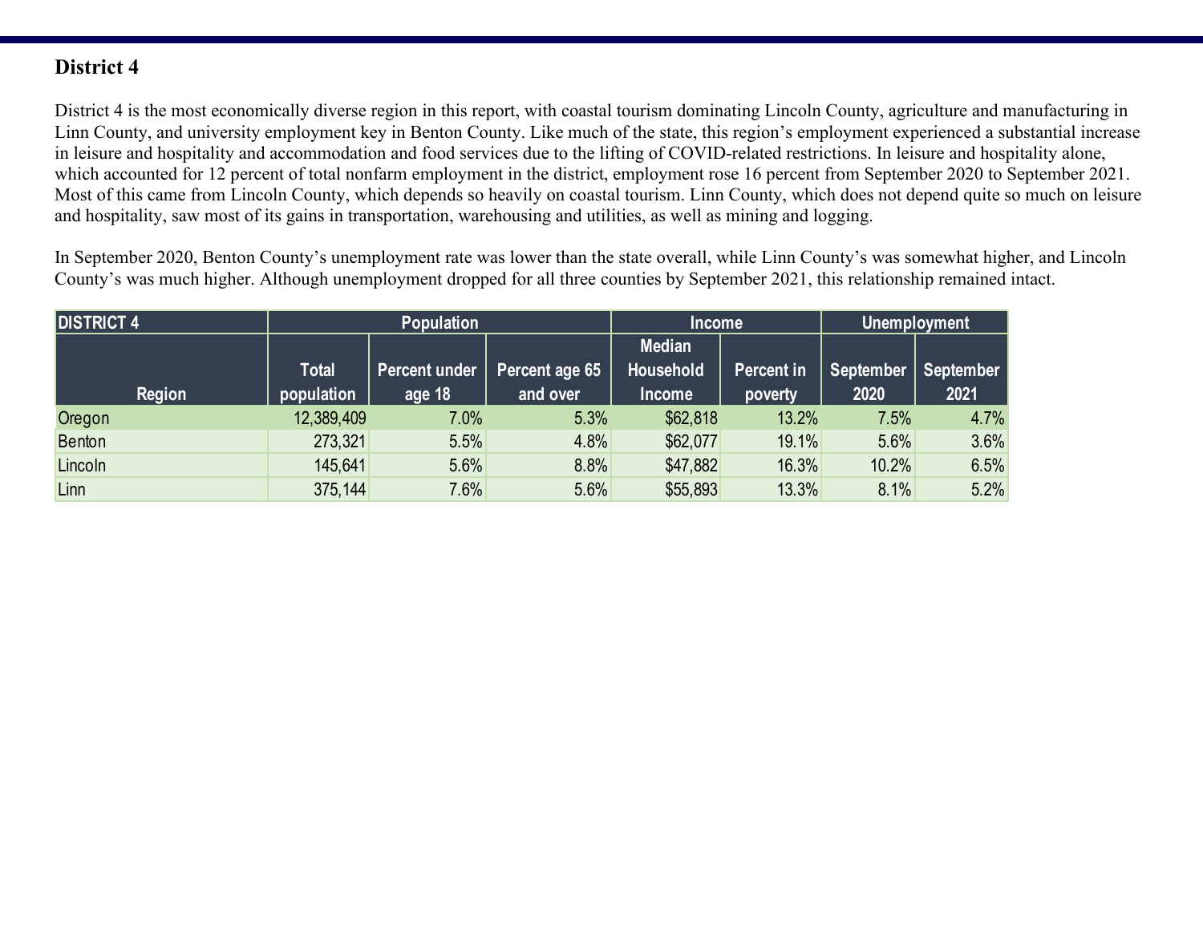## District 4

District 4 is the most economically diverse region in this report, with coastal tourism dominating Lincoln County, agriculture and manufacturing in Linn County, and university employment key in Benton County. Like much of the state, this region's employment experienced a substantial increase in leisure and hospitality and accommodation and food services due to the lifting of COVID-related restrictions. In leisure and hospitality alone, which accounted for 12 percent of total nonfarm employment in the district, employment rose 16 percent from September 2020 to September 2021. Most of this came from Lincoln County, which depends so heavily on coastal tourism. Linn County, which does not depend quite so much on leisure and hospitality, saw most of its gains in transportation, warehousing and utilities, as well as mining and logging.

In September 2020, Benton County's unemployment rate was lower than the state overall, while Linn County's was somewhat higher, and Lincoln County's was much higher. Although unemployment dropped for all three counties by September 2021, this relationship remained intact.

| DISTRICT 4 | Population | | | Income | | Unemployment | |
|---|---|---|---|---|---|---|---|
| Region | Total population | Percent under age 18 | Percent age 65 and over | Median Household Income | Percent in poverty | September 2020 | September 2021 |
| Oregon | 12,389,409 | 7.0% | 5.3% | $62,818 | 13.2% | 7.5% | 4.7% |
| Benton | 273,321 | 5.5% | 4.8% | $62,077 | 19.1% | 5.6% | 3.6% |
| Lincoln | 145,641 | 5.6% | 8.8% | $47,882 | 16.3% | 10.2% | 6.5% |
| Linn | 375,144 | 7.6% | 5.6% | $55,893 | 13.3% | 8.1% | 5.2% |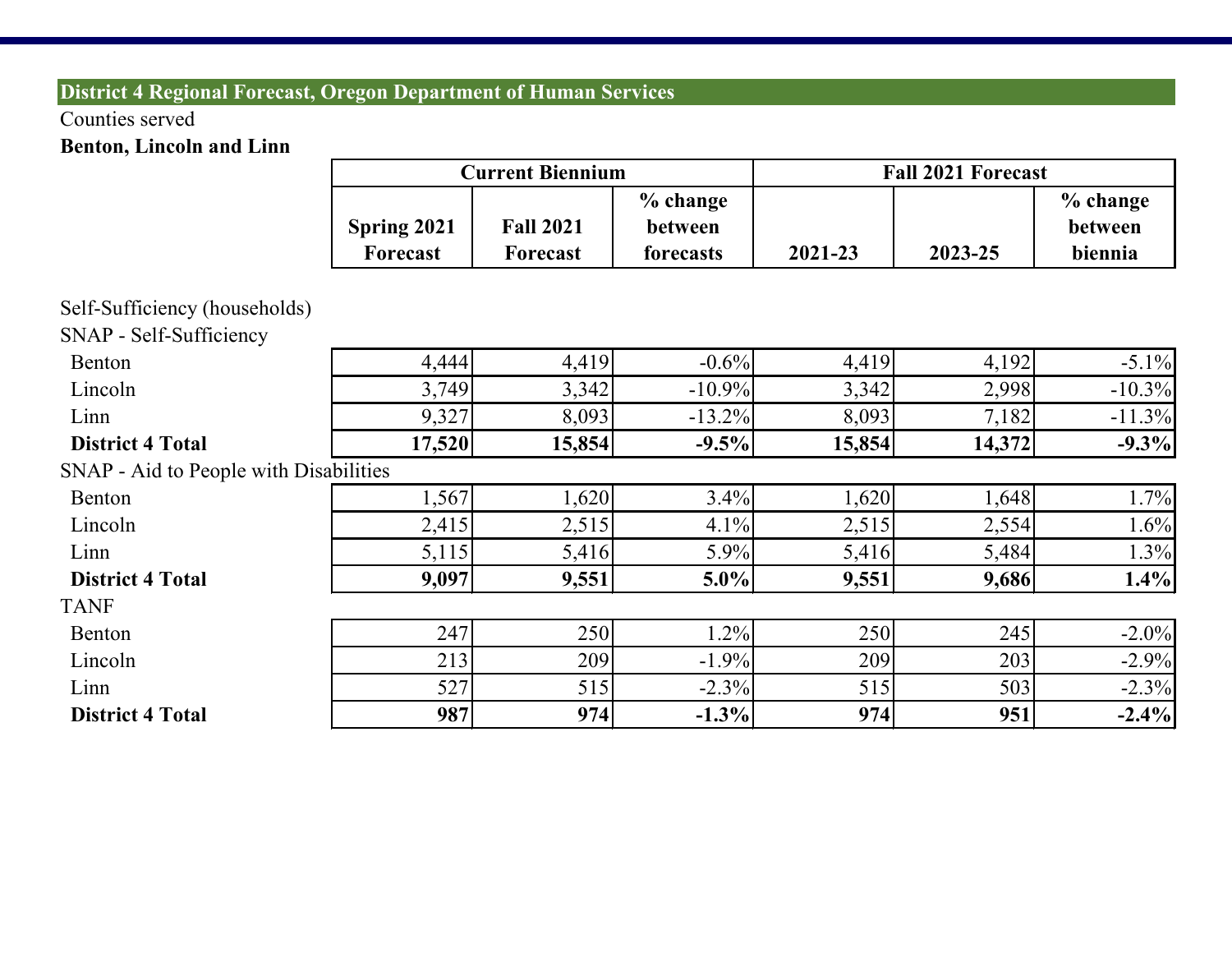## District 4 Regional Forecast, Oregon Department of Human Services

Counties served

**Benton, Lincoln and Linn**

| | Current Biennium | | | Fall 2021 Forecast | | |
|---|---|---|---|---|---|---|
| | Spring 2021 Forecast | Fall 2021 Forecast | % change between forecasts | 2021-23 | 2023-25 | % change between biennia |
| **Self-Sufficiency (households)** | | | | | | |
| **SNAP - Self-Sufficiency** | | | | | | |
| Benton | 4,444 | 4,419 | -0.6% | 4,419 | 4,192 | -5.1% |
| Lincoln | 3,749 | 3,342 | -10.9% | 3,342 | 2,998 | -10.3% |
| Linn | 9,327 | 8,093 | -13.2% | 8,093 | 7,182 | -11.3% |
| **District 4 Total** | **17,520** | **15,854** | **-9.5%** | **15,854** | **14,372** | **-9.3%** |
| **SNAP - Aid to People with Disabilities** | | | | | | |
| Benton | 1,567 | 1,620 | 3.4% | 1,620 | 1,648 | 1.7% |
| Lincoln | 2,415 | 2,515 | 4.1% | 2,515 | 2,554 | 1.6% |
| Linn | 5,115 | 5,416 | 5.9% | 5,416 | 5,484 | 1.3% |
| **District 4 Total** | **9,097** | **9,551** | **5.0%** | **9,551** | **9,686** | **1.4%** |
| **TANF** | | | | | | |
| Benton | 247 | 250 | 1.2% | 250 | 245 | -2.0% |
| Lincoln | 213 | 209 | -1.9% | 209 | 203 | -2.9% |
| Linn | 527 | 515 | -2.3% | 515 | 503 | -2.3% |
| **District 4 Total** | **987** | **974** | **-1.3%** | **974** | **951** | **-2.4%** |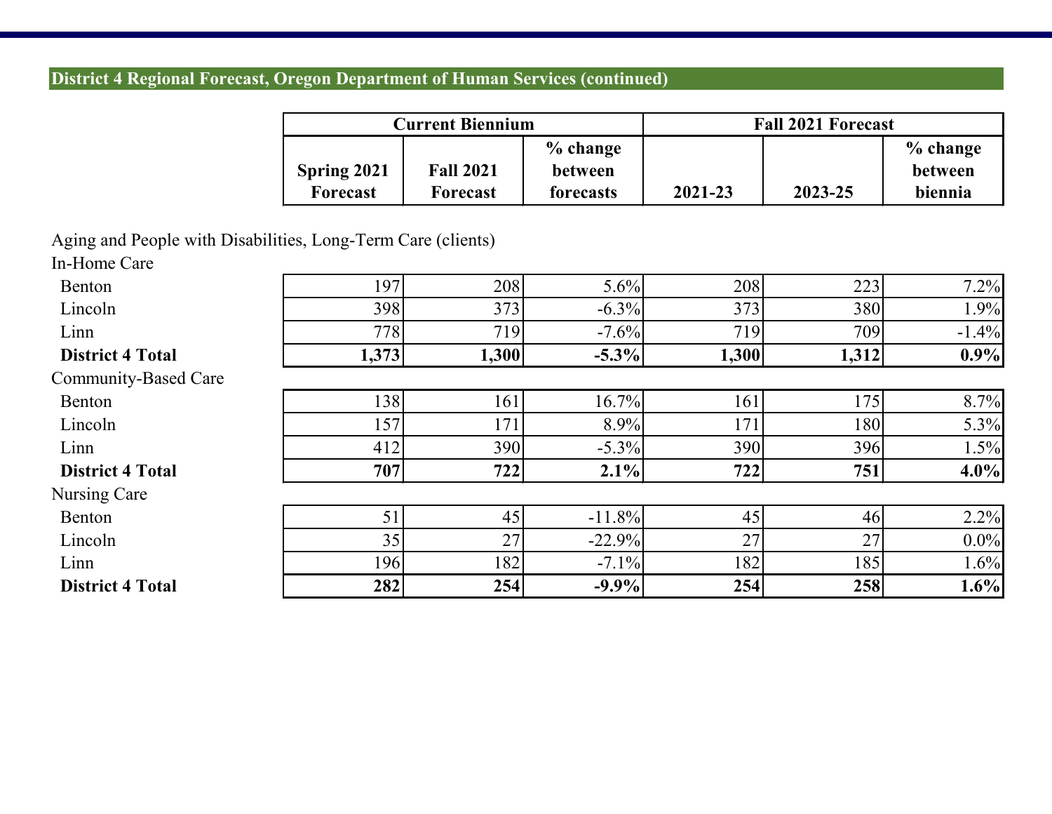## District 4 Regional Forecast, Oregon Department of Human Services (continued)

| | Current Biennium | | | Fall 2021 Forecast | | |
|---|---|---|---|---|---|---|
| | Spring 2021 Forecast | Fall 2021 Forecast | % change between forecasts | 2021-23 | 2023-25 | % change between biennia |
| Aging and People with Disabilities, Long-Term Care (clients) | | | | | | |
| In-Home Care | | | | | | |
| Benton | 197 | 208 | 5.6% | 208 | 223 | 7.2% |
| Lincoln | 398 | 373 | -6.3% | 373 | 380 | 1.9% |
| Linn | 778 | 719 | -7.6% | 719 | 709 | -1.4% |
| **District 4 Total** | **1,373** | **1,300** | **-5.3%** | **1,300** | **1,312** | **0.9%** |
| Community-Based Care | | | | | | |
| Benton | 138 | 161 | 16.7% | 161 | 175 | 8.7% |
| Lincoln | 157 | 171 | 8.9% | 171 | 180 | 5.3% |
| Linn | 412 | 390 | -5.3% | 390 | 396 | 1.5% |
| **District 4 Total** | **707** | **722** | **2.1%** | **722** | **751** | **4.0%** |
| Nursing Care | | | | | | |
| Benton | 51 | 45 | -11.8% | 45 | 46 | 2.2% |
| Lincoln | 35 | 27 | -22.9% | 27 | 27 | 0.0% |
| Linn | 196 | 182 | -7.1% | 182 | 185 | 1.6% |
| **District 4 Total** | **282** | **254** | **-9.9%** | **254** | **258** | **1.6%** |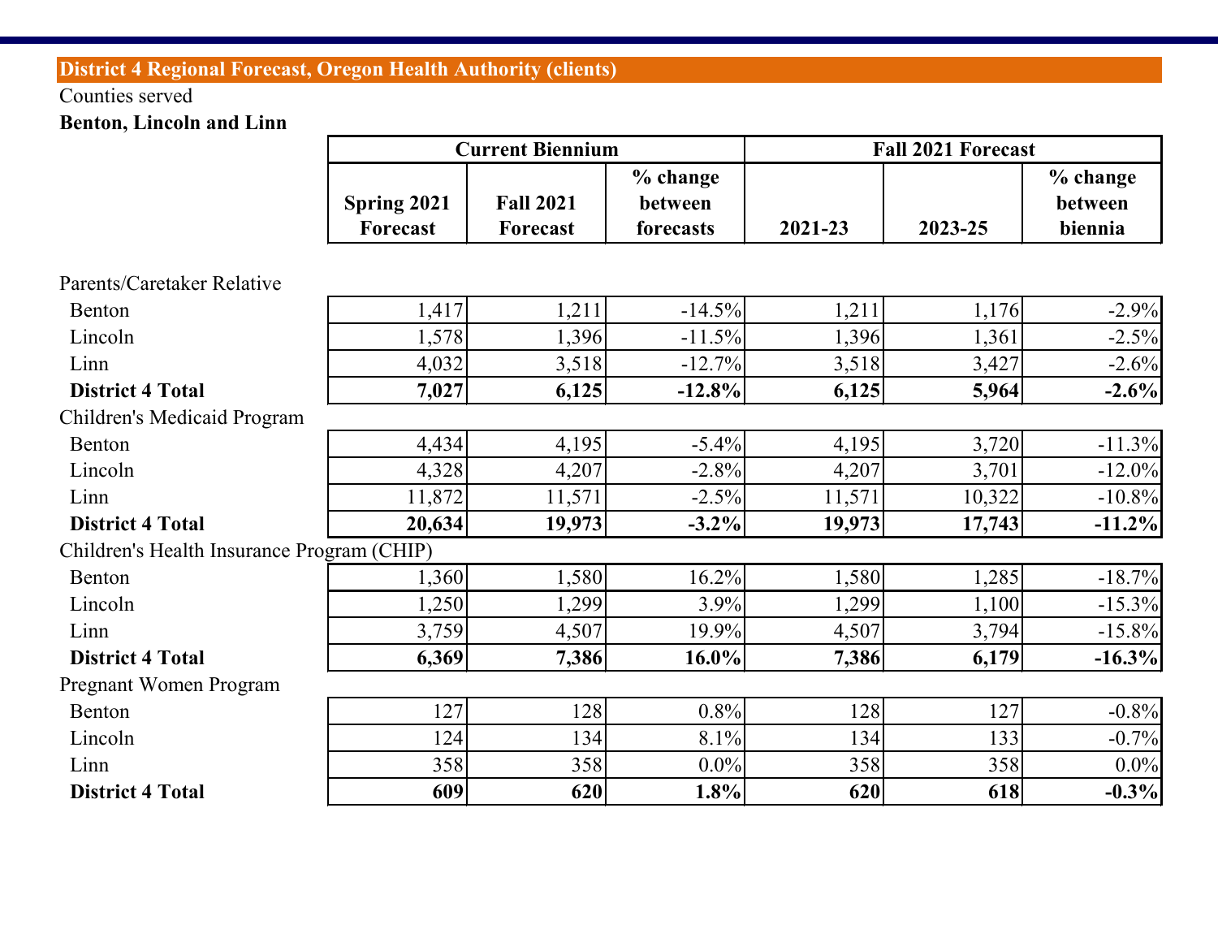## District 4 Regional Forecast, Oregon Health Authority (clients)

Counties served

**Benton, Lincoln and Linn**

| | Current Biennium | | | Fall 2021 Forecast | | |
|---|---|---|---|---|---|---|
| | Spring 2021 Forecast | Fall 2021 Forecast | % change between forecasts | 2021-23 | 2023-25 | % change between biennia |
| **Parents/Caretaker Relative** | | | | | | |
| Benton | 1,417 | 1,211 | -14.5% | 1,211 | 1,176 | -2.9% |
| Lincoln | 1,578 | 1,396 | -11.5% | 1,396 | 1,361 | -2.5% |
| Linn | 4,032 | 3,518 | -12.7% | 3,518 | 3,427 | -2.6% |
| **District 4 Total** | **7,027** | **6,125** | **-12.8%** | **6,125** | **5,964** | **-2.6%** |
| **Children's Medicaid Program** | | | | | | |
| Benton | 4,434 | 4,195 | -5.4% | 4,195 | 3,720 | -11.3% |
| Lincoln | 4,328 | 4,207 | -2.8% | 4,207 | 3,701 | -12.0% |
| Linn | 11,872 | 11,571 | -2.5% | 11,571 | 10,322 | -10.8% |
| **District 4 Total** | **20,634** | **19,973** | **-3.2%** | **19,973** | **17,743** | **-11.2%** |
| **Children's Health Insurance Program (CHIP)** | | | | | | |
| Benton | 1,360 | 1,580 | 16.2% | 1,580 | 1,285 | -18.7% |
| Lincoln | 1,250 | 1,299 | 3.9% | 1,299 | 1,100 | -15.3% |
| Linn | 3,759 | 4,507 | 19.9% | 4,507 | 3,794 | -15.8% |
| **District 4 Total** | **6,369** | **7,386** | **16.0%** | **7,386** | **6,179** | **-16.3%** |
| **Pregnant Women Program** | | | | | | |
| Benton | 127 | 128 | 0.8% | 128 | 127 | -0.8% |
| Lincoln | 124 | 134 | 8.1% | 134 | 133 | -0.7% |
| Linn | 358 | 358 | 0.0% | 358 | 358 | 0.0% |
| **District 4 Total** | **609** | **620** | **1.8%** | **620** | **618** | **-0.3%** |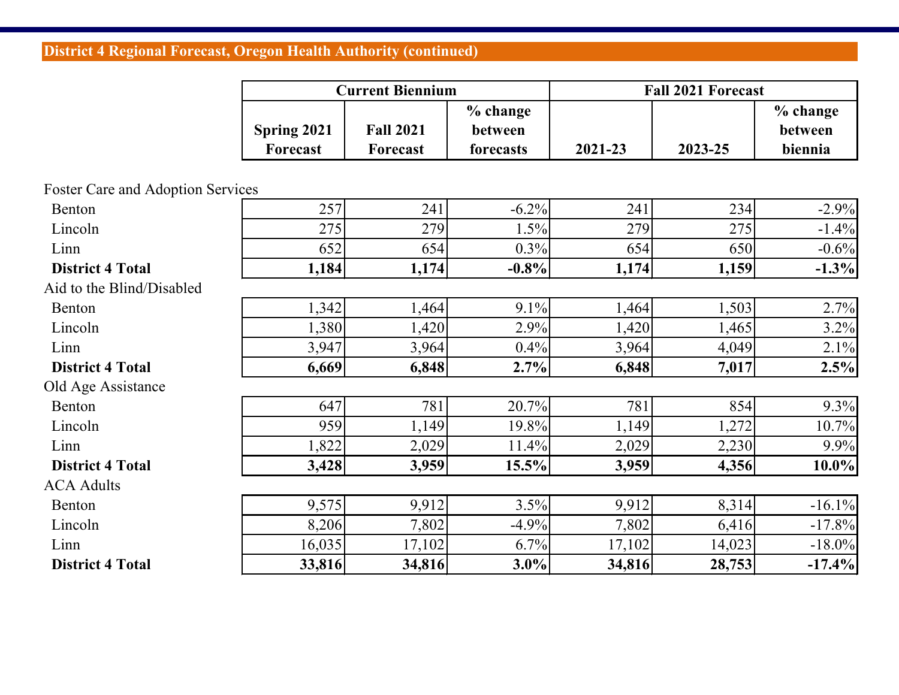## District 4 Regional Forecast, Oregon Health Authority (continued)

| | Current Biennium | | | Fall 2021 Forecast | | |
|---|---|---|---|---|---|---|
| | Spring 2021 Forecast | Fall 2021 Forecast | % change between forecasts | 2021-23 | 2023-25 | % change between biennia |
| Foster Care and Adoption Services | | | | | | |
| Benton | 257 | 241 | -6.2% | 241 | 234 | -2.9% |
| Lincoln | 275 | 279 | 1.5% | 279 | 275 | -1.4% |
| Linn | 652 | 654 | 0.3% | 654 | 650 | -0.6% |
| **District 4 Total** | **1,184** | **1,174** | **-0.8%** | **1,174** | **1,159** | **-1.3%** |
| Aid to the Blind/Disabled | | | | | | |
| Benton | 1,342 | 1,464 | 9.1% | 1,464 | 1,503 | 2.7% |
| Lincoln | 1,380 | 1,420 | 2.9% | 1,420 | 1,465 | 3.2% |
| Linn | 3,947 | 3,964 | 0.4% | 3,964 | 4,049 | 2.1% |
| **District 4 Total** | **6,669** | **6,848** | **2.7%** | **6,848** | **7,017** | **2.5%** |
| Old Age Assistance | | | | | | |
| Benton | 647 | 781 | 20.7% | 781 | 854 | 9.3% |
| Lincoln | 959 | 1,149 | 19.8% | 1,149 | 1,272 | 10.7% |
| Linn | 1,822 | 2,029 | 11.4% | 2,029 | 2,230 | 9.9% |
| **District 4 Total** | **3,428** | **3,959** | **15.5%** | **3,959** | **4,356** | **10.0%** |
| ACA Adults | | | | | | |
| Benton | 9,575 | 9,912 | 3.5% | 9,912 | 8,314 | -16.1% |
| Lincoln | 8,206 | 7,802 | -4.9% | 7,802 | 6,416 | -17.8% |
| Linn | 16,035 | 17,102 | 6.7% | 17,102 | 14,023 | -18.0% |
| **District 4 Total** | **33,816** | **34,816** | **3.0%** | **34,816** | **28,753** | **-17.4%** |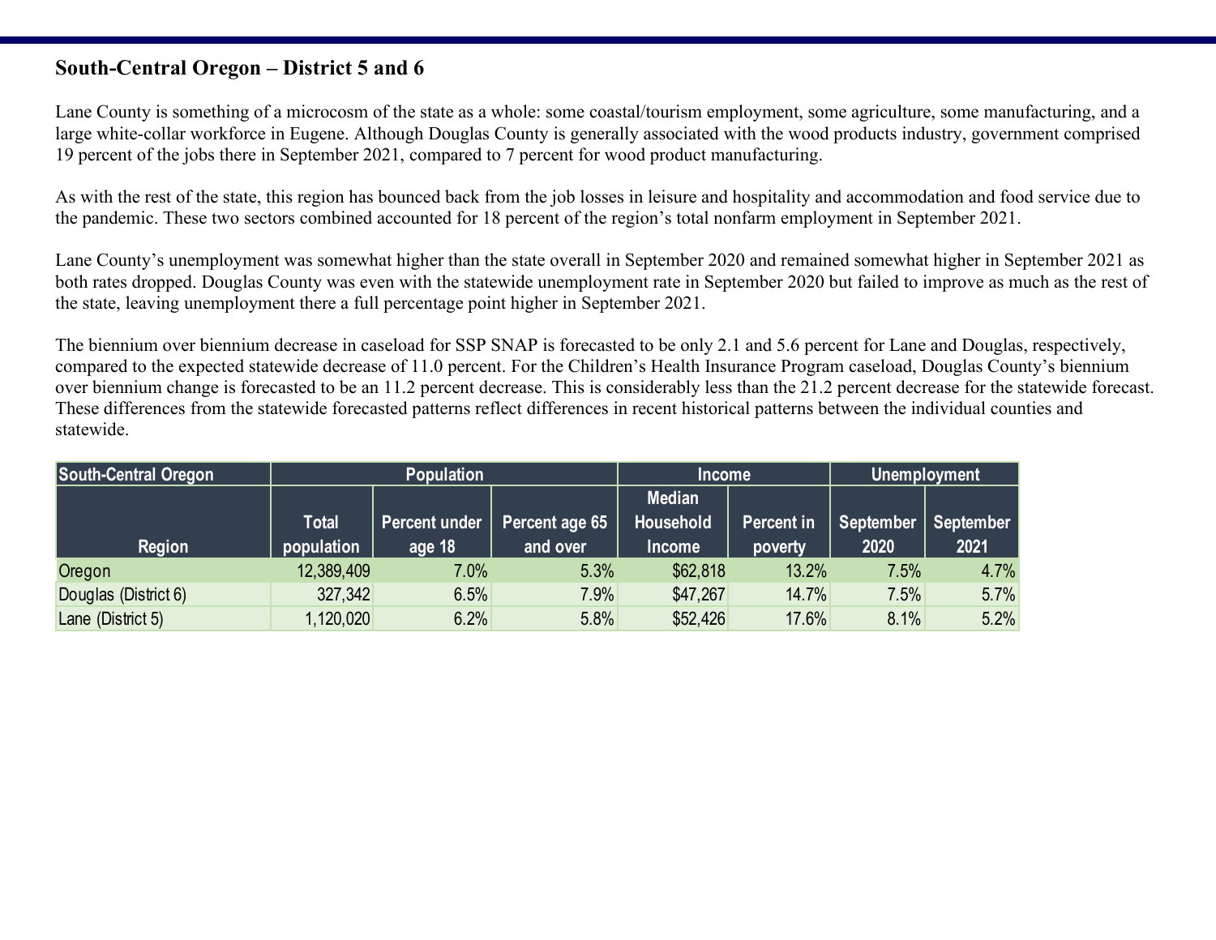## South-Central Oregon – District 5 and 6

Lane County is something of a microcosm of the state as a whole: some coastal/tourism employment, some agriculture, some manufacturing, and a large white-collar workforce in Eugene. Although Douglas County is generally associated with the wood products industry, government comprised 19 percent of the jobs there in September 2021, compared to 7 percent for wood product manufacturing.

As with the rest of the state, this region has bounced back from the job losses in leisure and hospitality and accommodation and food service due to the pandemic. These two sectors combined accounted for 18 percent of the region's total nonfarm employment in September 2021.

Lane County's unemployment was somewhat higher than the state overall in September 2020 and remained somewhat higher in September 2021 as both rates dropped. Douglas County was even with the statewide unemployment rate in September 2020 but failed to improve as much as the rest of the state, leaving unemployment there a full percentage point higher in September 2021.

The biennium over biennium decrease in caseload for SSP SNAP is forecasted to be only 2.1 and 5.6 percent for Lane and Douglas, respectively, compared to the expected statewide decrease of 11.0 percent. For the Children's Health Insurance Program caseload, Douglas County's biennium over biennium change is forecasted to be an 11.2 percent decrease. This is considerably less than the 21.2 percent decrease for the statewide forecast. These differences from the statewide forecasted patterns reflect differences in recent historical patterns between the individual counties and statewide.

| South-Central Oregon | Population | | | Income | | Unemployment | |
|---|---|---|---|---|---|---|---|
| Region | Total population | Percent under age 18 | Percent age 65 and over | Median Household Income | Percent in poverty | September 2020 | September 2021 |
| Oregon | 12,389,409 | 7.0% | 5.3% | $62,818 | 13.2% | 7.5% | 4.7% |
| Douglas (District 6) | 327,342 | 6.5% | 7.9% | $47,267 | 14.7% | 7.5% | 5.7% |
| Lane (District 5) | 1,120,020 | 6.2% | 5.8% | $52,426 | 17.6% | 8.1% | 5.2% |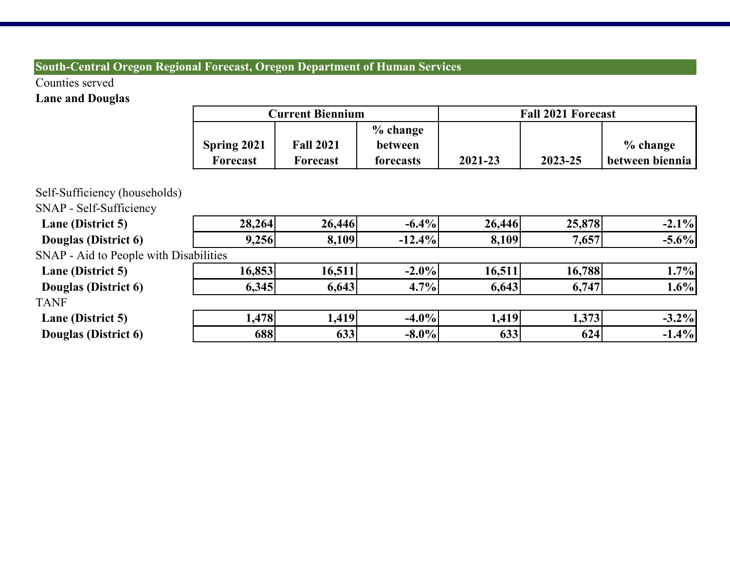## South-Central Oregon Regional Forecast, Oregon Department of Human Services

Counties served

**Lane and Douglas**

| | Current Biennium | | | Fall 2021 Forecast | | |
|---|---|---|---|---|---|---|
| | Spring 2021 Forecast | Fall 2021 Forecast | % change between forecasts | 2021-23 | 2023-25 | % change between biennia |
| Self-Sufficiency (households) | | | | | | |
| SNAP - Self-Sufficiency | | | | | | |
| **Lane (District 5)** | **28,264** | **26,446** | **-6.4%** | **26,446** | **25,878** | **-2.1%** |
| **Douglas (District 6)** | **9,256** | **8,109** | **-12.4%** | **8,109** | **7,657** | **-5.6%** |
| SNAP - Aid to People with Disabilities | | | | | | |
| **Lane (District 5)** | **16,853** | **16,511** | **-2.0%** | **16,511** | **16,788** | **1.7%** |
| **Douglas (District 6)** | **6,345** | **6,643** | **4.7%** | **6,643** | **6,747** | **1.6%** |
| TANF | | | | | | |
| **Lane (District 5)** | **1,478** | **1,419** | **-4.0%** | **1,419** | **1,373** | **-3.2%** |
| **Douglas (District 6)** | **688** | **633** | **-8.0%** | **633** | **624** | **-1.4%** |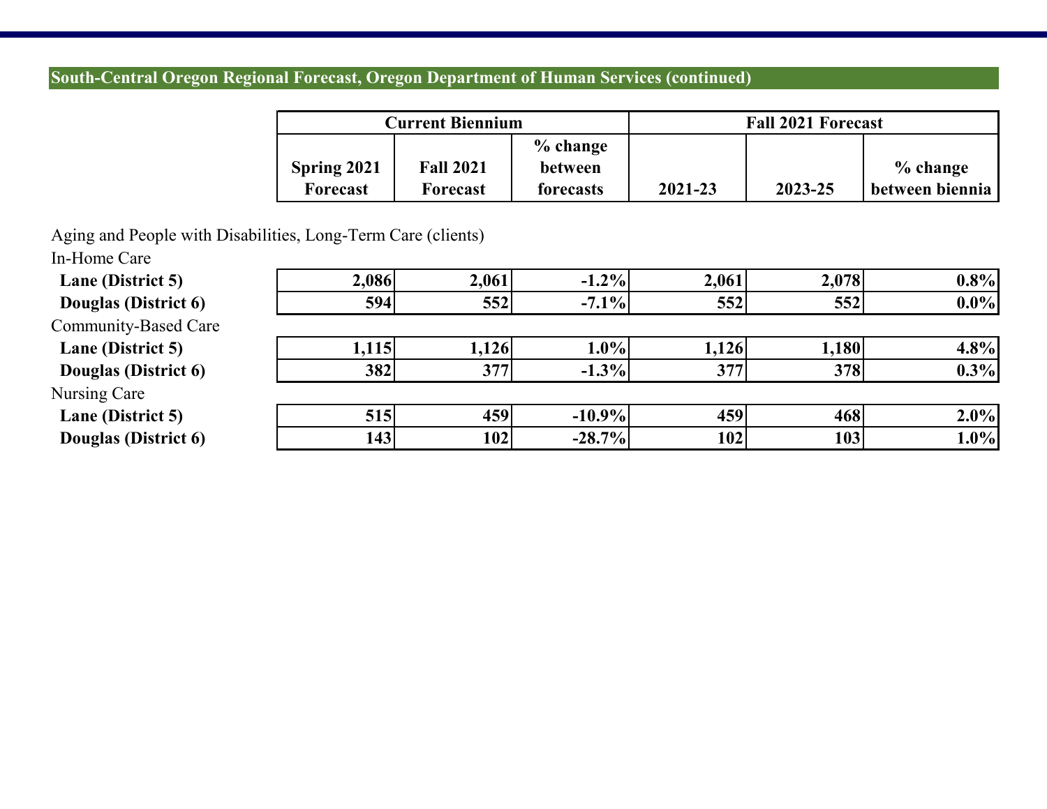## South-Central Oregon Regional Forecast, Oregon Department of Human Services (continued)

| | Current Biennium | | | Fall 2021 Forecast | | |
|---|---|---|---|---|---|---|
| | Spring 2021 Forecast | Fall 2021 Forecast | % change between forecasts | 2021-23 | 2023-25 | % change between biennia |
| Aging and People with Disabilities, Long-Term Care (clients) | | | | | | |
| In-Home Care | | | | | | |
| **Lane (District 5)** | **2,086** | **2,061** | **-1.2%** | **2,061** | **2,078** | **0.8%** |
| **Douglas (District 6)** | **594** | **552** | **-7.1%** | **552** | **552** | **0.0%** |
| Community-Based Care | | | | | | |
| **Lane (District 5)** | **1,115** | **1,126** | **1.0%** | **1,126** | **1,180** | **4.8%** |
| **Douglas (District 6)** | **382** | **377** | **-1.3%** | **377** | **378** | **0.3%** |
| Nursing Care | | | | | | |
| **Lane (District 5)** | **515** | **459** | **-10.9%** | **459** | **468** | **2.0%** |
| **Douglas (District 6)** | **143** | **102** | **-28.7%** | **102** | **103** | **1.0%** |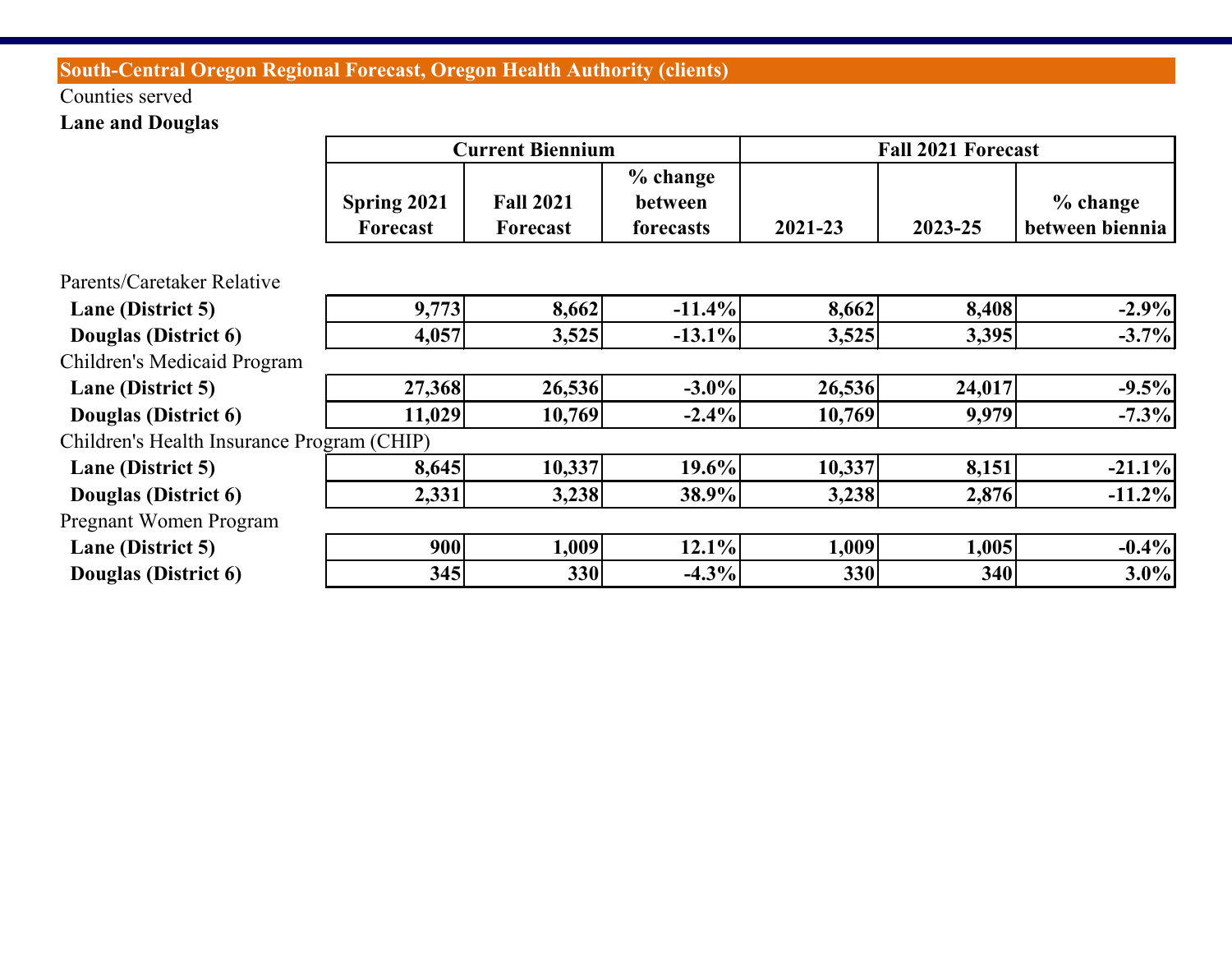## South-Central Oregon Regional Forecast, Oregon Health Authority (clients)

Counties served

**Lane and Douglas**

| | Current Biennium | | | Fall 2021 Forecast | | |
|---|---|---|---|---|---|---|
| | Spring 2021 Forecast | Fall 2021 Forecast | % change between forecasts | 2021-23 | 2023-25 | % change between biennia |
| Parents/Caretaker Relative | | | | | | |
| **Lane (District 5)** | **9,773** | **8,662** | **-11.4%** | **8,662** | **8,408** | **-2.9%** |
| **Douglas (District 6)** | **4,057** | **3,525** | **-13.1%** | **3,525** | **3,395** | **-3.7%** |
| Children's Medicaid Program | | | | | | |
| **Lane (District 5)** | **27,368** | **26,536** | **-3.0%** | **26,536** | **24,017** | **-9.5%** |
| **Douglas (District 6)** | **11,029** | **10,769** | **-2.4%** | **10,769** | **9,979** | **-7.3%** |
| Children's Health Insurance Program (CHIP) | | | | | | |
| **Lane (District 5)** | **8,645** | **10,337** | **19.6%** | **10,337** | **8,151** | **-21.1%** |
| **Douglas (District 6)** | **2,331** | **3,238** | **38.9%** | **3,238** | **2,876** | **-11.2%** |
| Pregnant Women Program | | | | | | |
| **Lane (District 5)** | **900** | **1,009** | **12.1%** | **1,009** | **1,005** | **-0.4%** |
| **Douglas (District 6)** | **345** | **330** | **-4.3%** | **330** | **340** | **3.0%** |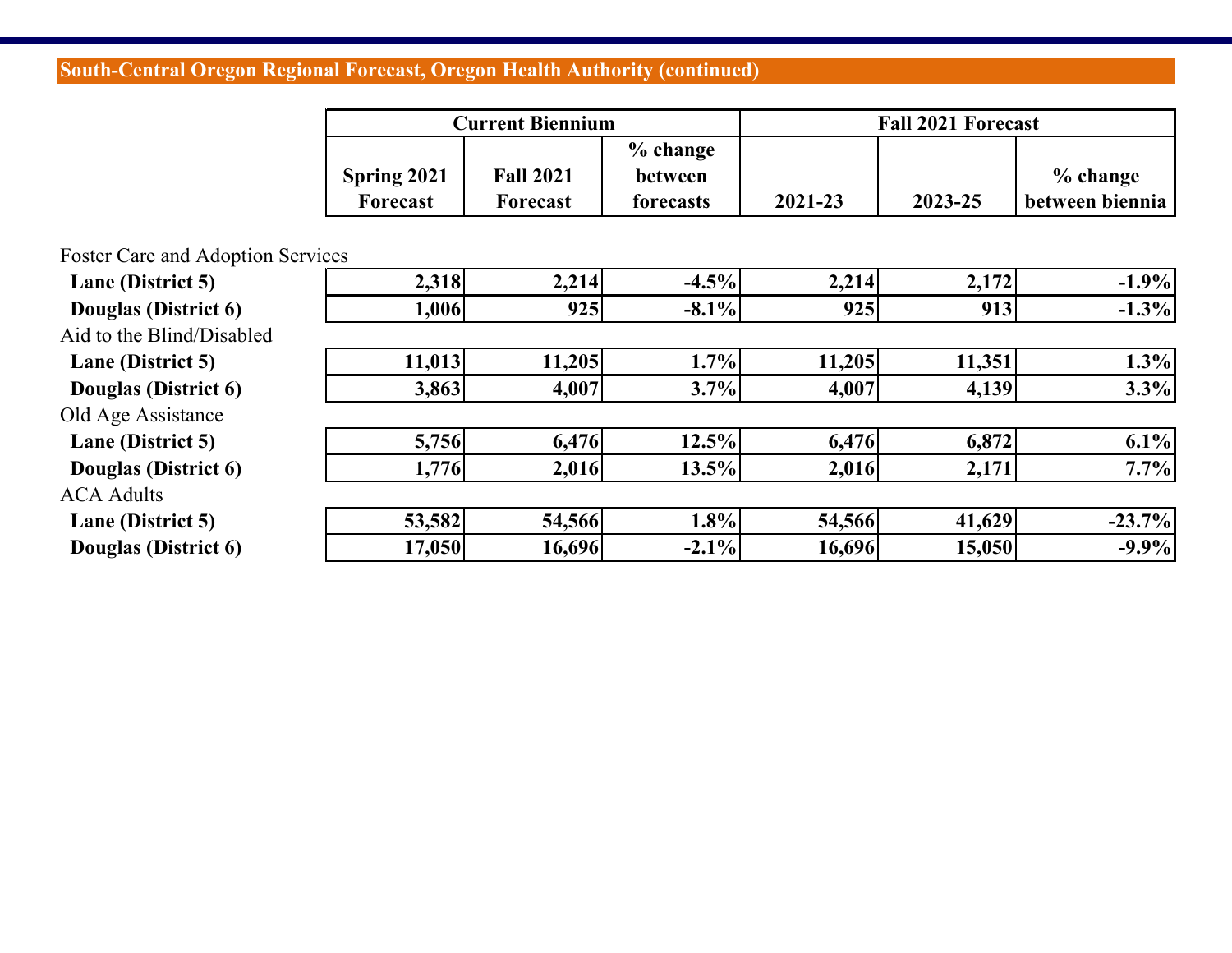## South-Central Oregon Regional Forecast, Oregon Health Authority (continued)

| | Current Biennium | | | Fall 2021 Forecast | | |
|---|---|---|---|---|---|---|
| | Spring 2021 Forecast | Fall 2021 Forecast | % change between forecasts | 2021-23 | 2023-25 | % change between biennia |
| Foster Care and Adoption Services | | | | | | |
| **Lane (District 5)** | 2,318 | 2,214 | -4.5% | 2,214 | 2,172 | -1.9% |
| **Douglas (District 6)** | 1,006 | 925 | -8.1% | 925 | 913 | -1.3% |
| Aid to the Blind/Disabled | | | | | | |
| **Lane (District 5)** | 11,013 | 11,205 | 1.7% | 11,205 | 11,351 | 1.3% |
| **Douglas (District 6)** | 3,863 | 4,007 | 3.7% | 4,007 | 4,139 | 3.3% |
| Old Age Assistance | | | | | | |
| **Lane (District 5)** | 5,756 | 6,476 | 12.5% | 6,476 | 6,872 | 6.1% |
| **Douglas (District 6)** | 1,776 | 2,016 | 13.5% | 2,016 | 2,171 | 7.7% |
| ACA Adults | | | | | | |
| **Lane (District 5)** | 53,582 | 54,566 | 1.8% | 54,566 | 41,629 | -23.7% |
| **Douglas (District 6)** | 17,050 | 16,696 | -2.1% | 16,696 | 15,050 | -9.9% |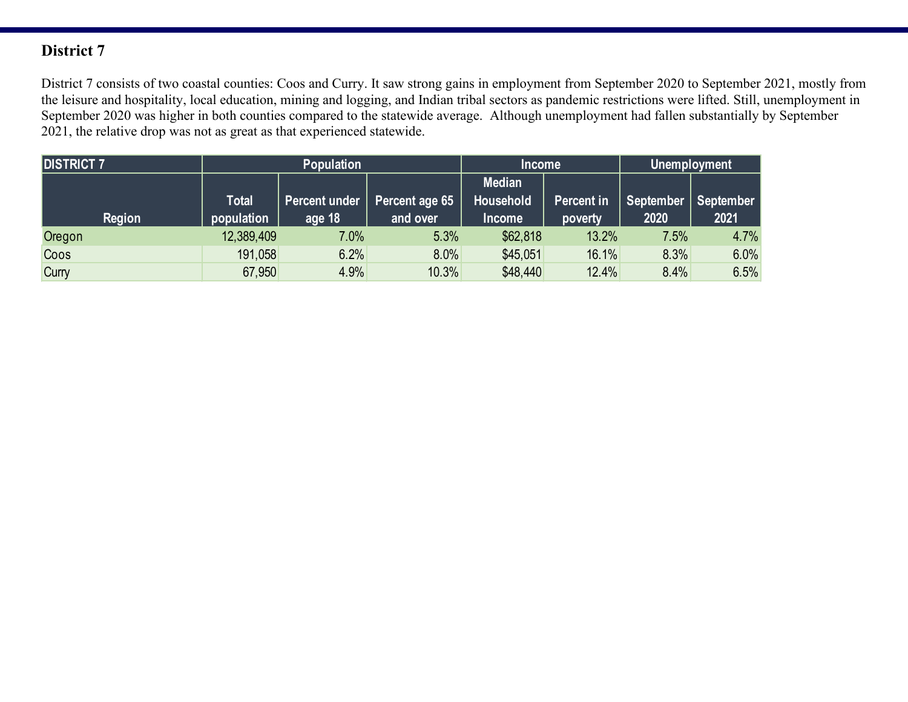## District 7

District 7 consists of two coastal counties: Coos and Curry. It saw strong gains in employment from September 2020 to September 2021, mostly from the leisure and hospitality, local education, mining and logging, and Indian tribal sectors as pandemic restrictions were lifted. Still, unemployment in September 2020 was higher in both counties compared to the statewide average. Although unemployment had fallen substantially by September 2021, the relative drop was not as great as that experienced statewide.

| DISTRICT 7 | Population | | | Income | | Unemployment | |
|---|---|---|---|---|---|---|---|
| Region | Total population | Percent under age 18 | Percent age 65 and over | Median Household Income | Percent in poverty | September 2020 | September 2021 |
| Oregon | 12,389,409 | 7.0% | 5.3% | $62,818 | 13.2% | 7.5% | 4.7% |
| Coos | 191,058 | 6.2% | 8.0% | $45,051 | 16.1% | 8.3% | 6.0% |
| Curry | 67,950 | 4.9% | 10.3% | $48,440 | 12.4% | 8.4% | 6.5% |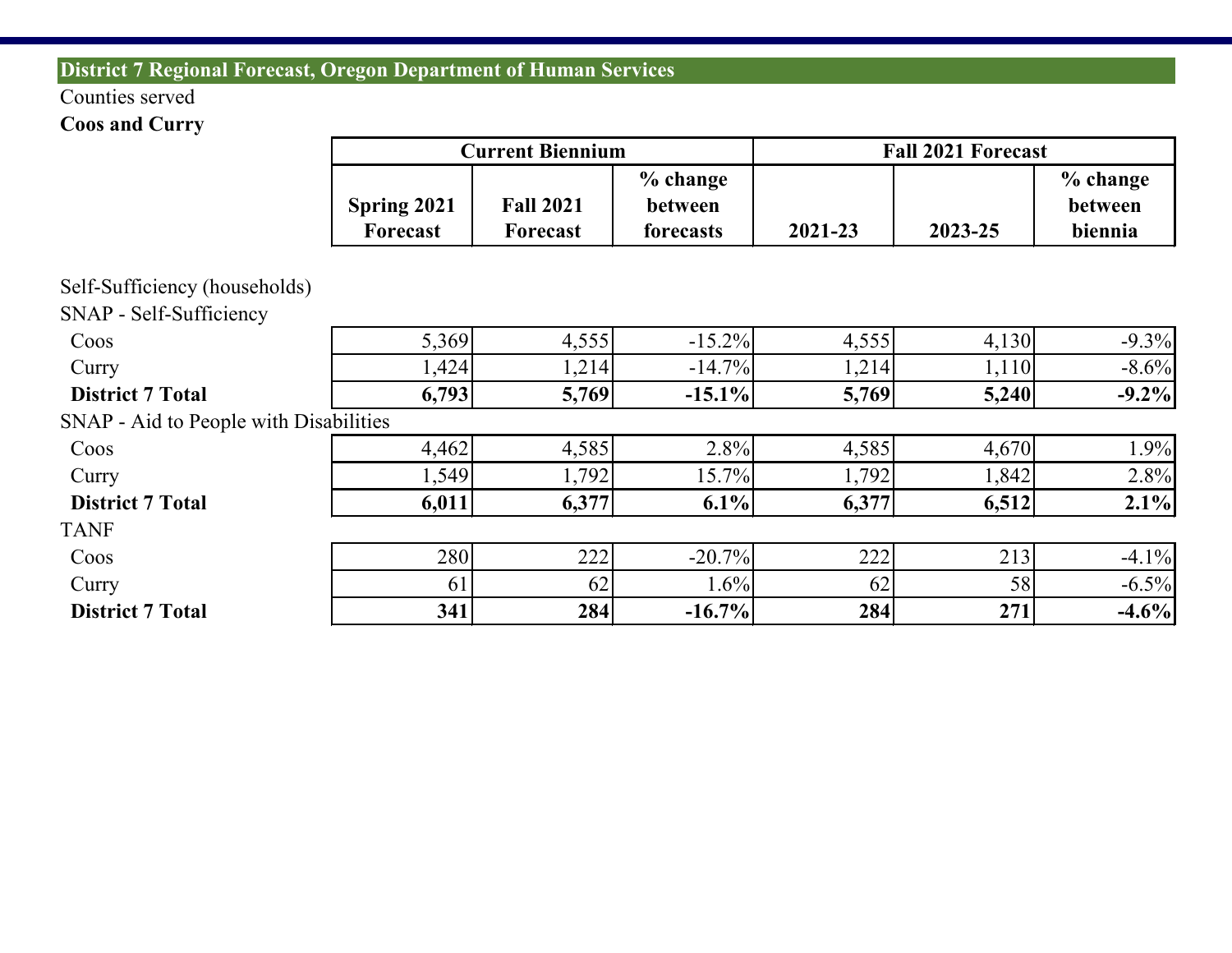## District 7 Regional Forecast, Oregon Department of Human Services

Counties served

**Coos and Curry**

| | Current Biennium | | | Fall 2021 Forecast | | |
|---|---|---|---|---|---|---|
| | Spring 2021 Forecast | Fall 2021 Forecast | % change between forecasts | 2021-23 | 2023-25 | % change between biennia |
| Self-Sufficiency (households) | | | | | | |
| SNAP - Self-Sufficiency | | | | | | |
| Coos | 5,369 | 4,555 | -15.2% | 4,555 | 4,130 | -9.3% |
| Curry | 1,424 | 1,214 | -14.7% | 1,214 | 1,110 | -8.6% |
| **District 7 Total** | **6,793** | **5,769** | **-15.1%** | **5,769** | **5,240** | **-9.2%** |
| SNAP - Aid to People with Disabilities | | | | | | |
| Coos | 4,462 | 4,585 | 2.8% | 4,585 | 4,670 | 1.9% |
| Curry | 1,549 | 1,792 | 15.7% | 1,792 | 1,842 | 2.8% |
| **District 7 Total** | **6,011** | **6,377** | **6.1%** | **6,377** | **6,512** | **2.1%** |
| TANF | | | | | | |
| Coos | 280 | 222 | -20.7% | 222 | 213 | -4.1% |
| Curry | 61 | 62 | 1.6% | 62 | 58 | -6.5% |
| **District 7 Total** | **341** | **284** | **-16.7%** | **284** | **271** | **-4.6%** |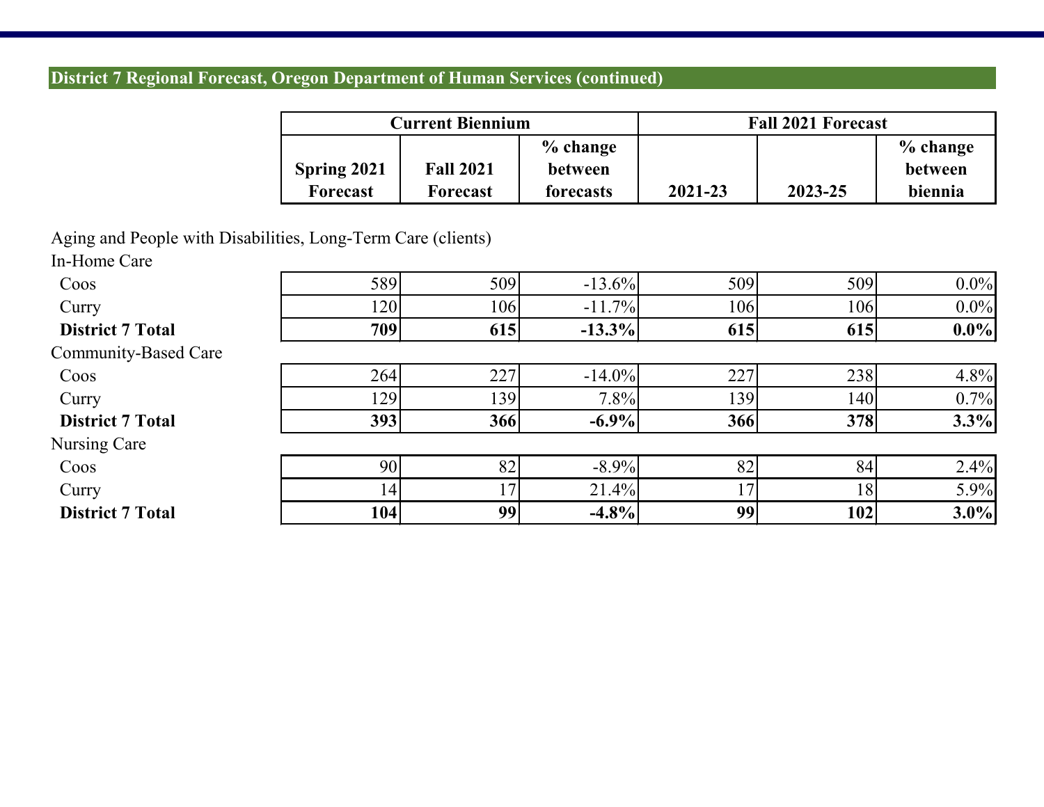## District 7 Regional Forecast, Oregon Department of Human Services (continued)

| | Current Biennium | | | Fall 2021 Forecast | | |
|---|---|---|---|---|---|---|
| | Spring 2021 Forecast | Fall 2021 Forecast | % change between forecasts | 2021-23 | 2023-25 | % change between biennia |
| Aging and People with Disabilities, Long-Term Care (clients) | | | | | | |
| In-Home Care | | | | | | |
| Coos | 589 | 509 | -13.6% | 509 | 509 | 0.0% |
| Curry | 120 | 106 | -11.7% | 106 | 106 | 0.0% |
| **District 7 Total** | **709** | **615** | **-13.3%** | **615** | **615** | **0.0%** |
| Community-Based Care | | | | | | |
| Coos | 264 | 227 | -14.0% | 227 | 238 | 4.8% |
| Curry | 129 | 139 | 7.8% | 139 | 140 | 0.7% |
| **District 7 Total** | **393** | **366** | **-6.9%** | **366** | **378** | **3.3%** |
| Nursing Care | | | | | | |
| Coos | 90 | 82 | -8.9% | 82 | 84 | 2.4% |
| Curry | 14 | 17 | 21.4% | 17 | 18 | 5.9% |
| **District 7 Total** | **104** | **99** | **-4.8%** | **99** | **102** | **3.0%** |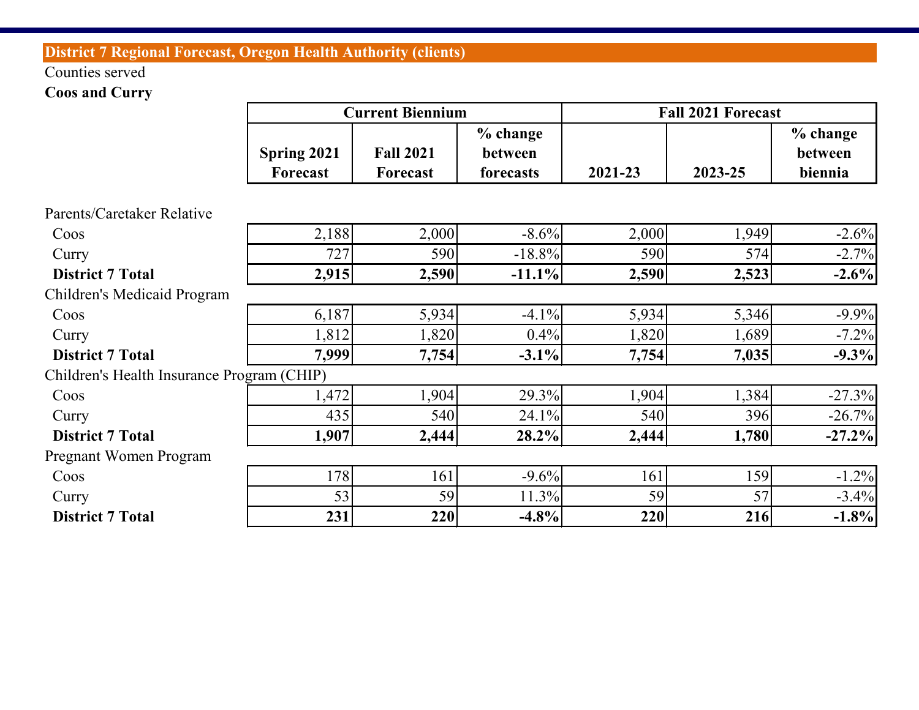## District 7 Regional Forecast, Oregon Health Authority (clients)

Counties served

**Coos and Curry**

| | Current Biennium | | | Fall 2021 Forecast | | |
|---|---|---|---|---|---|---|
| | Spring 2021 Forecast | Fall 2021 Forecast | % change between forecasts | 2021-23 | 2023-25 | % change between biennia |
| Parents/Caretaker Relative | | | | | | |
| Coos | 2,188 | 2,000 | -8.6% | 2,000 | 1,949 | -2.6% |
| Curry | 727 | 590 | -18.8% | 590 | 574 | -2.7% |
| **District 7 Total** | **2,915** | **2,590** | **-11.1%** | **2,590** | **2,523** | **-2.6%** |
| Children's Medicaid Program | | | | | | |
| Coos | 6,187 | 5,934 | -4.1% | 5,934 | 5,346 | -9.9% |
| Curry | 1,812 | 1,820 | 0.4% | 1,820 | 1,689 | -7.2% |
| **District 7 Total** | **7,999** | **7,754** | **-3.1%** | **7,754** | **7,035** | **-9.3%** |
| Children's Health Insurance Program (CHIP) | | | | | | |
| Coos | 1,472 | 1,904 | 29.3% | 1,904 | 1,384 | -27.3% |
| Curry | 435 | 540 | 24.1% | 540 | 396 | -26.7% |
| **District 7 Total** | **1,907** | **2,444** | **28.2%** | **2,444** | **1,780** | **-27.2%** |
| Pregnant Women Program | | | | | | |
| Coos | 178 | 161 | -9.6% | 161 | 159 | -1.2% |
| Curry | 53 | 59 | 11.3% | 59 | 57 | -3.4% |
| **District 7 Total** | **231** | **220** | **-4.8%** | **220** | **216** | **-1.8%** |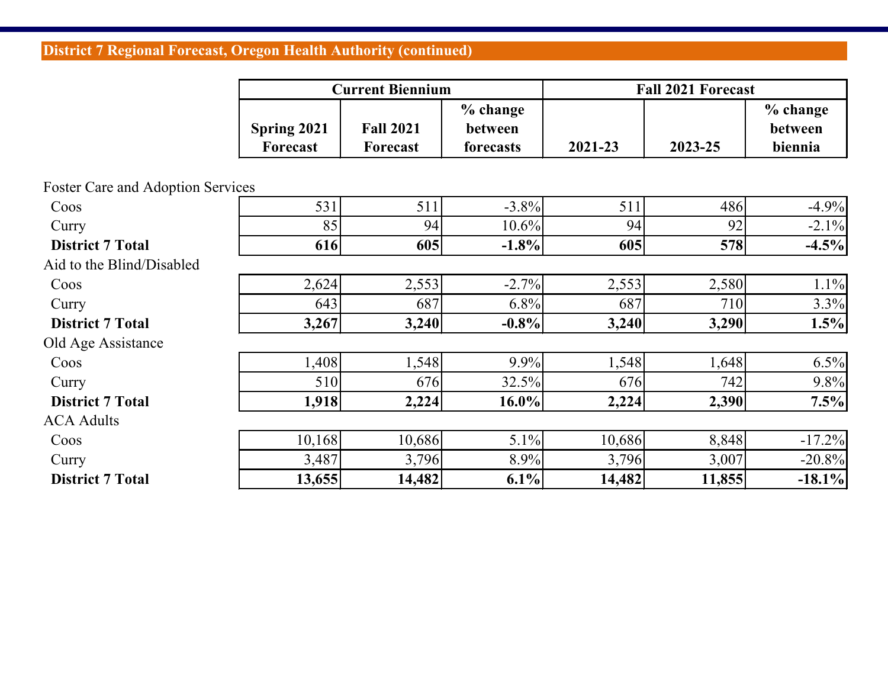## District 7 Regional Forecast, Oregon Health Authority (continued)

| | Current Biennium | | | Fall 2021 Forecast | | |
|---|---|---|---|---|---|---|
| | Spring 2021 Forecast | Fall 2021 Forecast | % change between forecasts | 2021-23 | 2023-25 | % change between biennia |
| Foster Care and Adoption Services | | | | | | |
| Coos | 531 | 511 | -3.8% | 511 | 486 | -4.9% |
| Curry | 85 | 94 | 10.6% | 94 | 92 | -2.1% |
| **District 7 Total** | **616** | **605** | **-1.8%** | **605** | **578** | **-4.5%** |
| Aid to the Blind/Disabled | | | | | | |
| Coos | 2,624 | 2,553 | -2.7% | 2,553 | 2,580 | 1.1% |
| Curry | 643 | 687 | 6.8% | 687 | 710 | 3.3% |
| **District 7 Total** | **3,267** | **3,240** | **-0.8%** | **3,240** | **3,290** | **1.5%** |
| Old Age Assistance | | | | | | |
| Coos | 1,408 | 1,548 | 9.9% | 1,548 | 1,648 | 6.5% |
| Curry | 510 | 676 | 32.5% | 676 | 742 | 9.8% |
| **District 7 Total** | **1,918** | **2,224** | **16.0%** | **2,224** | **2,390** | **7.5%** |
| ACA Adults | | | | | | |
| Coos | 10,168 | 10,686 | 5.1% | 10,686 | 8,848 | -17.2% |
| Curry | 3,487 | 3,796 | 8.9% | 3,796 | 3,007 | -20.8% |
| **District 7 Total** | **13,655** | **14,482** | **6.1%** | **14,482** | **11,855** | **-18.1%** |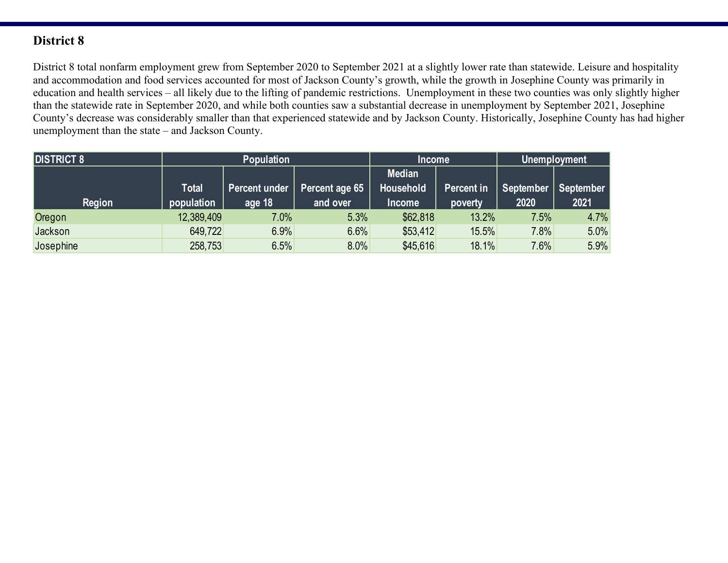## District 8

District 8 total nonfarm employment grew from September 2020 to September 2021 at a slightly lower rate than statewide. Leisure and hospitality and accommodation and food services accounted for most of Jackson County's growth, while the growth in Josephine County was primarily in education and health services – all likely due to the lifting of pandemic restrictions. Unemployment in these two counties was only slightly higher than the statewide rate in September 2020, and while both counties saw a substantial decrease in unemployment by September 2021, Josephine County's decrease was considerably smaller than that experienced statewide and by Jackson County. Historically, Josephine County has had higher unemployment than the state – and Jackson County.

| DISTRICT 8 | Population | | | Income | | Unemployment | |
|---|---|---|---|---|---|---|---|
| Region | Total population | Percent under age 18 | Percent age 65 and over | Median Household Income | Percent in poverty | September 2020 | September 2021 |
| Oregon | 12,389,409 | 7.0% | 5.3% | $62,818 | 13.2% | 7.5% | 4.7% |
| Jackson | 649,722 | 6.9% | 6.6% | $53,412 | 15.5% | 7.8% | 5.0% |
| Josephine | 258,753 | 6.5% | 8.0% | $45,616 | 18.1% | 7.6% | 5.9% |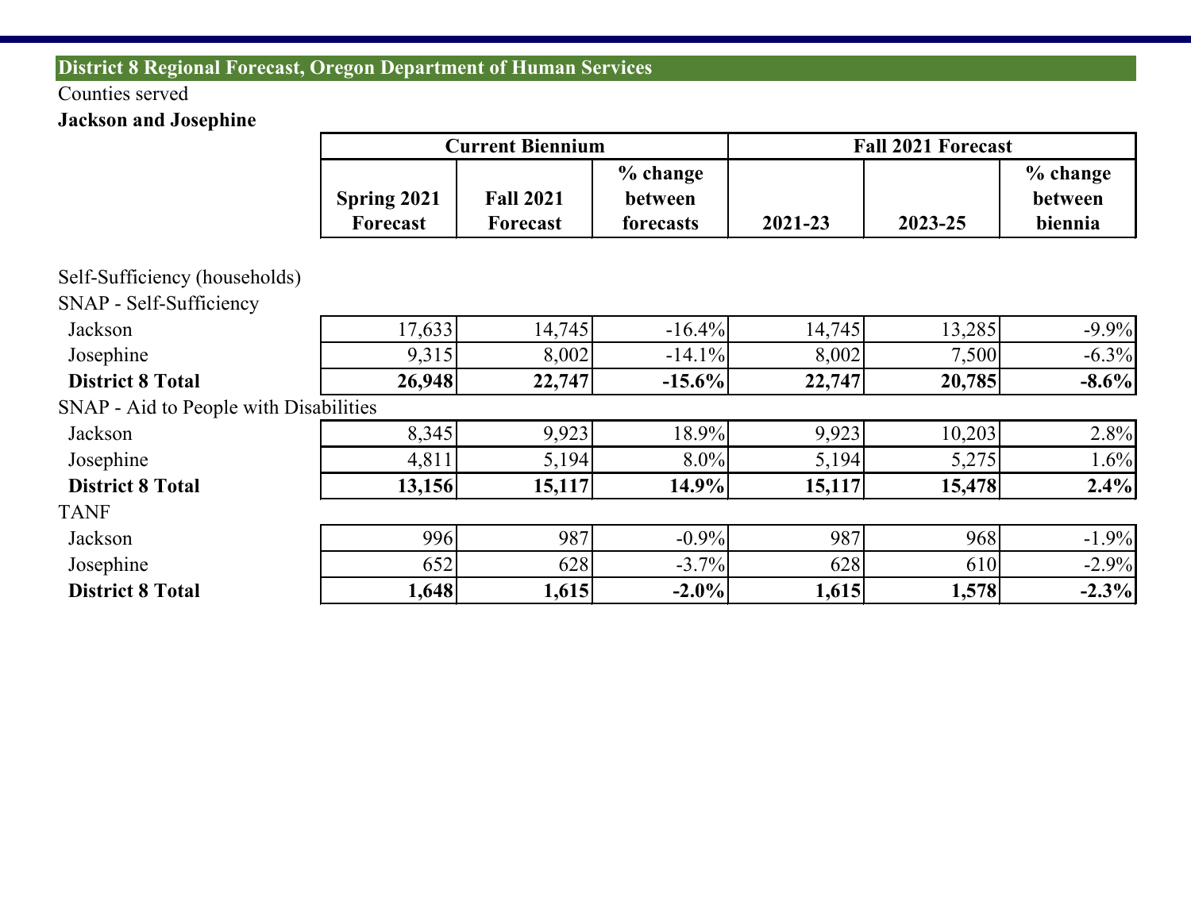## District 8 Regional Forecast, Oregon Department of Human Services

Counties served

**Jackson and Josephine**

| | Current Biennium | | | Fall 2021 Forecast | | |
|---|---|---|---|---|---|---|
| | Spring 2021 Forecast | Fall 2021 Forecast | % change between forecasts | 2021-23 | 2023-25 | % change between biennia |
| Self-Sufficiency (households) | | | | | | |
| SNAP - Self-Sufficiency | | | | | | |
| Jackson | 17,633 | 14,745 | -16.4% | 14,745 | 13,285 | -9.9% |
| Josephine | 9,315 | 8,002 | -14.1% | 8,002 | 7,500 | -6.3% |
| **District 8 Total** | **26,948** | **22,747** | **-15.6%** | **22,747** | **20,785** | **-8.6%** |
| SNAP - Aid to People with Disabilities | | | | | | |
| Jackson | 8,345 | 9,923 | 18.9% | 9,923 | 10,203 | 2.8% |
| Josephine | 4,811 | 5,194 | 8.0% | 5,194 | 5,275 | 1.6% |
| **District 8 Total** | **13,156** | **15,117** | **14.9%** | **15,117** | **15,478** | **2.4%** |
| TANF | | | | | | |
| Jackson | 996 | 987 | -0.9% | 987 | 968 | -1.9% |
| Josephine | 652 | 628 | -3.7% | 628 | 610 | -2.9% |
| **District 8 Total** | **1,648** | **1,615** | **-2.0%** | **1,615** | **1,578** | **-2.3%** |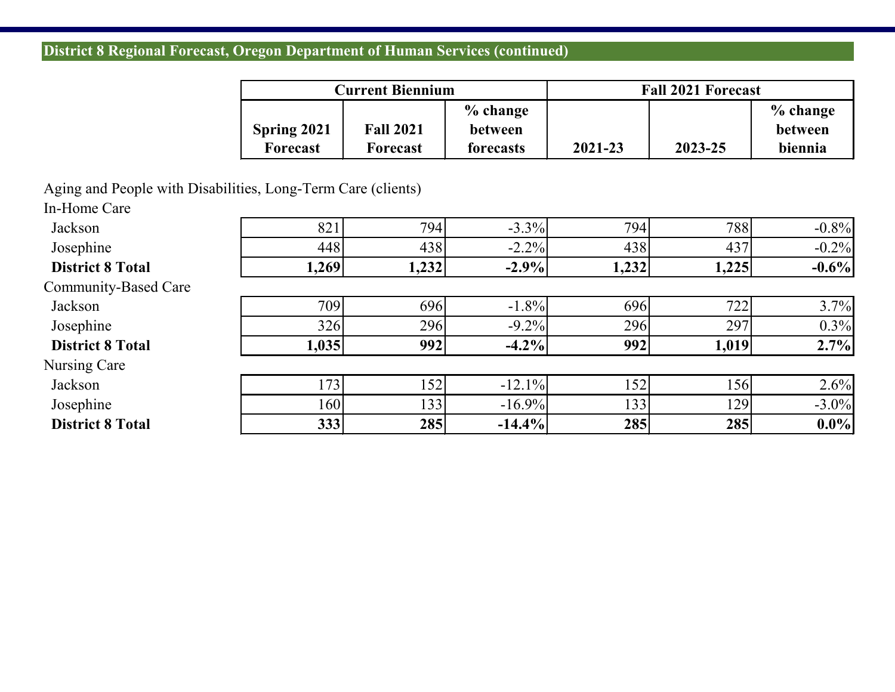## District 8 Regional Forecast, Oregon Department of Human Services (continued)

| | Current Biennium | | | Fall 2021 Forecast | | |
|---|---|---|---|---|---|---|
| | Spring 2021 Forecast | Fall 2021 Forecast | % change between forecasts | 2021-23 | 2023-25 | % change between biennia |
| Aging and People with Disabilities, Long-Term Care (clients) | | | | | | |
| In-Home Care | | | | | | |
| Jackson | 821 | 794 | -3.3% | 794 | 788 | -0.8% |
| Josephine | 448 | 438 | -2.2% | 438 | 437 | -0.2% |
| **District 8 Total** | **1,269** | **1,232** | **-2.9%** | **1,232** | **1,225** | **-0.6%** |
| Community-Based Care | | | | | | |
| Jackson | 709 | 696 | -1.8% | 696 | 722 | 3.7% |
| Josephine | 326 | 296 | -9.2% | 296 | 297 | 0.3% |
| **District 8 Total** | **1,035** | **992** | **-4.2%** | **992** | **1,019** | **2.7%** |
| Nursing Care | | | | | | |
| Jackson | 173 | 152 | -12.1% | 152 | 156 | 2.6% |
| Josephine | 160 | 133 | -16.9% | 133 | 129 | -3.0% |
| **District 8 Total** | **333** | **285** | **-14.4%** | **285** | **285** | **0.0%** |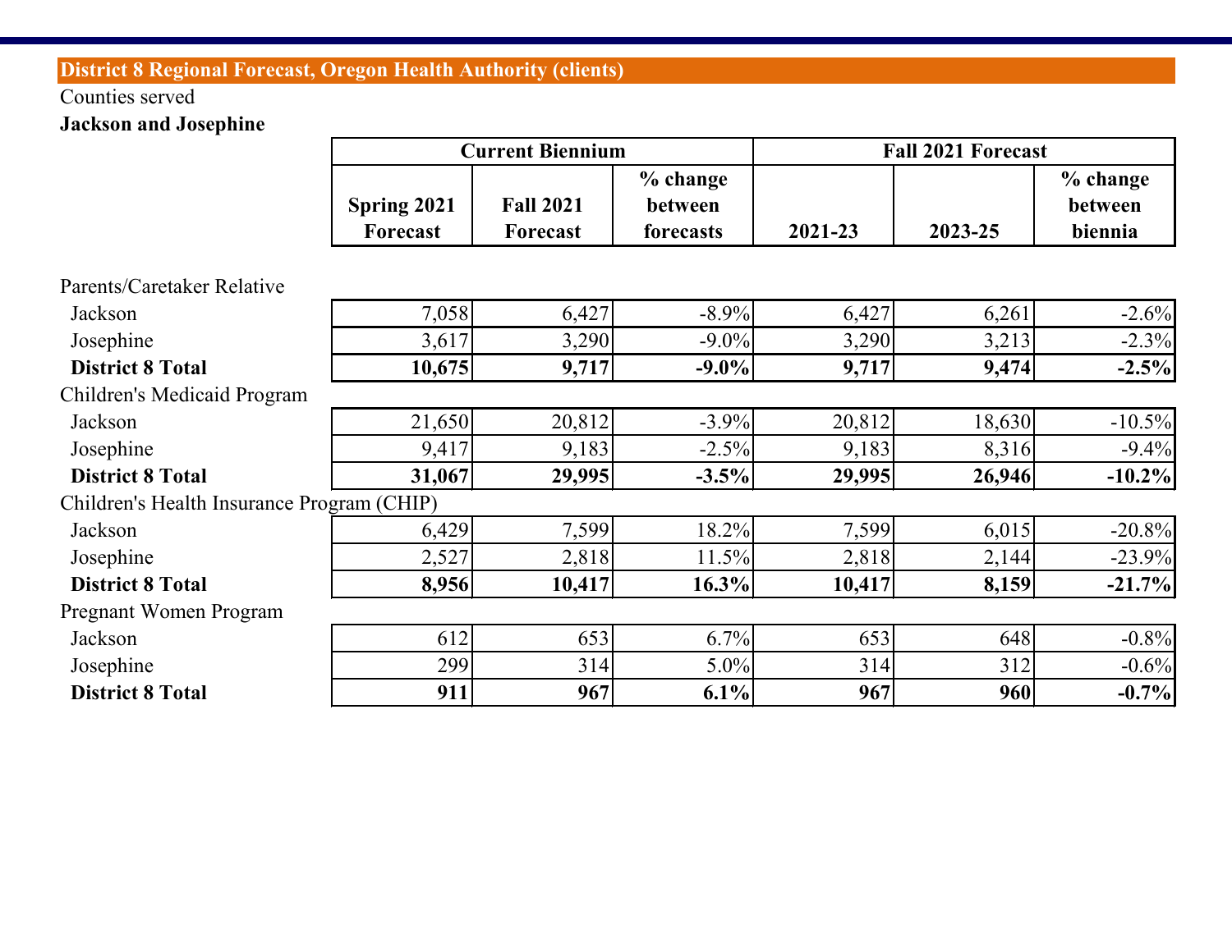## District 8 Regional Forecast, Oregon Health Authority (clients)

Counties served

**Jackson and Josephine**

| | Current Biennium | | | Fall 2021 Forecast | | |
|---|---|---|---|---|---|---|
| | **Spring 2021 Forecast** | **Fall 2021 Forecast** | **% change between forecasts** | **2021-23** | **2023-25** | **% change between biennia** |
| Parents/Caretaker Relative | | | | | | |
| Jackson | 7,058 | 6,427 | -8.9% | 6,427 | 6,261 | -2.6% |
| Josephine | 3,617 | 3,290 | -9.0% | 3,290 | 3,213 | -2.3% |
| **District 8 Total** | **10,675** | **9,717** | **-9.0%** | **9,717** | **9,474** | **-2.5%** |
| Children's Medicaid Program | | | | | | |
| Jackson | 21,650 | 20,812 | -3.9% | 20,812 | 18,630 | -10.5% |
| Josephine | 9,417 | 9,183 | -2.5% | 9,183 | 8,316 | -9.4% |
| **District 8 Total** | **31,067** | **29,995** | **-3.5%** | **29,995** | **26,946** | **-10.2%** |
| Children's Health Insurance Program (CHIP) | | | | | | |
| Jackson | 6,429 | 7,599 | 18.2% | 7,599 | 6,015 | -20.8% |
| Josephine | 2,527 | 2,818 | 11.5% | 2,818 | 2,144 | -23.9% |
| **District 8 Total** | **8,956** | **10,417** | **16.3%** | **10,417** | **8,159** | **-21.7%** |
| Pregnant Women Program | | | | | | |
| Jackson | 612 | 653 | 6.7% | 653 | 648 | -0.8% |
| Josephine | 299 | 314 | 5.0% | 314 | 312 | -0.6% |
| **District 8 Total** | **911** | **967** | **6.1%** | **967** | **960** | **-0.7%** |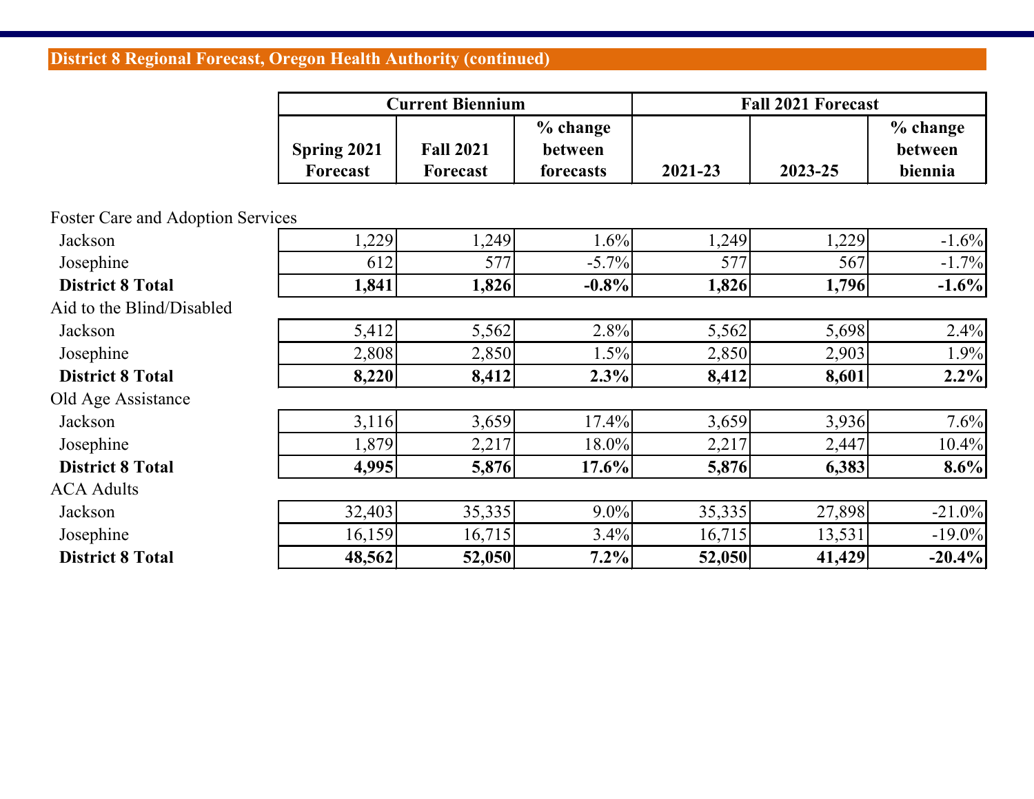## District 8 Regional Forecast, Oregon Health Authority (continued)

| | Current Biennium | | | Fall 2021 Forecast | | |
|---|---|---|---|---|---|---|
| | Spring 2021 Forecast | Fall 2021 Forecast | % change between forecasts | 2021-23 | 2023-25 | % change between biennia |
| Foster Care and Adoption Services | | | | | | |
| Jackson | 1,229 | 1,249 | 1.6% | 1,249 | 1,229 | -1.6% |
| Josephine | 612 | 577 | -5.7% | 577 | 567 | -1.7% |
| **District 8 Total** | **1,841** | **1,826** | **-0.8%** | **1,826** | **1,796** | **-1.6%** |
| Aid to the Blind/Disabled | | | | | | |
| Jackson | 5,412 | 5,562 | 2.8% | 5,562 | 5,698 | 2.4% |
| Josephine | 2,808 | 2,850 | 1.5% | 2,850 | 2,903 | 1.9% |
| **District 8 Total** | **8,220** | **8,412** | **2.3%** | **8,412** | **8,601** | **2.2%** |
| Old Age Assistance | | | | | | |
| Jackson | 3,116 | 3,659 | 17.4% | 3,659 | 3,936 | 7.6% |
| Josephine | 1,879 | 2,217 | 18.0% | 2,217 | 2,447 | 10.4% |
| **District 8 Total** | **4,995** | **5,876** | **17.6%** | **5,876** | **6,383** | **8.6%** |
| ACA Adults | | | | | | |
| Jackson | 32,403 | 35,335 | 9.0% | 35,335 | 27,898 | -21.0% |
| Josephine | 16,159 | 16,715 | 3.4% | 16,715 | 13,531 | -19.0% |
| **District 8 Total** | **48,562** | **52,050** | **7.2%** | **52,050** | **41,429** | **-20.4%** |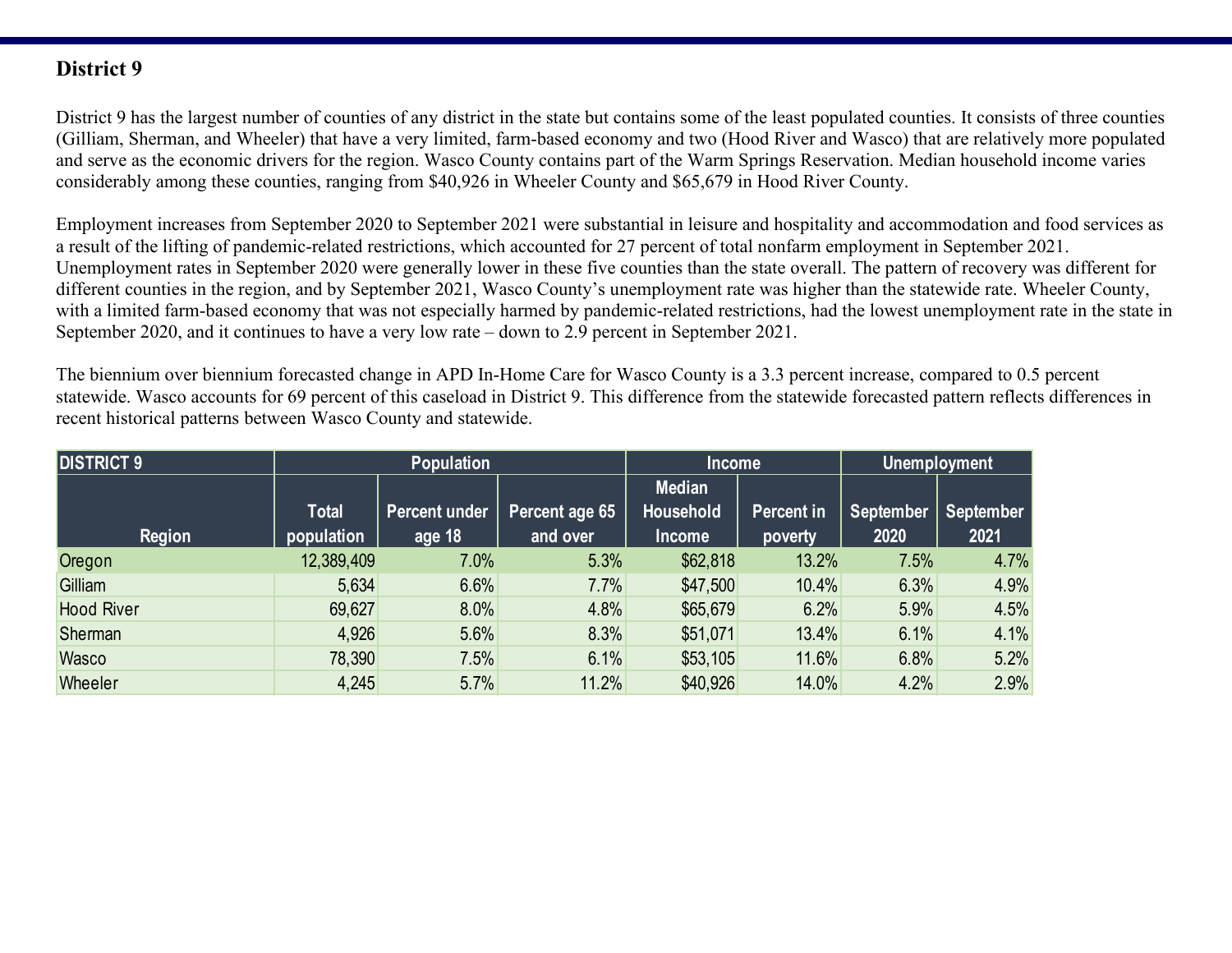## District 9

District 9 has the largest number of counties of any district in the state but contains some of the least populated counties. It consists of three counties (Gilliam, Sherman, and Wheeler) that have a very limited, farm-based economy and two (Hood River and Wasco) that are relatively more populated and serve as the economic drivers for the region. Wasco County contains part of the Warm Springs Reservation. Median household income varies considerably among these counties, ranging from $40,926 in Wheeler County and $65,679 in Hood River County.

Employment increases from September 2020 to September 2021 were substantial in leisure and hospitality and accommodation and food services as a result of the lifting of pandemic-related restrictions, which accounted for 27 percent of total nonfarm employment in September 2021. Unemployment rates in September 2020 were generally lower in these five counties than the state overall. The pattern of recovery was different for different counties in the region, and by September 2021, Wasco County's unemployment rate was higher than the statewide rate. Wheeler County, with a limited farm-based economy that was not especially harmed by pandemic-related restrictions, had the lowest unemployment rate in the state in September 2020, and it continues to have a very low rate – down to 2.9 percent in September 2021.

The biennium over biennium forecasted change in APD In-Home Care for Wasco County is a 3.3 percent increase, compared to 0.5 percent statewide. Wasco accounts for 69 percent of this caseload in District 9. This difference from the statewide forecasted pattern reflects differences in recent historical patterns between Wasco County and statewide.

| DISTRICT 9 | Population | | | Income | | Unemployment | |
|---|---|---|---|---|---|---|---|
| Region | Total population | Percent under age 18 | Percent age 65 and over | Median Household Income | Percent in poverty | September 2020 | September 2021 |
| Oregon | 12,389,409 | 7.0% | 5.3% | $62,818 | 13.2% | 7.5% | 4.7% |
| Gilliam | 5,634 | 6.6% | 7.7% | $47,500 | 10.4% | 6.3% | 4.9% |
| Hood River | 69,627 | 8.0% | 4.8% | $65,679 | 6.2% | 5.9% | 4.5% |
| Sherman | 4,926 | 5.6% | 8.3% | $51,071 | 13.4% | 6.1% | 4.1% |
| Wasco | 78,390 | 7.5% | 6.1% | $53,105 | 11.6% | 6.8% | 5.2% |
| Wheeler | 4,245 | 5.7% | 11.2% | $40,926 | 14.0% | 4.2% | 2.9% |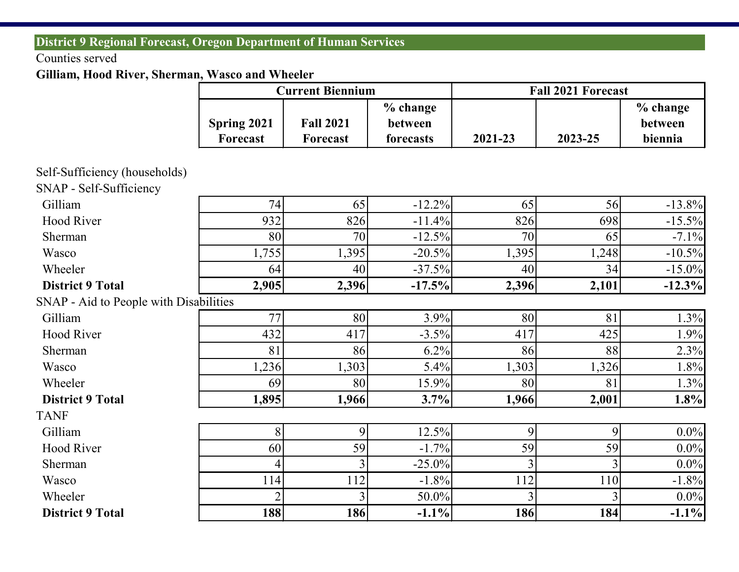## District 9 Regional Forecast, Oregon Department of Human Services

Counties served

**Gilliam, Hood River, Sherman, Wasco and Wheeler**

| | Current Biennium | | | Fall 2021 Forecast | | |
|---|---|---|---|---|---|---|
| | Spring 2021 Forecast | Fall 2021 Forecast | % change between forecasts | 2021-23 | 2023-25 | % change between biennia |
| Self-Sufficiency (households) | | | | | | |
| SNAP - Self-Sufficiency | | | | | | |
| Gilliam | 74 | 65 | -12.2% | 65 | 56 | -13.8% |
| Hood River | 932 | 826 | -11.4% | 826 | 698 | -15.5% |
| Sherman | 80 | 70 | -12.5% | 70 | 65 | -7.1% |
| Wasco | 1,755 | 1,395 | -20.5% | 1,395 | 1,248 | -10.5% |
| Wheeler | 64 | 40 | -37.5% | 40 | 34 | -15.0% |
| **District 9 Total** | **2,905** | **2,396** | **-17.5%** | **2,396** | **2,101** | **-12.3%** |
| SNAP - Aid to People with Disabilities | | | | | | |
| Gilliam | 77 | 80 | 3.9% | 80 | 81 | 1.3% |
| Hood River | 432 | 417 | -3.5% | 417 | 425 | 1.9% |
| Sherman | 81 | 86 | 6.2% | 86 | 88 | 2.3% |
| Wasco | 1,236 | 1,303 | 5.4% | 1,303 | 1,326 | 1.8% |
| Wheeler | 69 | 80 | 15.9% | 80 | 81 | 1.3% |
| **District 9 Total** | **1,895** | **1,966** | **3.7%** | **1,966** | **2,001** | **1.8%** |
| TANF | | | | | | |
| Gilliam | 8 | 9 | 12.5% | 9 | 9 | 0.0% |
| Hood River | 60 | 59 | -1.7% | 59 | 59 | 0.0% |
| Sherman | 4 | 3 | -25.0% | 3 | 3 | 0.0% |
| Wasco | 114 | 112 | -1.8% | 112 | 110 | -1.8% |
| Wheeler | 2 | 3 | 50.0% | 3 | 3 | 0.0% |
| **District 9 Total** | **188** | **186** | **-1.1%** | **186** | **184** | **-1.1%** |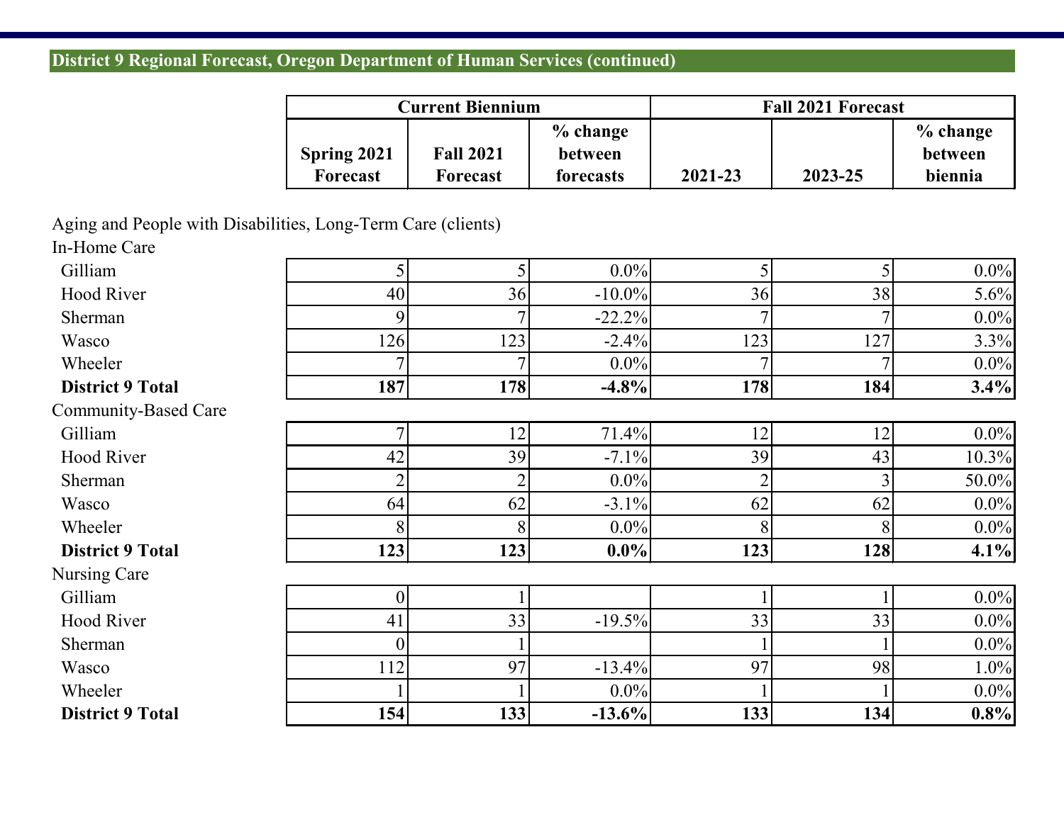## District 9 Regional Forecast, Oregon Department of Human Services (continued)

| | Current Biennium | | | Fall 2021 Forecast | | |
|---|---|---|---|---|---|---|
| | Spring 2021 Forecast | Fall 2021 Forecast | % change between forecasts | 2021-23 | 2023-25 | % change between biennia |
| Aging and People with Disabilities, Long-Term Care (clients) | | | | | | |
| In-Home Care | | | | | | |
| Gilliam | 5 | 5 | 0.0% | 5 | 5 | 0.0% |
| Hood River | 40 | 36 | -10.0% | 36 | 38 | 5.6% |
| Sherman | 9 | 7 | -22.2% | 7 | 7 | 0.0% |
| Wasco | 126 | 123 | -2.4% | 123 | 127 | 3.3% |
| Wheeler | 7 | 7 | 0.0% | 7 | 7 | 0.0% |
| **District 9 Total** | **187** | **178** | **-4.8%** | **178** | **184** | **3.4%** |
| Community-Based Care | | | | | | |
| Gilliam | 7 | 12 | 71.4% | 12 | 12 | 0.0% |
| Hood River | 42 | 39 | -7.1% | 39 | 43 | 10.3% |
| Sherman | 2 | 2 | 0.0% | 2 | 3 | 50.0% |
| Wasco | 64 | 62 | -3.1% | 62 | 62 | 0.0% |
| Wheeler | 8 | 8 | 0.0% | 8 | 8 | 0.0% |
| **District 9 Total** | **123** | **123** | **0.0%** | **123** | **128** | **4.1%** |
| Nursing Care | | | | | | |
| Gilliam | 0 | 1 | | 1 | 1 | 0.0% |
| Hood River | 41 | 33 | -19.5% | 33 | 33 | 0.0% |
| Sherman | 0 | 1 | | 1 | 1 | 0.0% |
| Wasco | 112 | 97 | -13.4% | 97 | 98 | 1.0% |
| Wheeler | 1 | 1 | 0.0% | 1 | 1 | 0.0% |
| **District 9 Total** | **154** | **133** | **-13.6%** | **133** | **134** | **0.8%** |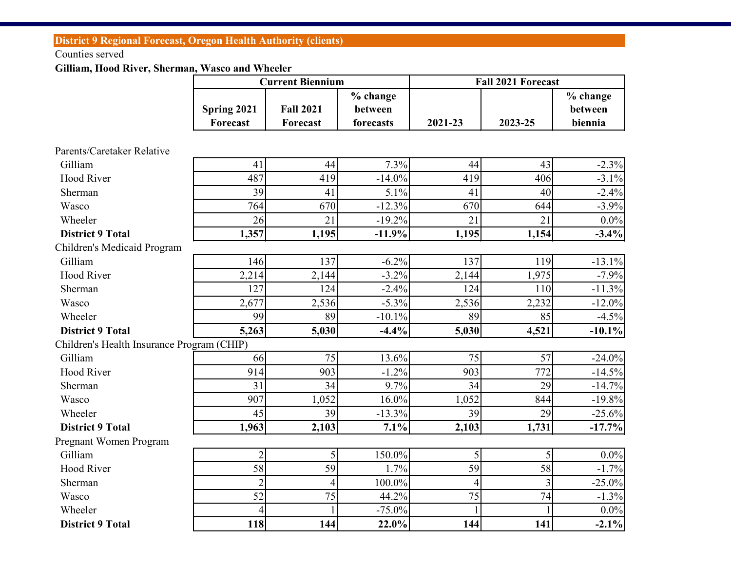## District 9 Regional Forecast, Oregon Health Authority (clients)

Counties served

**Gilliam, Hood River, Sherman, Wasco and Wheeler**

| | Current Biennium | | | Fall 2021 Forecast | | |
|---|---|---|---|---|---|---|
| | Spring 2021 Forecast | Fall 2021 Forecast | % change between forecasts | 2021-23 | 2023-25 | % change between biennia |
| Parents/Caretaker Relative | | | | | | |
| Gilliam | 41 | 44 | 7.3% | 44 | 43 | -2.3% |
| Hood River | 487 | 419 | -14.0% | 419 | 406 | -3.1% |
| Sherman | 39 | 41 | 5.1% | 41 | 40 | -2.4% |
| Wasco | 764 | 670 | -12.3% | 670 | 644 | -3.9% |
| Wheeler | 26 | 21 | -19.2% | 21 | 21 | 0.0% |
| **District 9 Total** | **1,357** | **1,195** | **-11.9%** | **1,195** | **1,154** | **-3.4%** |
| Children's Medicaid Program | | | | | | |
| Gilliam | 146 | 137 | -6.2% | 137 | 119 | -13.1% |
| Hood River | 2,214 | 2,144 | -3.2% | 2,144 | 1,975 | -7.9% |
| Sherman | 127 | 124 | -2.4% | 124 | 110 | -11.3% |
| Wasco | 2,677 | 2,536 | -5.3% | 2,536 | 2,232 | -12.0% |
| Wheeler | 99 | 89 | -10.1% | 89 | 85 | -4.5% |
| **District 9 Total** | **5,263** | **5,030** | **-4.4%** | **5,030** | **4,521** | **-10.1%** |
| Children's Health Insurance Program (CHIP) | | | | | | |
| Gilliam | 66 | 75 | 13.6% | 75 | 57 | -24.0% |
| Hood River | 914 | 903 | -1.2% | 903 | 772 | -14.5% |
| Sherman | 31 | 34 | 9.7% | 34 | 29 | -14.7% |
| Wasco | 907 | 1,052 | 16.0% | 1,052 | 844 | -19.8% |
| Wheeler | 45 | 39 | -13.3% | 39 | 29 | -25.6% |
| **District 9 Total** | **1,963** | **2,103** | **7.1%** | **2,103** | **1,731** | **-17.7%** |
| Pregnant Women Program | | | | | | |
| Gilliam | 2 | 5 | 150.0% | 5 | 5 | 0.0% |
| Hood River | 58 | 59 | 1.7% | 59 | 58 | -1.7% |
| Sherman | 2 | 4 | 100.0% | 4 | 3 | -25.0% |
| Wasco | 52 | 75 | 44.2% | 75 | 74 | -1.3% |
| Wheeler | 4 | 1 | -75.0% | 1 | 1 | 0.0% |
| **District 9 Total** | **118** | **144** | **22.0%** | **144** | **141** | **-2.1%** |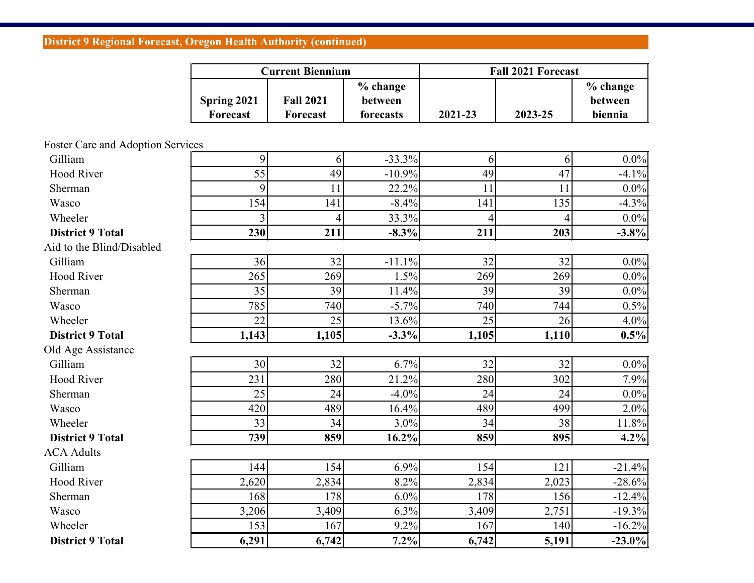## District 9 Regional Forecast, Oregon Health Authority (continued)

| | Current Biennium | | | Fall 2021 Forecast | | |
|---|---|---|---|---|---|---|
| | Spring 2021 Forecast | Fall 2021 Forecast | % change between forecasts | 2021-23 | 2023-25 | % change between biennia |
| Foster Care and Adoption Services | | | | | | |
| Gilliam | 9 | 6 | -33.3% | 6 | 6 | 0.0% |
| Hood River | 55 | 49 | -10.9% | 49 | 47 | -4.1% |
| Sherman | 9 | 11 | 22.2% | 11 | 11 | 0.0% |
| Wasco | 154 | 141 | -8.4% | 141 | 135 | -4.3% |
| Wheeler | 3 | 4 | 33.3% | 4 | 4 | 0.0% |
| **District 9 Total** | **230** | **211** | **-8.3%** | **211** | **203** | **-3.8%** |
| Aid to the Blind/Disabled | | | | | | |
| Gilliam | 36 | 32 | -11.1% | 32 | 32 | 0.0% |
| Hood River | 265 | 269 | 1.5% | 269 | 269 | 0.0% |
| Sherman | 35 | 39 | 11.4% | 39 | 39 | 0.0% |
| Wasco | 785 | 740 | -5.7% | 740 | 744 | 0.5% |
| Wheeler | 22 | 25 | 13.6% | 25 | 26 | 4.0% |
| **District 9 Total** | **1,143** | **1,105** | **-3.3%** | **1,105** | **1,110** | **0.5%** |
| Old Age Assistance | | | | | | |
| Gilliam | 30 | 32 | 6.7% | 32 | 32 | 0.0% |
| Hood River | 231 | 280 | 21.2% | 280 | 302 | 7.9% |
| Sherman | 25 | 24 | -4.0% | 24 | 24 | 0.0% |
| Wasco | 420 | 489 | 16.4% | 489 | 499 | 2.0% |
| Wheeler | 33 | 34 | 3.0% | 34 | 38 | 11.8% |
| **District 9 Total** | **739** | **859** | **16.2%** | **859** | **895** | **4.2%** |
| ACA Adults | | | | | | |
| Gilliam | 144 | 154 | 6.9% | 154 | 121 | -21.4% |
| Hood River | 2,620 | 2,834 | 8.2% | 2,834 | 2,023 | -28.6% |
| Sherman | 168 | 178 | 6.0% | 178 | 156 | -12.4% |
| Wasco | 3,206 | 3,409 | 6.3% | 3,409 | 2,751 | -19.3% |
| Wheeler | 153 | 167 | 9.2% | 167 | 140 | -16.2% |
| **District 9 Total** | **6,291** | **6,742** | **7.2%** | **6,742** | **5,191** | **-23.0%** |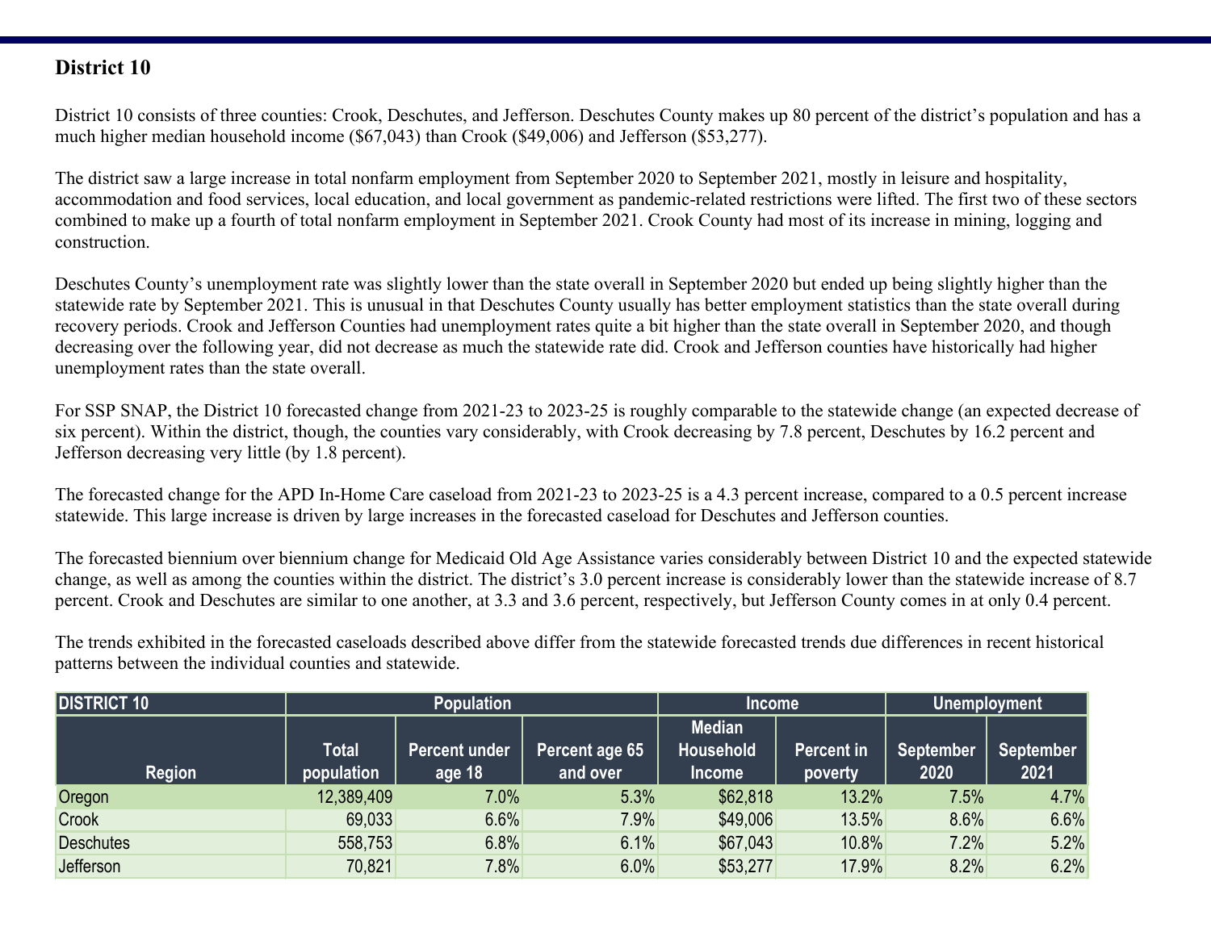## District 10

District 10 consists of three counties: Crook, Deschutes, and Jefferson. Deschutes County makes up 80 percent of the district's population and has a much higher median household income ($67,043) than Crook ($49,006) and Jefferson ($53,277).

The district saw a large increase in total nonfarm employment from September 2020 to September 2021, mostly in leisure and hospitality, accommodation and food services, local education, and local government as pandemic-related restrictions were lifted. The first two of these sectors combined to make up a fourth of total nonfarm employment in September 2021. Crook County had most of its increase in mining, logging and construction.

Deschutes County's unemployment rate was slightly lower than the state overall in September 2020 but ended up being slightly higher than the statewide rate by September 2021. This is unusual in that Deschutes County usually has better employment statistics than the state overall during recovery periods. Crook and Jefferson Counties had unemployment rates quite a bit higher than the state overall in September 2020, and though decreasing over the following year, did not decrease as much the statewide rate did. Crook and Jefferson counties have historically had higher unemployment rates than the state overall.

For SSP SNAP, the District 10 forecasted change from 2021-23 to 2023-25 is roughly comparable to the statewide change (an expected decrease of six percent). Within the district, though, the counties vary considerably, with Crook decreasing by 7.8 percent, Deschutes by 16.2 percent and Jefferson decreasing very little (by 1.8 percent).

The forecasted change for the APD In-Home Care caseload from 2021-23 to 2023-25 is a 4.3 percent increase, compared to a 0.5 percent increase statewide. This large increase is driven by large increases in the forecasted caseload for Deschutes and Jefferson counties.

The forecasted biennium over biennium change for Medicaid Old Age Assistance varies considerably between District 10 and the expected statewide change, as well as among the counties within the district. The district's 3.0 percent increase is considerably lower than the statewide increase of 8.7 percent. Crook and Deschutes are similar to one another, at 3.3 and 3.6 percent, respectively, but Jefferson County comes in at only 0.4 percent.

The trends exhibited in the forecasted caseloads described above differ from the statewide forecasted trends due differences in recent historical patterns between the individual counties and statewide.

| DISTRICT 10 | Population | | | Income | | Unemployment | |
|---|---|---|---|---|---|---|---|
| Region | Total population | Percent under age 18 | Percent age 65 and over | Median Household Income | Percent in poverty | September 2020 | September 2021 |
| Oregon | 12,389,409 | 7.0% | 5.3% | $62,818 | 13.2% | 7.5% | 4.7% |
| Crook | 69,033 | 6.6% | 7.9% | $49,006 | 13.5% | 8.6% | 6.6% |
| Deschutes | 558,753 | 6.8% | 6.1% | $67,043 | 10.8% | 7.2% | 5.2% |
| Jefferson | 70,821 | 7.8% | 6.0% | $53,277 | 17.9% | 8.2% | 6.2% |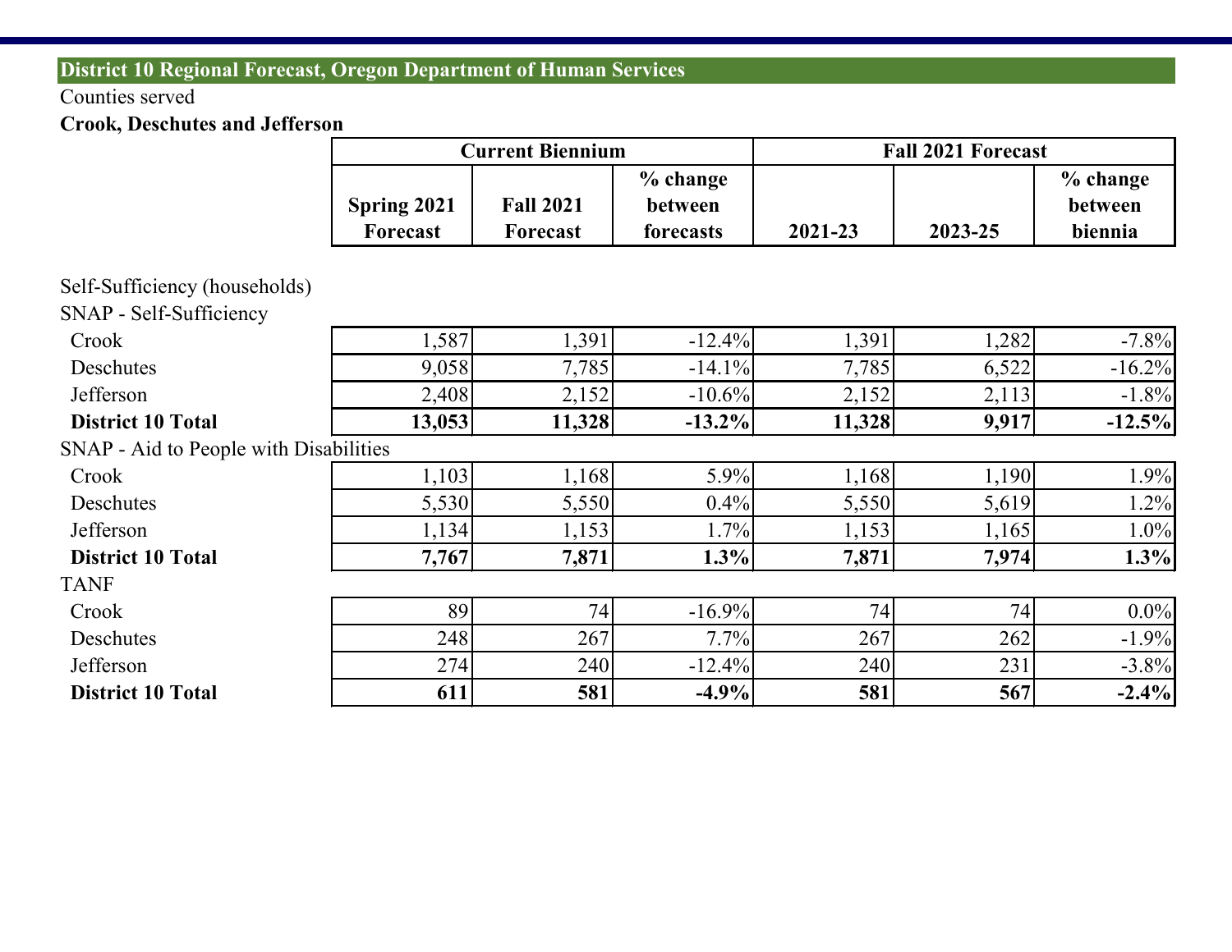## District 10 Regional Forecast, Oregon Department of Human Services

Counties served

**Crook, Deschutes and Jefferson**

| | Current Biennium | | | Fall 2021 Forecast | | |
|---|---|---|---|---|---|---|
| | **Spring 2021 Forecast** | **Fall 2021 Forecast** | **% change between forecasts** | **2021-23** | **2023-25** | **% change between biennia** |
| Self-Sufficiency (households) | | | | | | |
| SNAP - Self-Sufficiency | | | | | | |
| Crook | 1,587 | 1,391 | -12.4% | 1,391 | 1,282 | -7.8% |
| Deschutes | 9,058 | 7,785 | -14.1% | 7,785 | 6,522 | -16.2% |
| Jefferson | 2,408 | 2,152 | -10.6% | 2,152 | 2,113 | -1.8% |
| **District 10 Total** | **13,053** | **11,328** | **-13.2%** | **11,328** | **9,917** | **-12.5%** |
| SNAP - Aid to People with Disabilities | | | | | | |
| Crook | 1,103 | 1,168 | 5.9% | 1,168 | 1,190 | 1.9% |
| Deschutes | 5,530 | 5,550 | 0.4% | 5,550 | 5,619 | 1.2% |
| Jefferson | 1,134 | 1,153 | 1.7% | 1,153 | 1,165 | 1.0% |
| **District 10 Total** | **7,767** | **7,871** | **1.3%** | **7,871** | **7,974** | **1.3%** |
| TANF | | | | | | |
| Crook | 89 | 74 | -16.9% | 74 | 74 | 0.0% |
| Deschutes | 248 | 267 | 7.7% | 267 | 262 | -1.9% |
| Jefferson | 274 | 240 | -12.4% | 240 | 231 | -3.8% |
| **District 10 Total** | **611** | **581** | **-4.9%** | **581** | **567** | **-2.4%** |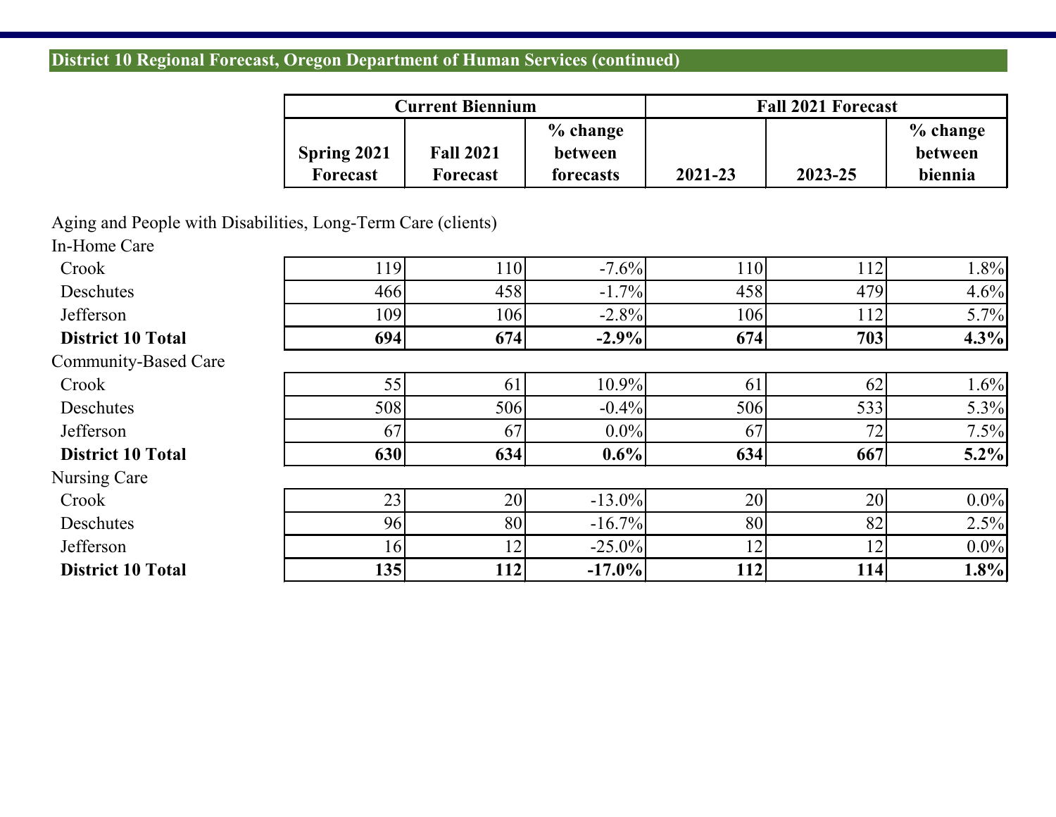## District 10 Regional Forecast, Oregon Department of Human Services (continued)

| | Current Biennium | | | Fall 2021 Forecast | | |
|---|---|---|---|---|---|---|
| | Spring 2021 Forecast | Fall 2021 Forecast | % change between forecasts | 2021-23 | 2023-25 | % change between biennia |
| Aging and People with Disabilities, Long-Term Care (clients) | | | | | | |
| In-Home Care | | | | | | |
| Crook | 119 | 110 | -7.6% | 110 | 112 | 1.8% |
| Deschutes | 466 | 458 | -1.7% | 458 | 479 | 4.6% |
| Jefferson | 109 | 106 | -2.8% | 106 | 112 | 5.7% |
| **District 10 Total** | **694** | **674** | **-2.9%** | **674** | **703** | **4.3%** |
| Community-Based Care | | | | | | |
| Crook | 55 | 61 | 10.9% | 61 | 62 | 1.6% |
| Deschutes | 508 | 506 | -0.4% | 506 | 533 | 5.3% |
| Jefferson | 67 | 67 | 0.0% | 67 | 72 | 7.5% |
| **District 10 Total** | **630** | **634** | **0.6%** | **634** | **667** | **5.2%** |
| Nursing Care | | | | | | |
| Crook | 23 | 20 | -13.0% | 20 | 20 | 0.0% |
| Deschutes | 96 | 80 | -16.7% | 80 | 82 | 2.5% |
| Jefferson | 16 | 12 | -25.0% | 12 | 12 | 0.0% |
| **District 10 Total** | **135** | **112** | **-17.0%** | **112** | **114** | **1.8%** |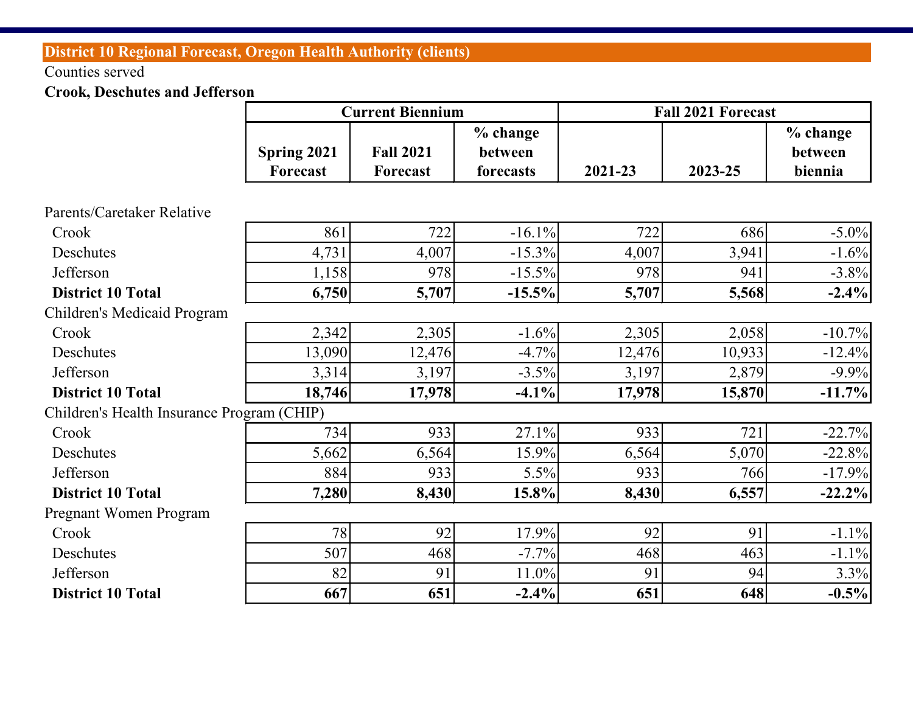## District 10 Regional Forecast, Oregon Health Authority (clients)

Counties served

**Crook, Deschutes and Jefferson**

| | Current Biennium | | | Fall 2021 Forecast | | |
|---|---|---|---|---|---|---|
| | Spring 2021 Forecast | Fall 2021 Forecast | % change between forecasts | 2021-23 | 2023-25 | % change between biennia |
| **Parents/Caretaker Relative** | | | | | | |
| Crook | 861 | 722 | -16.1% | 722 | 686 | -5.0% |
| Deschutes | 4,731 | 4,007 | -15.3% | 4,007 | 3,941 | -1.6% |
| Jefferson | 1,158 | 978 | -15.5% | 978 | 941 | -3.8% |
| **District 10 Total** | **6,750** | **5,707** | **-15.5%** | **5,707** | **5,568** | **-2.4%** |
| **Children's Medicaid Program** | | | | | | |
| Crook | 2,342 | 2,305 | -1.6% | 2,305 | 2,058 | -10.7% |
| Deschutes | 13,090 | 12,476 | -4.7% | 12,476 | 10,933 | -12.4% |
| Jefferson | 3,314 | 3,197 | -3.5% | 3,197 | 2,879 | -9.9% |
| **District 10 Total** | **18,746** | **17,978** | **-4.1%** | **17,978** | **15,870** | **-11.7%** |
| **Children's Health Insurance Program (CHIP)** | | | | | | |
| Crook | 734 | 933 | 27.1% | 933 | 721 | -22.7% |
| Deschutes | 5,662 | 6,564 | 15.9% | 6,564 | 5,070 | -22.8% |
| Jefferson | 884 | 933 | 5.5% | 933 | 766 | -17.9% |
| **District 10 Total** | **7,280** | **8,430** | **15.8%** | **8,430** | **6,557** | **-22.2%** |
| **Pregnant Women Program** | | | | | | |
| Crook | 78 | 92 | 17.9% | 92 | 91 | -1.1% |
| Deschutes | 507 | 468 | -7.7% | 468 | 463 | -1.1% |
| Jefferson | 82 | 91 | 11.0% | 91 | 94 | 3.3% |
| **District 10 Total** | **667** | **651** | **-2.4%** | **651** | **648** | **-0.5%** |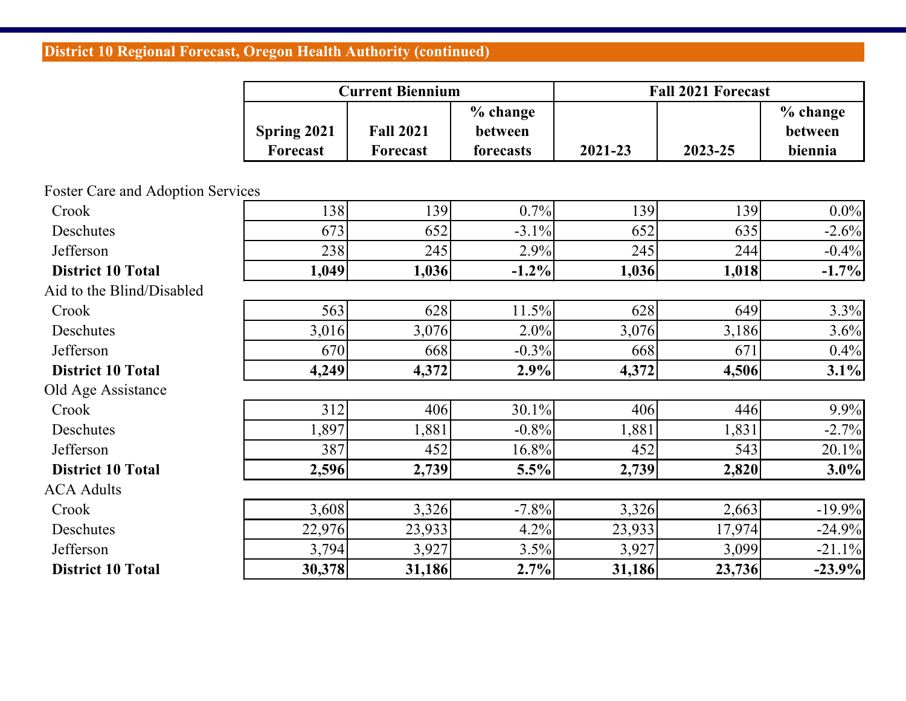## District 10 Regional Forecast, Oregon Health Authority (continued)

| | Current Biennium | | | Fall 2021 Forecast | | |
|---|---|---|---|---|---|---|
| | Spring 2021 Forecast | Fall 2021 Forecast | % change between forecasts | 2021-23 | 2023-25 | % change between biennia |
| Foster Care and Adoption Services | | | | | | |
| Crook | 138 | 139 | 0.7% | 139 | 139 | 0.0% |
| Deschutes | 673 | 652 | -3.1% | 652 | 635 | -2.6% |
| Jefferson | 238 | 245 | 2.9% | 245 | 244 | -0.4% |
| **District 10 Total** | **1,049** | **1,036** | **-1.2%** | **1,036** | **1,018** | **-1.7%** |
| Aid to the Blind/Disabled | | | | | | |
| Crook | 563 | 628 | 11.5% | 628 | 649 | 3.3% |
| Deschutes | 3,016 | 3,076 | 2.0% | 3,076 | 3,186 | 3.6% |
| Jefferson | 670 | 668 | -0.3% | 668 | 671 | 0.4% |
| **District 10 Total** | **4,249** | **4,372** | **2.9%** | **4,372** | **4,506** | **3.1%** |
| Old Age Assistance | | | | | | |
| Crook | 312 | 406 | 30.1% | 406 | 446 | 9.9% |
| Deschutes | 1,897 | 1,881 | -0.8% | 1,881 | 1,831 | -2.7% |
| Jefferson | 387 | 452 | 16.8% | 452 | 543 | 20.1% |
| **District 10 Total** | **2,596** | **2,739** | **5.5%** | **2,739** | **2,820** | **3.0%** |
| ACA Adults | | | | | | |
| Crook | 3,608 | 3,326 | -7.8% | 3,326 | 2,663 | -19.9% |
| Deschutes | 22,976 | 23,933 | 4.2% | 23,933 | 17,974 | -24.9% |
| Jefferson | 3,794 | 3,927 | 3.5% | 3,927 | 3,099 | -21.1% |
| **District 10 Total** | **30,378** | **31,186** | **2.7%** | **31,186** | **23,736** | **-23.9%** |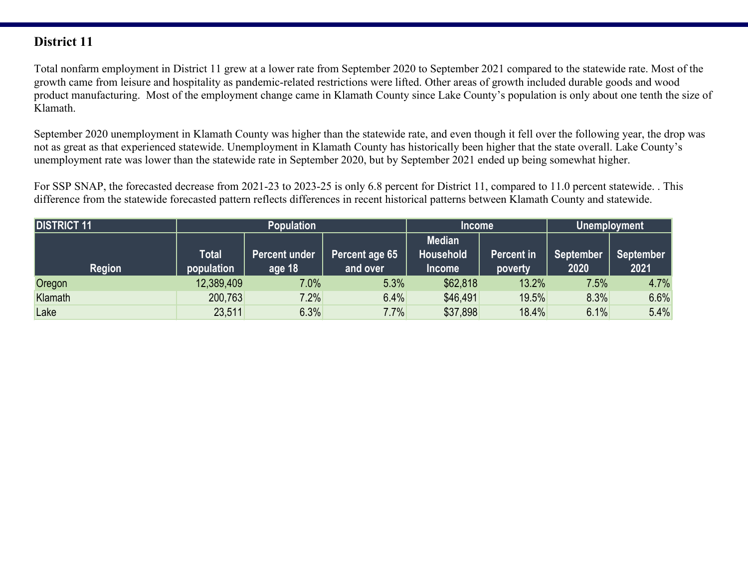## District 11

Total nonfarm employment in District 11 grew at a lower rate from September 2020 to September 2021 compared to the statewide rate. Most of the growth came from leisure and hospitality as pandemic-related restrictions were lifted. Other areas of growth included durable goods and wood product manufacturing. Most of the employment change came in Klamath County since Lake County's population is only about one tenth the size of Klamath.

September 2020 unemployment in Klamath County was higher than the statewide rate, and even though it fell over the following year, the drop was not as great as that experienced statewide. Unemployment in Klamath County has historically been higher that the state overall. Lake County's unemployment rate was lower than the statewide rate in September 2020, but by September 2021 ended up being somewhat higher.

For SSP SNAP, the forecasted decrease from 2021-23 to 2023-25 is only 6.8 percent for District 11, compared to 11.0 percent statewide. . This difference from the statewide forecasted pattern reflects differences in recent historical patterns between Klamath County and statewide.

| DISTRICT 11 | Population | | | Income | | Unemployment | |
|---|---|---|---|---|---|---|---|
| Region | Total population | Percent under age 18 | Percent age 65 and over | Median Household Income | Percent in poverty | September 2020 | September 2021 |
| Oregon | 12,389,409 | 7.0% | 5.3% | $62,818 | 13.2% | 7.5% | 4.7% |
| Klamath | 200,763 | 7.2% | 6.4% | $46,491 | 19.5% | 8.3% | 6.6% |
| Lake | 23,511 | 6.3% | 7.7% | $37,898 | 18.4% | 6.1% | 5.4% |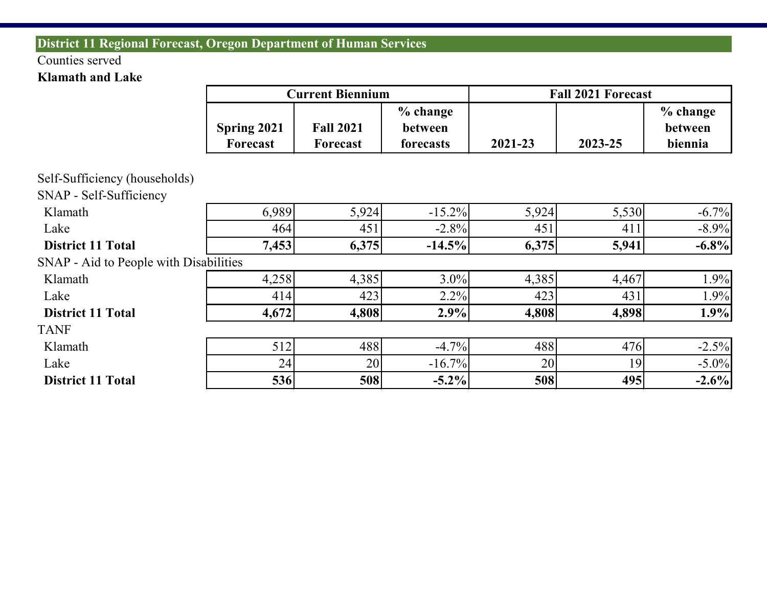## District 11 Regional Forecast, Oregon Department of Human Services

Counties served

**Klamath and Lake**

| | Current Biennium | | | Fall 2021 Forecast | | |
|---|---|---|---|---|---|---|
| | **Spring 2021 Forecast** | **Fall 2021 Forecast** | **% change between forecasts** | **2021-23** | **2023-25** | **% change between biennia** |
| Self-Sufficiency (households) | | | | | | |
| SNAP - Self-Sufficiency | | | | | | |
| Klamath | 6,989 | 5,924 | -15.2% | 5,924 | 5,530 | -6.7% |
| Lake | 464 | 451 | -2.8% | 451 | 411 | -8.9% |
| **District 11 Total** | **7,453** | **6,375** | **-14.5%** | **6,375** | **5,941** | **-6.8%** |
| SNAP - Aid to People with Disabilities | | | | | | |
| Klamath | 4,258 | 4,385 | 3.0% | 4,385 | 4,467 | 1.9% |
| Lake | 414 | 423 | 2.2% | 423 | 431 | 1.9% |
| **District 11 Total** | **4,672** | **4,808** | **2.9%** | **4,808** | **4,898** | **1.9%** |
| TANF | | | | | | |
| Klamath | 512 | 488 | -4.7% | 488 | 476 | -2.5% |
| Lake | 24 | 20 | -16.7% | 20 | 19 | -5.0% |
| **District 11 Total** | **536** | **508** | **-5.2%** | **508** | **495** | **-2.6%** |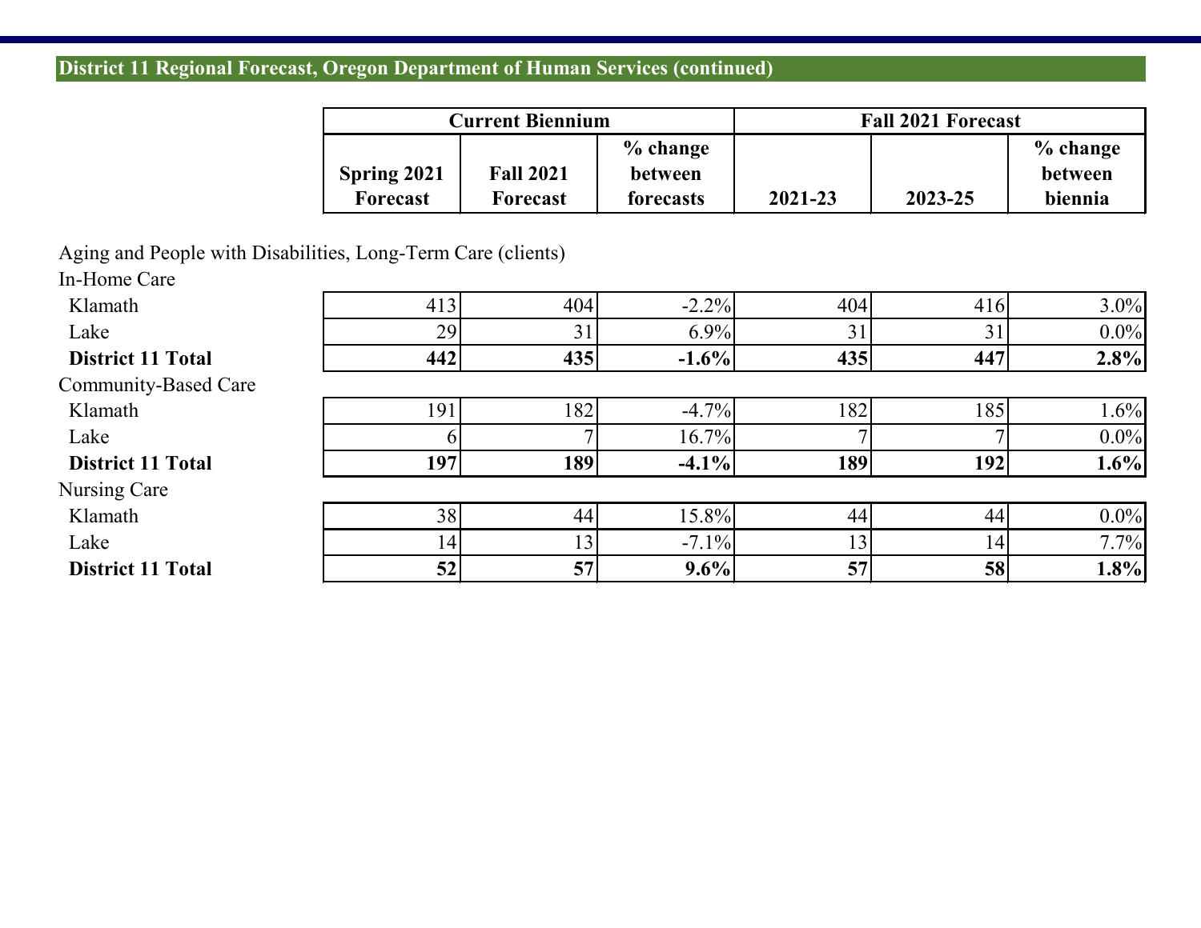## District 11 Regional Forecast, Oregon Department of Human Services (continued)

| | Current Biennium | | | Fall 2021 Forecast | | |
|---|---|---|---|---|---|---|
| | Spring 2021 Forecast | Fall 2021 Forecast | % change between forecasts | 2021-23 | 2023-25 | % change between biennia |
| Aging and People with Disabilities, Long-Term Care (clients) | | | | | | |
| In-Home Care | | | | | | |
| Klamath | 413 | 404 | -2.2% | 404 | 416 | 3.0% |
| Lake | 29 | 31 | 6.9% | 31 | 31 | 0.0% |
| **District 11 Total** | **442** | **435** | **-1.6%** | **435** | **447** | **2.8%** |
| Community-Based Care | | | | | | |
| Klamath | 191 | 182 | -4.7% | 182 | 185 | 1.6% |
| Lake | 6 | 7 | 16.7% | 7 | 7 | 0.0% |
| **District 11 Total** | **197** | **189** | **-4.1%** | **189** | **192** | **1.6%** |
| Nursing Care | | | | | | |
| Klamath | 38 | 44 | 15.8% | 44 | 44 | 0.0% |
| Lake | 14 | 13 | -7.1% | 13 | 14 | 7.7% |
| **District 11 Total** | **52** | **57** | **9.6%** | **57** | **58** | **1.8%** |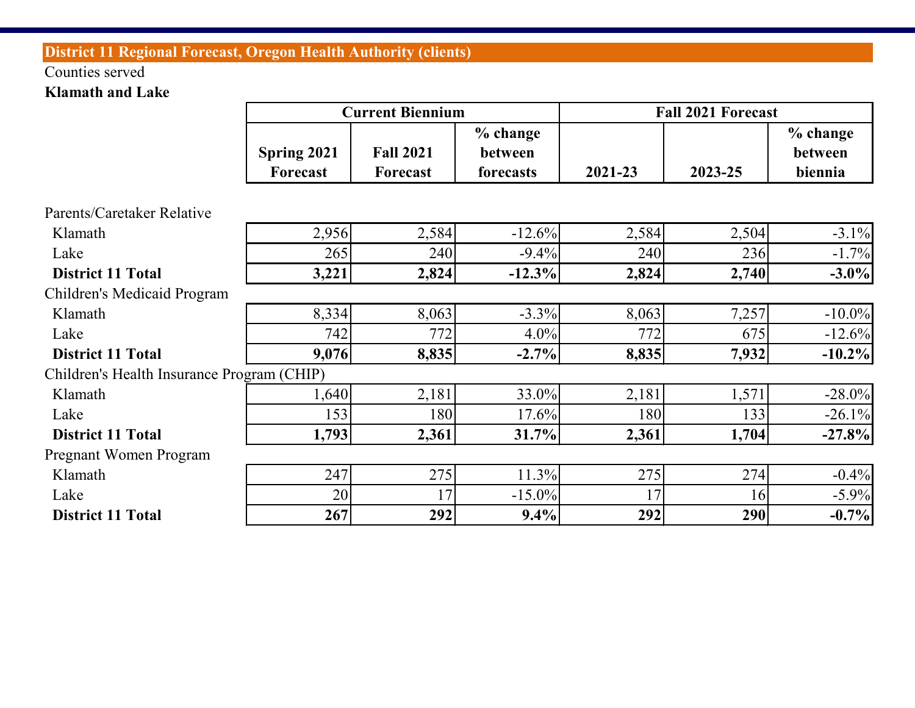## District 11 Regional Forecast, Oregon Health Authority (clients)

Counties served

**Klamath and Lake**

| | Current Biennium | | | Fall 2021 Forecast | | |
|---|---|---|---|---|---|---|
| | Spring 2021 Forecast | Fall 2021 Forecast | % change between forecasts | 2021-23 | 2023-25 | % change between biennia |
| Parents/Caretaker Relative | | | | | | |
| Klamath | 2,956 | 2,584 | -12.6% | 2,584 | 2,504 | -3.1% |
| Lake | 265 | 240 | -9.4% | 240 | 236 | -1.7% |
| **District 11 Total** | **3,221** | **2,824** | **-12.3%** | **2,824** | **2,740** | **-3.0%** |
| Children's Medicaid Program | | | | | | |
| Klamath | 8,334 | 8,063 | -3.3% | 8,063 | 7,257 | -10.0% |
| Lake | 742 | 772 | 4.0% | 772 | 675 | -12.6% |
| **District 11 Total** | **9,076** | **8,835** | **-2.7%** | **8,835** | **7,932** | **-10.2%** |
| Children's Health Insurance Program (CHIP) | | | | | | |
| Klamath | 1,640 | 2,181 | 33.0% | 2,181 | 1,571 | -28.0% |
| Lake | 153 | 180 | 17.6% | 180 | 133 | -26.1% |
| **District 11 Total** | **1,793** | **2,361** | **31.7%** | **2,361** | **1,704** | **-27.8%** |
| Pregnant Women Program | | | | | | |
| Klamath | 247 | 275 | 11.3% | 275 | 274 | -0.4% |
| Lake | 20 | 17 | -15.0% | 17 | 16 | -5.9% |
| **District 11 Total** | **267** | **292** | **9.4%** | **292** | **290** | **-0.7%** |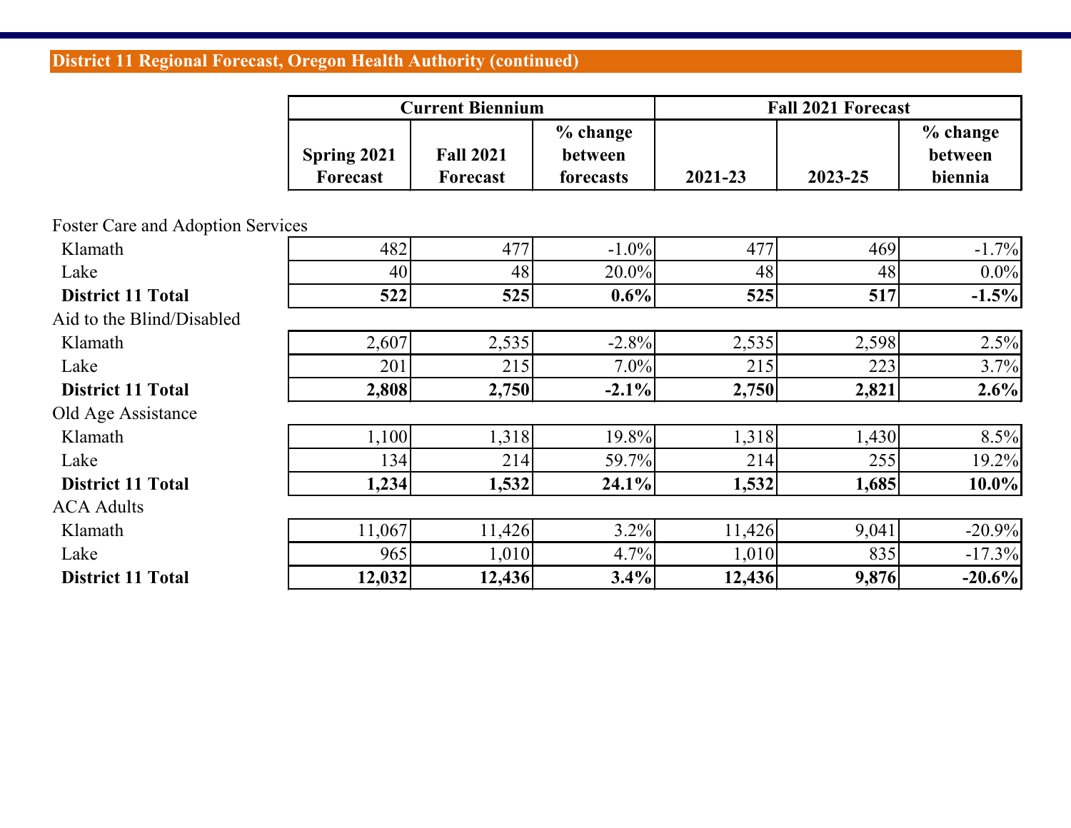## District 11 Regional Forecast, Oregon Health Authority (continued)

| | Current Biennium | | | Fall 2021 Forecast | | |
|---|---|---|---|---|---|---|
| | Spring 2021 Forecast | Fall 2021 Forecast | % change between forecasts | 2021-23 | 2023-25 | % change between biennia |
| Foster Care and Adoption Services | | | | | | |
| Klamath | 482 | 477 | -1.0% | 477 | 469 | -1.7% |
| Lake | 40 | 48 | 20.0% | 48 | 48 | 0.0% |
| **District 11 Total** | **522** | **525** | **0.6%** | **525** | **517** | **-1.5%** |
| Aid to the Blind/Disabled | | | | | | |
| Klamath | 2,607 | 2,535 | -2.8% | 2,535 | 2,598 | 2.5% |
| Lake | 201 | 215 | 7.0% | 215 | 223 | 3.7% |
| **District 11 Total** | **2,808** | **2,750** | **-2.1%** | **2,750** | **2,821** | **2.6%** |
| Old Age Assistance | | | | | | |
| Klamath | 1,100 | 1,318 | 19.8% | 1,318 | 1,430 | 8.5% |
| Lake | 134 | 214 | 59.7% | 214 | 255 | 19.2% |
| **District 11 Total** | **1,234** | **1,532** | **24.1%** | **1,532** | **1,685** | **10.0%** |
| ACA Adults | | | | | | |
| Klamath | 11,067 | 11,426 | 3.2% | 11,426 | 9,041 | -20.9% |
| Lake | 965 | 1,010 | 4.7% | 1,010 | 835 | -17.3% |
| **District 11 Total** | **12,032** | **12,436** | **3.4%** | **12,436** | **9,876** | **-20.6%** |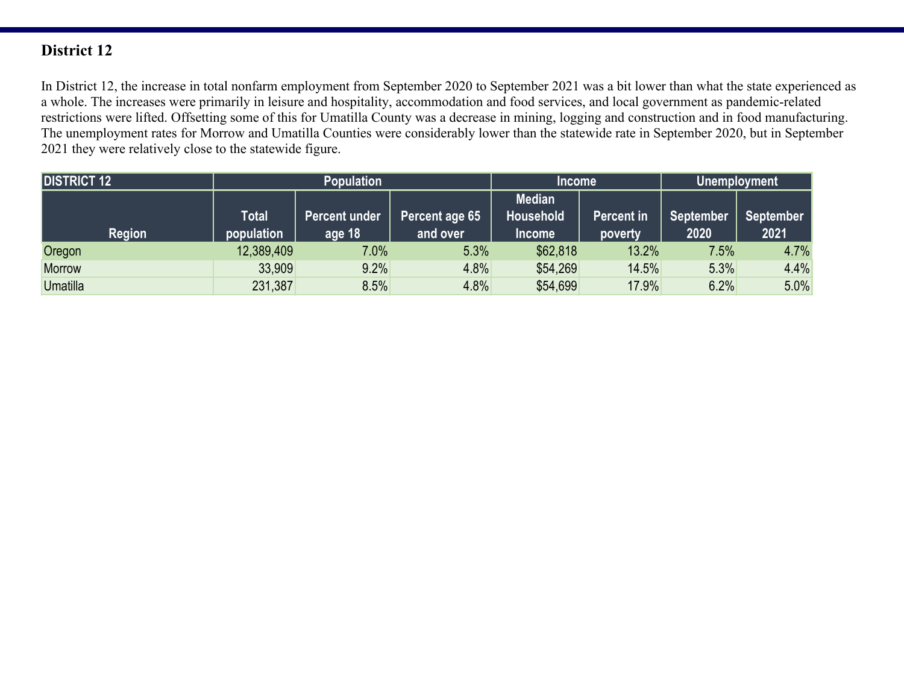## District 12

In District 12, the increase in total nonfarm employment from September 2020 to September 2021 was a bit lower than what the state experienced as a whole. The increases were primarily in leisure and hospitality, accommodation and food services, and local government as pandemic-related restrictions were lifted. Offsetting some of this for Umatilla County was a decrease in mining, logging and construction and in food manufacturing. The unemployment rates for Morrow and Umatilla Counties were considerably lower than the statewide rate in September 2020, but in September 2021 they were relatively close to the statewide figure.

| DISTRICT 12 | Population | | | Income | | Unemployment | |
|---|---|---|---|---|---|---|---|
| Region | Total population | Percent under age 18 | Percent age 65 and over | Median Household Income | Percent in poverty | September 2020 | September 2021 |
| Oregon | 12,389,409 | 7.0% | 5.3% | $62,818 | 13.2% | 7.5% | 4.7% |
| Morrow | 33,909 | 9.2% | 4.8% | $54,269 | 14.5% | 5.3% | 4.4% |
| Umatilla | 231,387 | 8.5% | 4.8% | $54,699 | 17.9% | 6.2% | 5.0% |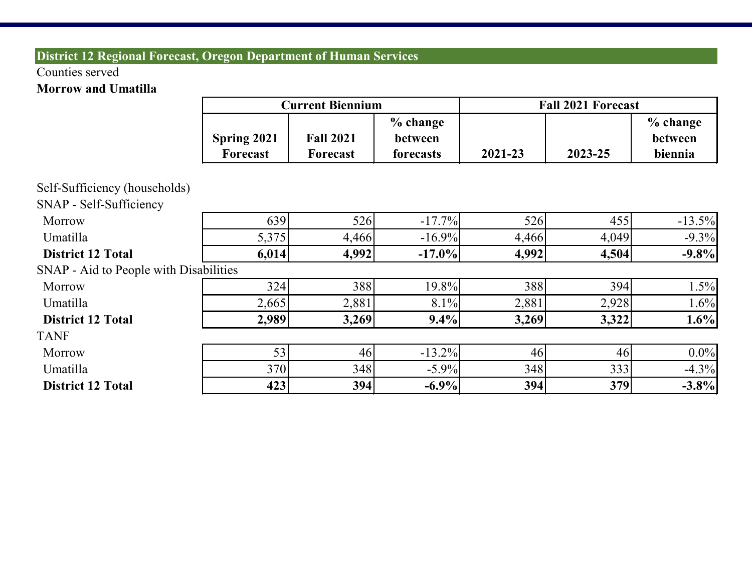## District 12 Regional Forecast, Oregon Department of Human Services

Counties served

**Morrow and Umatilla**

| | Current Biennium | | | Fall 2021 Forecast | | |
|---|---|---|---|---|---|---|
| | **Spring 2021 Forecast** | **Fall 2021 Forecast** | **% change between forecasts** | **2021-23** | **2023-25** | **% change between biennia** |
| Self-Sufficiency (households) | | | | | | |
| SNAP - Self-Sufficiency | | | | | | |
| Morrow | 639 | 526 | -17.7% | 526 | 455 | -13.5% |
| Umatilla | 5,375 | 4,466 | -16.9% | 4,466 | 4,049 | -9.3% |
| **District 12 Total** | **6,014** | **4,992** | **-17.0%** | **4,992** | **4,504** | **-9.8%** |
| SNAP - Aid to People with Disabilities | | | | | | |
| Morrow | 324 | 388 | 19.8% | 388 | 394 | 1.5% |
| Umatilla | 2,665 | 2,881 | 8.1% | 2,881 | 2,928 | 1.6% |
| **District 12 Total** | **2,989** | **3,269** | **9.4%** | **3,269** | **3,322** | **1.6%** |
| TANF | | | | | | |
| Morrow | 53 | 46 | -13.2% | 46 | 46 | 0.0% |
| Umatilla | 370 | 348 | -5.9% | 348 | 333 | -4.3% |
| **District 12 Total** | **423** | **394** | **-6.9%** | **394** | **379** | **-3.8%** |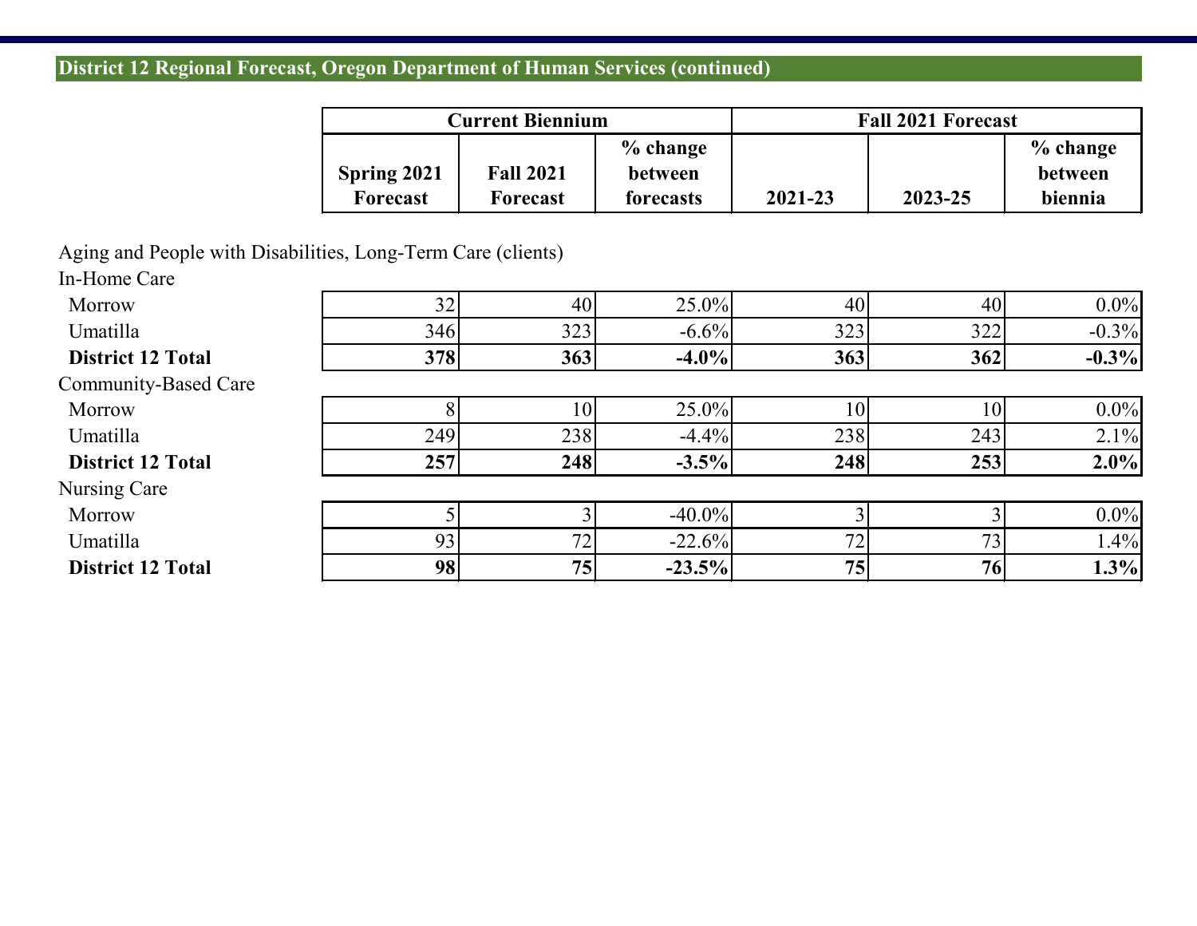## District 12 Regional Forecast, Oregon Department of Human Services (continued)

| | Current Biennium | | | Fall 2021 Forecast | | |
|---|---|---|---|---|---|---|
| | Spring 2021 Forecast | Fall 2021 Forecast | % change between forecasts | 2021-23 | 2023-25 | % change between biennia |
| Aging and People with Disabilities, Long-Term Care (clients) | | | | | | |
| In-Home Care | | | | | | |
| Morrow | 32 | 40 | 25.0% | 40 | 40 | 0.0% |
| Umatilla | 346 | 323 | -6.6% | 323 | 322 | -0.3% |
| **District 12 Total** | **378** | **363** | **-4.0%** | **363** | **362** | **-0.3%** |
| Community-Based Care | | | | | | |
| Morrow | 8 | 10 | 25.0% | 10 | 10 | 0.0% |
| Umatilla | 249 | 238 | -4.4% | 238 | 243 | 2.1% |
| **District 12 Total** | **257** | **248** | **-3.5%** | **248** | **253** | **2.0%** |
| Nursing Care | | | | | | |
| Morrow | 5 | 3 | -40.0% | 3 | 3 | 0.0% |
| Umatilla | 93 | 72 | -22.6% | 72 | 73 | 1.4% |
| **District 12 Total** | **98** | **75** | **-23.5%** | **75** | **76** | **1.3%** |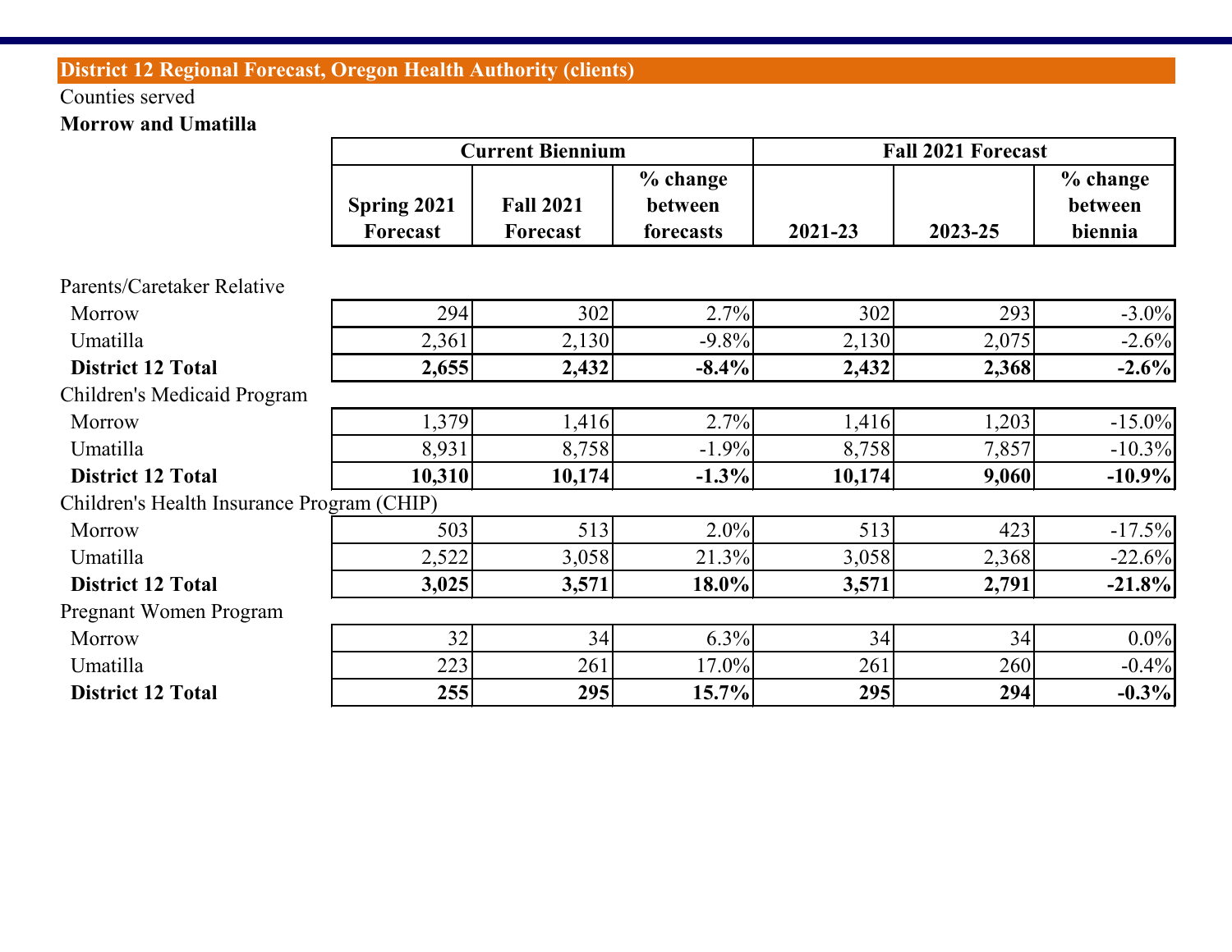**District 12 Regional Forecast, Oregon Health Authority (clients)**

Counties served

**Morrow and Umatilla**

| | Current Biennium | | | Fall 2021 Forecast | | |
|---|---|---|---|---|---|---|
| | **Spring 2021 Forecast** | **Fall 2021 Forecast** | **% change between forecasts** | **2021-23** | **2023-25** | **% change between biennia** |
| Parents/Caretaker Relative | | | | | | |
| Morrow | 294 | 302 | 2.7% | 302 | 293 | -3.0% |
| Umatilla | 2,361 | 2,130 | -9.8% | 2,130 | 2,075 | -2.6% |
| **District 12 Total** | **2,655** | **2,432** | **-8.4%** | **2,432** | **2,368** | **-2.6%** |
| Children's Medicaid Program | | | | | | |
| Morrow | 1,379 | 1,416 | 2.7% | 1,416 | 1,203 | -15.0% |
| Umatilla | 8,931 | 8,758 | -1.9% | 8,758 | 7,857 | -10.3% |
| **District 12 Total** | **10,310** | **10,174** | **-1.3%** | **10,174** | **9,060** | **-10.9%** |
| Children's Health Insurance Program (CHIP) | | | | | | |
| Morrow | 503 | 513 | 2.0% | 513 | 423 | -17.5% |
| Umatilla | 2,522 | 3,058 | 21.3% | 3,058 | 2,368 | -22.6% |
| **District 12 Total** | **3,025** | **3,571** | **18.0%** | **3,571** | **2,791** | **-21.8%** |
| Pregnant Women Program | | | | | | |
| Morrow | 32 | 34 | 6.3% | 34 | 34 | 0.0% |
| Umatilla | 223 | 261 | 17.0% | 261 | 260 | -0.4% |
| **District 12 Total** | **255** | **295** | **15.7%** | **295** | **294** | **-0.3%** |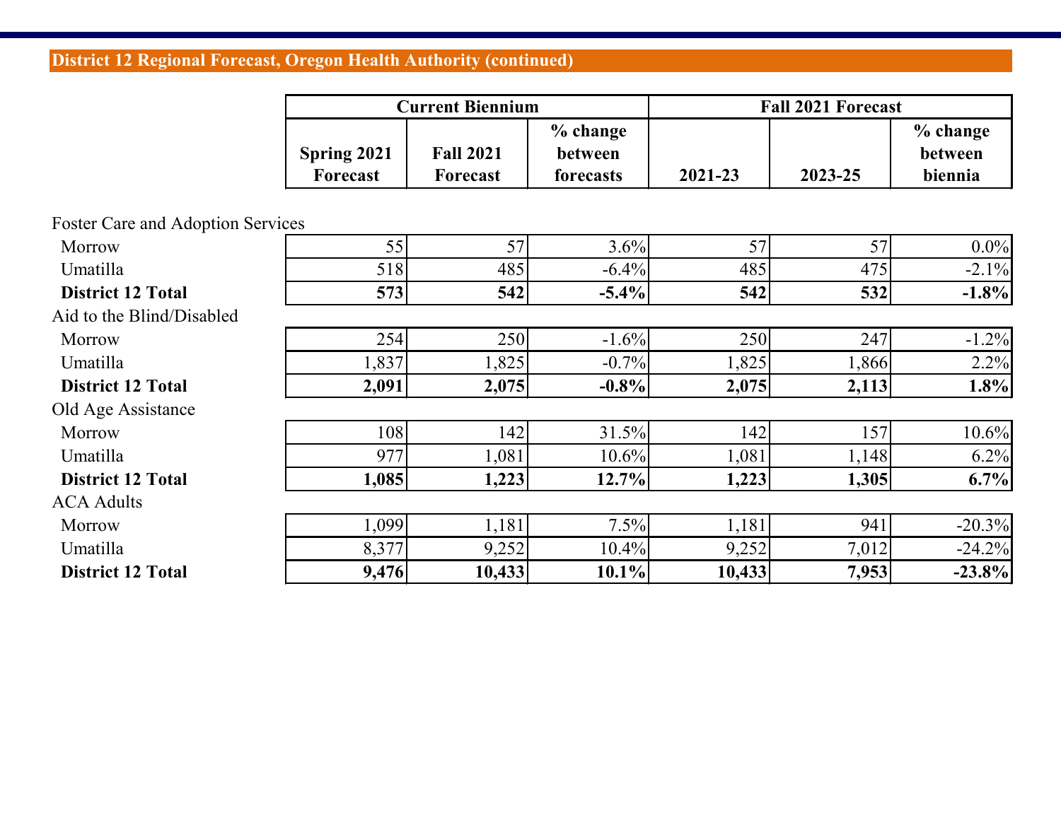## District 12 Regional Forecast, Oregon Health Authority (continued)

| | Current Biennium | | | Fall 2021 Forecast | | |
|---|---|---|---|---|---|---|
| | Spring 2021 Forecast | Fall 2021 Forecast | % change between forecasts | 2021-23 | 2023-25 | % change between biennia |
| Foster Care and Adoption Services | | | | | | |
| Morrow | 55 | 57 | 3.6% | 57 | 57 | 0.0% |
| Umatilla | 518 | 485 | -6.4% | 485 | 475 | -2.1% |
| **District 12 Total** | **573** | **542** | **-5.4%** | **542** | **532** | **-1.8%** |
| Aid to the Blind/Disabled | | | | | | |
| Morrow | 254 | 250 | -1.6% | 250 | 247 | -1.2% |
| Umatilla | 1,837 | 1,825 | -0.7% | 1,825 | 1,866 | 2.2% |
| **District 12 Total** | **2,091** | **2,075** | **-0.8%** | **2,075** | **2,113** | **1.8%** |
| Old Age Assistance | | | | | | |
| Morrow | 108 | 142 | 31.5% | 142 | 157 | 10.6% |
| Umatilla | 977 | 1,081 | 10.6% | 1,081 | 1,148 | 6.2% |
| **District 12 Total** | **1,085** | **1,223** | **12.7%** | **1,223** | **1,305** | **6.7%** |
| ACA Adults | | | | | | |
| Morrow | 1,099 | 1,181 | 7.5% | 1,181 | 941 | -20.3% |
| Umatilla | 8,377 | 9,252 | 10.4% | 9,252 | 7,012 | -24.2% |
| **District 12 Total** | **9,476** | **10,433** | **10.1%** | **10,433** | **7,953** | **-23.8%** |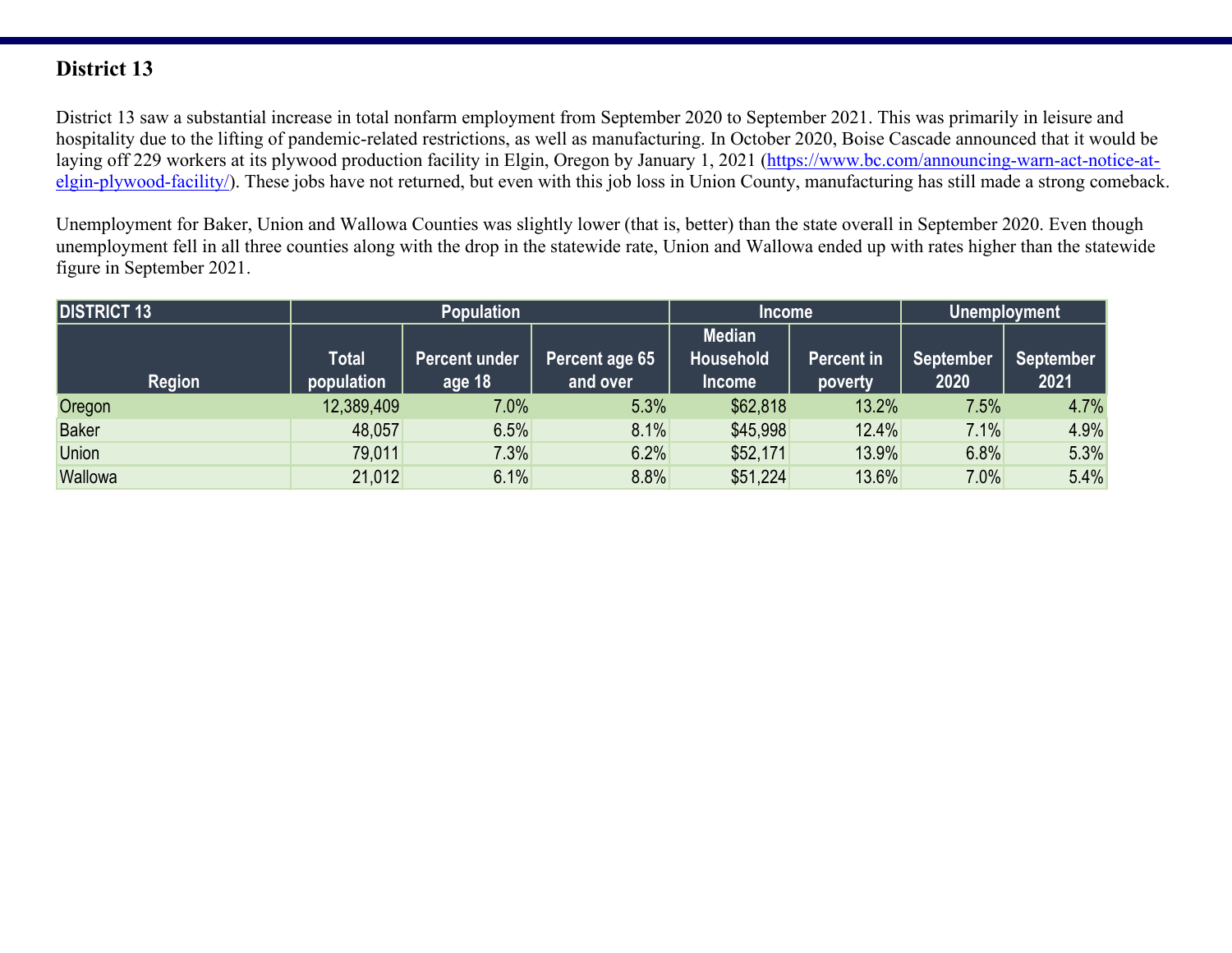## District 13

District 13 saw a substantial increase in total nonfarm employment from September 2020 to September 2021. This was primarily in leisure and hospitality due to the lifting of pandemic-related restrictions, as well as manufacturing. In October 2020, Boise Cascade announced that it would be laying off 229 workers at its plywood production facility in Elgin, Oregon by January 1, 2021 (https://www.bc.com/announcing-warn-act-notice-at-elgin-plywood-facility/). These jobs have not returned, but even with this job loss in Union County, manufacturing has still made a strong comeback.

Unemployment for Baker, Union and Wallowa Counties was slightly lower (that is, better) than the state overall in September 2020. Even though unemployment fell in all three counties along with the drop in the statewide rate, Union and Wallowa ended up with rates higher than the statewide figure in September 2021.

| DISTRICT 13 | Population | | | Income | | Unemployment | |
|---|---|---|---|---|---|---|---|
| Region | Total population | Percent under age 18 | Percent age 65 and over | Median Household Income | Percent in poverty | September 2020 | September 2021 |
| Oregon | 12,389,409 | 7.0% | 5.3% | $62,818 | 13.2% | 7.5% | 4.7% |
| Baker | 48,057 | 6.5% | 8.1% | $45,998 | 12.4% | 7.1% | 4.9% |
| Union | 79,011 | 7.3% | 6.2% | $52,171 | 13.9% | 6.8% | 5.3% |
| Wallowa | 21,012 | 6.1% | 8.8% | $51,224 | 13.6% | 7.0% | 5.4% |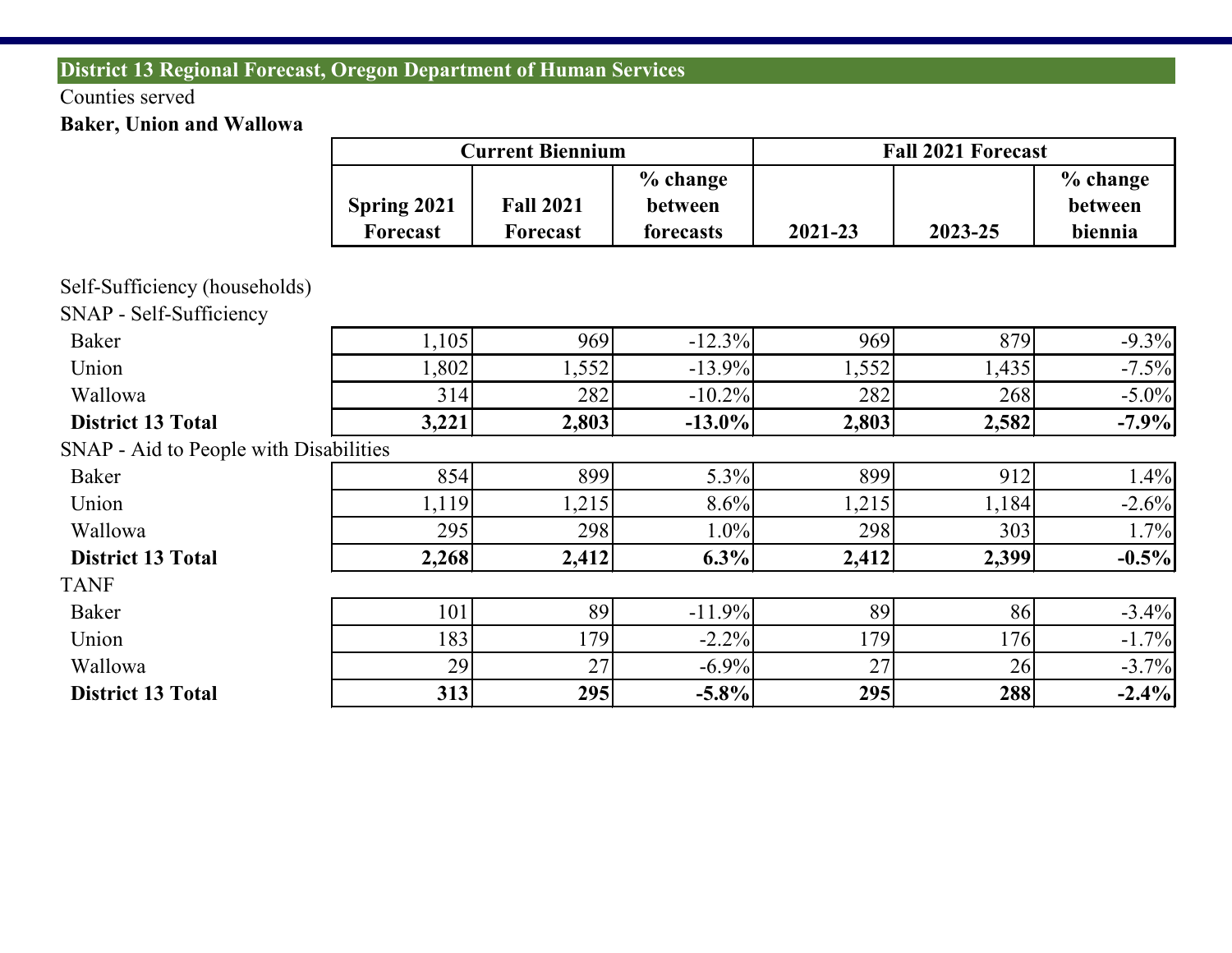## District 13 Regional Forecast, Oregon Department of Human Services

Counties served

**Baker, Union and Wallowa**

| | Current Biennium | | | Fall 2021 Forecast | | |
|---|---|---|---|---|---|---|
| | **Spring 2021 Forecast** | **Fall 2021 Forecast** | **% change between forecasts** | **2021-23** | **2023-25** | **% change between biennia** |
| Self-Sufficiency (households) | | | | | | |
| SNAP - Self-Sufficiency | | | | | | |
| Baker | 1,105 | 969 | -12.3% | 969 | 879 | -9.3% |
| Union | 1,802 | 1,552 | -13.9% | 1,552 | 1,435 | -7.5% |
| Wallowa | 314 | 282 | -10.2% | 282 | 268 | -5.0% |
| **District 13 Total** | **3,221** | **2,803** | **-13.0%** | **2,803** | **2,582** | **-7.9%** |
| SNAP - Aid to People with Disabilities | | | | | | |
| Baker | 854 | 899 | 5.3% | 899 | 912 | 1.4% |
| Union | 1,119 | 1,215 | 8.6% | 1,215 | 1,184 | -2.6% |
| Wallowa | 295 | 298 | 1.0% | 298 | 303 | 1.7% |
| **District 13 Total** | **2,268** | **2,412** | **6.3%** | **2,412** | **2,399** | **-0.5%** |
| TANF | | | | | | |
| Baker | 101 | 89 | -11.9% | 89 | 86 | -3.4% |
| Union | 183 | 179 | -2.2% | 179 | 176 | -1.7% |
| Wallowa | 29 | 27 | -6.9% | 27 | 26 | -3.7% |
| **District 13 Total** | **313** | **295** | **-5.8%** | **295** | **288** | **-2.4%** |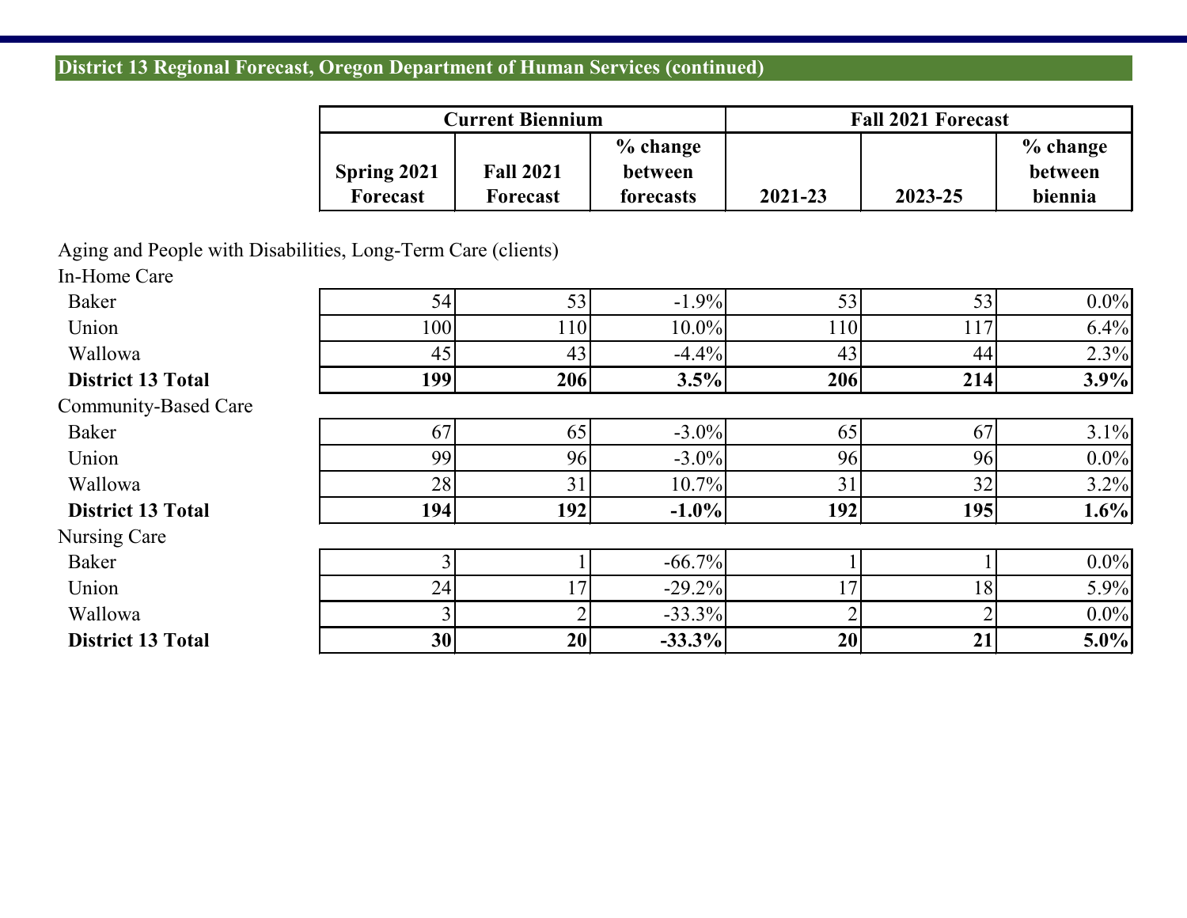## District 13 Regional Forecast, Oregon Department of Human Services (continued)

| | Current Biennium | | | Fall 2021 Forecast | | |
|---|---|---|---|---|---|---|
| | Spring 2021 Forecast | Fall 2021 Forecast | % change between forecasts | 2021-23 | 2023-25 | % change between biennia |
| **Aging and People with Disabilities, Long-Term Care (clients)** | | | | | | |
| **In-Home Care** | | | | | | |
| Baker | 54 | 53 | -1.9% | 53 | 53 | 0.0% |
| Union | 100 | 110 | 10.0% | 110 | 117 | 6.4% |
| Wallowa | 45 | 43 | -4.4% | 43 | 44 | 2.3% |
| **District 13 Total** | **199** | **206** | **3.5%** | **206** | **214** | **3.9%** |
| **Community-Based Care** | | | | | | |
| Baker | 67 | 65 | -3.0% | 65 | 67 | 3.1% |
| Union | 99 | 96 | -3.0% | 96 | 96 | 0.0% |
| Wallowa | 28 | 31 | 10.7% | 31 | 32 | 3.2% |
| **District 13 Total** | **194** | **192** | **-1.0%** | **192** | **195** | **1.6%** |
| **Nursing Care** | | | | | | |
| Baker | 3 | 1 | -66.7% | 1 | 1 | 0.0% |
| Union | 24 | 17 | -29.2% | 17 | 18 | 5.9% |
| Wallowa | 3 | 2 | -33.3% | 2 | 2 | 0.0% |
| **District 13 Total** | **30** | **20** | **-33.3%** | **20** | **21** | **5.0%** |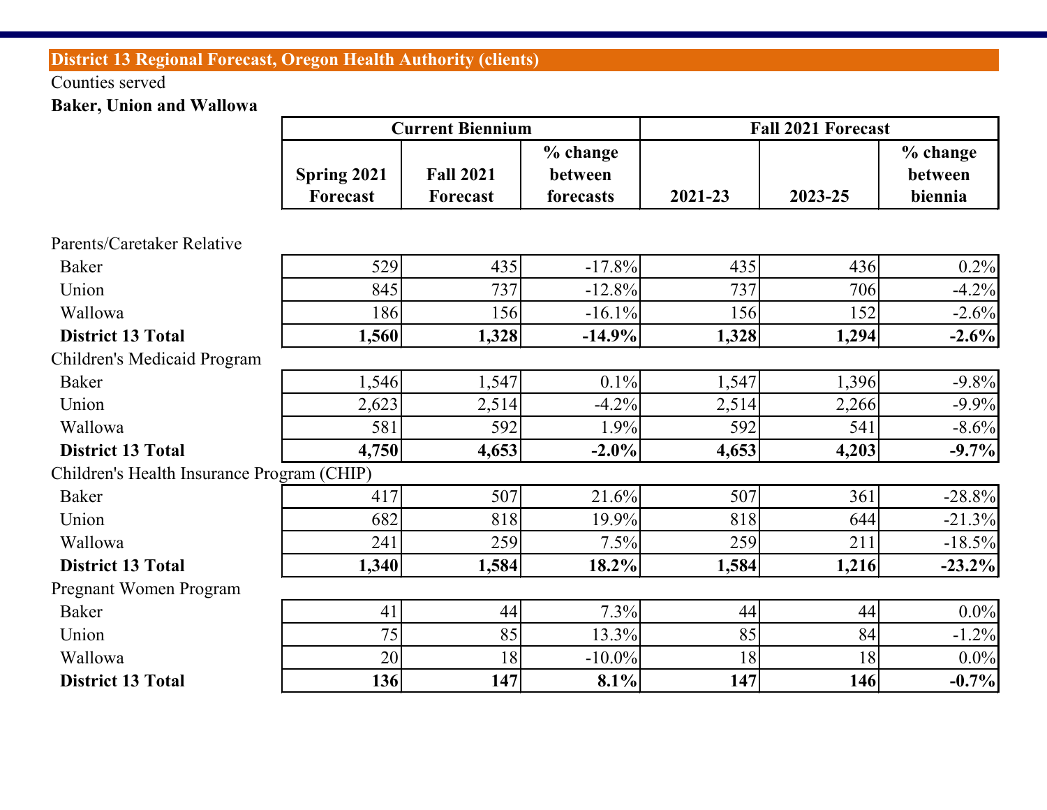## District 13 Regional Forecast, Oregon Health Authority (clients)

Counties served

**Baker, Union and Wallowa**

| | Current Biennium | | | Fall 2021 Forecast | | |
|---|---|---|---|---|---|---|
| | Spring 2021 Forecast | Fall 2021 Forecast | % change between forecasts | 2021-23 | 2023-25 | % change between biennia |
| Parents/Caretaker Relative | | | | | | |
| Baker | 529 | 435 | -17.8% | 435 | 436 | 0.2% |
| Union | 845 | 737 | -12.8% | 737 | 706 | -4.2% |
| Wallowa | 186 | 156 | -16.1% | 156 | 152 | -2.6% |
| **District 13 Total** | **1,560** | **1,328** | **-14.9%** | **1,328** | **1,294** | **-2.6%** |
| Children's Medicaid Program | | | | | | |
| Baker | 1,546 | 1,547 | 0.1% | 1,547 | 1,396 | -9.8% |
| Union | 2,623 | 2,514 | -4.2% | 2,514 | 2,266 | -9.9% |
| Wallowa | 581 | 592 | 1.9% | 592 | 541 | -8.6% |
| **District 13 Total** | **4,750** | **4,653** | **-2.0%** | **4,653** | **4,203** | **-9.7%** |
| Children's Health Insurance Program (CHIP) | | | | | | |
| Baker | 417 | 507 | 21.6% | 507 | 361 | -28.8% |
| Union | 682 | 818 | 19.9% | 818 | 644 | -21.3% |
| Wallowa | 241 | 259 | 7.5% | 259 | 211 | -18.5% |
| **District 13 Total** | **1,340** | **1,584** | **18.2%** | **1,584** | **1,216** | **-23.2%** |
| Pregnant Women Program | | | | | | |
| Baker | 41 | 44 | 7.3% | 44 | 44 | 0.0% |
| Union | 75 | 85 | 13.3% | 85 | 84 | -1.2% |
| Wallowa | 20 | 18 | -10.0% | 18 | 18 | 0.0% |
| **District 13 Total** | **136** | **147** | **8.1%** | **147** | **146** | **-0.7%** |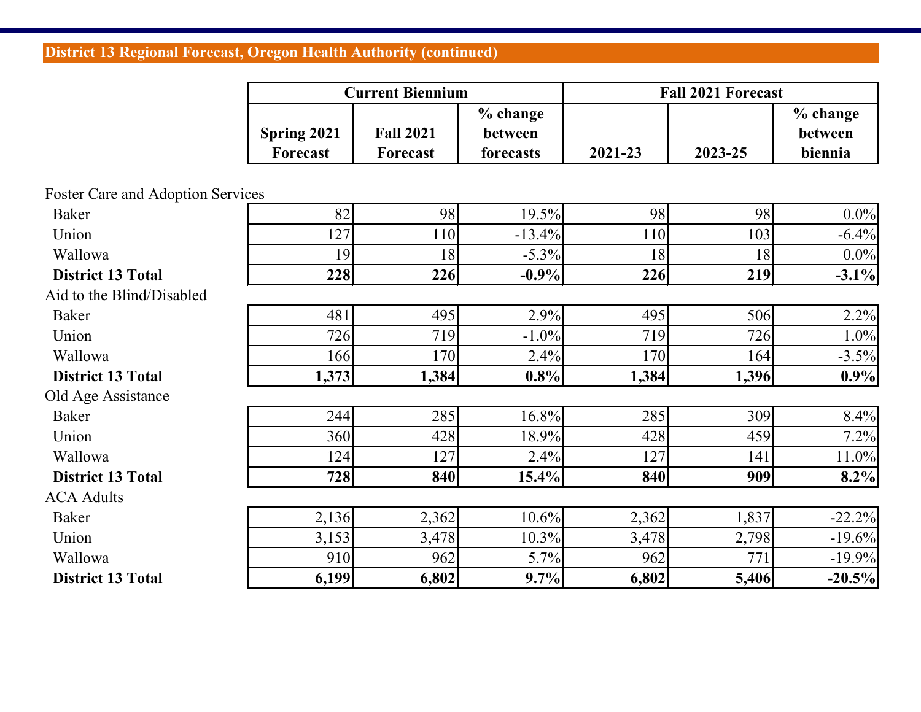## District 13 Regional Forecast, Oregon Health Authority (continued)

| | Current Biennium | | | Fall 2021 Forecast | | |
|---|---|---|---|---|---|---|
| | Spring 2021 Forecast | Fall 2021 Forecast | % change between forecasts | 2021-23 | 2023-25 | % change between biennia |
| Foster Care and Adoption Services | | | | | | |
| Baker | 82 | 98 | 19.5% | 98 | 98 | 0.0% |
| Union | 127 | 110 | -13.4% | 110 | 103 | -6.4% |
| Wallowa | 19 | 18 | -5.3% | 18 | 18 | 0.0% |
| **District 13 Total** | **228** | **226** | **-0.9%** | **226** | **219** | **-3.1%** |
| Aid to the Blind/Disabled | | | | | | |
| Baker | 481 | 495 | 2.9% | 495 | 506 | 2.2% |
| Union | 726 | 719 | -1.0% | 719 | 726 | 1.0% |
| Wallowa | 166 | 170 | 2.4% | 170 | 164 | -3.5% |
| **District 13 Total** | **1,373** | **1,384** | **0.8%** | **1,384** | **1,396** | **0.9%** |
| Old Age Assistance | | | | | | |
| Baker | 244 | 285 | 16.8% | 285 | 309 | 8.4% |
| Union | 360 | 428 | 18.9% | 428 | 459 | 7.2% |
| Wallowa | 124 | 127 | 2.4% | 127 | 141 | 11.0% |
| **District 13 Total** | **728** | **840** | **15.4%** | **840** | **909** | **8.2%** |
| ACA Adults | | | | | | |
| Baker | 2,136 | 2,362 | 10.6% | 2,362 | 1,837 | -22.2% |
| Union | 3,153 | 3,478 | 10.3% | 3,478 | 2,798 | -19.6% |
| Wallowa | 910 | 962 | 5.7% | 962 | 771 | -19.9% |
| **District 13 Total** | **6,199** | **6,802** | **9.7%** | **6,802** | **5,406** | **-20.5%** |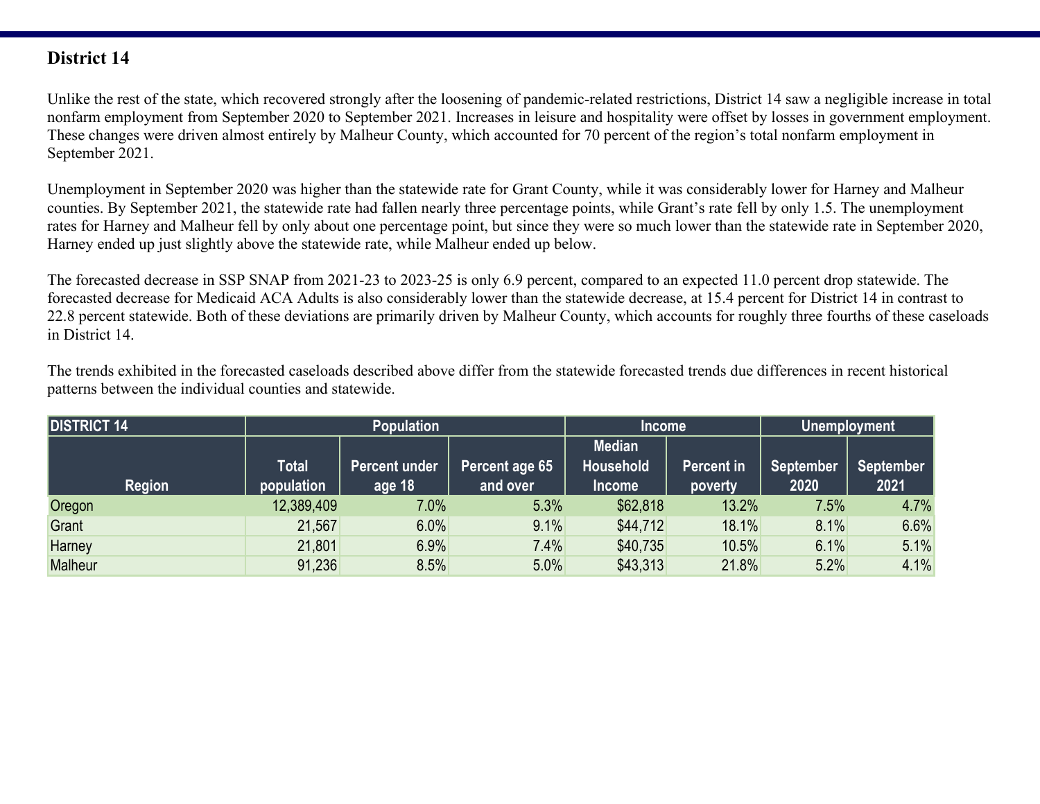## District 14

Unlike the rest of the state, which recovered strongly after the loosening of pandemic-related restrictions, District 14 saw a negligible increase in total nonfarm employment from September 2020 to September 2021. Increases in leisure and hospitality were offset by losses in government employment. These changes were driven almost entirely by Malheur County, which accounted for 70 percent of the region's total nonfarm employment in September 2021.

Unemployment in September 2020 was higher than the statewide rate for Grant County, while it was considerably lower for Harney and Malheur counties. By September 2021, the statewide rate had fallen nearly three percentage points, while Grant's rate fell by only 1.5. The unemployment rates for Harney and Malheur fell by only about one percentage point, but since they were so much lower than the statewide rate in September 2020, Harney ended up just slightly above the statewide rate, while Malheur ended up below.

The forecasted decrease in SSP SNAP from 2021-23 to 2023-25 is only 6.9 percent, compared to an expected 11.0 percent drop statewide. The forecasted decrease for Medicaid ACA Adults is also considerably lower than the statewide decrease, at 15.4 percent for District 14 in contrast to 22.8 percent statewide. Both of these deviations are primarily driven by Malheur County, which accounts for roughly three fourths of these caseloads in District 14.

The trends exhibited in the forecasted caseloads described above differ from the statewide forecasted trends due differences in recent historical patterns between the individual counties and statewide.

| DISTRICT 14 | Population | | | Income | | Unemployment | |
|---|---|---|---|---|---|---|---|
| Region | Total population | Percent under age 18 | Percent age 65 and over | Median Household Income | Percent in poverty | September 2020 | September 2021 |
| Oregon | 12,389,409 | 7.0% | 5.3% | $62,818 | 13.2% | 7.5% | 4.7% |
| Grant | 21,567 | 6.0% | 9.1% | $44,712 | 18.1% | 8.1% | 6.6% |
| Harney | 21,801 | 6.9% | 7.4% | $40,735 | 10.5% | 6.1% | 5.1% |
| Malheur | 91,236 | 8.5% | 5.0% | $43,313 | 21.8% | 5.2% | 4.1% |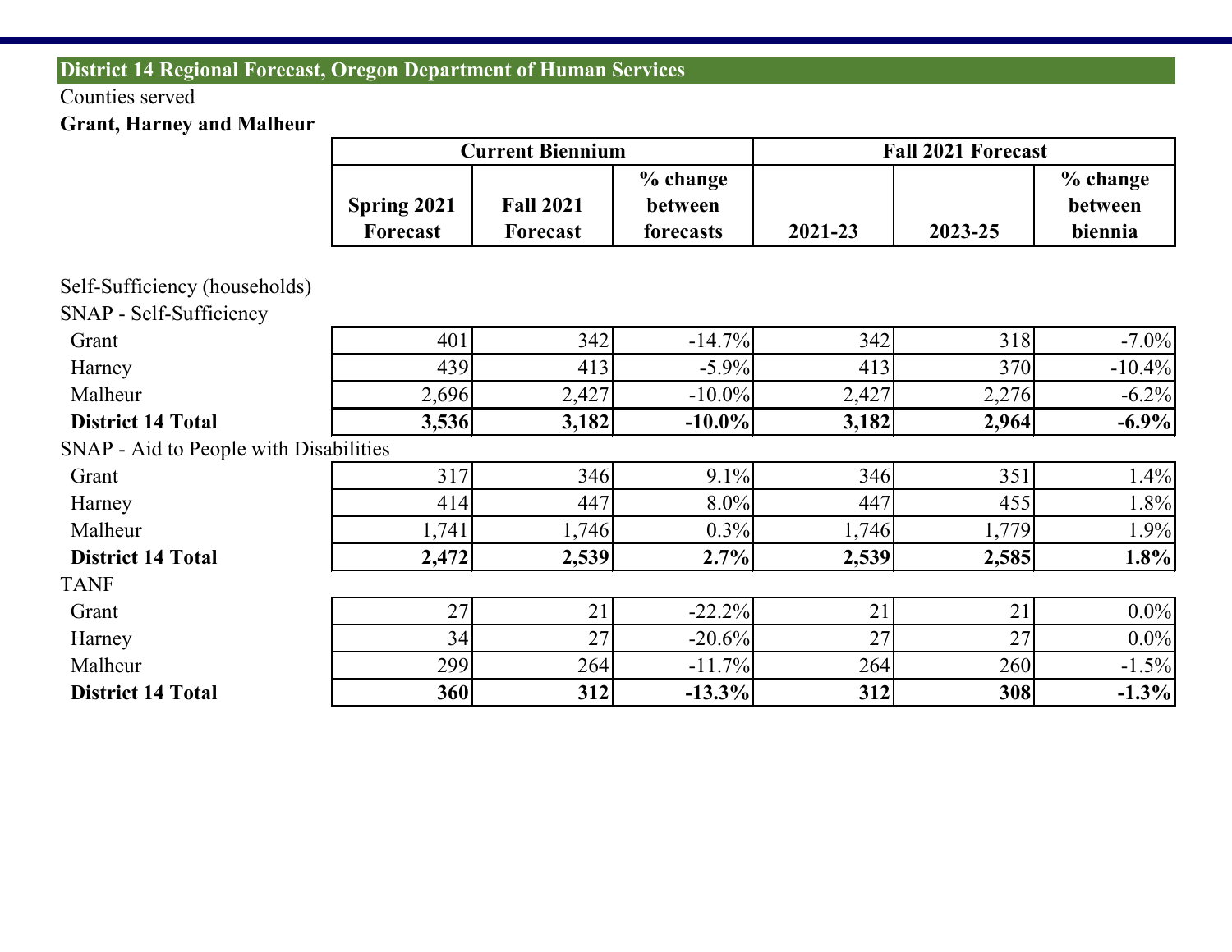## District 14 Regional Forecast, Oregon Department of Human Services

Counties served

**Grant, Harney and Malheur**

| | Current Biennium | | | Fall 2021 Forecast | | |
|---|---|---|---|---|---|---|
| | **Spring 2021 Forecast** | **Fall 2021 Forecast** | **% change between forecasts** | **2021-23** | **2023-25** | **% change between biennia** |
| Self-Sufficiency (households) | | | | | | |
| SNAP - Self-Sufficiency | | | | | | |
| Grant | 401 | 342 | -14.7% | 342 | 318 | -7.0% |
| Harney | 439 | 413 | -5.9% | 413 | 370 | -10.4% |
| Malheur | 2,696 | 2,427 | -10.0% | 2,427 | 2,276 | -6.2% |
| **District 14 Total** | **3,536** | **3,182** | **-10.0%** | **3,182** | **2,964** | **-6.9%** |
| SNAP - Aid to People with Disabilities | | | | | | |
| Grant | 317 | 346 | 9.1% | 346 | 351 | 1.4% |
| Harney | 414 | 447 | 8.0% | 447 | 455 | 1.8% |
| Malheur | 1,741 | 1,746 | 0.3% | 1,746 | 1,779 | 1.9% |
| **District 14 Total** | **2,472** | **2,539** | **2.7%** | **2,539** | **2,585** | **1.8%** |
| TANF | | | | | | |
| Grant | 27 | 21 | -22.2% | 21 | 21 | 0.0% |
| Harney | 34 | 27 | -20.6% | 27 | 27 | 0.0% |
| Malheur | 299 | 264 | -11.7% | 264 | 260 | -1.5% |
| **District 14 Total** | **360** | **312** | **-13.3%** | **312** | **308** | **-1.3%** |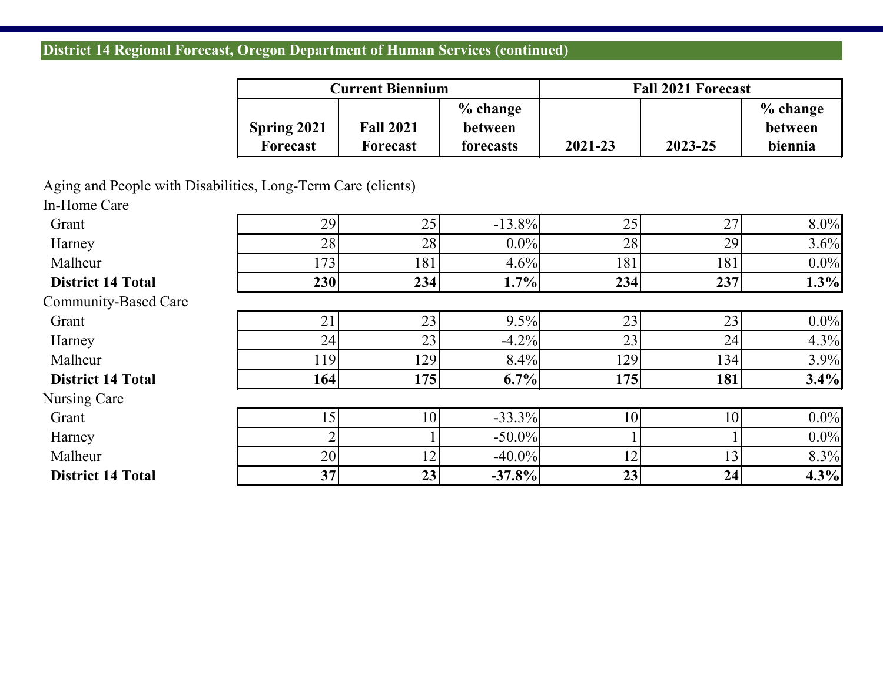## District 14 Regional Forecast, Oregon Department of Human Services (continued)

| | Current Biennium | | | Fall 2021 Forecast | | |
|---|---|---|---|---|---|---|
| | Spring 2021 Forecast | Fall 2021 Forecast | % change between forecasts | 2021-23 | 2023-25 | % change between biennia |
| **Aging and People with Disabilities, Long-Term Care (clients)** | | | | | | |
| **In-Home Care** | | | | | | |
| Grant | 29 | 25 | -13.8% | 25 | 27 | 8.0% |
| Harney | 28 | 28 | 0.0% | 28 | 29 | 3.6% |
| Malheur | 173 | 181 | 4.6% | 181 | 181 | 0.0% |
| **District 14 Total** | **230** | **234** | **1.7%** | **234** | **237** | **1.3%** |
| **Community-Based Care** | | | | | | |
| Grant | 21 | 23 | 9.5% | 23 | 23 | 0.0% |
| Harney | 24 | 23 | -4.2% | 23 | 24 | 4.3% |
| Malheur | 119 | 129 | 8.4% | 129 | 134 | 3.9% |
| **District 14 Total** | **164** | **175** | **6.7%** | **175** | **181** | **3.4%** |
| **Nursing Care** | | | | | | |
| Grant | 15 | 10 | -33.3% | 10 | 10 | 0.0% |
| Harney | 2 | 1 | -50.0% | 1 | 1 | 0.0% |
| Malheur | 20 | 12 | -40.0% | 12 | 13 | 8.3% |
| **District 14 Total** | **37** | **23** | **-37.8%** | **23** | **24** | **4.3%** |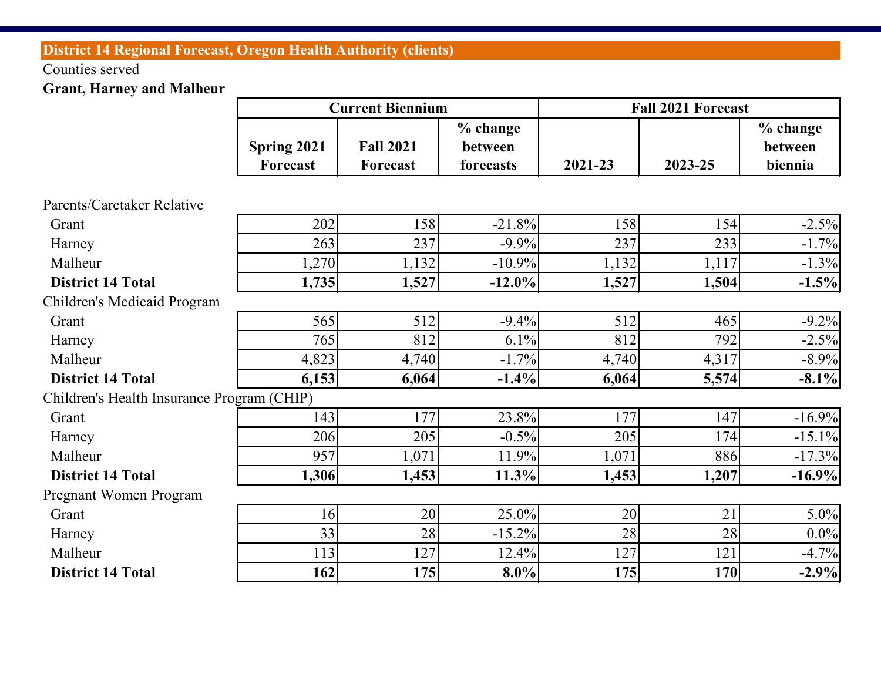## District 14 Regional Forecast, Oregon Health Authority (clients)

Counties served

**Grant, Harney and Malheur**

| | Current Biennium | | | Fall 2021 Forecast | | |
|---|---|---|---|---|---|---|
| | Spring 2021 Forecast | Fall 2021 Forecast | % change between forecasts | 2021-23 | 2023-25 | % change between biennia |
| Parents/Caretaker Relative | | | | | | |
| Grant | 202 | 158 | -21.8% | 158 | 154 | -2.5% |
| Harney | 263 | 237 | -9.9% | 237 | 233 | -1.7% |
| Malheur | 1,270 | 1,132 | -10.9% | 1,132 | 1,117 | -1.3% |
| **District 14 Total** | **1,735** | **1,527** | **-12.0%** | **1,527** | **1,504** | **-1.5%** |
| Children's Medicaid Program | | | | | | |
| Grant | 565 | 512 | -9.4% | 512 | 465 | -9.2% |
| Harney | 765 | 812 | 6.1% | 812 | 792 | -2.5% |
| Malheur | 4,823 | 4,740 | -1.7% | 4,740 | 4,317 | -8.9% |
| **District 14 Total** | **6,153** | **6,064** | **-1.4%** | **6,064** | **5,574** | **-8.1%** |
| Children's Health Insurance Program (CHIP) | | | | | | |
| Grant | 143 | 177 | 23.8% | 177 | 147 | -16.9% |
| Harney | 206 | 205 | -0.5% | 205 | 174 | -15.1% |
| Malheur | 957 | 1,071 | 11.9% | 1,071 | 886 | -17.3% |
| **District 14 Total** | **1,306** | **1,453** | **11.3%** | **1,453** | **1,207** | **-16.9%** |
| Pregnant Women Program | | | | | | |
| Grant | 16 | 20 | 25.0% | 20 | 21 | 5.0% |
| Harney | 33 | 28 | -15.2% | 28 | 28 | 0.0% |
| Malheur | 113 | 127 | 12.4% | 127 | 121 | -4.7% |
| **District 14 Total** | **162** | **175** | **8.0%** | **175** | **170** | **-2.9%** |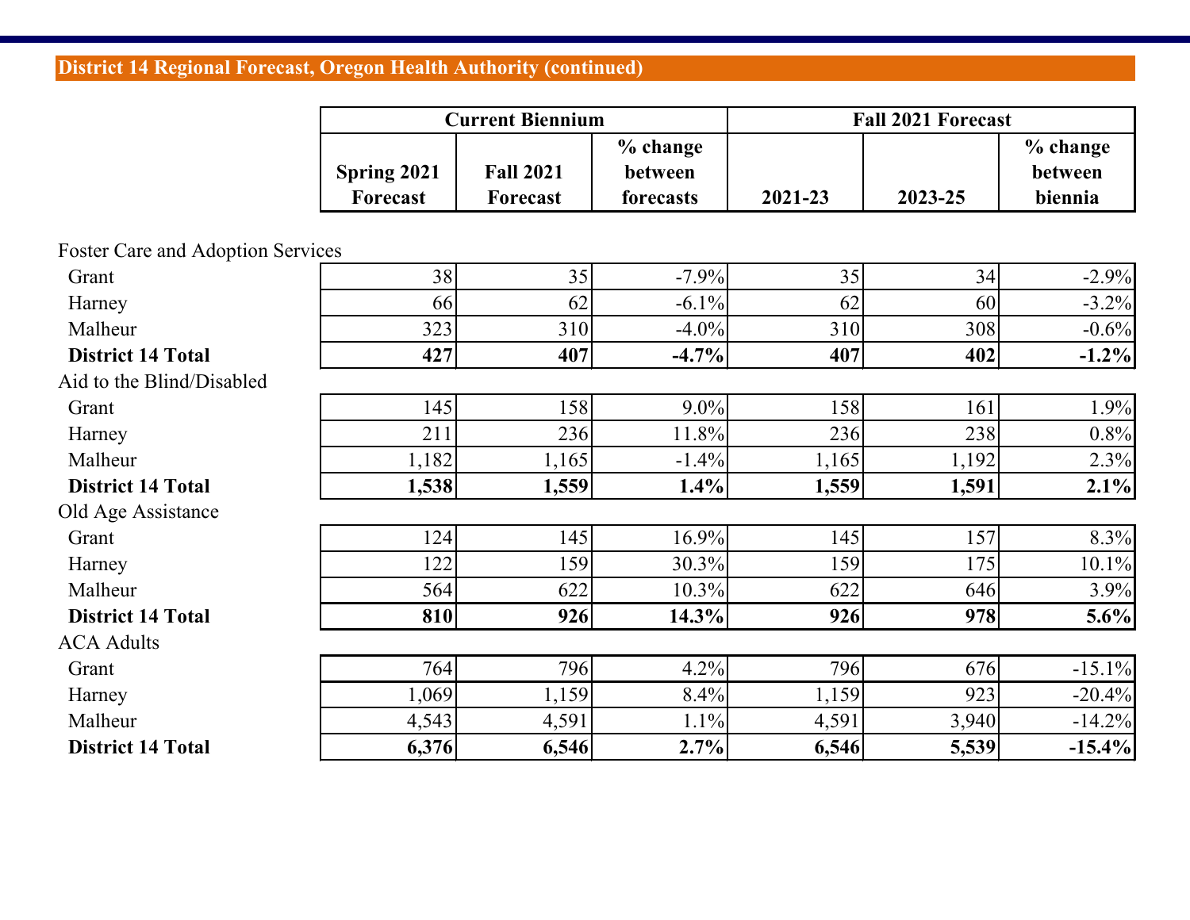## District 14 Regional Forecast, Oregon Health Authority (continued)

| | Current Biennium | | | Fall 2021 Forecast | | |
|---|---|---|---|---|---|---|
| | Spring 2021 Forecast | Fall 2021 Forecast | % change between forecasts | 2021-23 | 2023-25 | % change between biennia |
| Foster Care and Adoption Services | | | | | | |
| Grant | 38 | 35 | -7.9% | 35 | 34 | -2.9% |
| Harney | 66 | 62 | -6.1% | 62 | 60 | -3.2% |
| Malheur | 323 | 310 | -4.0% | 310 | 308 | -0.6% |
| **District 14 Total** | **427** | **407** | **-4.7%** | **407** | **402** | **-1.2%** |
| Aid to the Blind/Disabled | | | | | | |
| Grant | 145 | 158 | 9.0% | 158 | 161 | 1.9% |
| Harney | 211 | 236 | 11.8% | 236 | 238 | 0.8% |
| Malheur | 1,182 | 1,165 | -1.4% | 1,165 | 1,192 | 2.3% |
| **District 14 Total** | **1,538** | **1,559** | **1.4%** | **1,559** | **1,591** | **2.1%** |
| Old Age Assistance | | | | | | |
| Grant | 124 | 145 | 16.9% | 145 | 157 | 8.3% |
| Harney | 122 | 159 | 30.3% | 159 | 175 | 10.1% |
| Malheur | 564 | 622 | 10.3% | 622 | 646 | 3.9% |
| **District 14 Total** | **810** | **926** | **14.3%** | **926** | **978** | **5.6%** |
| ACA Adults | | | | | | |
| Grant | 764 | 796 | 4.2% | 796 | 676 | -15.1% |
| Harney | 1,069 | 1,159 | 8.4% | 1,159 | 923 | -20.4% |
| Malheur | 4,543 | 4,591 | 1.1% | 4,591 | 3,940 | -14.2% |
| **District 14 Total** | **6,376** | **6,546** | **2.7%** | **6,546** | **5,539** | **-15.4%** |